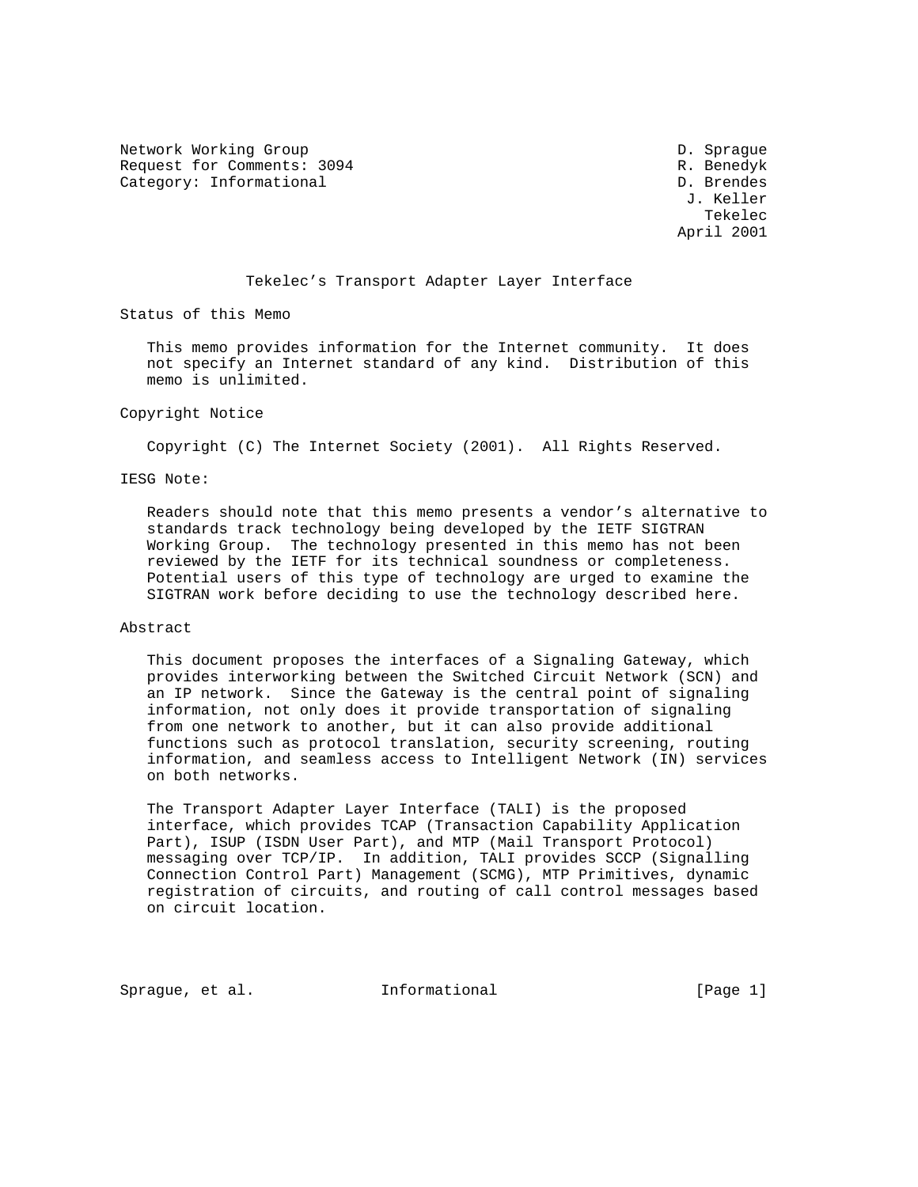Network Working Group D. Sprague
Request for Comments: 3094 R. Benedyk
Category: Informational D. Brendes
J. Keller
Tekelec
April 2001

# Tekelec's Transport Adapter Layer Interface

## Status of this Memo

This memo provides information for the Internet community. It does not specify an Internet standard of any kind. Distribution of this memo is unlimited.

## Copyright Notice

Copyright (C) The Internet Society (2001). All Rights Reserved.

## IESG Note:

Readers should note that this memo presents a vendor's alternative to standards track technology being developed by the IETF SIGTRAN Working Group. The technology presented in this memo has not been reviewed by the IETF for its technical soundness or completeness. Potential users of this type of technology are urged to examine the SIGTRAN work before deciding to use the technology described here.

## Abstract

This document proposes the interfaces of a Signaling Gateway, which provides interworking between the Switched Circuit Network (SCN) and an IP network. Since the Gateway is the central point of signaling information, not only does it provide transportation of signaling from one network to another, but it can also provide additional functions such as protocol translation, security screening, routing information, and seamless access to Intelligent Network (IN) services on both networks.

The Transport Adapter Layer Interface (TALI) is the proposed interface, which provides TCAP (Transaction Capability Application Part), ISUP (ISDN User Part), and MTP (Mail Transport Protocol) messaging over TCP/IP. In addition, TALI provides SCCP (Signalling Connection Control Part) Management (SCMG), MTP Primitives, dynamic registration of circuits, and routing of call control messages based on circuit location.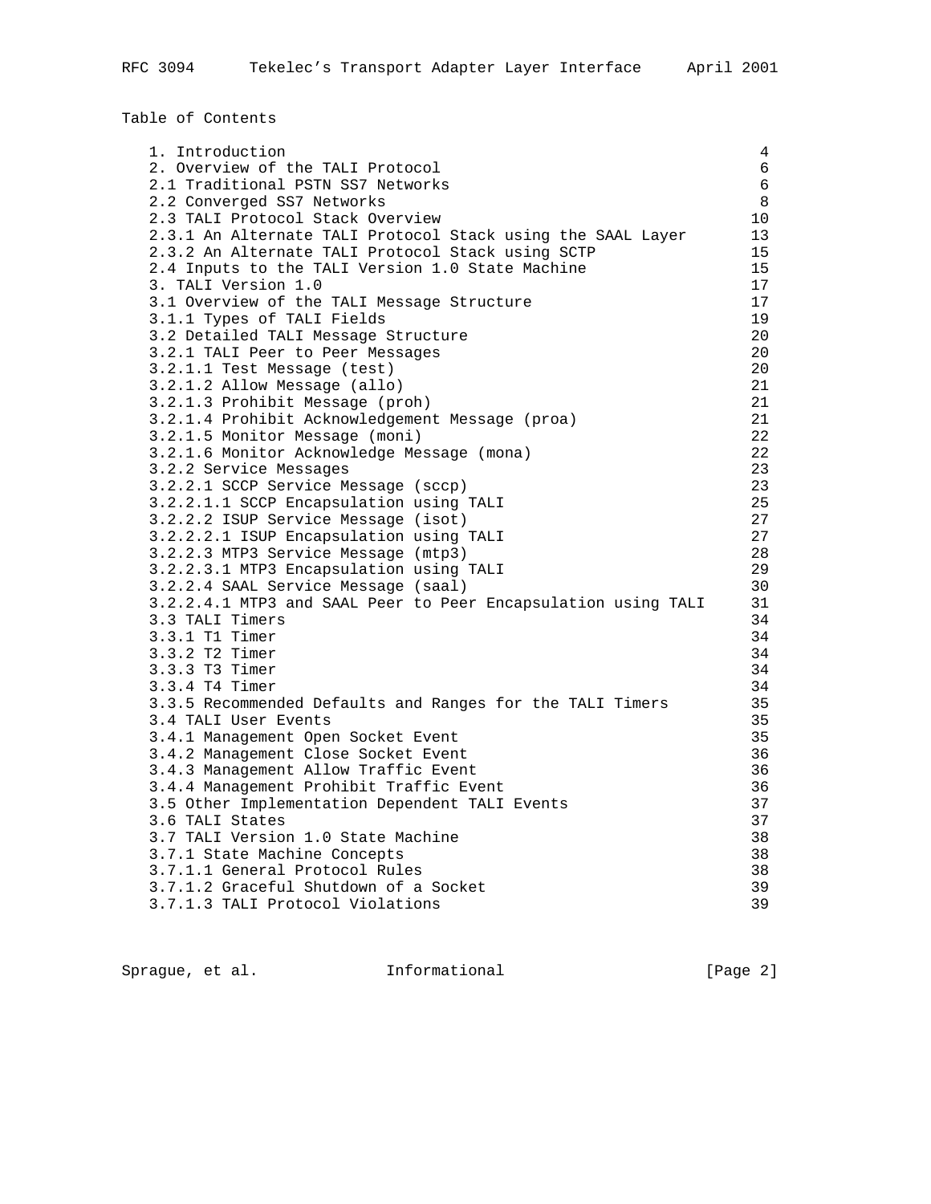Table of Contents

```
   1. Introduction                                                  4
   2. Overview of the TALI Protocol                                 6
   2.1 Traditional PSTN SS7 Networks                                6
   2.2 Converged SS7 Networks                                       8
   2.3 TALI Protocol Stack Overview                                10
   2.3.1 An Alternate TALI Protocol Stack using the SAAL Layer     13
   2.3.2 An Alternate TALI Protocol Stack using SCTP               15
   2.4 Inputs to the TALI Version 1.0 State Machine                15
   3. TALI Version 1.0                                             17
   3.1 Overview of the TALI Message Structure                      17
   3.1.1 Types of TALI Fields                                      19
   3.2 Detailed TALI Message Structure                             20
   3.2.1 TALI Peer to Peer Messages                                20
   3.2.1.1 Test Message (test)                                     20
   3.2.1.2 Allow Message (allo)                                    21
   3.2.1.3 Prohibit Message (proh)                                 21
   3.2.1.4 Prohibit Acknowledgement Message (proa)                 21
   3.2.1.5 Monitor Message (moni)                                  22
   3.2.1.6 Monitor Acknowledge Message (mona)                      22
   3.2.2 Service Messages                                          23
   3.2.2.1 SCCP Service Message (sccp)                             23
   3.2.2.1.1 SCCP Encapsulation using TALI                         25
   3.2.2.2 ISUP Service Message (isot)                             27
   3.2.2.2.1 ISUP Encapsulation using TALI                         27
   3.2.2.3 MTP3 Service Message (mtp3)                             28
   3.2.2.3.1 MTP3 Encapsulation using TALI                         29
   3.2.2.4 SAAL Service Message (saal)                             30
   3.2.2.4.1 MTP3 and SAAL Peer to Peer Encapsulation using TALI   31
   3.3 TALI Timers                                                 34
   3.3.1 T1 Timer                                                  34
   3.3.2 T2 Timer                                                  34
   3.3.3 T3 Timer                                                  34
   3.3.4 T4 Timer                                                  34
   3.3.5 Recommended Defaults and Ranges for the TALI Timers       35
   3.4 TALI User Events                                            35
   3.4.1 Management Open Socket Event                              35
   3.4.2 Management Close Socket Event                             36
   3.4.3 Management Allow Traffic Event                            36
   3.4.4 Management Prohibit Traffic Event                         36
   3.5 Other Implementation Dependent TALI Events                  37
   3.6 TALI States                                                 37
   3.7 TALI Version 1.0 State Machine                              38
   3.7.1 State Machine Concepts                                    38
   3.7.1.1 General Protocol Rules                                  38
   3.7.1.2 Graceful Shutdown of a Socket                           39
   3.7.1.3 TALI Protocol Violations                                39
```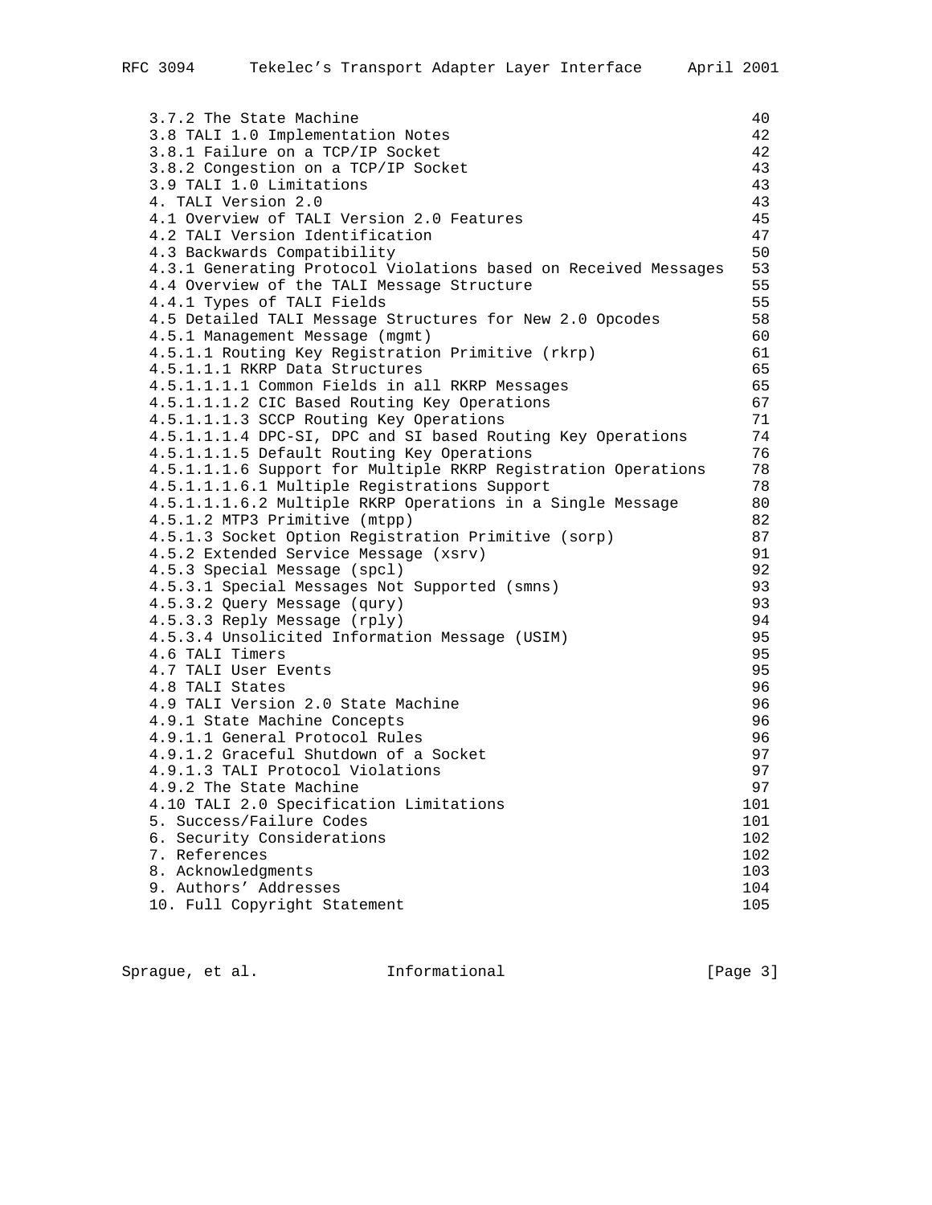```
   3.7.2 The State Machine                                         40
   3.8 TALI 1.0 Implementation Notes                               42
   3.8.1 Failure on a TCP/IP Socket                                42
   3.8.2 Congestion on a TCP/IP Socket                             43
   3.9 TALI 1.0 Limitations                                        43
   4. TALI Version 2.0                                             43
   4.1 Overview of TALI Version 2.0 Features                       45
   4.2 TALI Version Identification                                 47
   4.3 Backwards Compatibility                                     50
   4.3.1 Generating Protocol Violations based on Received Messages  53
   4.4 Overview of the TALI Message Structure                      55
   4.4.1 Types of TALI Fields                                      55
   4.5 Detailed TALI Message Structures for New 2.0 Opcodes        58
   4.5.1 Management Message (mgmt)                                 60
   4.5.1.1 Routing Key Registration Primitive (rkrp)               61
   4.5.1.1.1 RKRP Data Structures                                  65
   4.5.1.1.1.1 Common Fields in all RKRP Messages                  65
   4.5.1.1.1.2 CIC Based Routing Key Operations                    67
   4.5.1.1.1.3 SCCP Routing Key Operations                         71
   4.5.1.1.1.4 DPC-SI, DPC and SI based Routing Key Operations     74
   4.5.1.1.1.5 Default Routing Key Operations                      76
   4.5.1.1.1.6 Support for Multiple RKRP Registration Operations   78
   4.5.1.1.1.6.1 Multiple Registrations Support                    78
   4.5.1.1.1.6.2 Multiple RKRP Operations in a Single Message      80
   4.5.1.2 MTP3 Primitive (mtpp)                                   82
   4.5.1.3 Socket Option Registration Primitive (sorp)             87
   4.5.2 Extended Service Message (xsrv)                           91
   4.5.3 Special Message (spcl)                                    92
   4.5.3.1 Special Messages Not Supported (smns)                   93
   4.5.3.2 Query Message (qury)                                    93
   4.5.3.3 Reply Message (rply)                                    94
   4.5.3.4 Unsolicited Information Message (USIM)                  95
   4.6 TALI Timers                                                 95
   4.7 TALI User Events                                            95
   4.8 TALI States                                                 96
   4.9 TALI Version 2.0 State Machine                              96
   4.9.1 State Machine Concepts                                    96
   4.9.1.1 General Protocol Rules                                  96
   4.9.1.2 Graceful Shutdown of a Socket                           97
   4.9.1.3 TALI Protocol Violations                                97
   4.9.2 The State Machine                                         97
   4.10 TALI 2.0 Specification Limitations                        101
   5. Success/Failure Codes                                       101
   6. Security Considerations                                     102
   7. References                                                  102
   8. Acknowledgments                                             103
   9. Authors' Addresses                                          104
   10. Full Copyright Statement                                   105
```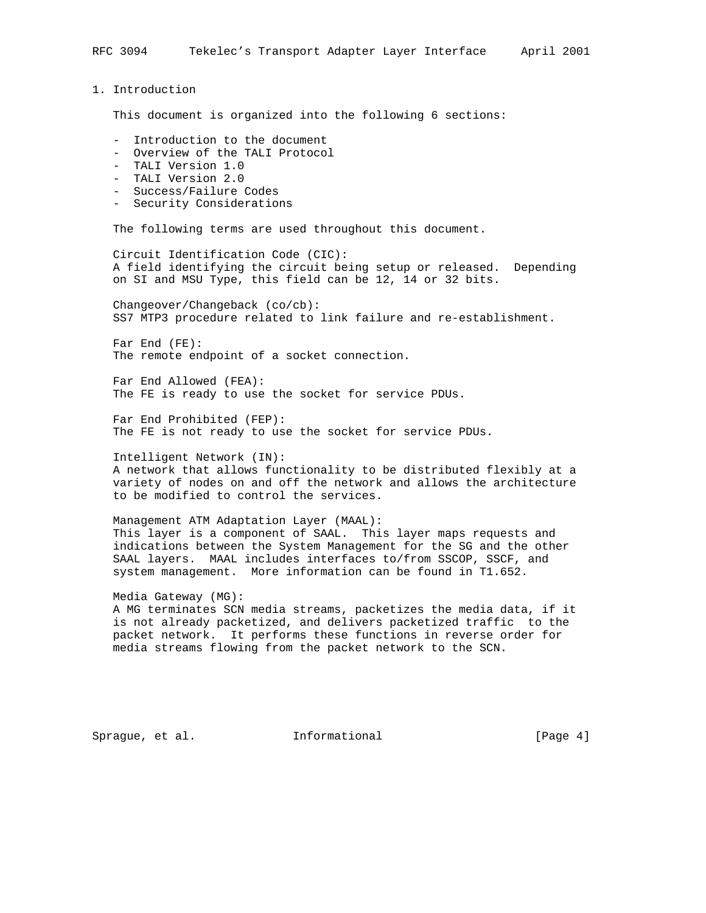# 1. Introduction

This document is organized into the following 6 sections:

- Introduction to the document
- Overview of the TALI Protocol
- TALI Version 1.0
- TALI Version 2.0
- Success/Failure Codes
- Security Considerations

The following terms are used throughout this document.

Circuit Identification Code (CIC):
A field identifying the circuit being setup or released. Depending on SI and MSU Type, this field can be 12, 14 or 32 bits.

Changeover/Changeback (co/cb):
SS7 MTP3 procedure related to link failure and re-establishment.

Far End (FE):
The remote endpoint of a socket connection.

Far End Allowed (FEA):
The FE is ready to use the socket for service PDUs.

Far End Prohibited (FEP):
The FE is not ready to use the socket for service PDUs.

Intelligent Network (IN):
A network that allows functionality to be distributed flexibly at a variety of nodes on and off the network and allows the architecture to be modified to control the services.

Management ATM Adaptation Layer (MAAL):
This layer is a component of SAAL. This layer maps requests and indications between the System Management for the SG and the other SAAL layers. MAAL includes interfaces to/from SSCOP, SSCF, and system management. More information can be found in T1.652.

Media Gateway (MG):
A MG terminates SCN media streams, packetizes the media data, if it is not already packetized, and delivers packetized traffic to the packet network. It performs these functions in reverse order for media streams flowing from the packet network to the SCN.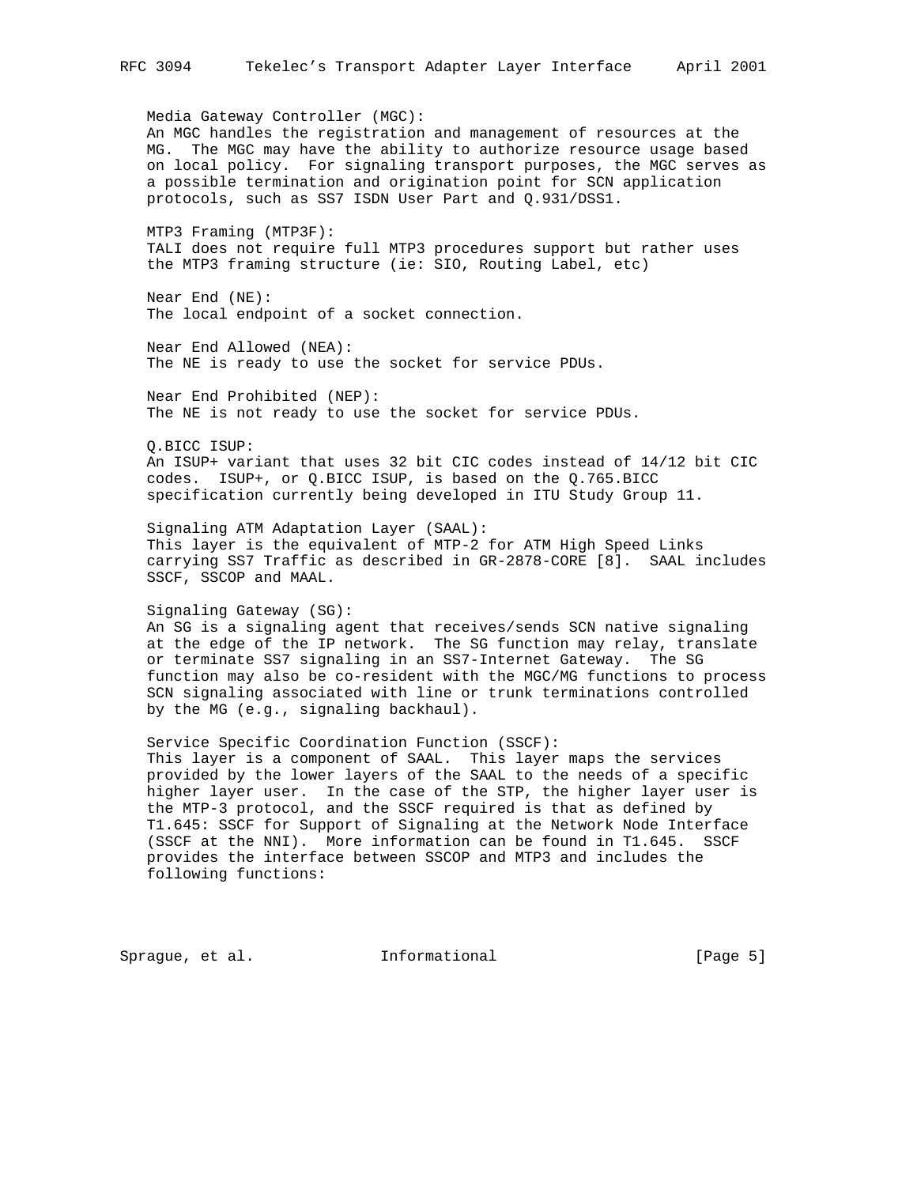Media Gateway Controller (MGC):
An MGC handles the registration and management of resources at the MG. The MGC may have the ability to authorize resource usage based on local policy. For signaling transport purposes, the MGC serves as a possible termination and origination point for SCN application protocols, such as SS7 ISDN User Part and Q.931/DSS1.

MTP3 Framing (MTP3F):
TALI does not require full MTP3 procedures support but rather uses the MTP3 framing structure (ie: SIO, Routing Label, etc)

Near End (NE):
The local endpoint of a socket connection.

Near End Allowed (NEA):
The NE is ready to use the socket for service PDUs.

Near End Prohibited (NEP):
The NE is not ready to use the socket for service PDUs.

Q.BICC ISUP:
An ISUP+ variant that uses 32 bit CIC codes instead of 14/12 bit CIC codes. ISUP+, or Q.BICC ISUP, is based on the Q.765.BICC specification currently being developed in ITU Study Group 11.

Signaling ATM Adaptation Layer (SAAL):
This layer is the equivalent of MTP-2 for ATM High Speed Links carrying SS7 Traffic as described in GR-2878-CORE [8]. SAAL includes SSCF, SSCOP and MAAL.

Signaling Gateway (SG):
An SG is a signaling agent that receives/sends SCN native signaling at the edge of the IP network. The SG function may relay, translate or terminate SS7 signaling in an SS7-Internet Gateway. The SG function may also be co-resident with the MGC/MG functions to process SCN signaling associated with line or trunk terminations controlled by the MG (e.g., signaling backhaul).

Service Specific Coordination Function (SSCF):
This layer is a component of SAAL. This layer maps the services provided by the lower layers of the SAAL to the needs of a specific higher layer user. In the case of the STP, the higher layer user is the MTP-3 protocol, and the SSCF required is that as defined by T1.645: SSCF for Support of Signaling at the Network Node Interface (SSCF at the NNI). More information can be found in T1.645. SSCF provides the interface between SSCOP and MTP3 and includes the following functions: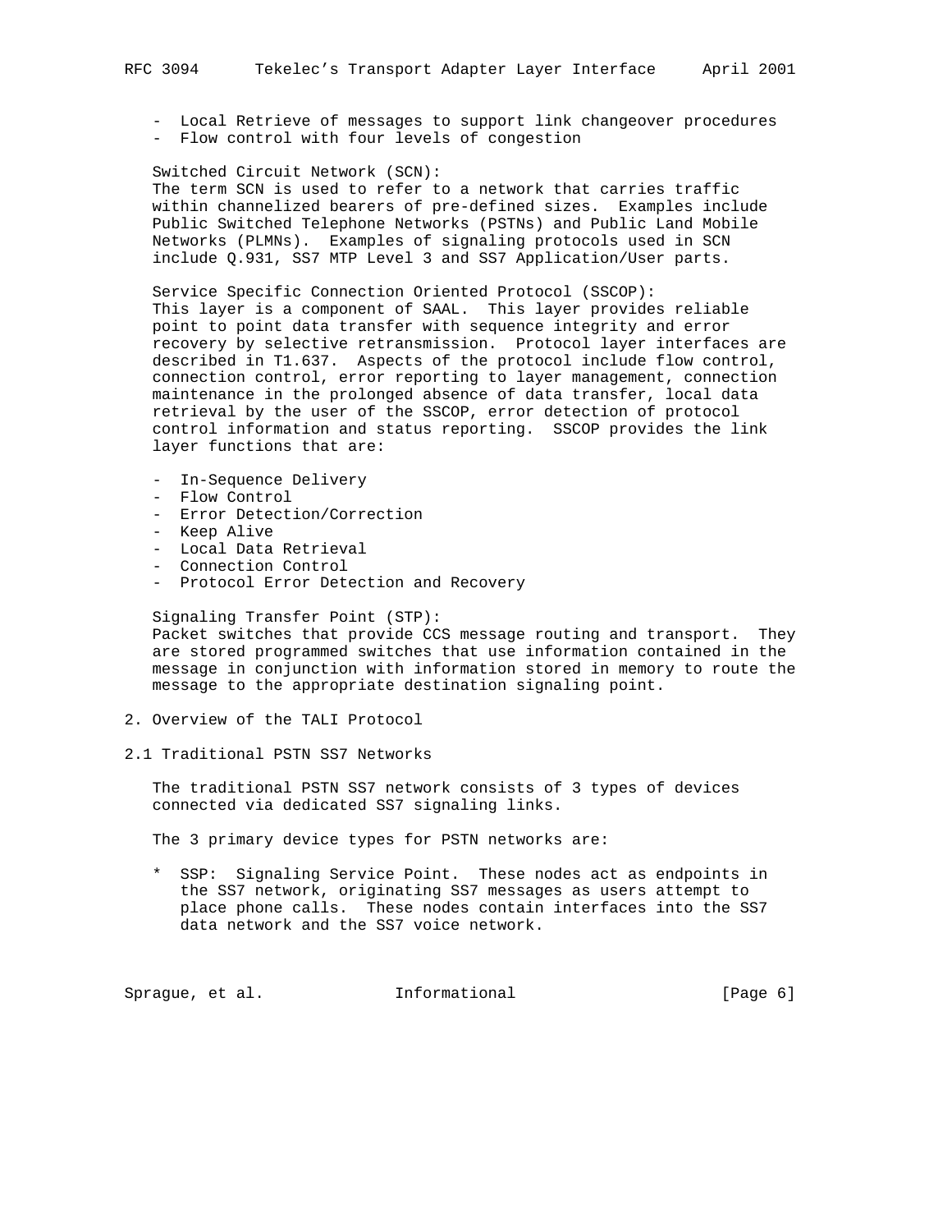- Local Retrieve of messages to support link changeover procedures
- Flow control with four levels of congestion

Switched Circuit Network (SCN):
The term SCN is used to refer to a network that carries traffic within channelized bearers of pre-defined sizes. Examples include Public Switched Telephone Networks (PSTNs) and Public Land Mobile Networks (PLMNs). Examples of signaling protocols used in SCN include Q.931, SS7 MTP Level 3 and SS7 Application/User parts.

Service Specific Connection Oriented Protocol (SSCOP):
This layer is a component of SAAL. This layer provides reliable point to point data transfer with sequence integrity and error recovery by selective retransmission. Protocol layer interfaces are described in T1.637. Aspects of the protocol include flow control, connection control, error reporting to layer management, connection maintenance in the prolonged absence of data transfer, local data retrieval by the user of the SSCOP, error detection of protocol control information and status reporting. SSCOP provides the link layer functions that are:

- In-Sequence Delivery
- Flow Control
- Error Detection/Correction
- Keep Alive
- Local Data Retrieval
- Connection Control
- Protocol Error Detection and Recovery

Signaling Transfer Point (STP):
Packet switches that provide CCS message routing and transport. They are stored programmed switches that use information contained in the message in conjunction with information stored in memory to route the message to the appropriate destination signaling point.

## 2. Overview of the TALI Protocol

### 2.1 Traditional PSTN SS7 Networks

The traditional PSTN SS7 network consists of 3 types of devices connected via dedicated SS7 signaling links.

The 3 primary device types for PSTN networks are:

* SSP: Signaling Service Point. These nodes act as endpoints in the SS7 network, originating SS7 messages as users attempt to place phone calls. These nodes contain interfaces into the SS7 data network and the SS7 voice network.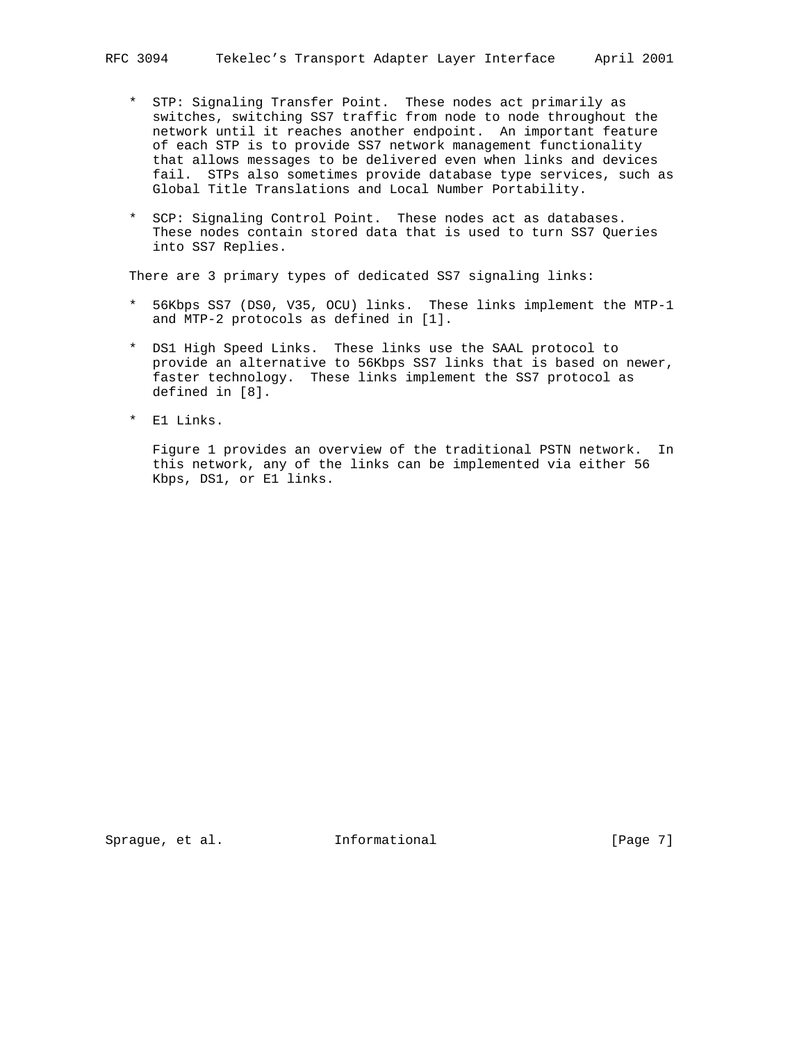* STP: Signaling Transfer Point. These nodes act primarily as switches, switching SS7 traffic from node to node throughout the network until it reaches another endpoint. An important feature of each STP is to provide SS7 network management functionality that allows messages to be delivered even when links and devices fail. STPs also sometimes provide database type services, such as Global Title Translations and Local Number Portability.

* SCP: Signaling Control Point. These nodes act as databases. These nodes contain stored data that is used to turn SS7 Queries into SS7 Replies.

There are 3 primary types of dedicated SS7 signaling links:

* 56Kbps SS7 (DS0, V35, OCU) links. These links implement the MTP-1 and MTP-2 protocols as defined in [1].

* DS1 High Speed Links. These links use the SAAL protocol to provide an alternative to 56Kbps SS7 links that is based on newer, faster technology. These links implement the SS7 protocol as defined in [8].

* E1 Links.

  Figure 1 provides an overview of the traditional PSTN network. In this network, any of the links can be implemented via either 56 Kbps, DS1, or E1 links.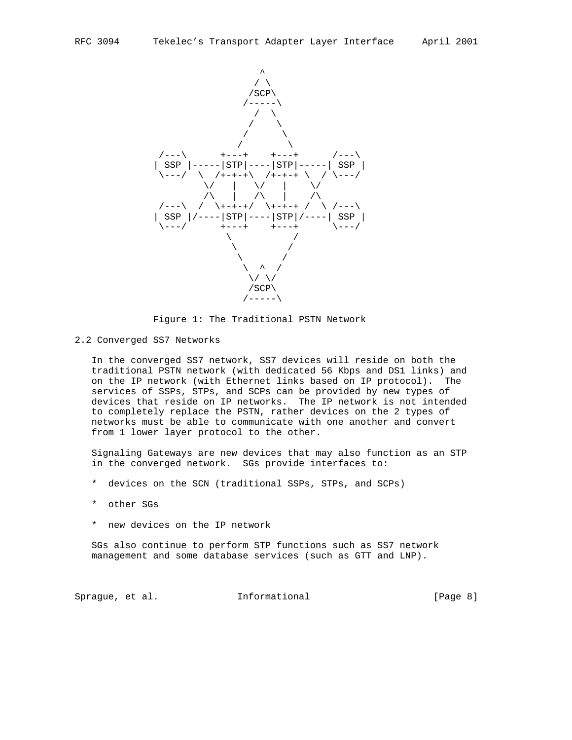```
                              ^
                             / \
                            /SCP\
                           /-----\
                             /  \
                            /    \
                           /      \
                          /        \
        /---\       +---+    +---+       /---\
       | SSP |-----|STP|----|STP|-----| SSP |
        \---/  \  /+-+-+\  /+-+-+ \  / \---/
                \/   |   \/   |    \/
                /\   |   /\   |    /\
        /---\  /  \+-+-+/  \+-+-+ /  \ /---\
       | SSP |/----|STP|----|STP|/----| SSP |
        \---/      +---+    +---+      \---/
                     \          /
                      \        /
                       \      /
                        \  ^  /
                         \/ \/
                         /SCP\
                        /-----\
```

Figure 1: The Traditional PSTN Network

## 2.2 Converged SS7 Networks

In the converged SS7 network, SS7 devices will reside on both the traditional PSTN network (with dedicated 56 Kbps and DS1 links) and on the IP network (with Ethernet links based on IP protocol). The services of SSPs, STPs, and SCPs can be provided by new types of devices that reside on IP networks. The IP network is not intended to completely replace the PSTN, rather devices on the 2 types of networks must be able to communicate with one another and convert from 1 lower layer protocol to the other.

Signaling Gateways are new devices that may also function as an STP in the converged network. SGs provide interfaces to:

* devices on the SCN (traditional SSPs, STPs, and SCPs)

* other SGs

* new devices on the IP network

SGs also continue to perform STP functions such as SS7 network management and some database services (such as GTT and LNP).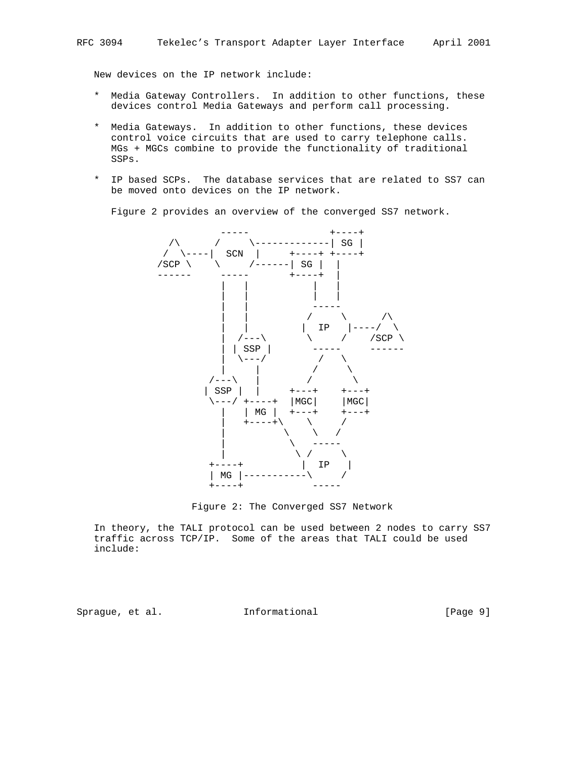New devices on the IP network include:

* Media Gateway Controllers. In addition to other functions, these devices control Media Gateways and perform call processing.

* Media Gateways. In addition to other functions, these devices control voice circuits that are used to carry telephone calls. MGs + MGCs combine to provide the functionality of traditional SSPs.

* IP based SCPs. The database services that are related to SS7 can be moved onto devices on the IP network.

Figure 2 provides an overview of the converged SS7 network.

```
                 -----              +----+
      /\       /      \-------------| SG |
     /  \----|  SCN  |     +----+ +----+
    /SCP \    \     /------| SG |  |
    ------     -----       +----+  |
               |   |           |   |
               |   |           |   |
               |   |          -----
               |   |         /     \      /\
               |   |        |  IP   |----/  \
               |  /---\      \     /    /SCP \
               | | SSP |      -----     ------
               |  \---/        /   \
               |     |        /     \
             /---\   |       /       \
            | SSP |  |     +---+    +---+
             \---/ +----+  |MGC|    |MGC|
               |   | MG |  +---+    +---+
               |   +----+\    \     /
               |          \    \   /
               |           \   -----
               |            \ /     \
             +----+          |  IP   |
             | MG |-----------\     /
             +----+            -----
```

Figure 2: The Converged SS7 Network

In theory, the TALI protocol can be used between 2 nodes to carry SS7 traffic across TCP/IP. Some of the areas that TALI could be used include: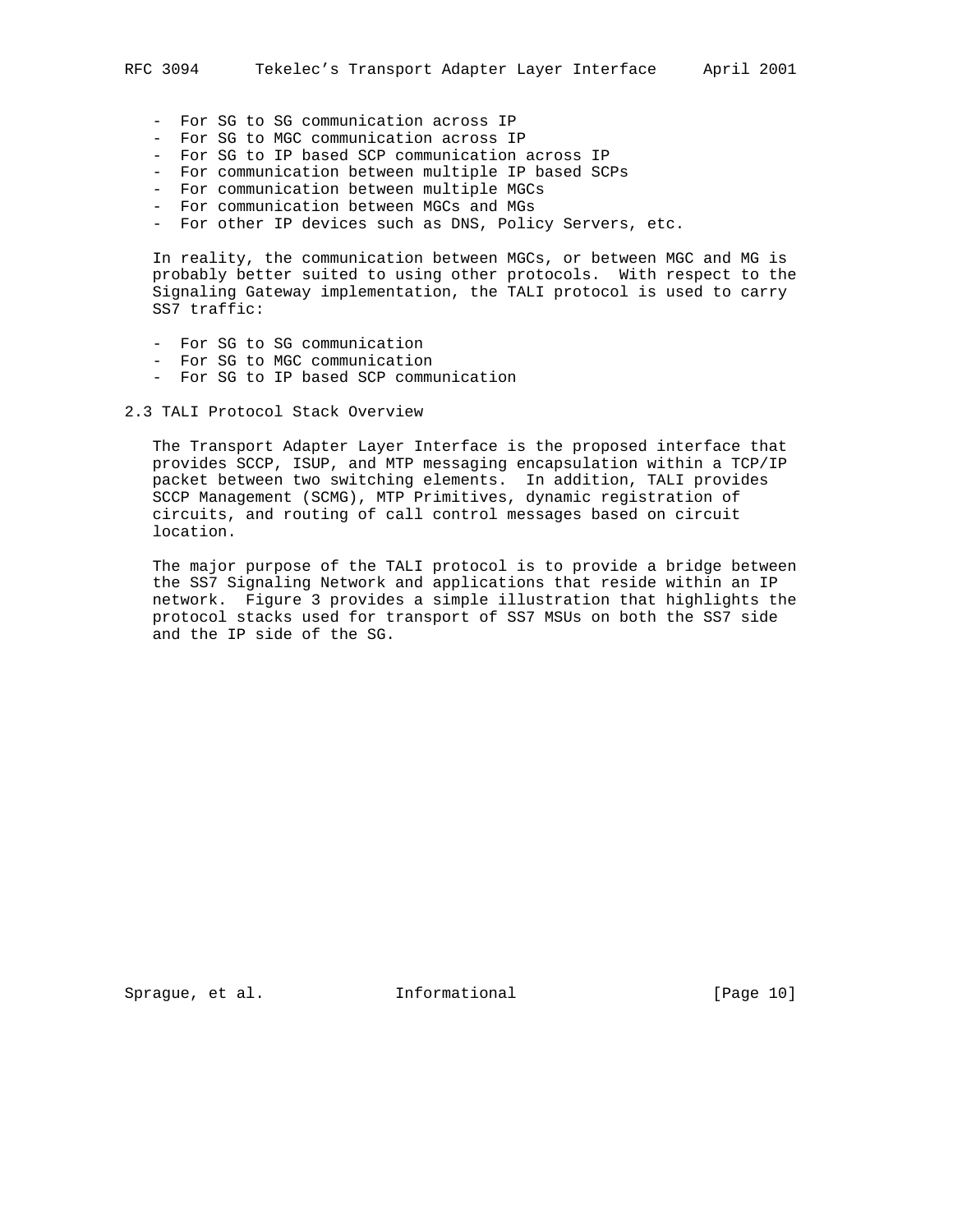- For SG to SG communication across IP
- For SG to MGC communication across IP
- For SG to IP based SCP communication across IP
- For communication between multiple IP based SCPs
- For communication between multiple MGCs
- For communication between MGCs and MGs
- For other IP devices such as DNS, Policy Servers, etc.

In reality, the communication between MGCs, or between MGC and MG is probably better suited to using other protocols. With respect to the Signaling Gateway implementation, the TALI protocol is used to carry SS7 traffic:

- For SG to SG communication
- For SG to MGC communication
- For SG to IP based SCP communication

## 2.3 TALI Protocol Stack Overview

The Transport Adapter Layer Interface is the proposed interface that provides SCCP, ISUP, and MTP messaging encapsulation within a TCP/IP packet between two switching elements. In addition, TALI provides SCCP Management (SCMG), MTP Primitives, dynamic registration of circuits, and routing of call control messages based on circuit location.

The major purpose of the TALI protocol is to provide a bridge between the SS7 Signaling Network and applications that reside within an IP network. Figure 3 provides a simple illustration that highlights the protocol stacks used for transport of SS7 MSUs on both the SS7 side and the IP side of the SG.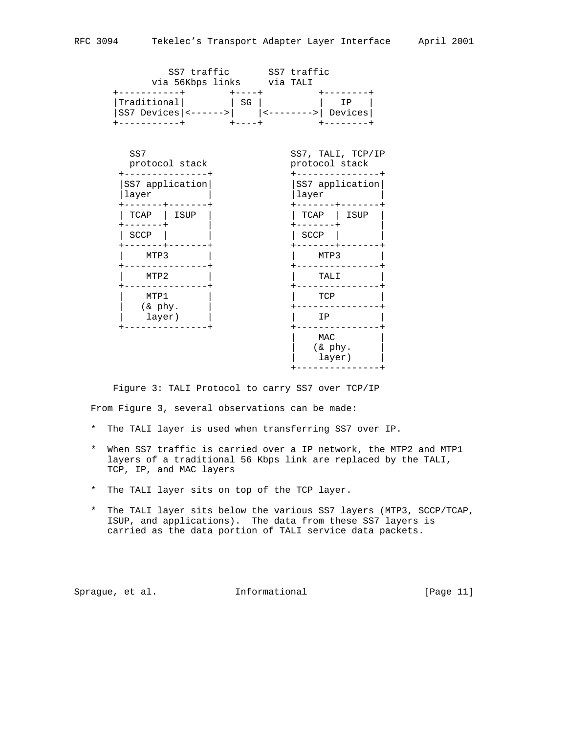```
             SS7 traffic       SS7 traffic
           via 56Kbps links     via TALI
      +-----------+        +----+          +--------+
      |Traditional|        | SG |          |   IP   |
      |SS7 Devices|<------>|    |<-------->| Devices|
      +-----------+        +----+          +--------+


         SS7                            SS7, TALI, TCP/IP
         protocol stack                 protocol stack
       +---------------+                +---------------+
       |SS7 application|                |SS7 application|
       |layer          |                |layer          |
       +-------+-------+                +-------+-------+
       | TCAP  | ISUP  |                | TCAP  | ISUP  |
       +-------+       |                +-------+       |
       | SCCP  |       |                | SCCP  |       |
       +-------+-------+                +-------+-------+
       |    MTP3       |                |    MTP3       |
       +---------------+                +---------------+
       |    MTP2       |                |    TALI       |
       +---------------+                +---------------+
       |    MTP1       |                |    TCP        |
       |   (& phy.     |                +---------------+
       |    layer)     |                |    IP         |
       +---------------+                +---------------+
                                        |    MAC        |
                                        |   (& phy.     |
                                        |    layer)     |
                                        +---------------+
```

Figure 3: TALI Protocol to carry SS7 over TCP/IP

From Figure 3, several observations can be made:

* The TALI layer is used when transferring SS7 over IP.

* When SS7 traffic is carried over a IP network, the MTP2 and MTP1 layers of a traditional 56 Kbps link are replaced by the TALI, TCP, IP, and MAC layers

* The TALI layer sits on top of the TCP layer.

* The TALI layer sits below the various SS7 layers (MTP3, SCCP/TCAP, ISUP, and applications). The data from these SS7 layers is carried as the data portion of TALI service data packets.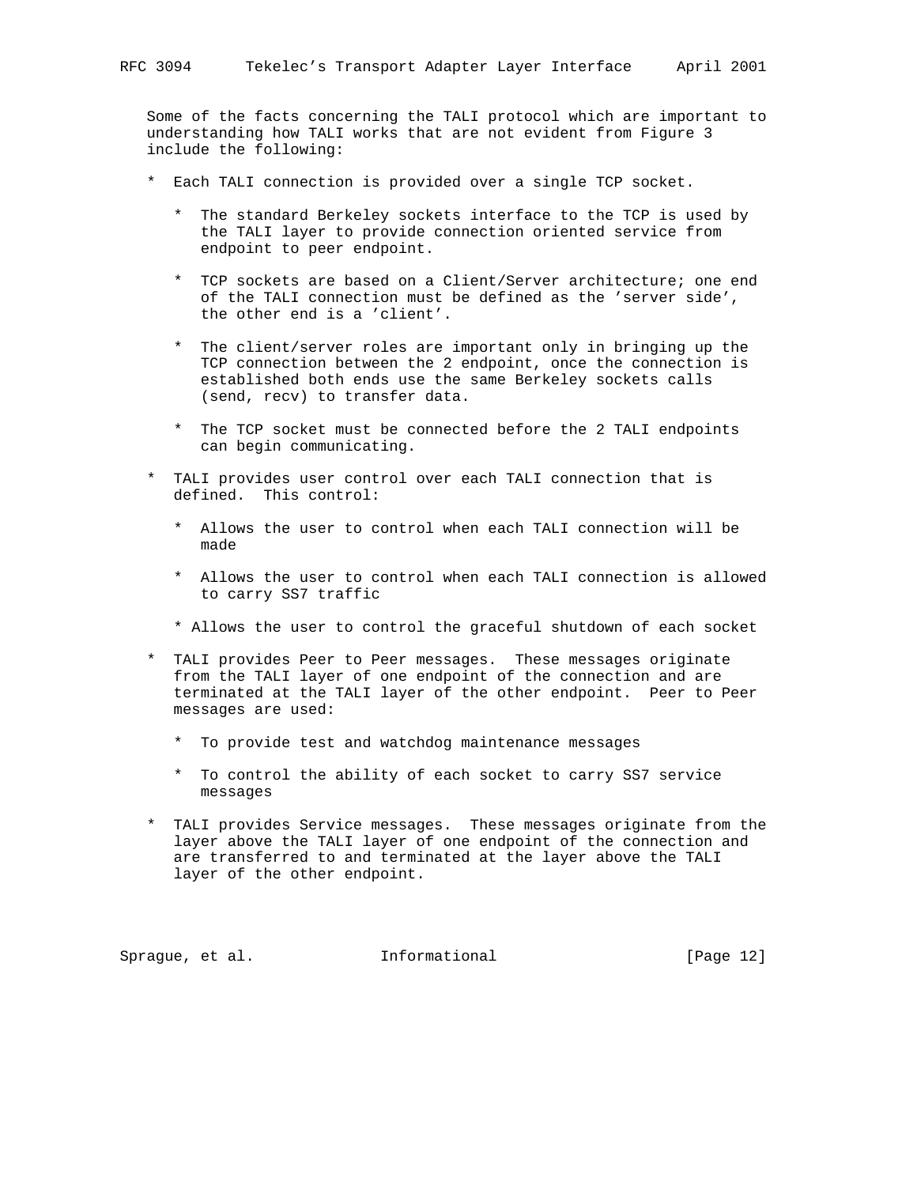Some of the facts concerning the TALI protocol which are important to understanding how TALI works that are not evident from Figure 3 include the following:

* Each TALI connection is provided over a single TCP socket.

  * The standard Berkeley sockets interface to the TCP is used by the TALI layer to provide connection oriented service from endpoint to peer endpoint.

  * TCP sockets are based on a Client/Server architecture; one end of the TALI connection must be defined as the 'server side', the other end is a 'client'.

  * The client/server roles are important only in bringing up the TCP connection between the 2 endpoint, once the connection is established both ends use the same Berkeley sockets calls (send, recv) to transfer data.

  * The TCP socket must be connected before the 2 TALI endpoints can begin communicating.

* TALI provides user control over each TALI connection that is defined. This control:

  * Allows the user to control when each TALI connection will be made

  * Allows the user to control when each TALI connection is allowed to carry SS7 traffic

  * Allows the user to control the graceful shutdown of each socket

* TALI provides Peer to Peer messages. These messages originate from the TALI layer of one endpoint of the connection and are terminated at the TALI layer of the other endpoint. Peer to Peer messages are used:

  * To provide test and watchdog maintenance messages

  * To control the ability of each socket to carry SS7 service messages

* TALI provides Service messages. These messages originate from the layer above the TALI layer of one endpoint of the connection and are transferred to and terminated at the layer above the TALI layer of the other endpoint.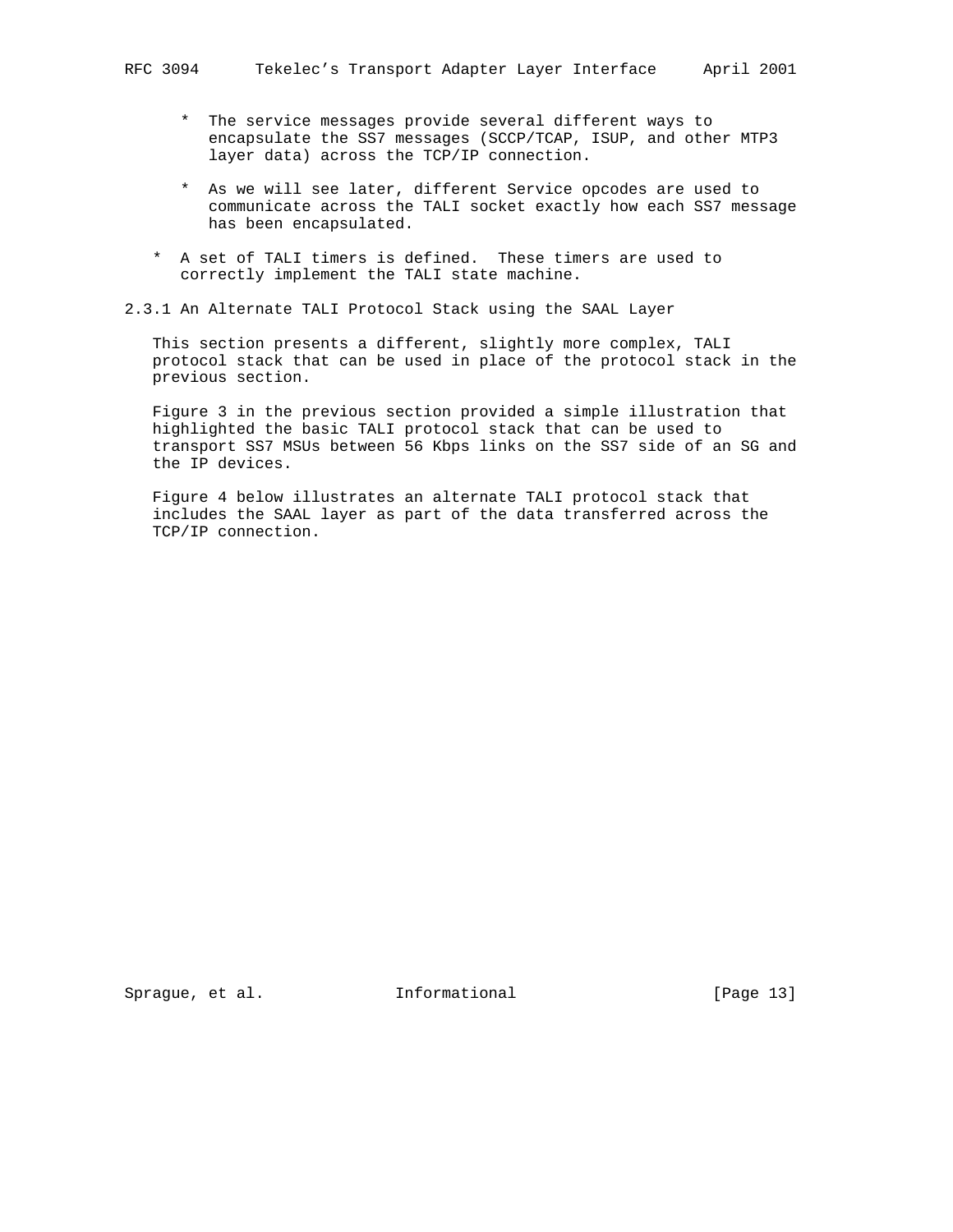* The service messages provide several different ways to encapsulate the SS7 messages (SCCP/TCAP, ISUP, and other MTP3 layer data) across the TCP/IP connection.

   * As we will see later, different Service opcodes are used to communicate across the TALI socket exactly how each SS7 message has been encapsulated.

* A set of TALI timers is defined. These timers are used to correctly implement the TALI state machine.

### 2.3.1 An Alternate TALI Protocol Stack using the SAAL Layer

This section presents a different, slightly more complex, TALI protocol stack that can be used in place of the protocol stack in the previous section.

Figure 3 in the previous section provided a simple illustration that highlighted the basic TALI protocol stack that can be used to transport SS7 MSUs between 56 Kbps links on the SS7 side of an SG and the IP devices.

Figure 4 below illustrates an alternate TALI protocol stack that includes the SAAL layer as part of the data transferred across the TCP/IP connection.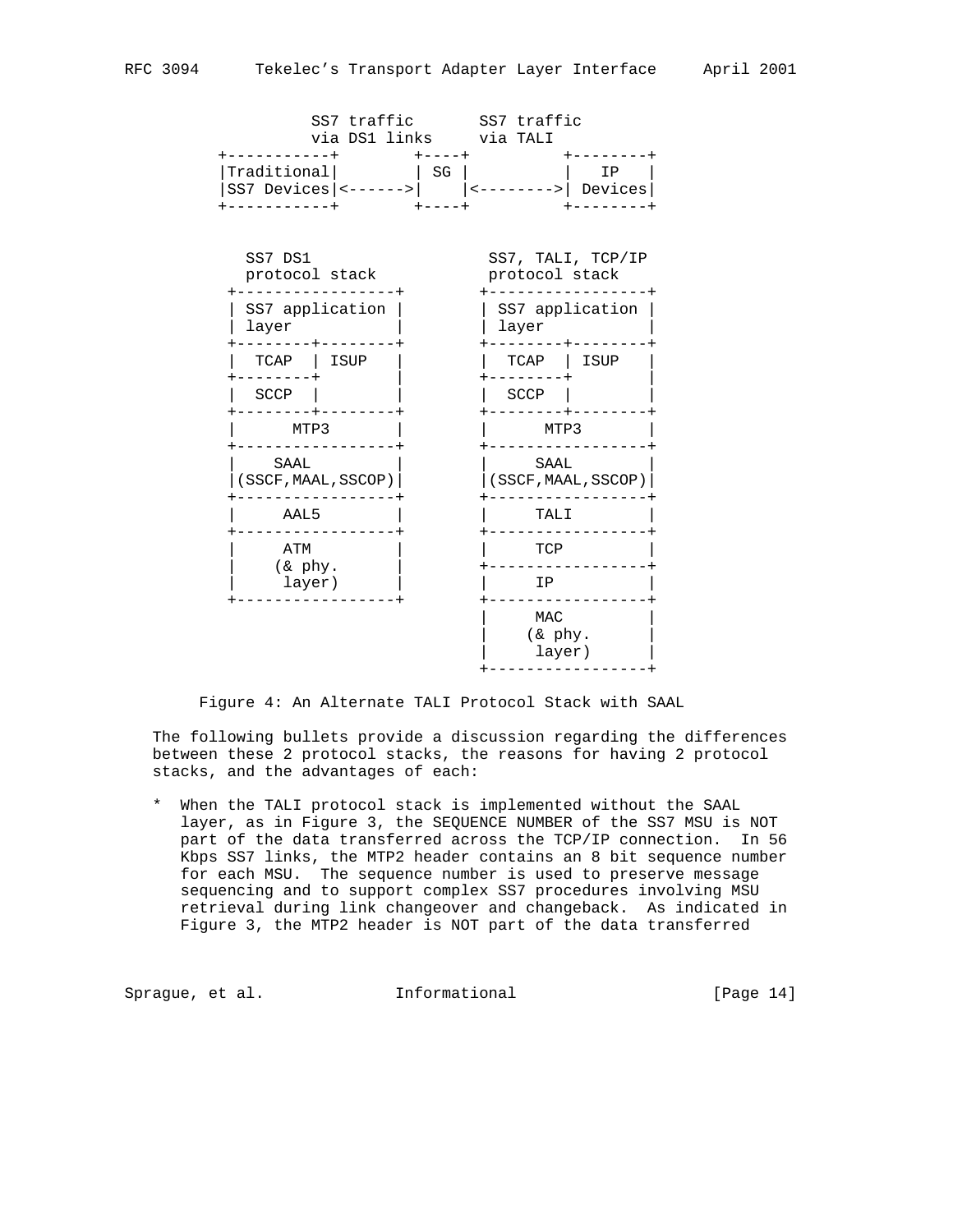```
              SS7 traffic       SS7 traffic
              via DS1 links     via TALI
        +-----------+        +----+          +--------+
        |Traditional|        | SG |          |   IP   |
        |SS7 Devices|<------>|    |<-------->| Devices|
        +-----------+        +----+          +--------+


          SS7 DS1                    SS7, TALI, TCP/IP
          protocol stack             protocol stack
         +-----------------+        +-----------------+
         | SS7 application |        | SS7 application |
         | layer           |        | layer           |
         +--------+--------+        +--------+--------+
         |  TCAP  | ISUP   |        |  TCAP  | ISUP   |
         +--------+        |        +--------+        |
         |  SCCP  |        |        |  SCCP  |        |
         +--------+--------+        +--------+--------+
         |      MTP3       |        |      MTP3       |
         +-----------------+        +-----------------+
         |     SAAL        |        |     SAAL        |
         |(SSCF,MAAL,SSCOP)|        |(SSCF,MAAL,SSCOP)|
         +-----------------+        +-----------------+
         |     AAL5        |        |     TALI        |
         +-----------------+        +-----------------+
         |     ATM         |        |     TCP         |
         |    (& phy.      |        +-----------------+
         |     layer)      |        |     IP          |
         +-----------------+        +-----------------+
                                    |     MAC         |
                                    |    (& phy.      |
                                    |     layer)      |
                                    +-----------------+
```

Figure 4: An Alternate TALI Protocol Stack with SAAL

The following bullets provide a discussion regarding the differences between these 2 protocol stacks, the reasons for having 2 protocol stacks, and the advantages of each:

* When the TALI protocol stack is implemented without the SAAL layer, as in Figure 3, the SEQUENCE NUMBER of the SS7 MSU is NOT part of the data transferred across the TCP/IP connection. In 56 Kbps SS7 links, the MTP2 header contains an 8 bit sequence number for each MSU. The sequence number is used to preserve message sequencing and to support complex SS7 procedures involving MSU retrieval during link changeover and changeback. As indicated in Figure 3, the MTP2 header is NOT part of the data transferred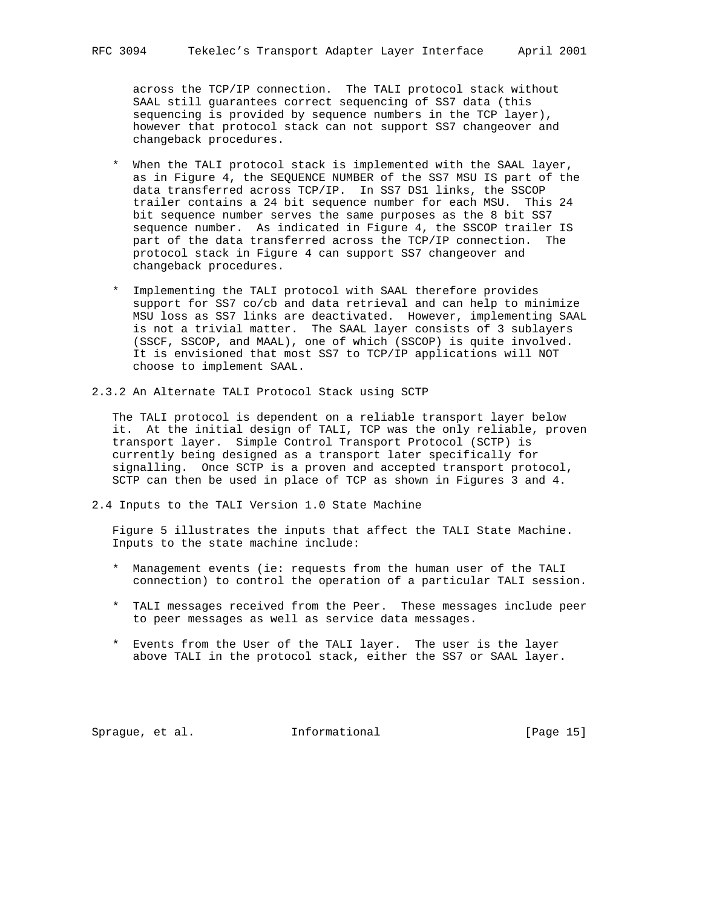across the TCP/IP connection. The TALI protocol stack without SAAL still guarantees correct sequencing of SS7 data (this sequencing is provided by sequence numbers in the TCP layer), however that protocol stack can not support SS7 changeover and changeback procedures.

* When the TALI protocol stack is implemented with the SAAL layer, as in Figure 4, the SEQUENCE NUMBER of the SS7 MSU IS part of the data transferred across TCP/IP. In SS7 DS1 links, the SSCOP trailer contains a 24 bit sequence number for each MSU. This 24 bit sequence number serves the same purposes as the 8 bit SS7 sequence number. As indicated in Figure 4, the SSCOP trailer IS part of the data transferred across the TCP/IP connection. The protocol stack in Figure 4 can support SS7 changeover and changeback procedures.

* Implementing the TALI protocol with SAAL therefore provides support for SS7 co/cb and data retrieval and can help to minimize MSU loss as SS7 links are deactivated. However, implementing SAAL is not a trivial matter. The SAAL layer consists of 3 sublayers (SSCF, SSCOP, and MAAL), one of which (SSCOP) is quite involved. It is envisioned that most SS7 to TCP/IP applications will NOT choose to implement SAAL.

### 2.3.2 An Alternate TALI Protocol Stack using SCTP

The TALI protocol is dependent on a reliable transport layer below it. At the initial design of TALI, TCP was the only reliable, proven transport layer. Simple Control Transport Protocol (SCTP) is currently being designed as a transport later specifically for signalling. Once SCTP is a proven and accepted transport protocol, SCTP can then be used in place of TCP as shown in Figures 3 and 4.

## 2.4 Inputs to the TALI Version 1.0 State Machine

Figure 5 illustrates the inputs that affect the TALI State Machine. Inputs to the state machine include:

* Management events (ie: requests from the human user of the TALI connection) to control the operation of a particular TALI session.

* TALI messages received from the Peer. These messages include peer to peer messages as well as service data messages.

* Events from the User of the TALI layer. The user is the layer above TALI in the protocol stack, either the SS7 or SAAL layer.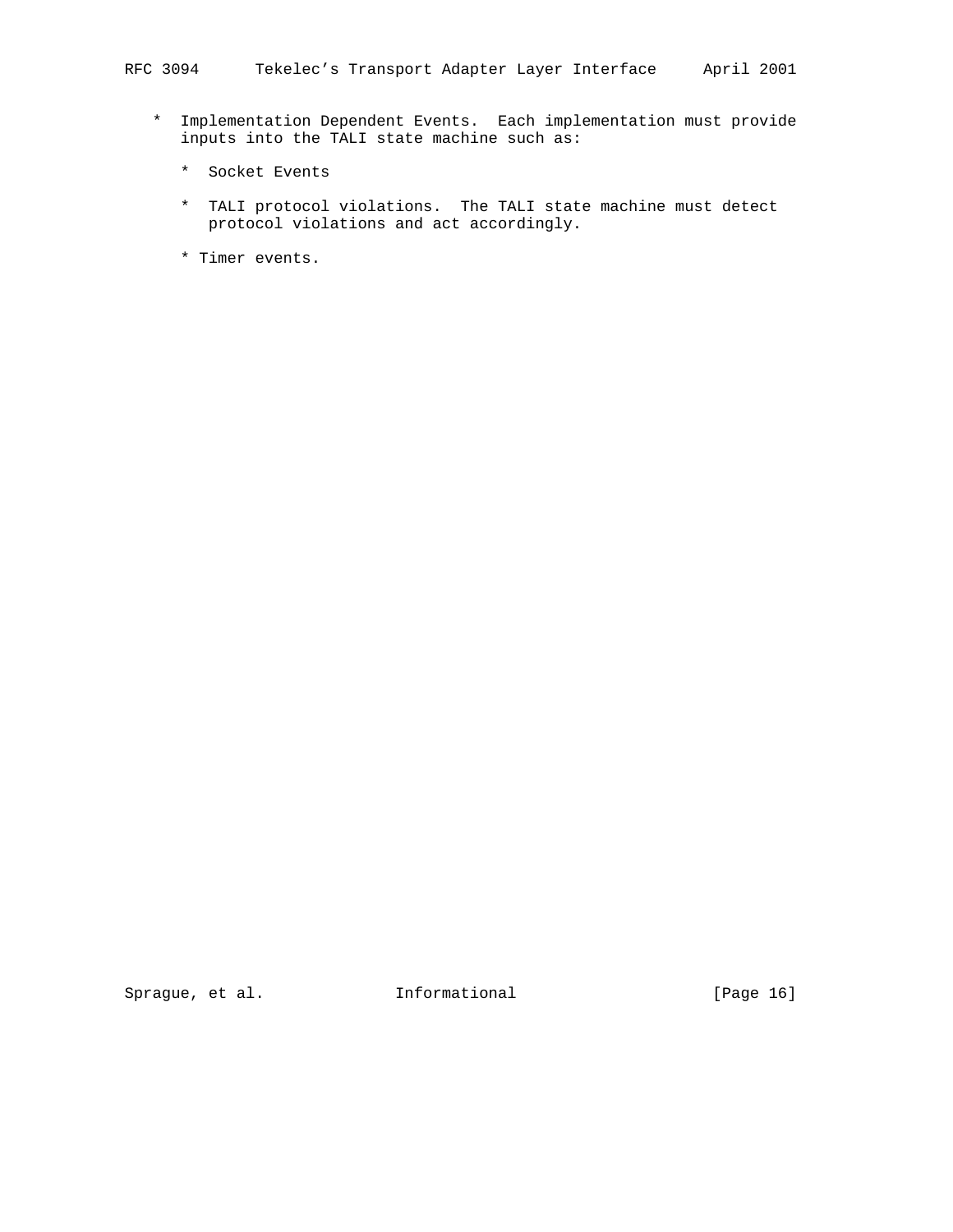* Implementation Dependent Events. Each implementation must provide inputs into the TALI state machine such as:

  * Socket Events

  * TALI protocol violations. The TALI state machine must detect protocol violations and act accordingly.

  * Timer events.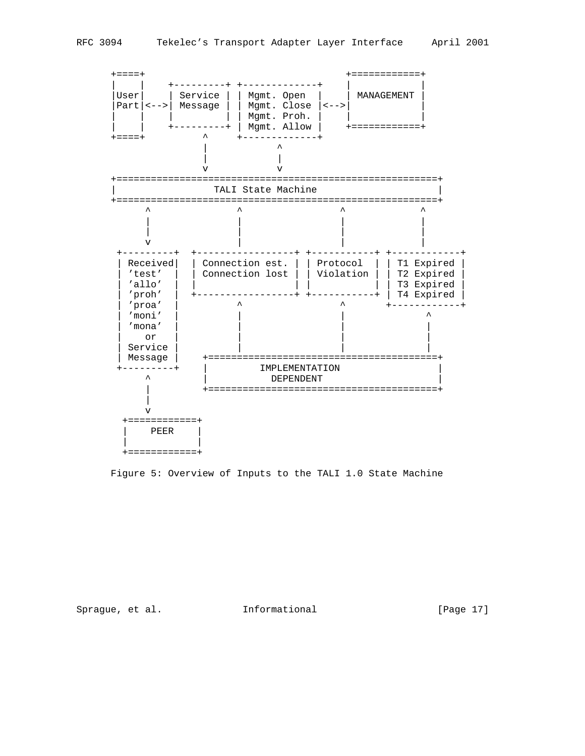```
      +====+                                  +============+
      |    |    +---------+ +-------------+    |            |
      |User|    | Service | | Mgmt. Open  |    | MANAGEMENT |
      |Part|<-->| Message | | Mgmt. Close |<-->|            |
      |    |    |         | | Mgmt. Proh. |    |            |
      |    |    +---------+ | Mgmt. Allow |    +============+
      +====+         ^      +-------------+
                     |            ^
                     |            |
                     v            v
      +======================================================+
      |                 TALI State Machine                    |
      +======================================================+
            ^              ^                ^             ^
            |              |                |             |
            |              |                |             |
            v              |                |             |
       +---------+  +-----------------+ +-----------+ +------------+
       | Received|  | Connection est. | | Protocol  | | T1 Expired |
       | 'test'  |  | Connection lost | | Violation | | T2 Expired |
       | 'allo'  |  |                 | |           | | T3 Expired |
       | 'proh'  |  +-----------------+ +-----------+ | T4 Expired |
       | 'proa'  |          ^                ^        +------------+
       | 'moni'  |          |                |              ^
       | 'mona'  |          |                |              |
       |    or   |          |                |              |
       | Service |          |                |              |
       | Message |    +======================================+
       +---------+    |         IMPLEMENTATION               |
            ^         |            DEPENDENT                 |
            |         +======================================+
            |
            v
        +============+
        |    PEER    |
        |            |
        +============+
```

Figure 5: Overview of Inputs to the TALI 1.0 State Machine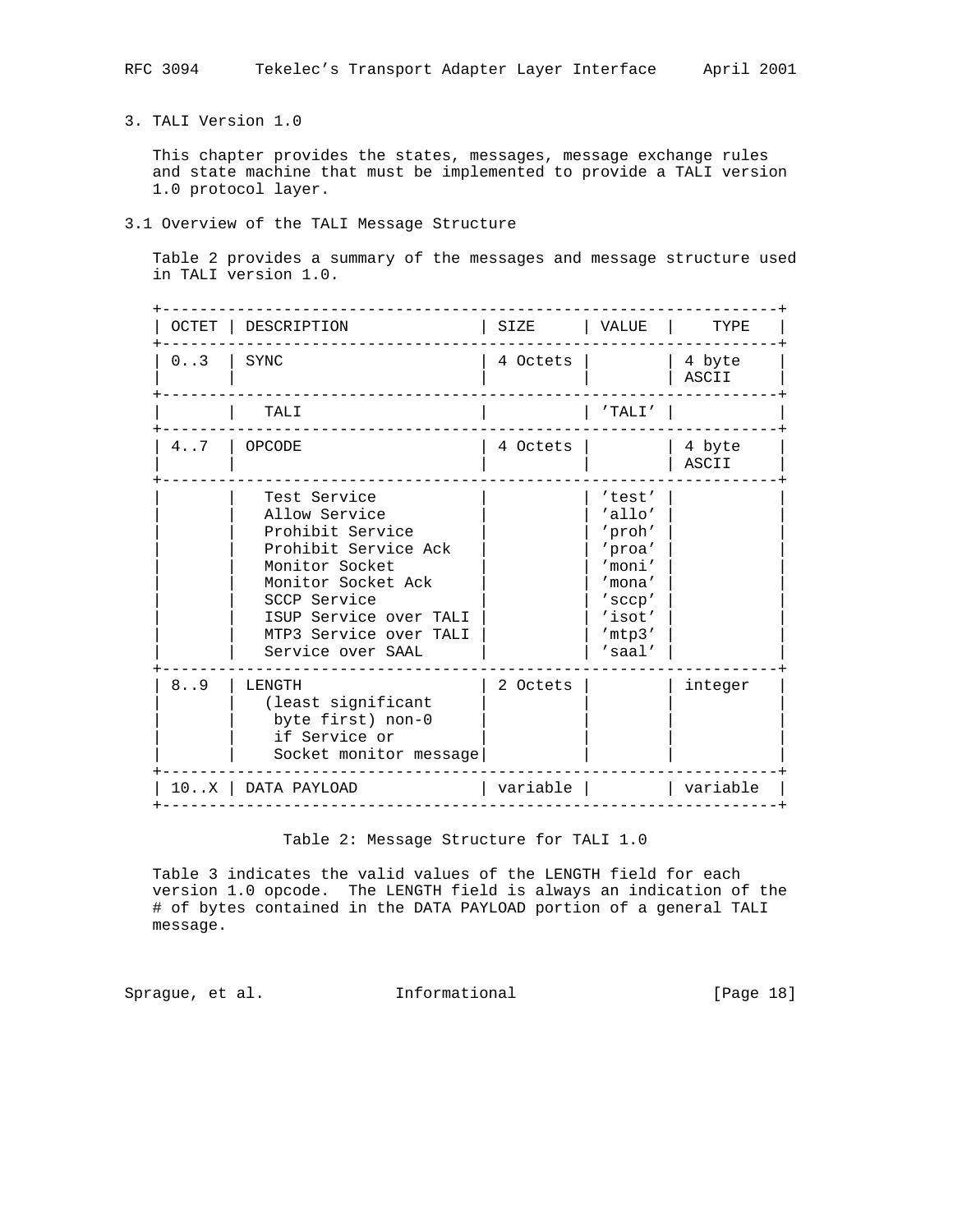## 3. TALI Version 1.0

This chapter provides the states, messages, message exchange rules and state machine that must be implemented to provide a TALI version 1.0 protocol layer.

### 3.1 Overview of the TALI Message Structure

Table 2 provides a summary of the messages and message structure used in TALI version 1.0.

| OCTET | DESCRIPTION | SIZE | VALUE | TYPE |
|---|---|---|---|---|
| 0..3 | SYNC | 4 Octets | | 4 byte ASCII |
| | TALI | | 'TALI' | |
| 4..7 | OPCODE | 4 Octets | | 4 byte ASCII |
| | Test Service<br>Allow Service<br>Prohibit Service<br>Prohibit Service Ack<br>Monitor Socket<br>Monitor Socket Ack<br>SCCP Service<br>ISUP Service over TALI<br>MTP3 Service over TALI<br>Service over SAAL | | 'test'<br>'allo'<br>'proh'<br>'proa'<br>'moni'<br>'mona'<br>'sccp'<br>'isot'<br>'mtp3'<br>'saal' | |
| 8..9 | LENGTH (least significant byte first) non-0 if Service or Socket monitor message | 2 Octets | | integer |
| 10..X | DATA PAYLOAD | variable | | variable |

Table 2: Message Structure for TALI 1.0

Table 3 indicates the valid values of the LENGTH field for each version 1.0 opcode. The LENGTH field is always an indication of the # of bytes contained in the DATA PAYLOAD portion of a general TALI message.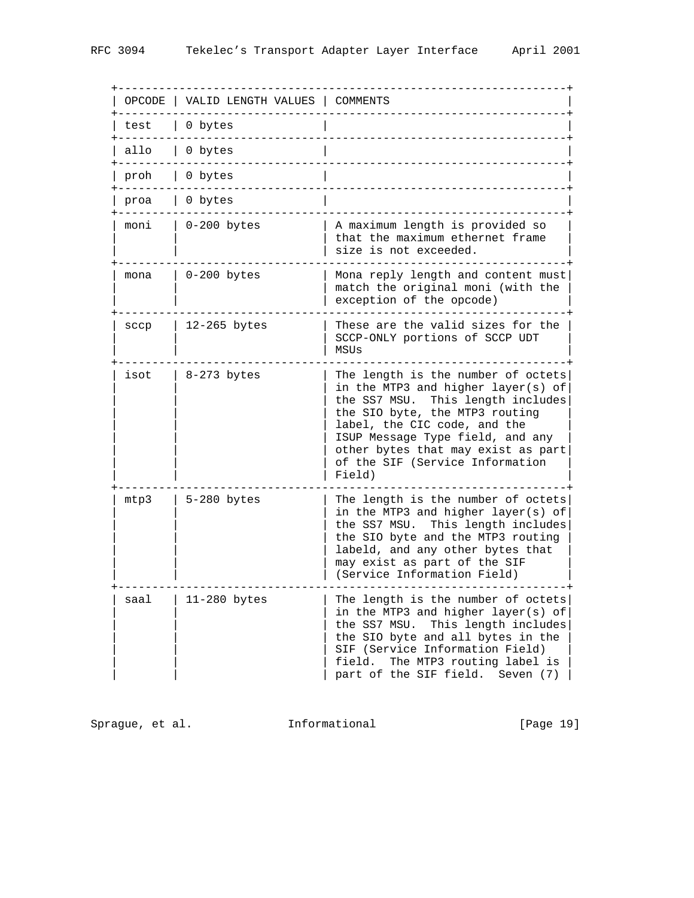| OPCODE | VALID LENGTH VALUES | COMMENTS |
|---|---|---|
| test | 0 bytes | |
| allo | 0 bytes | |
| proh | 0 bytes | |
| proa | 0 bytes | |
| moni | 0-200 bytes | A maximum length is provided so that the maximum ethernet frame size is not exceeded. |
| mona | 0-200 bytes | Mona reply length and content must match the original moni (with the exception of the opcode) |
| sccp | 12-265 bytes | These are the valid sizes for the SCCP-ONLY portions of SCCP UDT MSUs |
| isot | 8-273 bytes | The length is the number of octets in the MTP3 and higher layer(s) of the SS7 MSU. This length includes the SIO byte, the MTP3 routing label, the CIC code, and the ISUP Message Type field, and any other bytes that may exist as part of the SIF (Service Information Field) |
| mtp3 | 5-280 bytes | The length is the number of octets in the MTP3 and higher layer(s) of the SS7 MSU. This length includes the SIO byte and the MTP3 routing labeld, and any other bytes that may exist as part of the SIF (Service Information Field) |
| saal | 11-280 bytes | The length is the number of octets in the MTP3 and higher layer(s) of the SS7 MSU. This length includes the SIO byte and all bytes in the SIF (Service Information Field) field. The MTP3 routing label is part of the SIF field. Seven (7) |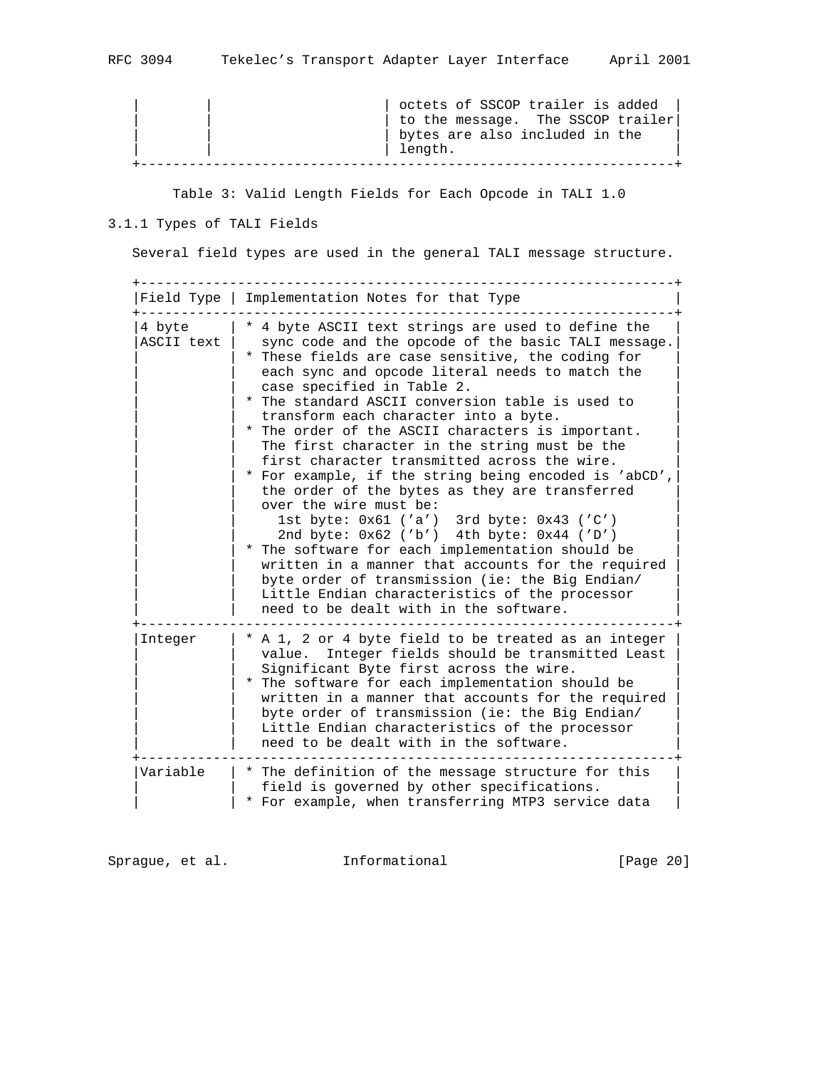| | | octets of SSCOP trailer is added to the message. The SSCOP trailer bytes are also included in the length. |
|---|---|---|

Table 3: Valid Length Fields for Each Opcode in TALI 1.0

### 3.1.1 Types of TALI Fields

Several field types are used in the general TALI message structure.

| Field Type | Implementation Notes for that Type |
|---|---|
| 4 byte ASCII text | * 4 byte ASCII text strings are used to define the sync code and the opcode of the basic TALI message.<br>* These fields are case sensitive, the coding for each sync and opcode literal needs to match the case specified in Table 2.<br>* The standard ASCII conversion table is used to transform each character into a byte.<br>* The order of the ASCII characters is important. The first character in the string must be the first character transmitted across the wire.<br>* For example, if the string being encoded is 'abCD', the order of the bytes as they are transferred over the wire must be:<br>1st byte: 0x61 ('a') 3rd byte: 0x43 ('C')<br>2nd byte: 0x62 ('b') 4th byte: 0x44 ('D')<br>* The software for each implementation should be written in a manner that accounts for the required byte order of transmission (ie: the Big Endian/ Little Endian characteristics of the processor need to be dealt with in the software. |
| Integer | * A 1, 2 or 4 byte field to be treated as an integer value. Integer fields should be transmitted Least Significant Byte first across the wire.<br>* The software for each implementation should be written in a manner that accounts for the required byte order of transmission (ie: the Big Endian/ Little Endian characteristics of the processor need to be dealt with in the software. |
| Variable | * The definition of the message structure for this field is governed by other specifications.<br>* For example, when transferring MTP3 service data |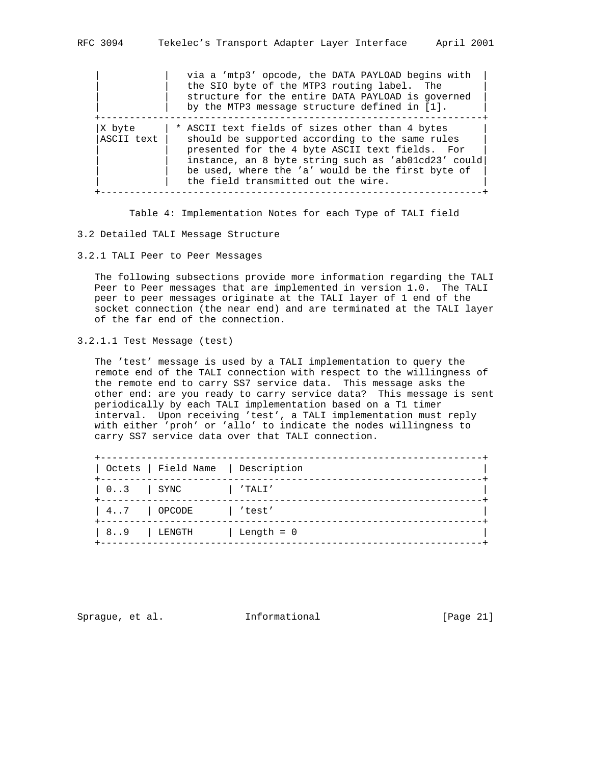| | |
|---|---|
| | via a 'mtp3' opcode, the DATA PAYLOAD begins with the SIO byte of the MTP3 routing label. The structure for the entire DATA PAYLOAD is governed by the MTP3 message structure defined in [1]. |
| X byte ASCII text | * ASCII text fields of sizes other than 4 bytes should be supported according to the same rules presented for the 4 byte ASCII text fields. For instance, an 8 byte string such as 'ab01cd23' could be used, where the 'a' would be the first byte of the field transmitted out the wire. |

Table 4: Implementation Notes for each Type of TALI field

## 3.2 Detailed TALI Message Structure

### 3.2.1 TALI Peer to Peer Messages

The following subsections provide more information regarding the TALI Peer to Peer messages that are implemented in version 1.0. The TALI peer to peer messages originate at the TALI layer of 1 end of the socket connection (the near end) and are terminated at the TALI layer of the far end of the connection.

#### 3.2.1.1 Test Message (test)

The 'test' message is used by a TALI implementation to query the remote end of the TALI connection with respect to the willingness of the remote end to carry SS7 service data. This message asks the other end: are you ready to carry service data? This message is sent periodically by each TALI implementation based on a T1 timer interval. Upon receiving 'test', a TALI implementation must reply with either 'proh' or 'allo' to indicate the nodes willingness to carry SS7 service data over that TALI connection.

| Octets | Field Name | Description |
|---|---|---|
| 0..3 | SYNC | 'TALI' |
| 4..7 | OPCODE | 'test' |
| 8..9 | LENGTH | Length = 0 |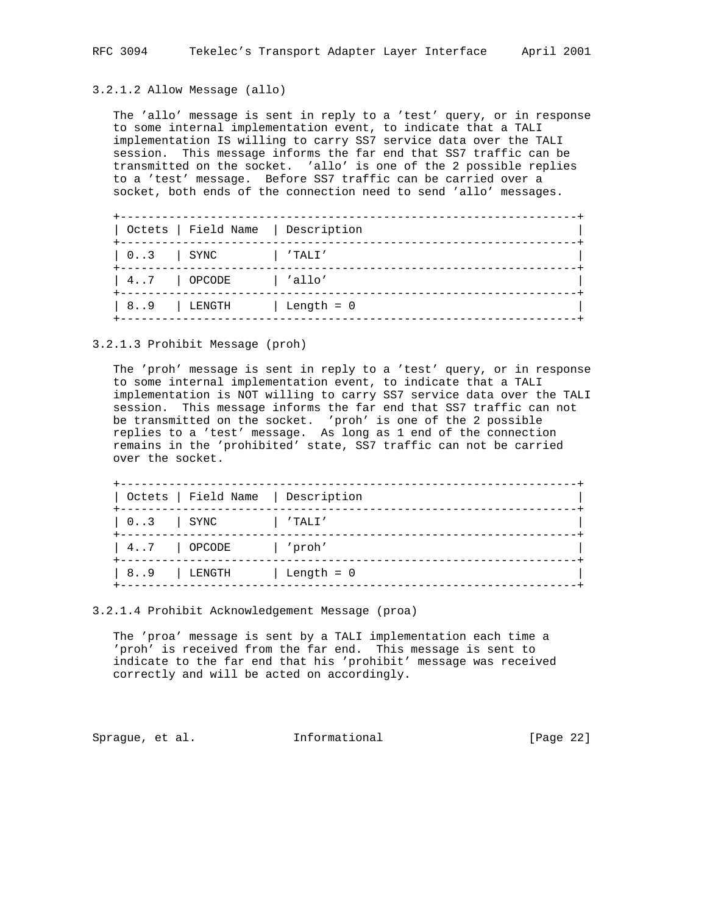#### 3.2.1.2 Allow Message (allo)

The 'allo' message is sent in reply to a 'test' query, or in response to some internal implementation event, to indicate that a TALI implementation IS willing to carry SS7 service data over the TALI session. This message informs the far end that SS7 traffic can be transmitted on the socket. 'allo' is one of the 2 possible replies to a 'test' message. Before SS7 traffic can be carried over a socket, both ends of the connection need to send 'allo' messages.

| Octets | Field Name | Description |
|---|---|---|
| 0..3 | SYNC | 'TALI' |
| 4..7 | OPCODE | 'allo' |
| 8..9 | LENGTH | Length = 0 |

#### 3.2.1.3 Prohibit Message (proh)

The 'proh' message is sent in reply to a 'test' query, or in response to some internal implementation event, to indicate that a TALI implementation is NOT willing to carry SS7 service data over the TALI session. This message informs the far end that SS7 traffic can not be transmitted on the socket. 'proh' is one of the 2 possible replies to a 'test' message. As long as 1 end of the connection remains in the 'prohibited' state, SS7 traffic can not be carried over the socket.

| Octets | Field Name | Description |
|---|---|---|
| 0..3 | SYNC | 'TALI' |
| 4..7 | OPCODE | 'proh' |
| 8..9 | LENGTH | Length = 0 |

#### 3.2.1.4 Prohibit Acknowledgement Message (proa)

The 'proa' message is sent by a TALI implementation each time a 'proh' is received from the far end. This message is sent to indicate to the far end that his 'prohibit' message was received correctly and will be acted on accordingly.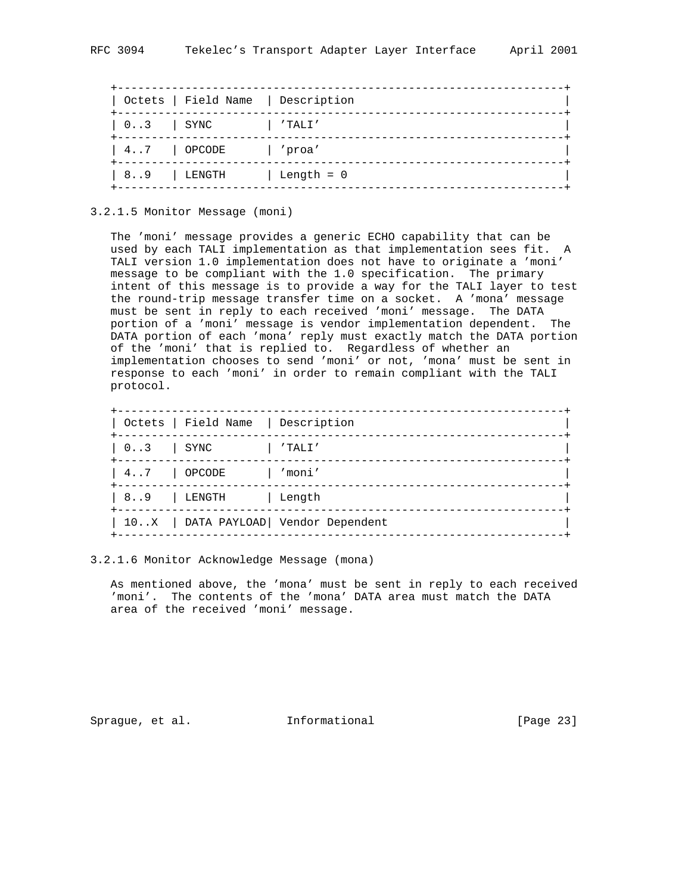| Octets | Field Name | Description |
| --- | --- | --- |
| 0..3 | SYNC | 'TALI' |
| 4..7 | OPCODE | 'proa' |
| 8..9 | LENGTH | Length = 0 |

### 3.2.1.5 Monitor Message (moni)

The 'moni' message provides a generic ECHO capability that can be used by each TALI implementation as that implementation sees fit. A TALI version 1.0 implementation does not have to originate a 'moni' message to be compliant with the 1.0 specification. The primary intent of this message is to provide a way for the TALI layer to test the round-trip message transfer time on a socket. A 'mona' message must be sent in reply to each received 'moni' message. The DATA portion of a 'moni' message is vendor implementation dependent. The DATA portion of each 'mona' reply must exactly match the DATA portion of the 'moni' that is replied to. Regardless of whether an implementation chooses to send 'moni' or not, 'mona' must be sent in response to each 'moni' in order to remain compliant with the TALI protocol.

| Octets | Field Name | Description |
| --- | --- | --- |
| 0..3 | SYNC | 'TALI' |
| 4..7 | OPCODE | 'moni' |
| 8..9 | LENGTH | Length |
| 10..X | DATA PAYLOAD | Vendor Dependent |

### 3.2.1.6 Monitor Acknowledge Message (mona)

As mentioned above, the 'mona' must be sent in reply to each received 'moni'. The contents of the 'mona' DATA area must match the DATA area of the received 'moni' message.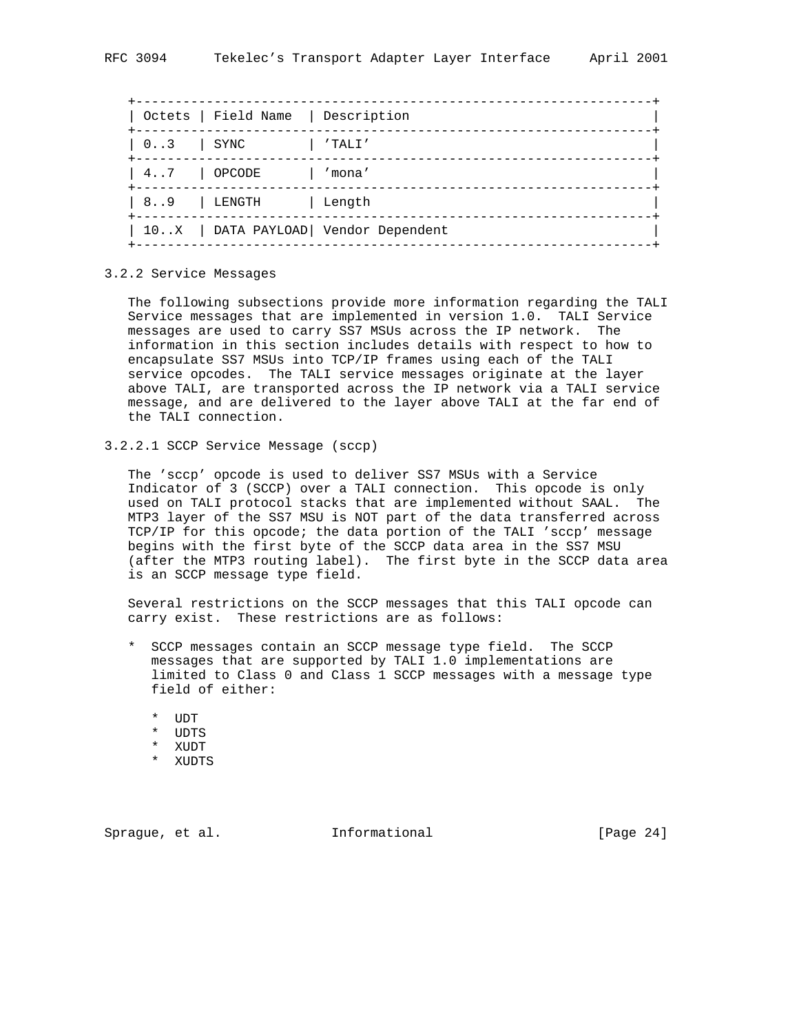| Octets | Field Name | Description |
|---|---|---|
| 0..3 | SYNC | 'TALI' |
| 4..7 | OPCODE | 'mona' |
| 8..9 | LENGTH | Length |
| 10..X | DATA PAYLOAD | Vendor Dependent |

### 3.2.2 Service Messages

The following subsections provide more information regarding the TALI Service messages that are implemented in version 1.0. TALI Service messages are used to carry SS7 MSUs across the IP network. The information in this section includes details with respect to how to encapsulate SS7 MSUs into TCP/IP frames using each of the TALI service opcodes. The TALI service messages originate at the layer above TALI, are transported across the IP network via a TALI service message, and are delivered to the layer above TALI at the far end of the TALI connection.

#### 3.2.2.1 SCCP Service Message (sccp)

The 'sccp' opcode is used to deliver SS7 MSUs with a Service Indicator of 3 (SCCP) over a TALI connection. This opcode is only used on TALI protocol stacks that are implemented without SAAL. The MTP3 layer of the SS7 MSU is NOT part of the data transferred across TCP/IP for this opcode; the data portion of the TALI 'sccp' message begins with the first byte of the SCCP data area in the SS7 MSU (after the MTP3 routing label). The first byte in the SCCP data area is an SCCP message type field.

Several restrictions on the SCCP messages that this TALI opcode can carry exist. These restrictions are as follows:

* SCCP messages contain an SCCP message type field. The SCCP messages that are supported by TALI 1.0 implementations are limited to Class 0 and Class 1 SCCP messages with a message type field of either:

  * UDT
  * UDTS
  * XUDT
  * XUDTS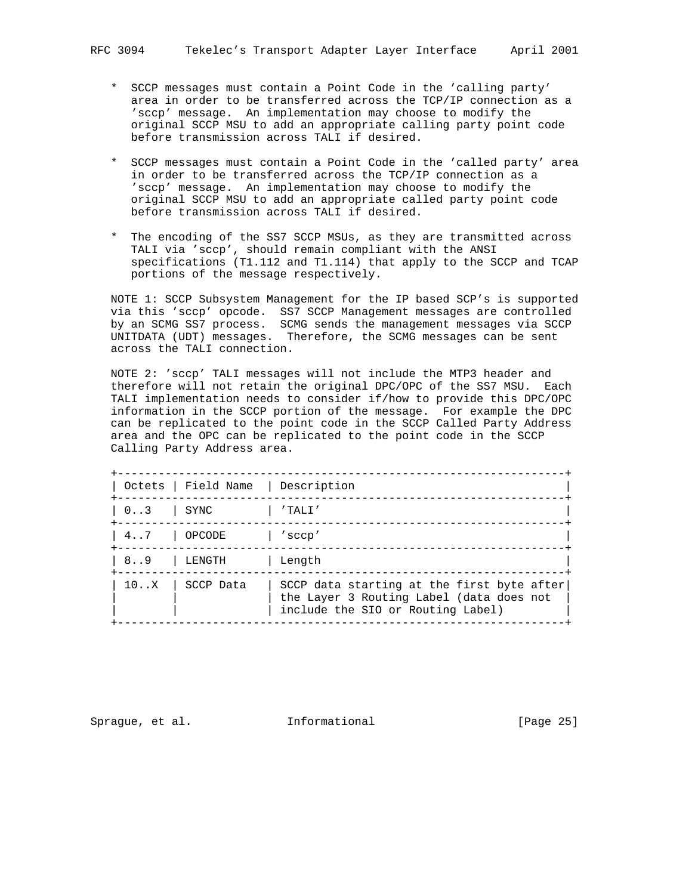* SCCP messages must contain a Point Code in the 'calling party' area in order to be transferred across the TCP/IP connection as a 'sccp' message. An implementation may choose to modify the original SCCP MSU to add an appropriate calling party point code before transmission across TALI if desired.

* SCCP messages must contain a Point Code in the 'called party' area in order to be transferred across the TCP/IP connection as a 'sccp' message. An implementation may choose to modify the original SCCP MSU to add an appropriate called party point code before transmission across TALI if desired.

* The encoding of the SS7 SCCP MSUs, as they are transmitted across TALI via 'sccp', should remain compliant with the ANSI specifications (T1.112 and T1.114) that apply to the SCCP and TCAP portions of the message respectively.

NOTE 1: SCCP Subsystem Management for the IP based SCP's is supported via this 'sccp' opcode. SS7 SCCP Management messages are controlled by an SCMG SS7 process. SCMG sends the management messages via SCCP UNITDATA (UDT) messages. Therefore, the SCMG messages can be sent across the TALI connection.

NOTE 2: 'sccp' TALI messages will not include the MTP3 header and therefore will not retain the original DPC/OPC of the SS7 MSU. Each TALI implementation needs to consider if/how to provide this DPC/OPC information in the SCCP portion of the message. For example the DPC can be replicated to the point code in the SCCP Called Party Address area and the OPC can be replicated to the point code in the SCCP Calling Party Address area.

| Octets | Field Name | Description |
|---|---|---|
| 0..3 | SYNC | 'TALI' |
| 4..7 | OPCODE | 'sccp' |
| 8..9 | LENGTH | Length |
| 10..X | SCCP Data | SCCP data starting at the first byte after the Layer 3 Routing Label (data does not include the SIO or Routing Label) |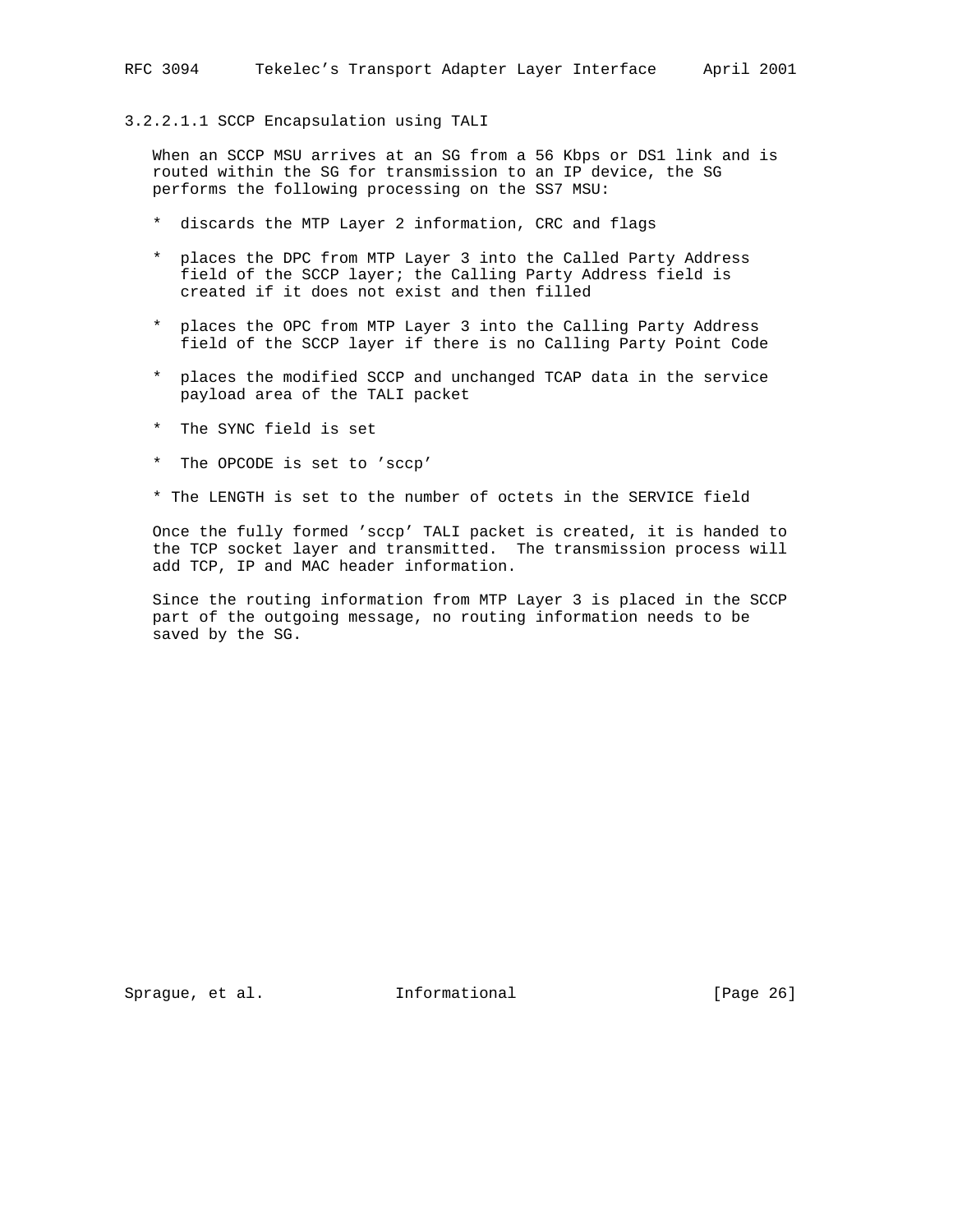#### 3.2.2.1.1 SCCP Encapsulation using TALI

When an SCCP MSU arrives at an SG from a 56 Kbps or DS1 link and is routed within the SG for transmission to an IP device, the SG performs the following processing on the SS7 MSU:

* discards the MTP Layer 2 information, CRC and flags
* places the DPC from MTP Layer 3 into the Called Party Address field of the SCCP layer; the Calling Party Address field is created if it does not exist and then filled
* places the OPC from MTP Layer 3 into the Calling Party Address field of the SCCP layer if there is no Calling Party Point Code
* places the modified SCCP and unchanged TCAP data in the service payload area of the TALI packet
* The SYNC field is set
* The OPCODE is set to 'sccp'
* The LENGTH is set to the number of octets in the SERVICE field

Once the fully formed 'sccp' TALI packet is created, it is handed to the TCP socket layer and transmitted. The transmission process will add TCP, IP and MAC header information.

Since the routing information from MTP Layer 3 is placed in the SCCP part of the outgoing message, no routing information needs to be saved by the SG.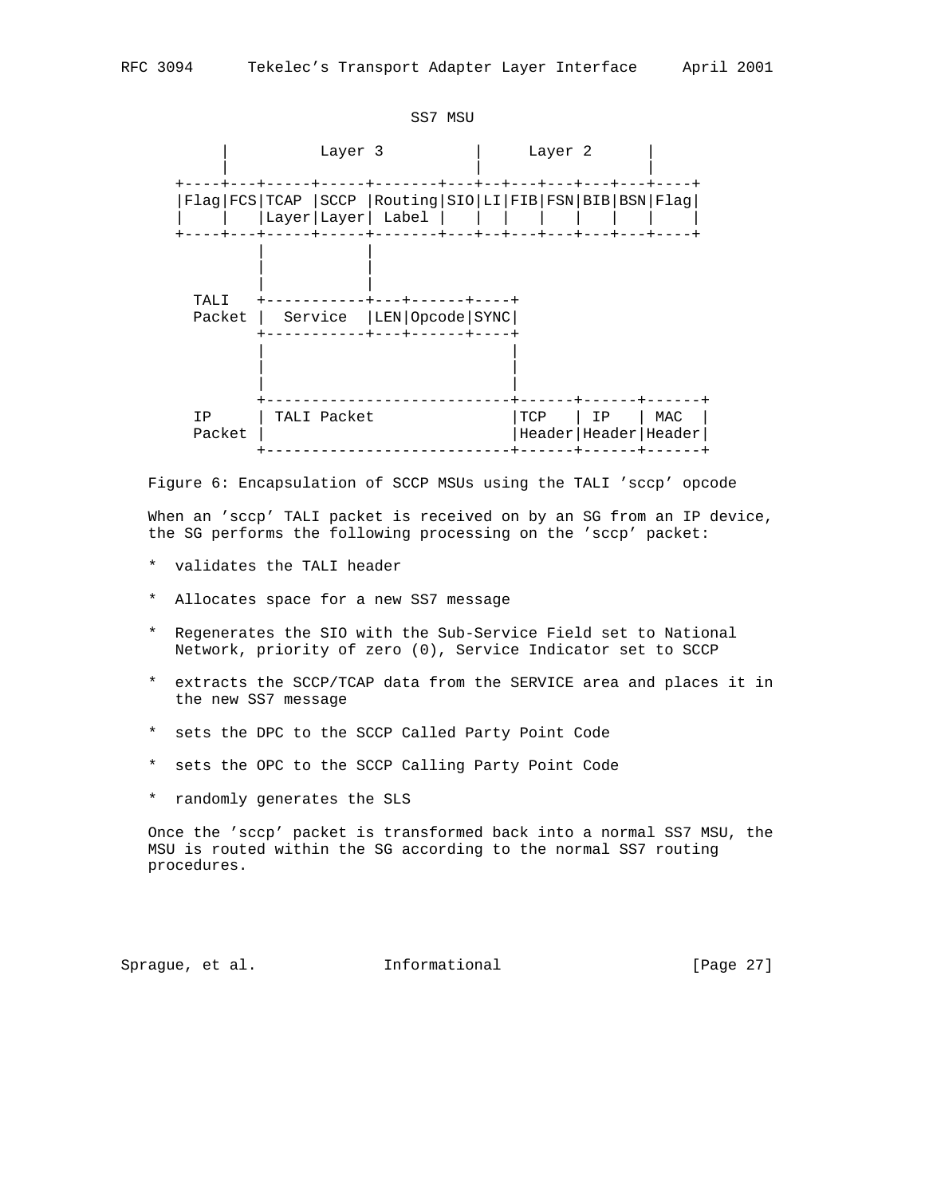```
                                 SS7 MSU

        |          Layer 3          |     Layer 2      |
        |                           |                  |
    +----+---+-----+-----+-------+---+--+---+---+---+---+----+
    |Flag|FCS|TCAP |SCCP |Routing|SIO|LI|FIB|FSN|BIB|BSN|Flag|
    |    |   |Layer|Layer| Label |   |  |   |   |   |   |    |
    +----+---+-----+-----+-------+---+--+---+---+---+---+----+
              |           |
              |           |
              |           |
      TALI   +-----------+---+------+----+
      Packet |  Service  |LEN|Opcode|SYNC|
             +-----------+---+------+----+
             |                           |
             |                           |
             |                           |
             +---------------------------+------+------+------+
      IP     | TALI Packet               |TCP   | IP   | MAC  |
      Packet |                           |Header|Header|Header|
             +---------------------------+------+------+------+
```

Figure 6: Encapsulation of SCCP MSUs using the TALI 'sccp' opcode

When an 'sccp' TALI packet is received on by an SG from an IP device, the SG performs the following processing on the 'sccp' packet:

* validates the TALI header
* Allocates space for a new SS7 message
* Regenerates the SIO with the Sub-Service Field set to National Network, priority of zero (0), Service Indicator set to SCCP
* extracts the SCCP/TCAP data from the SERVICE area and places it in the new SS7 message
* sets the DPC to the SCCP Called Party Point Code
* sets the OPC to the SCCP Calling Party Point Code
* randomly generates the SLS

Once the 'sccp' packet is transformed back into a normal SS7 MSU, the MSU is routed within the SG according to the normal SS7 routing procedures.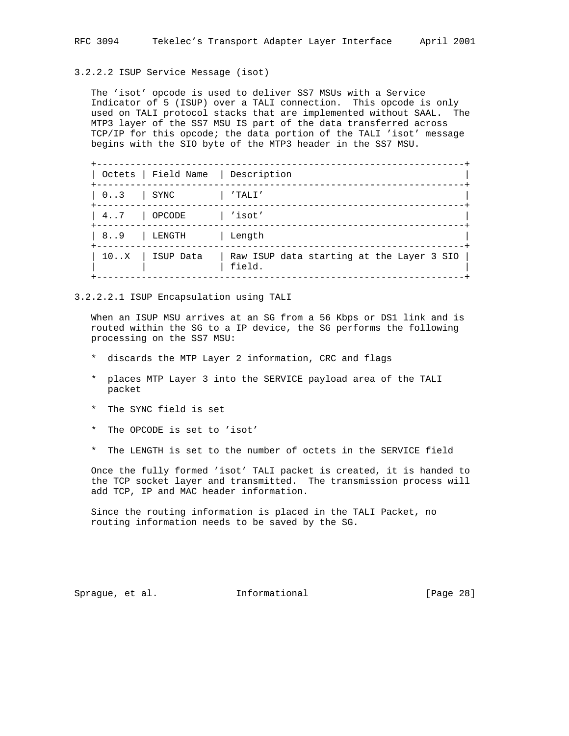#### 3.2.2.2 ISUP Service Message (isot)

The 'isot' opcode is used to deliver SS7 MSUs with a Service Indicator of 5 (ISUP) over a TALI connection. This opcode is only used on TALI protocol stacks that are implemented without SAAL. The MTP3 layer of the SS7 MSU IS part of the data transferred across TCP/IP for this opcode; the data portion of the TALI 'isot' message begins with the SIO byte of the MTP3 header in the SS7 MSU.

| Octets | Field Name | Description |
|---|---|---|
| 0..3 | SYNC | 'TALI' |
| 4..7 | OPCODE | 'isot' |
| 8..9 | LENGTH | Length |
| 10..X | ISUP Data | Raw ISUP data starting at the Layer 3 SIO field. |

##### 3.2.2.2.1 ISUP Encapsulation using TALI

When an ISUP MSU arrives at an SG from a 56 Kbps or DS1 link and is routed within the SG to a IP device, the SG performs the following processing on the SS7 MSU:

* discards the MTP Layer 2 information, CRC and flags
* places MTP Layer 3 into the SERVICE payload area of the TALI packet
* The SYNC field is set
* The OPCODE is set to 'isot'
* The LENGTH is set to the number of octets in the SERVICE field

Once the fully formed 'isot' TALI packet is created, it is handed to the TCP socket layer and transmitted. The transmission process will add TCP, IP and MAC header information.

Since the routing information is placed in the TALI Packet, no routing information needs to be saved by the SG.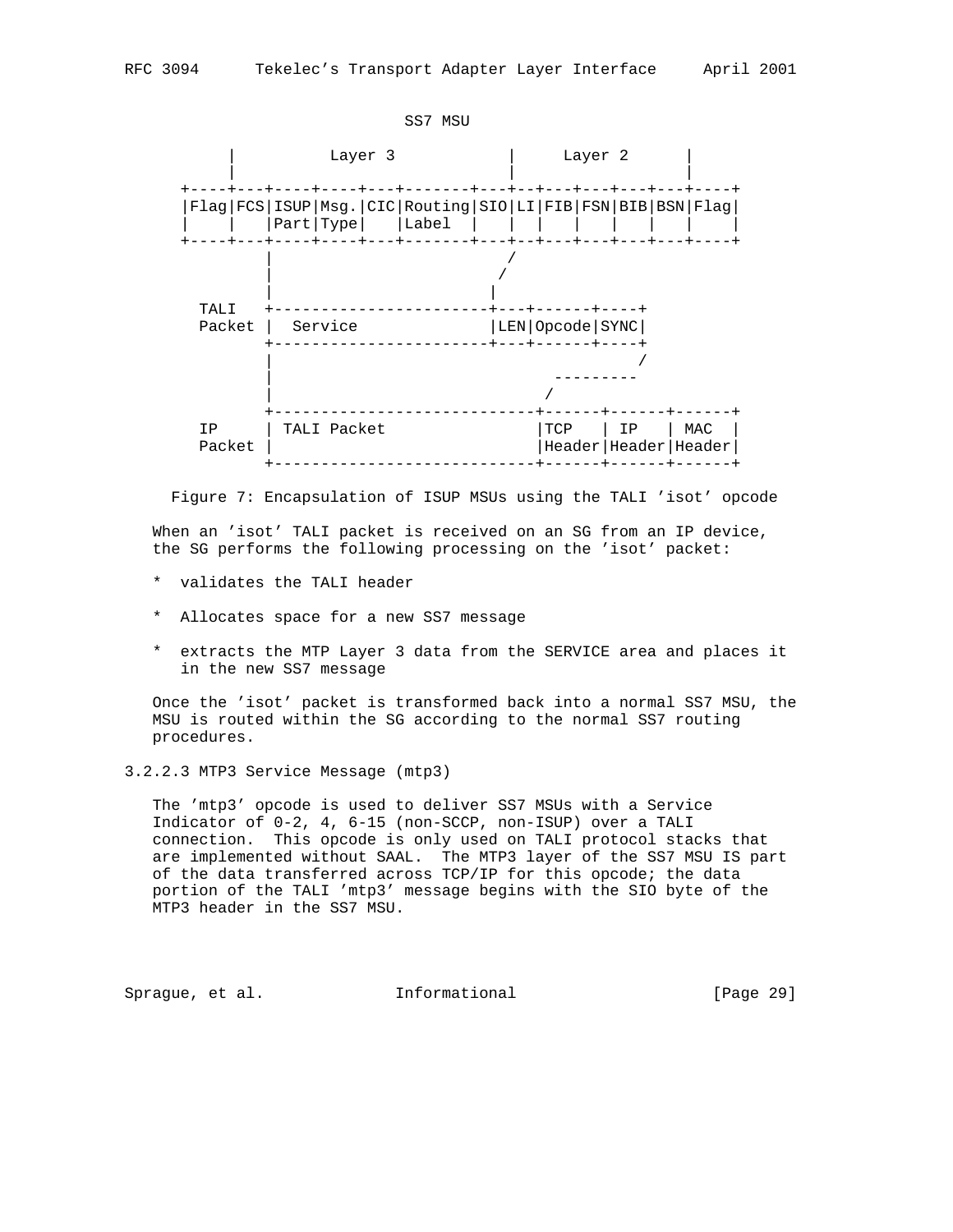```
                                  SS7 MSU

          |          Layer 3           |     Layer 2      |
          |                            |                  |
     +----+---+----+----+---+-------+---+--+---+---+---+---+----+
     |Flag|FCS|ISUP|Msg.|CIC|Routing|SIO|LI|FIB|FSN|BIB|BSN|Flag|
     |    |   |Part|Type|   |Label  |   |  |   |   |   |   |    |
     +----+---+----+----+---+-------+---+--+---+---+---+---+----+
               |                        /
               |                       /
               |                      |
       TALI   +-----------------------+---+------+----+
       Packet |  Service              |LEN|Opcode|SYNC|
              +-----------------------+---+------+----+
              |                                      /
              |                             ---------
              |                            /
              +----------------------------+------+------+------+
       IP     | TALI Packet                |TCP   | IP   | MAC  |
       Packet |                            |Header|Header|Header|
              +----------------------------+------+------+------+
```

Figure 7: Encapsulation of ISUP MSUs using the TALI 'isot' opcode

When an 'isot' TALI packet is received on an SG from an IP device, the SG performs the following processing on the 'isot' packet:

* validates the TALI header

* Allocates space for a new SS7 message

* extracts the MTP Layer 3 data from the SERVICE area and places it in the new SS7 message

Once the 'isot' packet is transformed back into a normal SS7 MSU, the MSU is routed within the SG according to the normal SS7 routing procedures.

#### 3.2.2.3 MTP3 Service Message (mtp3)

The 'mtp3' opcode is used to deliver SS7 MSUs with a Service Indicator of 0-2, 4, 6-15 (non-SCCP, non-ISUP) over a TALI connection. This opcode is only used on TALI protocol stacks that are implemented without SAAL. The MTP3 layer of the SS7 MSU IS part of the data transferred across TCP/IP for this opcode; the data portion of the TALI 'mtp3' message begins with the SIO byte of the MTP3 header in the SS7 MSU.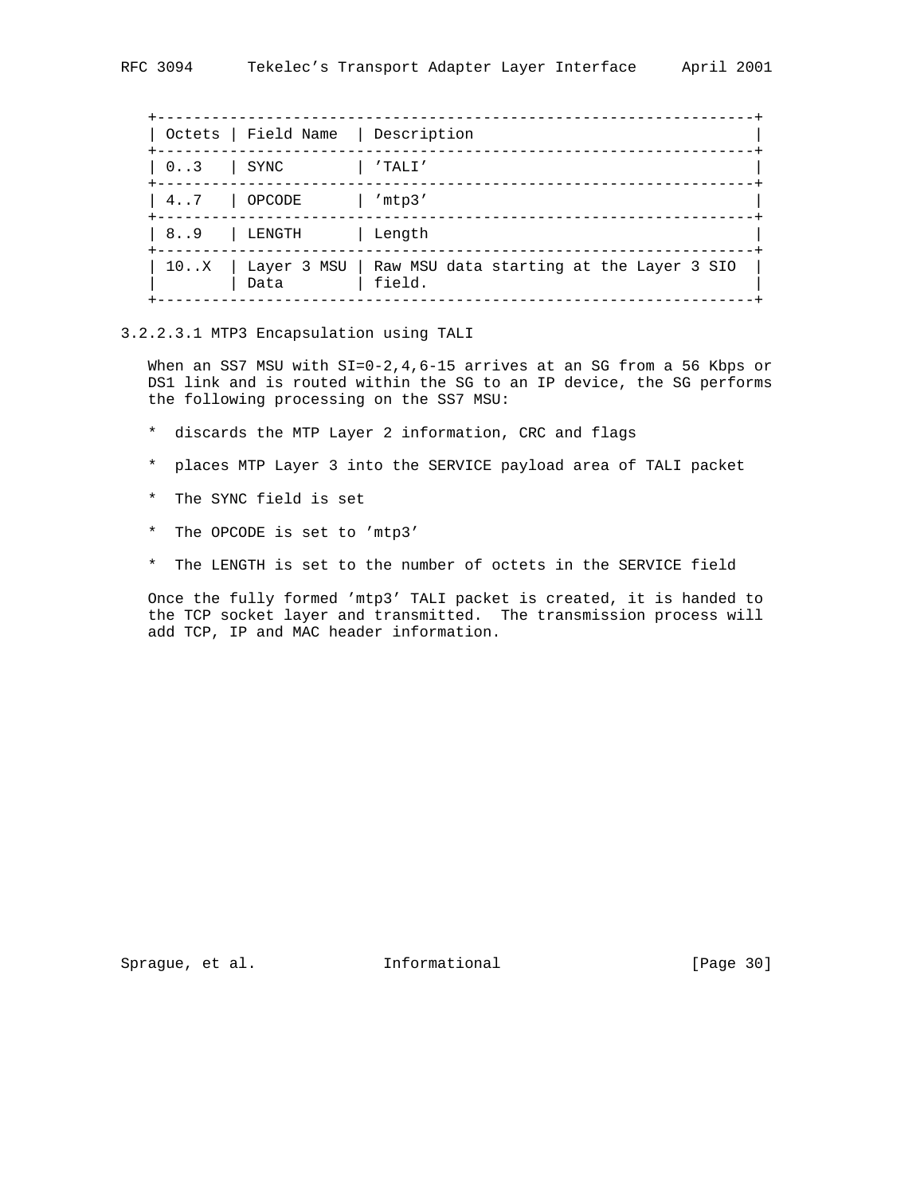| Octets | Field Name | Description |
| --- | --- | --- |
| 0..3 | SYNC | 'TALI' |
| 4..7 | OPCODE | 'mtp3' |
| 8..9 | LENGTH | Length |
| 10..X | Layer 3 MSU Data | Raw MSU data starting at the Layer 3 SIO field. |

### 3.2.2.3.1 MTP3 Encapsulation using TALI

When an SS7 MSU with SI=0-2,4,6-15 arrives at an SG from a 56 Kbps or DS1 link and is routed within the SG to an IP device, the SG performs the following processing on the SS7 MSU:

* discards the MTP Layer 2 information, CRC and flags
* places MTP Layer 3 into the SERVICE payload area of TALI packet
* The SYNC field is set
* The OPCODE is set to 'mtp3'
* The LENGTH is set to the number of octets in the SERVICE field

Once the fully formed 'mtp3' TALI packet is created, it is handed to the TCP socket layer and transmitted. The transmission process will add TCP, IP and MAC header information.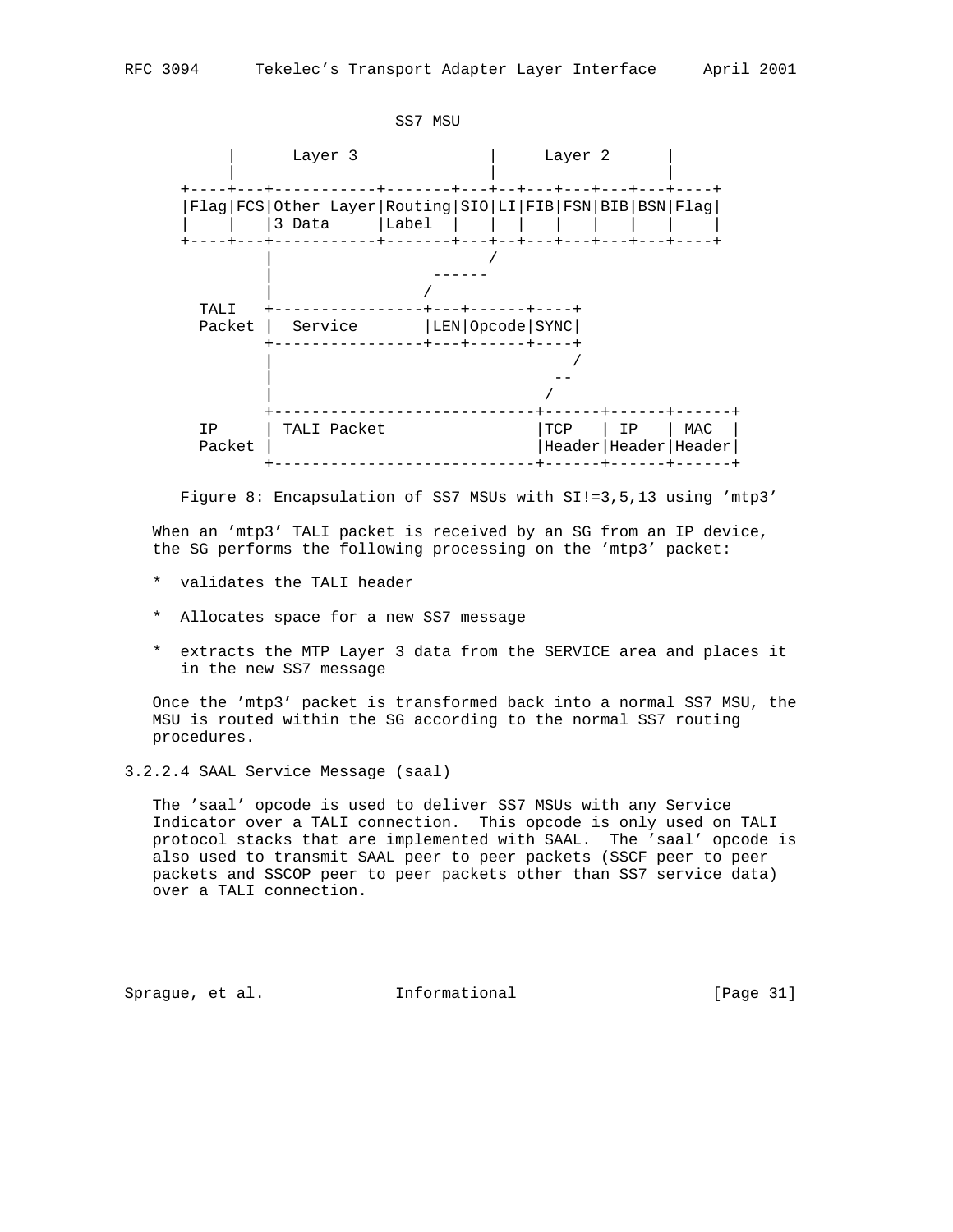```
                           SSS7 MSU

          |      Layer 3             |     Layer 2      |
          |                          |                  |
      +----+---+-----------+-------+---+--+---+---+---+---+----+
      |Flag|FCS|Other Layer|Routing|SIO|LI|FIB|FSN|BIB|BSN|Flag|
      |    |   |3 Data     |Label  |   |  |   |   |   |   |    |
      +----+---+-----------+-------+---+--+---+---+---+---+----+
               |                     /
               |               ------
               |              /
       TALI    +----------------+---+------+----+
       Packet  |  Service       |LEN|Opcode|SYNC|
               +----------------+---+------+----+
               |                               /
               |                             --
               |                            /
               +----------------------------+------+------+------+
       IP      | TALI Packet                |TCP   | IP   | MAC  |
       Packet  |                            |Header|Header|Header|
               +----------------------------+------+------+------+
```

Figure 8: Encapsulation of SS7 MSUs with SI!=3,5,13 using 'mtp3'

When an 'mtp3' TALI packet is received by an SG from an IP device, the SG performs the following processing on the 'mtp3' packet:

* validates the TALI header

* Allocates space for a new SS7 message

* extracts the MTP Layer 3 data from the SERVICE area and places it in the new SS7 message

Once the 'mtp3' packet is transformed back into a normal SS7 MSU, the MSU is routed within the SG according to the normal SS7 routing procedures.

#### 3.2.2.4 SAAL Service Message (saal)

The 'saal' opcode is used to deliver SS7 MSUs with any Service Indicator over a TALI connection. This opcode is only used on TALI protocol stacks that are implemented with SAAL. The 'saal' opcode is also used to transmit SAAL peer to peer packets (SSCF peer to peer packets and SSCOP peer to peer packets other than SS7 service data) over a TALI connection.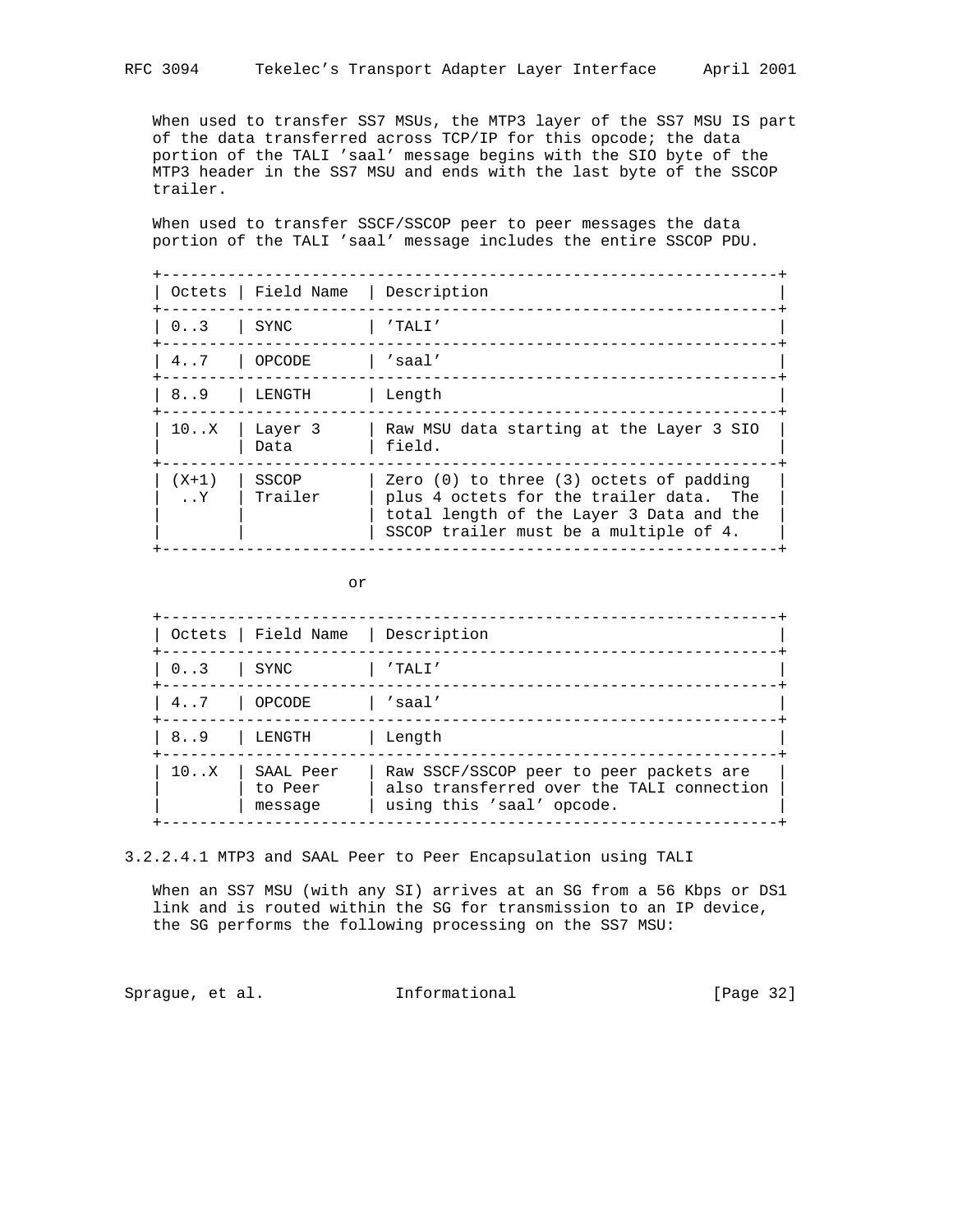When used to transfer SS7 MSUs, the MTP3 layer of the SS7 MSU IS part of the data transferred across TCP/IP for this opcode; the data portion of the TALI 'saal' message begins with the SIO byte of the MTP3 header in the SS7 MSU and ends with the last byte of the SSCOP trailer.

When used to transfer SSCF/SSCOP peer to peer messages the data portion of the TALI 'saal' message includes the entire SSCOP PDU.

| Octets | Field Name | Description |
|---|---|---|
| 0..3 | SYNC | 'TALI' |
| 4..7 | OPCODE | 'saal' |
| 8..9 | LENGTH | Length |
| 10..X | Layer 3 Data | Raw MSU data starting at the Layer 3 SIO field. |
| (X+1)..Y | SSCOP Trailer | Zero (0) to three (3) octets of padding plus 4 octets for the trailer data. The total length of the Layer 3 Data and the SSCOP trailer must be a multiple of 4. |

or

| Octets | Field Name | Description |
|---|---|---|
| 0..3 | SYNC | 'TALI' |
| 4..7 | OPCODE | 'saal' |
| 8..9 | LENGTH | Length |
| 10..X | SAAL Peer to Peer message | Raw SSCF/SSCOP peer to peer packets are also transferred over the TALI connection using this 'saal' opcode. |

#### 3.2.2.4.1 MTP3 and SAAL Peer to Peer Encapsulation using TALI

When an SS7 MSU (with any SI) arrives at an SG from a 56 Kbps or DS1 link and is routed within the SG for transmission to an IP device, the SG performs the following processing on the SS7 MSU: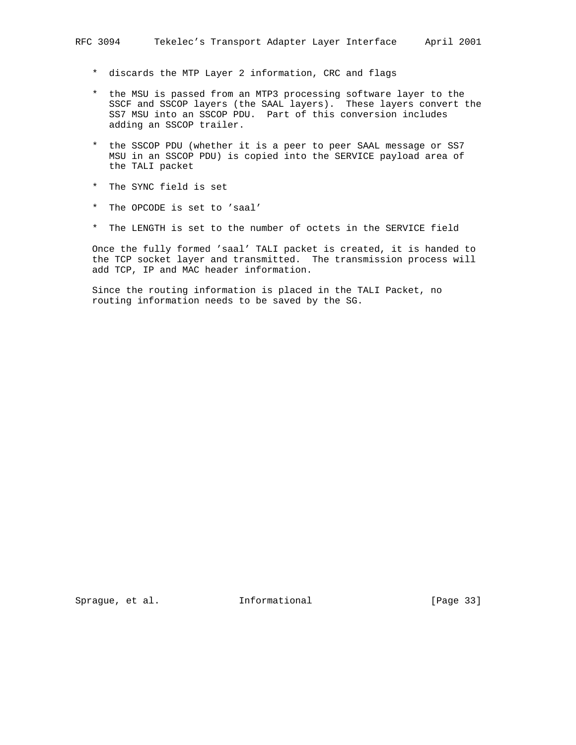* discards the MTP Layer 2 information, CRC and flags

* the MSU is passed from an MTP3 processing software layer to the SSCF and SSCOP layers (the SAAL layers). These layers convert the SS7 MSU into an SSCOP PDU. Part of this conversion includes adding an SSCOP trailer.

* the SSCOP PDU (whether it is a peer to peer SAAL message or SS7 MSU in an SSCOP PDU) is copied into the SERVICE payload area of the TALI packet

* The SYNC field is set

* The OPCODE is set to 'saal'

* The LENGTH is set to the number of octets in the SERVICE field

Once the fully formed 'saal' TALI packet is created, it is handed to the TCP socket layer and transmitted. The transmission process will add TCP, IP and MAC header information.

Since the routing information is placed in the TALI Packet, no routing information needs to be saved by the SG.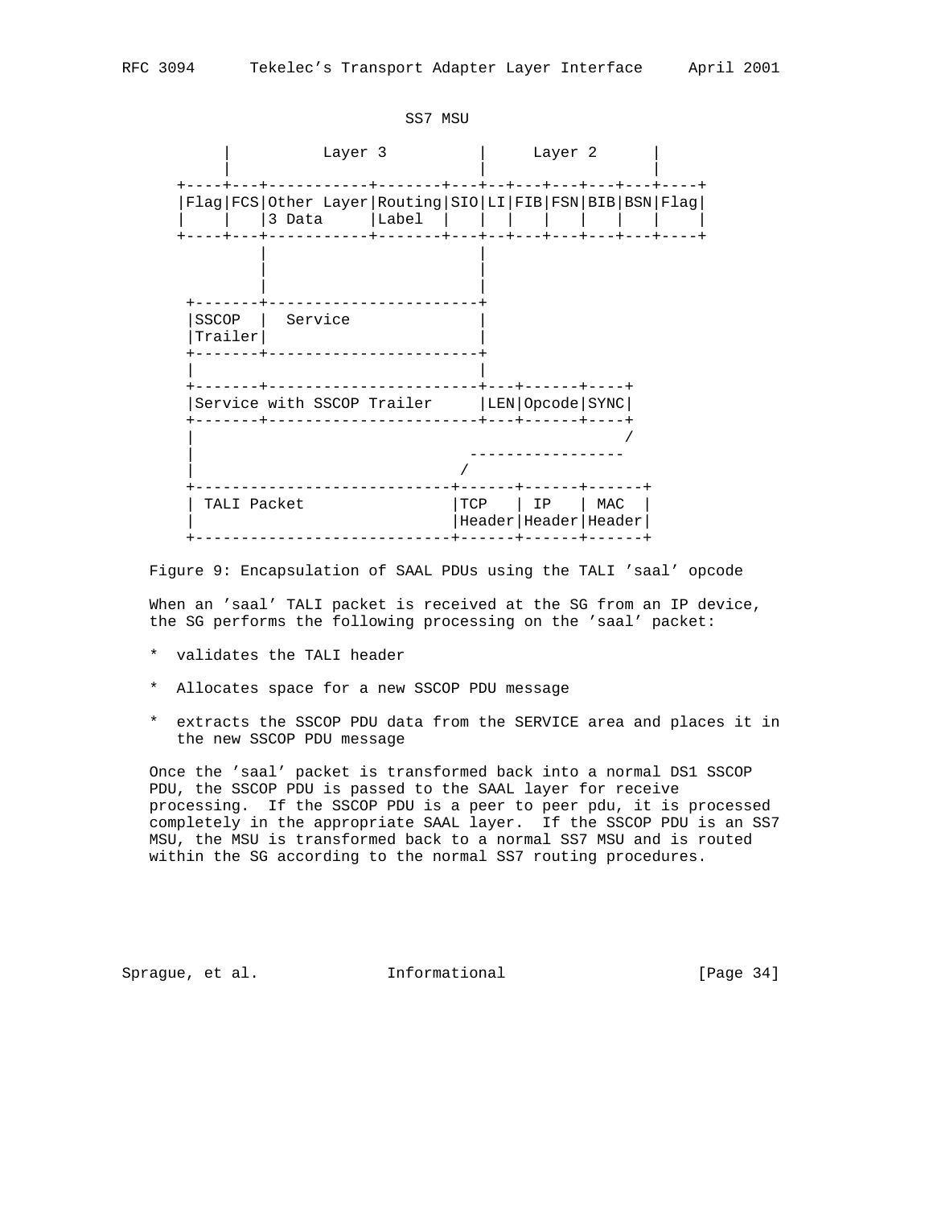```
                                 SS7 MSU

          |          Layer 3          |      Layer 2      |
          |                           |                   |
      +----+---+-----------+-------+---+--+---+---+---+---+----+
      |Flag|FCS|Other Layer|Routing|SIO|LI|FIB|FSN|BIB|BSN|Flag|
      |    |   |3 Data     |Label  |   |  |   |   |   |   |    |
      +----+---+-----------+-------+---+--+---+---+---+---+----+
              |                       |
              |                       |
              |                       |
       +-------+-----------------------+
       |SSCOP  |  Service              |
       |Trailer|                       |
       +-------+-----------------------+
       |                               |
       +-------+-----------------------+---+------+----+
       |Service with SSCOP Trailer     |LEN|Opcode|SYNC|
       +-------+-----------------------+---+------+----+
       |                                               /
       |                             -----------------
       |                            /
       +----------------------------+------+------+------+
       | TALI Packet                |TCP   | IP   | MAC  |
       |                            |Header|Header|Header|
       +----------------------------+------+------+------+
```

Figure 9: Encapsulation of SAAL PDUs using the TALI 'saal' opcode

When an 'saal' TALI packet is received at the SG from an IP device, the SG performs the following processing on the 'saal' packet:

* validates the TALI header

* Allocates space for a new SSCOP PDU message

* extracts the SSCOP PDU data from the SERVICE area and places it in the new SSCOP PDU message

Once the 'saal' packet is transformed back into a normal DS1 SSCOP PDU, the SSCOP PDU is passed to the SAAL layer for receive processing. If the SSCOP PDU is a peer to peer pdu, it is processed completely in the appropriate SAAL layer. If the SSCOP PDU is an SS7 MSU, the MSU is transformed back to a normal SS7 MSU and is routed within the SG according to the normal SS7 routing procedures.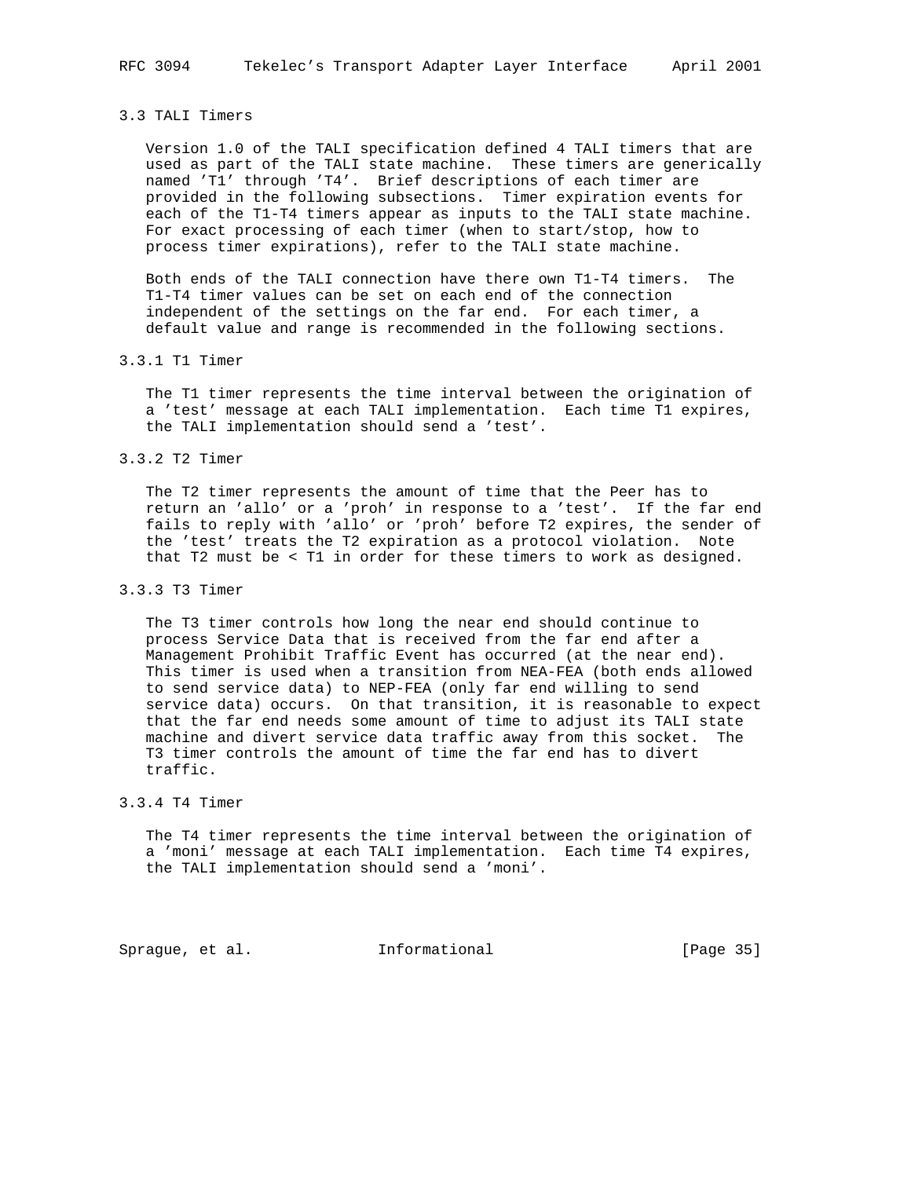### 3.3 TALI Timers

Version 1.0 of the TALI specification defined 4 TALI timers that are used as part of the TALI state machine. These timers are generically named 'T1' through 'T4'. Brief descriptions of each timer are provided in the following subsections. Timer expiration events for each of the T1-T4 timers appear as inputs to the TALI state machine. For exact processing of each timer (when to start/stop, how to process timer expirations), refer to the TALI state machine.

Both ends of the TALI connection have there own T1-T4 timers. The T1-T4 timer values can be set on each end of the connection independent of the settings on the far end. For each timer, a default value and range is recommended in the following sections.

#### 3.3.1 T1 Timer

The T1 timer represents the time interval between the origination of a 'test' message at each TALI implementation. Each time T1 expires, the TALI implementation should send a 'test'.

#### 3.3.2 T2 Timer

The T2 timer represents the amount of time that the Peer has to return an 'allo' or a 'proh' in response to a 'test'. If the far end fails to reply with 'allo' or 'proh' before T2 expires, the sender of the 'test' treats the T2 expiration as a protocol violation. Note that T2 must be < T1 in order for these timers to work as designed.

#### 3.3.3 T3 Timer

The T3 timer controls how long the near end should continue to process Service Data that is received from the far end after a Management Prohibit Traffic Event has occurred (at the near end). This timer is used when a transition from NEA-FEA (both ends allowed to send service data) to NEP-FEA (only far end willing to send service data) occurs. On that transition, it is reasonable to expect that the far end needs some amount of time to adjust its TALI state machine and divert service data traffic away from this socket. The T3 timer controls the amount of time the far end has to divert traffic.

#### 3.3.4 T4 Timer

The T4 timer represents the time interval between the origination of a 'moni' message at each TALI implementation. Each time T4 expires, the TALI implementation should send a 'moni'.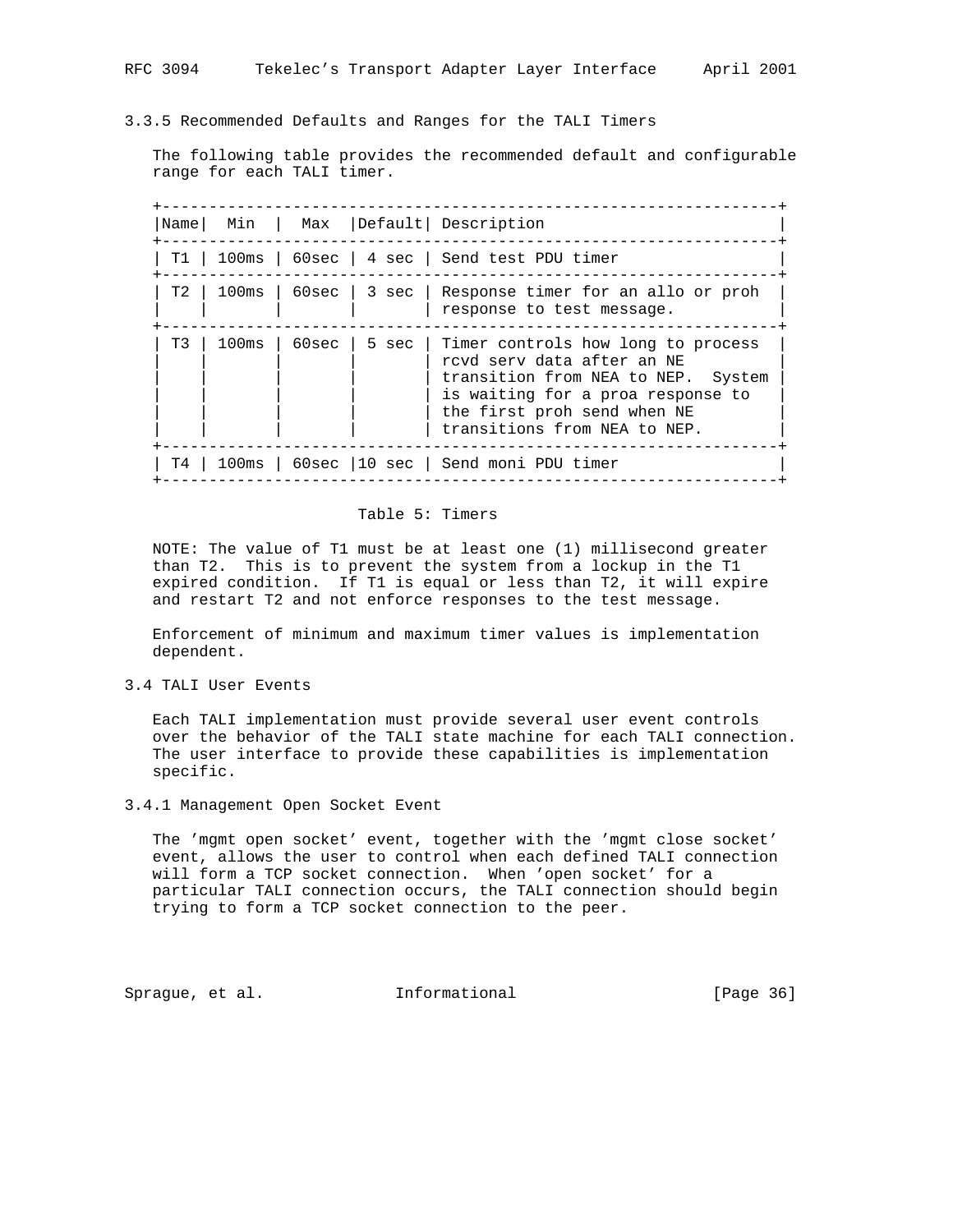### 3.3.5 Recommended Defaults and Ranges for the TALI Timers

The following table provides the recommended default and configurable range for each TALI timer.

| Name | Min | Max | Default | Description |
|---|---|---|---|---|
| T1 | 100ms | 60sec | 4 sec | Send test PDU timer |
| T2 | 100ms | 60sec | 3 sec | Response timer for an allo or proh response to test message. |
| T3 | 100ms | 60sec | 5 sec | Timer controls how long to process rcvd serv data after an NE transition from NEA to NEP. System is waiting for a proa response to the first proh send when NE transitions from NEA to NEP. |
| T4 | 100ms | 60sec | 10 sec | Send moni PDU timer |

Table 5: Timers

NOTE: The value of T1 must be at least one (1) millisecond greater than T2. This is to prevent the system from a lockup in the T1 expired condition. If T1 is equal or less than T2, it will expire and restart T2 and not enforce responses to the test message.

Enforcement of minimum and maximum timer values is implementation dependent.

## 3.4 TALI User Events

Each TALI implementation must provide several user event controls over the behavior of the TALI state machine for each TALI connection. The user interface to provide these capabilities is implementation specific.

### 3.4.1 Management Open Socket Event

The 'mgmt open socket' event, together with the 'mgmt close socket' event, allows the user to control when each defined TALI connection will form a TCP socket connection. When 'open socket' for a particular TALI connection occurs, the TALI connection should begin trying to form a TCP socket connection to the peer.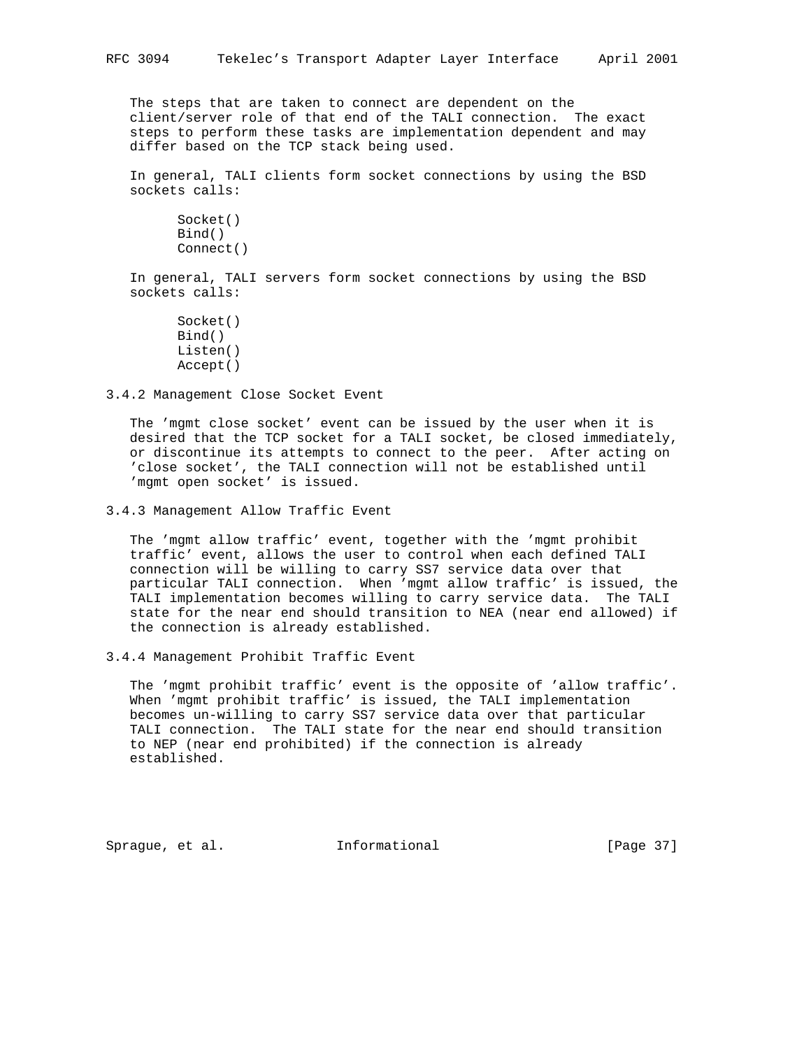The steps that are taken to connect are dependent on the client/server role of that end of the TALI connection. The exact steps to perform these tasks are implementation dependent and may differ based on the TCP stack being used.

In general, TALI clients form socket connections by using the BSD sockets calls:

```
Socket()
Bind()
Connect()
```

In general, TALI servers form socket connections by using the BSD sockets calls:

```
Socket()
Bind()
Listen()
Accept()
```

### 3.4.2 Management Close Socket Event

The 'mgmt close socket' event can be issued by the user when it is desired that the TCP socket for a TALI socket, be closed immediately, or discontinue its attempts to connect to the peer. After acting on 'close socket', the TALI connection will not be established until 'mgmt open socket' is issued.

### 3.4.3 Management Allow Traffic Event

The 'mgmt allow traffic' event, together with the 'mgmt prohibit traffic' event, allows the user to control when each defined TALI connection will be willing to carry SS7 service data over that particular TALI connection. When 'mgmt allow traffic' is issued, the TALI implementation becomes willing to carry service data. The TALI state for the near end should transition to NEA (near end allowed) if the connection is already established.

### 3.4.4 Management Prohibit Traffic Event

The 'mgmt prohibit traffic' event is the opposite of 'allow traffic'. When 'mgmt prohibit traffic' is issued, the TALI implementation becomes un-willing to carry SS7 service data over that particular TALI connection. The TALI state for the near end should transition to NEP (near end prohibited) if the connection is already established.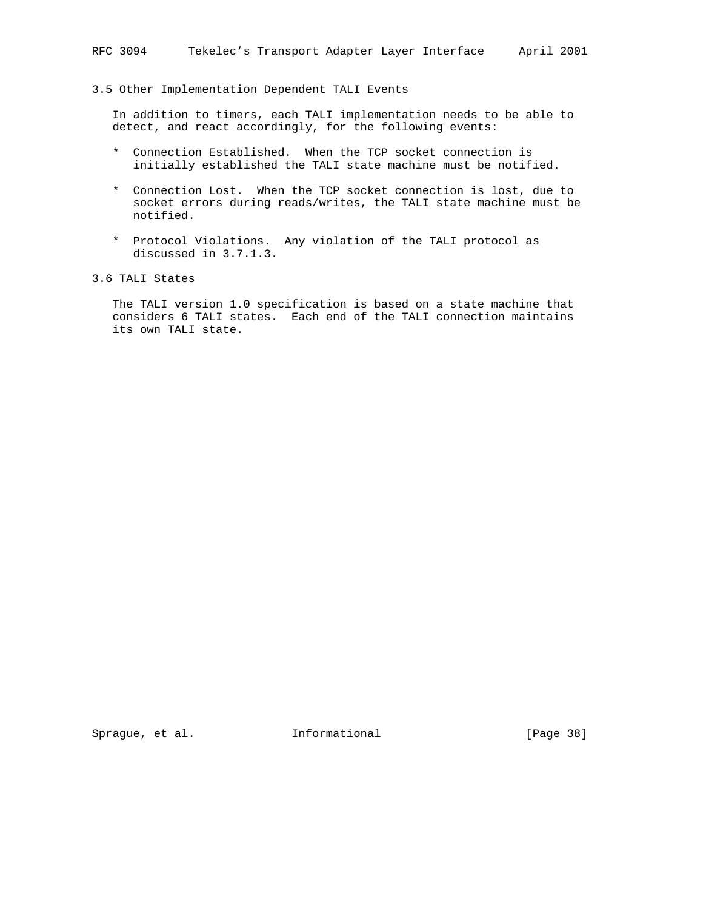### 3.5 Other Implementation Dependent TALI Events

In addition to timers, each TALI implementation needs to be able to detect, and react accordingly, for the following events:

* Connection Established. When the TCP socket connection is initially established the TALI state machine must be notified.

* Connection Lost. When the TCP socket connection is lost, due to socket errors during reads/writes, the TALI state machine must be notified.

* Protocol Violations. Any violation of the TALI protocol as discussed in 3.7.1.3.

### 3.6 TALI States

The TALI version 1.0 specification is based on a state machine that considers 6 TALI states. Each end of the TALI connection maintains its own TALI state.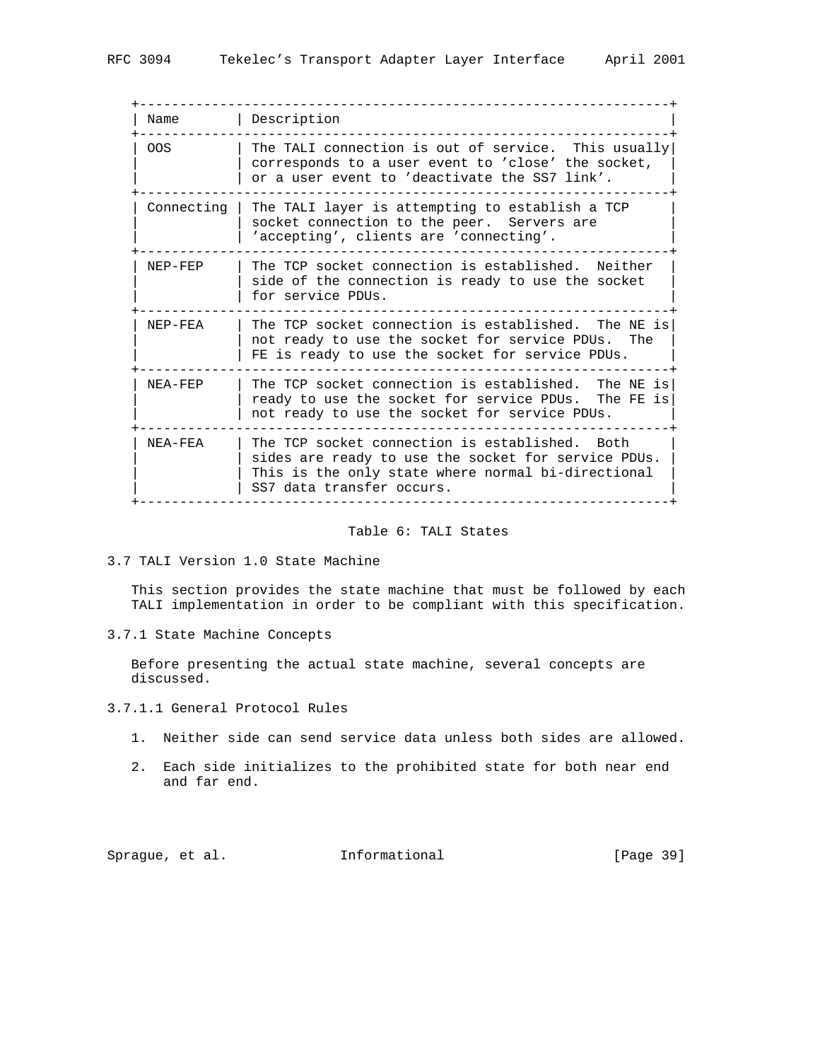| Name | Description |
|---|---|
| OOS | The TALI connection is out of service. This usually corresponds to a user event to 'close' the socket, or a user event to 'deactivate the SS7 link'. |
| Connecting | The TALI layer is attempting to establish a TCP socket connection to the peer. Servers are 'accepting', clients are 'connecting'. |
| NEP-FEP | The TCP socket connection is established. Neither side of the connection is ready to use the socket for service PDUs. |
| NEP-FEA | The TCP socket connection is established. The NE is not ready to use the socket for service PDUs. The FE is ready to use the socket for service PDUs. |
| NEA-FEP | The TCP socket connection is established. The NE is ready to use the socket for service PDUs. The FE is not ready to use the socket for service PDUs. |
| NEA-FEA | The TCP socket connection is established. Both sides are ready to use the socket for service PDUs. This is the only state where normal bi-directional SS7 data transfer occurs. |

Table 6: TALI States

### 3.7 TALI Version 1.0 State Machine

This section provides the state machine that must be followed by each TALI implementation in order to be compliant with this specification.

#### 3.7.1 State Machine Concepts

Before presenting the actual state machine, several concepts are discussed.

##### 3.7.1.1 General Protocol Rules

1. Neither side can send service data unless both sides are allowed.

2. Each side initializes to the prohibited state for both near end and far end.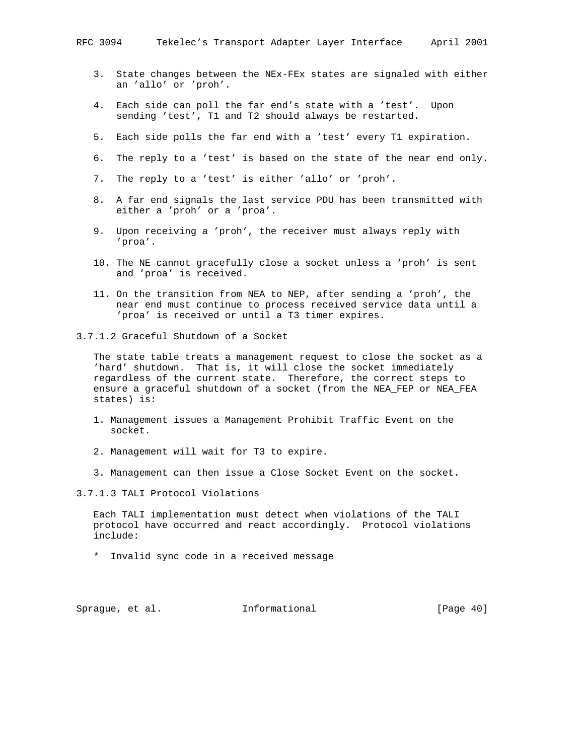3. State changes between the NEx-FEx states are signaled with either an 'allo' or 'proh'.

4. Each side can poll the far end's state with a 'test'. Upon sending 'test', T1 and T2 should always be restarted.

5. Each side polls the far end with a 'test' every T1 expiration.

6. The reply to a 'test' is based on the state of the near end only.

7. The reply to a 'test' is either 'allo' or 'proh'.

8. A far end signals the last service PDU has been transmitted with either a 'proh' or a 'proa'.

9. Upon receiving a 'proh', the receiver must always reply with 'proa'.

10. The NE cannot gracefully close a socket unless a 'proh' is sent and 'proa' is received.

11. On the transition from NEA to NEP, after sending a 'proh', the near end must continue to process received service data until a 'proa' is received or until a T3 timer expires.

#### 3.7.1.2 Graceful Shutdown of a Socket

The state table treats a management request to close the socket as a 'hard' shutdown. That is, it will close the socket immediately regardless of the current state. Therefore, the correct steps to ensure a graceful shutdown of a socket (from the NEA_FEP or NEA_FEA states) is:

1. Management issues a Management Prohibit Traffic Event on the socket.

2. Management will wait for T3 to expire.

3. Management can then issue a Close Socket Event on the socket.

#### 3.7.1.3 TALI Protocol Violations

Each TALI implementation must detect when violations of the TALI protocol have occurred and react accordingly. Protocol violations include:

* Invalid sync code in a received message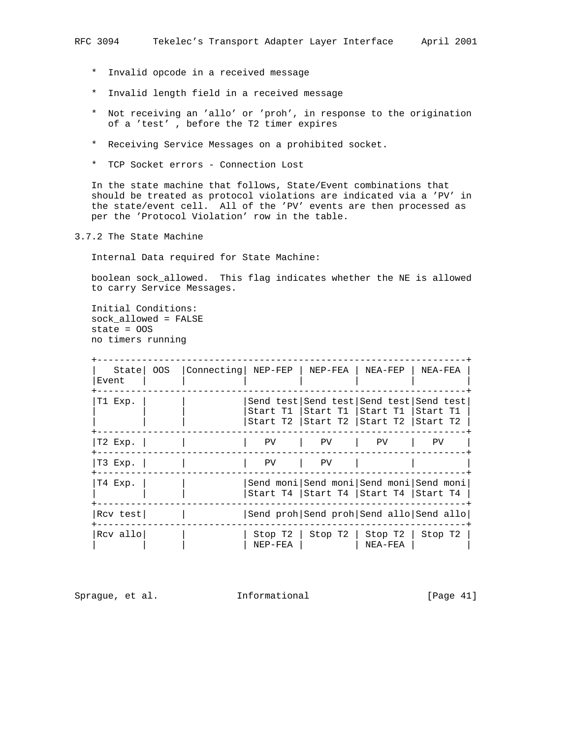* Invalid opcode in a received message

* Invalid length field in a received message

* Not receiving an 'allo' or 'proh', in response to the origination of a 'test' , before the T2 timer expires

* Receiving Service Messages on a prohibited socket.

* TCP Socket errors - Connection Lost

In the state machine that follows, State/Event combinations that should be treated as protocol violations are indicated via a 'PV' in the state/event cell. All of the 'PV' events are then processed as per the 'Protocol Violation' row in the table.

### 3.7.2 The State Machine

Internal Data required for State Machine:

boolean sock_allowed. This flag indicates whether the NE is allowed to carry Service Messages.

Initial Conditions:
sock_allowed = FALSE
state = OOS
no timers running

| State / Event | OOS | Connecting | NEP-FEP | NEP-FEA | NEA-FEP | NEA-FEA |
|---|---|---|---|---|---|---|
| T1 Exp. | | | Send test<br>Start T1<br>Start T2 | Send test<br>Start T1<br>Start T2 | Send test<br>Start T1<br>Start T2 | Send test<br>Start T1<br>Start T2 |
| T2 Exp. | | | PV | PV | PV | PV |
| T3 Exp. | | | PV | PV | | |
| T4 Exp. | | | Send moni<br>Start T4 | Send moni<br>Start T4 | Send moni<br>Start T4 | Send moni<br>Start T4 |
| Rcv test | | | Send proh | Send proh | Send allo | Send allo |
| Rcv allo | | | Stop T2<br>NEP-FEA | Stop T2 | Stop T2<br>NEA-FEA | Stop T2 |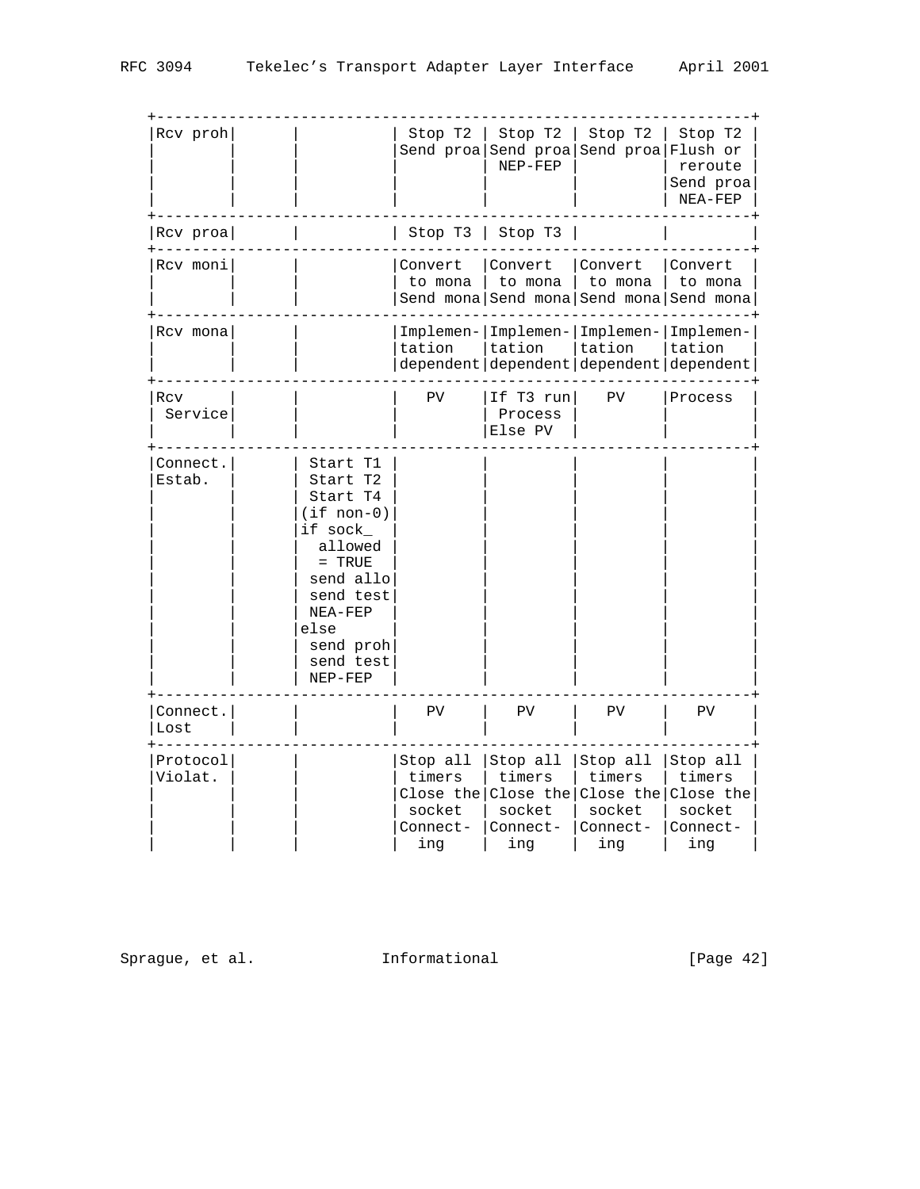| | | | | | | |
|---|---|---|---|---|---|---|
| Rcv proh | | | Stop T2 Send proa | Stop T2 Send proa NEP-FEP | Stop T2 Send proa | Stop T2 Flush or reroute Send proa NEA-FEP |
| Rcv proa | | | Stop T3 | Stop T3 | | |
| Rcv moni | | | Convert to mona Send mona | Convert to mona Send mona | Convert to mona Send mona | Convert to mona Send mona |
| Rcv mona | | | Implementation dependent | Implementation dependent | Implementation dependent | Implementation dependent |
| Rcv Service | | | PV | If T3 run Process Else PV | PV | Process |
| Connect. Estab. | | Start T1 Start T2 Start T4 (if non-0) if sock_ allowed = TRUE send allo send test NEA-FEP else send proh send test NEP-FEP | | | | |
| Connect. Lost | | | PV | PV | PV | PV |
| Protocol Violat. | | | Stop all timers Close the socket Connecting | Stop all timers Close the socket Connecting | Stop all timers Close the socket Connecting | Stop all timers Close the socket Connecting |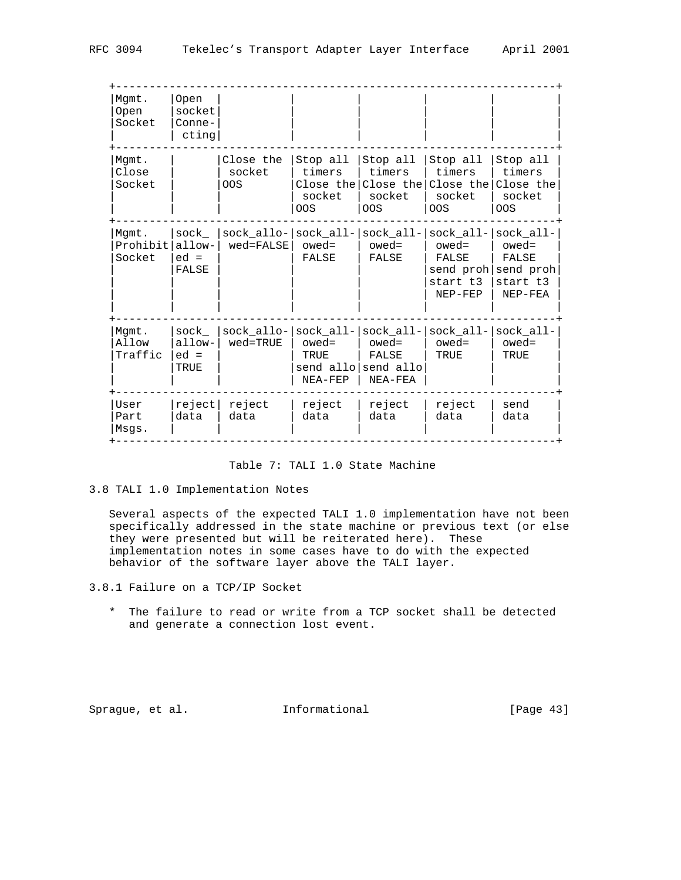| | | | | | | | |
|---|---|---|---|---|---|---|---|
| Mgmt. Open Socket | Open socket Connecting | | | | | | |
| Mgmt. Close Socket | | Close the socket OOS | Stop all timers Close the socket OOS | Stop all timers Close the socket OOS | Stop all timers Close the socket OOS | Stop all timers Close the socket OOS |
| Mgmt. Prohibit Socket | sock_allowed = FALSE | sock_allowed=FALSE | sock_allowed= FALSE | sock_allowed= FALSE | sock_allowed= FALSE send proh start t3 NEP-FEP | sock_allowed= FALSE send proh start t3 NEP-FEA |
| Mgmt. Allow Traffic | sock_allowed = TRUE | sock_allowed=TRUE | sock_allowed= TRUE send allo NEA-FEP | sock_allowed= FALSE send allo NEA-FEA | sock_allowed= TRUE | sock_allowed= TRUE |
| User Part Msgs. | reject data | reject data | reject data | reject data | reject data | send data |

Table 7: TALI 1.0 State Machine

### 3.8 TALI 1.0 Implementation Notes

Several aspects of the expected TALI 1.0 implementation have not been specifically addressed in the state machine or previous text (or else they were presented but will be reiterated here). These implementation notes in some cases have to do with the expected behavior of the software layer above the TALI layer.

#### 3.8.1 Failure on a TCP/IP Socket

* The failure to read or write from a TCP socket shall be detected and generate a connection lost event.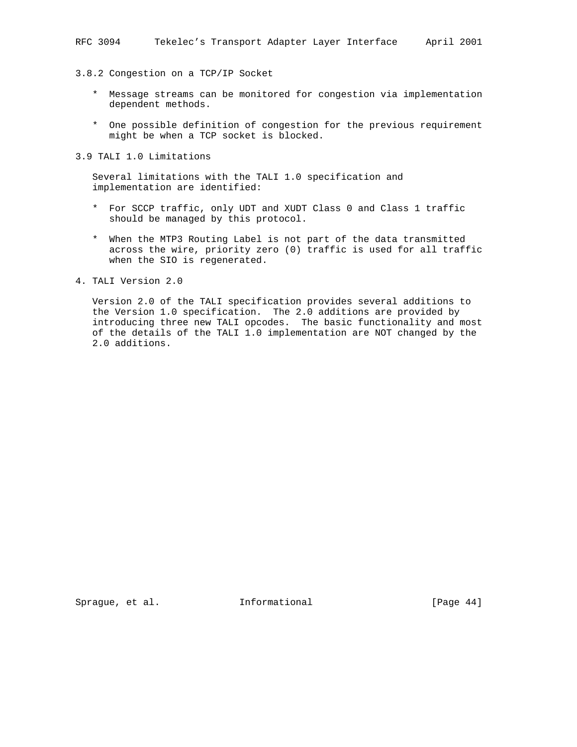### 3.8.2 Congestion on a TCP/IP Socket

* Message streams can be monitored for congestion via implementation dependent methods.

* One possible definition of congestion for the previous requirement might be when a TCP socket is blocked.

## 3.9 TALI 1.0 Limitations

Several limitations with the TALI 1.0 specification and implementation are identified:

* For SCCP traffic, only UDT and XUDT Class 0 and Class 1 traffic should be managed by this protocol.

* When the MTP3 Routing Label is not part of the data transmitted across the wire, priority zero (0) traffic is used for all traffic when the SIO is regenerated.

# 4. TALI Version 2.0

Version 2.0 of the TALI specification provides several additions to the Version 1.0 specification. The 2.0 additions are provided by introducing three new TALI opcodes. The basic functionality and most of the details of the TALI 1.0 implementation are NOT changed by the 2.0 additions.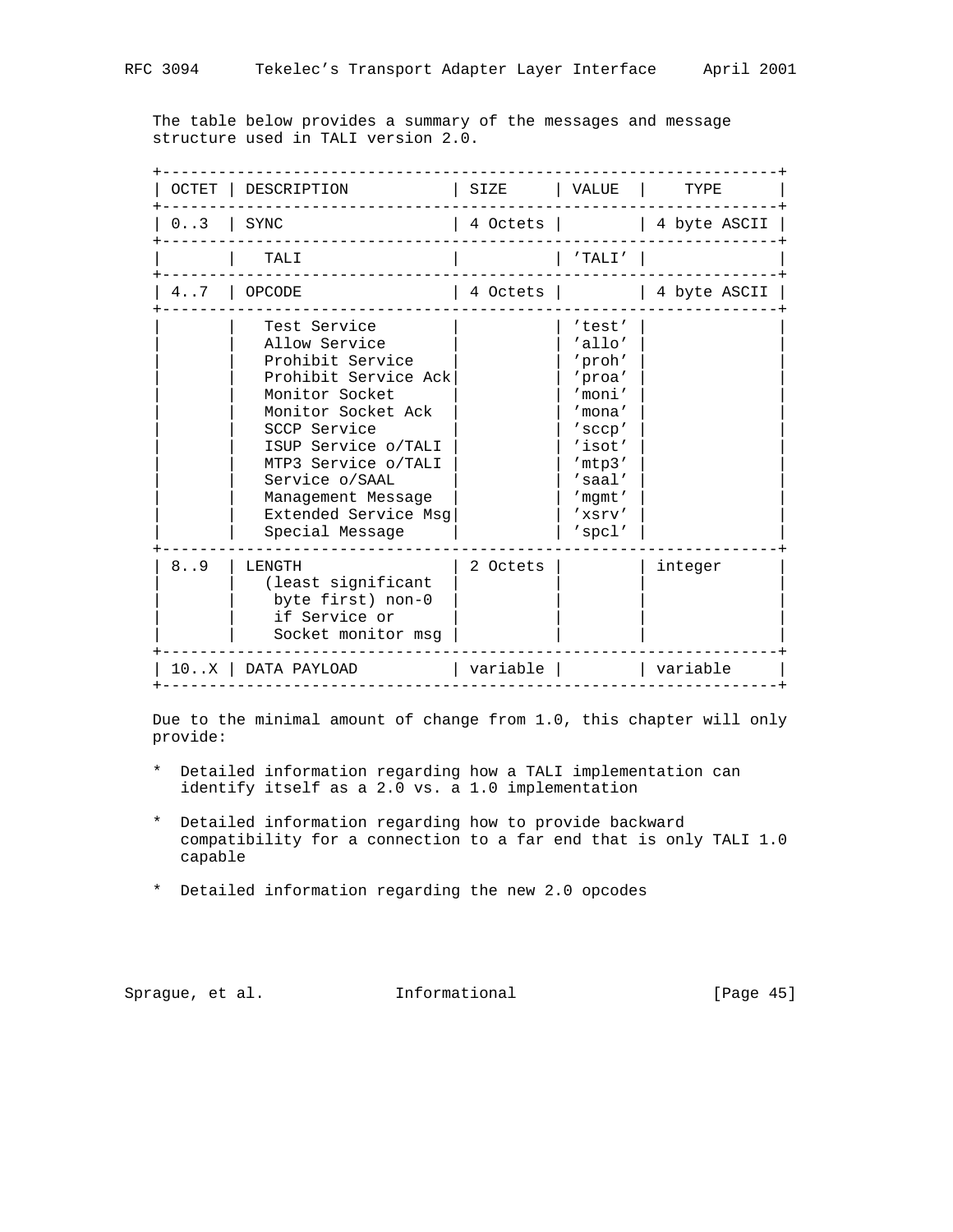The table below provides a summary of the messages and message structure used in TALI version 2.0.

| OCTET | DESCRIPTION | SIZE | VALUE | TYPE |
|---|---|---|---|---|
| 0..3 | SYNC | 4 Octets | | 4 byte ASCII |
| | TALI | | 'TALI' | |
| 4..7 | OPCODE | 4 Octets | | 4 byte ASCII |
| | Test Service<br>Allow Service<br>Prohibit Service<br>Prohibit Service Ack<br>Monitor Socket<br>Monitor Socket Ack<br>SCCP Service<br>ISUP Service o/TALI<br>MTP3 Service o/TALI<br>Service o/SAAL<br>Management Message<br>Extended Service Msg<br>Special Message | | 'test'<br>'allo'<br>'proh'<br>'proa'<br>'moni'<br>'mona'<br>'sccp'<br>'isot'<br>'mtp3'<br>'saal'<br>'mgmt'<br>'xsrv'<br>'spcl' | |
| 8..9 | LENGTH (least significant byte first) non-0 if Service or Socket monitor msg | 2 Octets | | integer |
| 10..X | DATA PAYLOAD | variable | | variable |

Due to the minimal amount of change from 1.0, this chapter will only provide:

* Detailed information regarding how a TALI implementation can identify itself as a 2.0 vs. a 1.0 implementation

* Detailed information regarding how to provide backward compatibility for a connection to a far end that is only TALI 1.0 capable

* Detailed information regarding the new 2.0 opcodes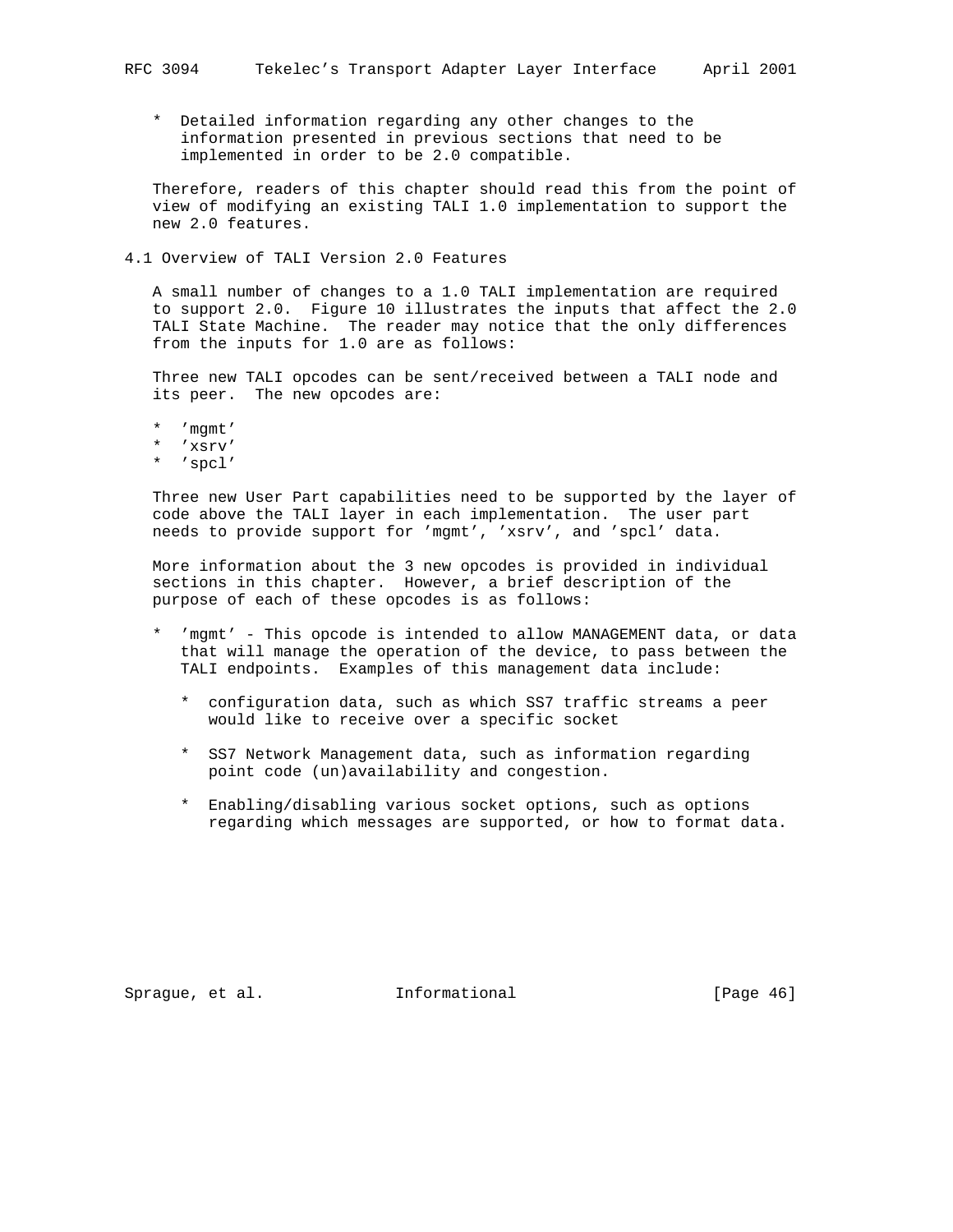* Detailed information regarding any other changes to the information presented in previous sections that need to be implemented in order to be 2.0 compatible.

Therefore, readers of this chapter should read this from the point of view of modifying an existing TALI 1.0 implementation to support the new 2.0 features.

## 4.1 Overview of TALI Version 2.0 Features

A small number of changes to a 1.0 TALI implementation are required to support 2.0. Figure 10 illustrates the inputs that affect the 2.0 TALI State Machine. The reader may notice that the only differences from the inputs for 1.0 are as follows:

Three new TALI opcodes can be sent/received between a TALI node and its peer. The new opcodes are:

* 'mgmt'
* 'xsrv'
* 'spcl'

Three new User Part capabilities need to be supported by the layer of code above the TALI layer in each implementation. The user part needs to provide support for 'mgmt', 'xsrv', and 'spcl' data.

More information about the 3 new opcodes is provided in individual sections in this chapter. However, a brief description of the purpose of each of these opcodes is as follows:

* 'mgmt' - This opcode is intended to allow MANAGEMENT data, or data that will manage the operation of the device, to pass between the TALI endpoints. Examples of this management data include:

  * configuration data, such as which SS7 traffic streams a peer would like to receive over a specific socket

  * SS7 Network Management data, such as information regarding point code (un)availability and congestion.

  * Enabling/disabling various socket options, such as options regarding which messages are supported, or how to format data.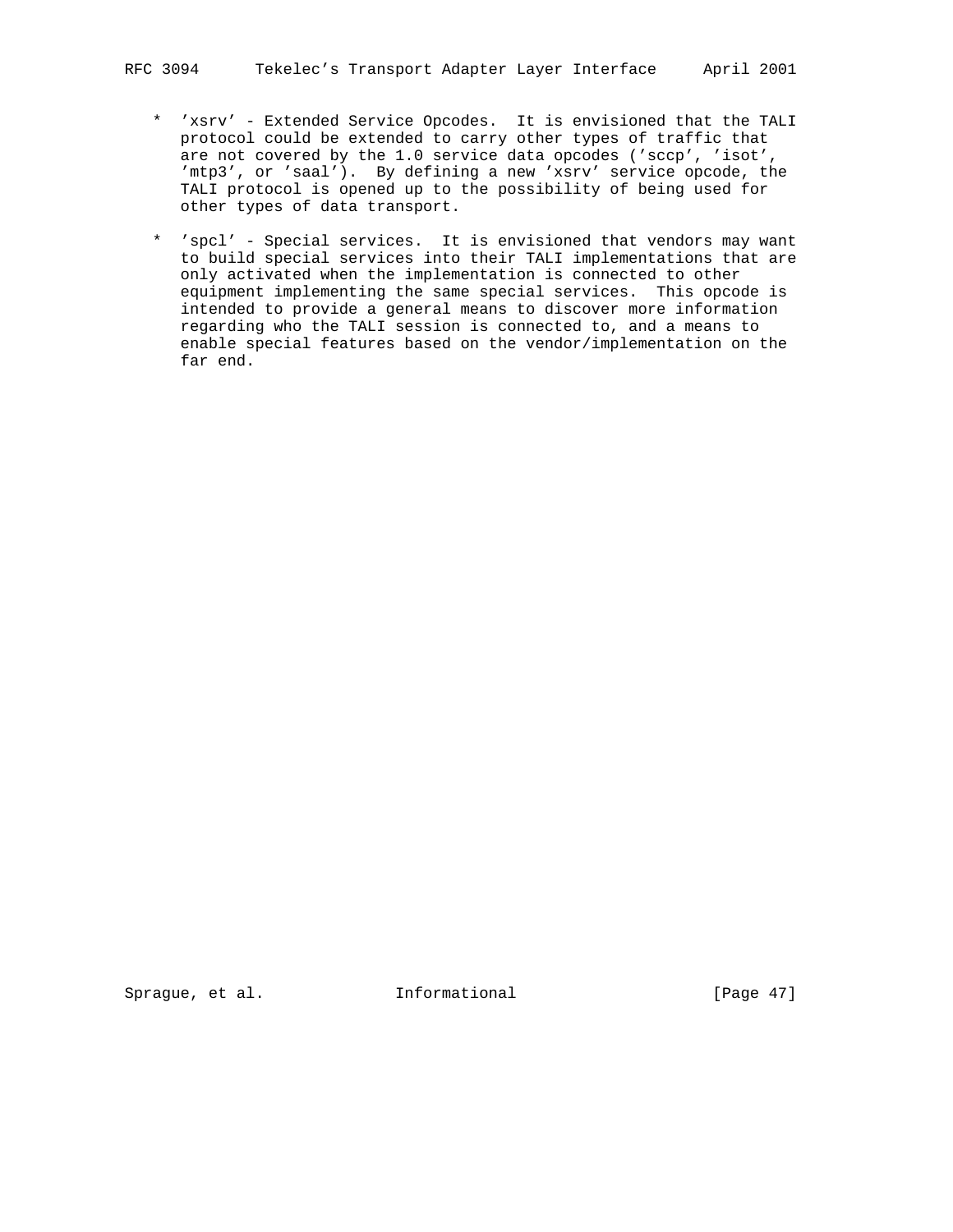* 'xsrv' - Extended Service Opcodes. It is envisioned that the TALI protocol could be extended to carry other types of traffic that are not covered by the 1.0 service data opcodes ('sccp', 'isot', 'mtp3', or 'saal'). By defining a new 'xsrv' service opcode, the TALI protocol is opened up to the possibility of being used for other types of data transport.

* 'spcl' - Special services. It is envisioned that vendors may want to build special services into their TALI implementations that are only activated when the implementation is connected to other equipment implementing the same special services. This opcode is intended to provide a general means to discover more information regarding who the TALI session is connected to, and a means to enable special features based on the vendor/implementation on the far end.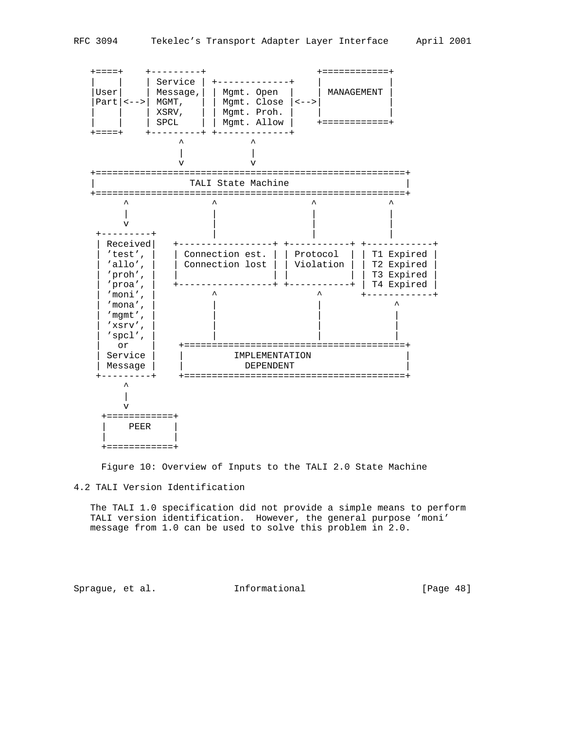```
   +====+    +---------+                    +============+
   |    |    | Service | +-------------+    |            |
   |User|    | Message,| | Mgmt. Open  |    | MANAGEMENT |
   |Part|<-->| MGMT,   | | Mgmt. Close |<-->|            |
   |    |    | XSRV,   | | Mgmt. Proh. |    |            |
   |    |    | SPCL    | | Mgmt. Allow |    +============+
   +====+    +---------+ +-------------+
                  ^            ^
                  |            |
                  v            v
   +=========================================================+
   |                 TALI State Machine                      |
   +=========================================================+
         ^              ^                 ^            ^
         |              |                 |            |
         v              |                 |            |
    +---------+         |                 |            |
    | Received|   +-----------------+ +-----------+ +------------+
    | 'test', |   | Connection est. | | Protocol  | | T1 Expired |
    | 'allo', |   | Connection lost | | Violation | | T2 Expired |
    | 'proh', |   |                 | |           | | T3 Expired |
    | 'proa', |   +-----------------+ +-----------+ | T4 Expired |
    | 'moni', |           ^                 ^       +------------+
    | 'mona', |           |                 |            ^
    | 'mgmt', |           |                 |            |
    | 'xsrv', |           |                 |            |
    | 'spcl', |           |                 |            |
    |   or    |    +=========================================+
    | Service |    |         IMPLEMENTATION                  |
    | Message |    |           DEPENDENT                     |
    +---------+    +=========================================+
         ^
         |
         v
     +============+
     |    PEER    |
     |            |
     +============+
```

Figure 10: Overview of Inputs to the TALI 2.0 State Machine

## 4.2 TALI Version Identification

The TALI 1.0 specification did not provide a simple means to perform TALI version identification. However, the general purpose 'moni' message from 1.0 can be used to solve this problem in 2.0.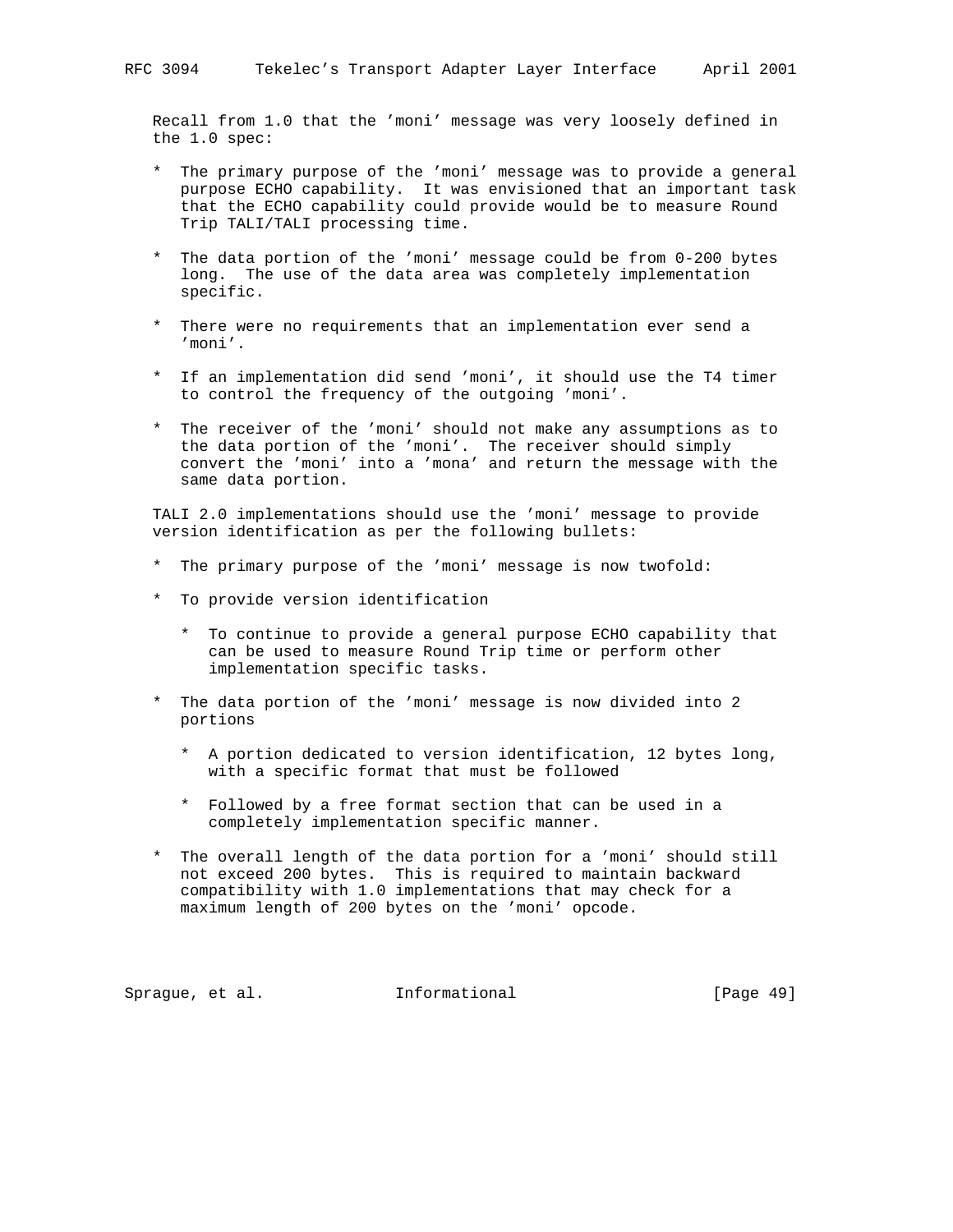Recall from 1.0 that the 'moni' message was very loosely defined in the 1.0 spec:

* The primary purpose of the 'moni' message was to provide a general purpose ECHO capability. It was envisioned that an important task that the ECHO capability could provide would be to measure Round Trip TALI/TALI processing time.

* The data portion of the 'moni' message could be from 0-200 bytes long. The use of the data area was completely implementation specific.

* There were no requirements that an implementation ever send a 'moni'.

* If an implementation did send 'moni', it should use the T4 timer to control the frequency of the outgoing 'moni'.

* The receiver of the 'moni' should not make any assumptions as to the data portion of the 'moni'. The receiver should simply convert the 'moni' into a 'mona' and return the message with the same data portion.

TALI 2.0 implementations should use the 'moni' message to provide version identification as per the following bullets:

* The primary purpose of the 'moni' message is now twofold:

* To provide version identification

    * To continue to provide a general purpose ECHO capability that can be used to measure Round Trip time or perform other implementation specific tasks.

* The data portion of the 'moni' message is now divided into 2 portions

    * A portion dedicated to version identification, 12 bytes long, with a specific format that must be followed

    * Followed by a free format section that can be used in a completely implementation specific manner.

* The overall length of the data portion for a 'moni' should still not exceed 200 bytes. This is required to maintain backward compatibility with 1.0 implementations that may check for a maximum length of 200 bytes on the 'moni' opcode.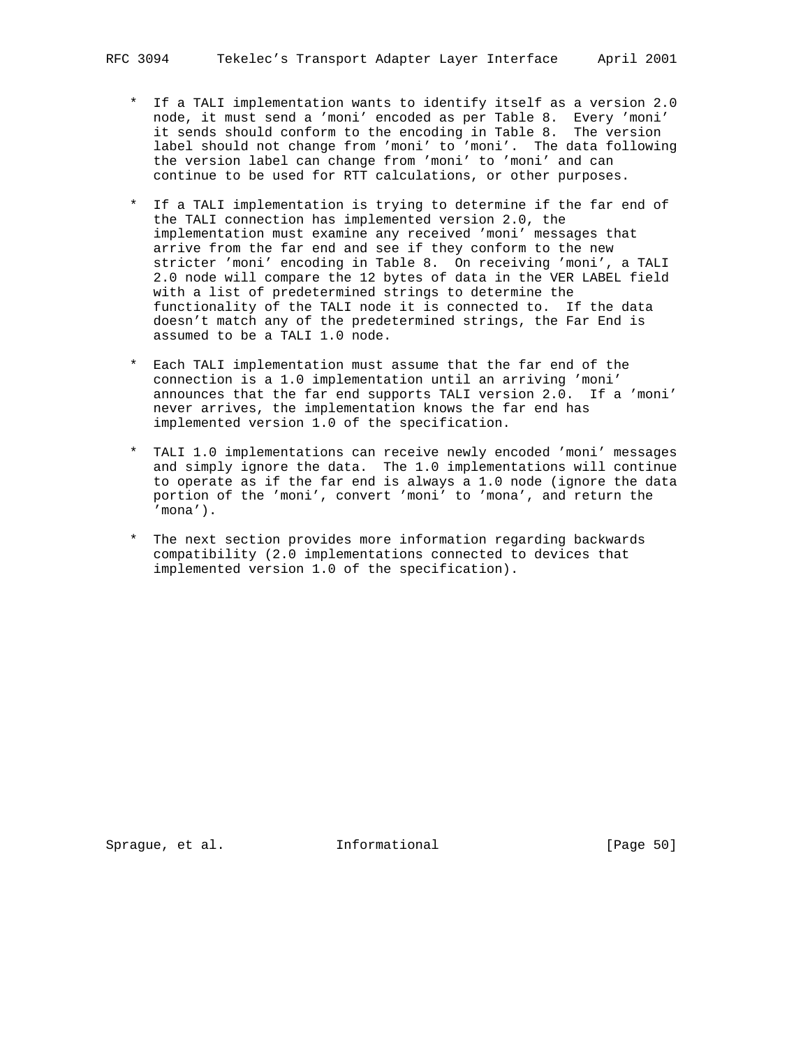- If a TALI implementation wants to identify itself as a version 2.0 node, it must send a 'moni' encoded as per Table 8. Every 'moni' it sends should conform to the encoding in Table 8. The version label should not change from 'moni' to 'moni'. The data following the version label can change from 'moni' to 'moni' and can continue to be used for RTT calculations, or other purposes.

- If a TALI implementation is trying to determine if the far end of the TALI connection has implemented version 2.0, the implementation must examine any received 'moni' messages that arrive from the far end and see if they conform to the new stricter 'moni' encoding in Table 8. On receiving 'moni', a TALI 2.0 node will compare the 12 bytes of data in the VER LABEL field with a list of predetermined strings to determine the functionality of the TALI node it is connected to. If the data doesn't match any of the predetermined strings, the Far End is assumed to be a TALI 1.0 node.

- Each TALI implementation must assume that the far end of the connection is a 1.0 implementation until an arriving 'moni' announces that the far end supports TALI version 2.0. If a 'moni' never arrives, the implementation knows the far end has implemented version 1.0 of the specification.

- TALI 1.0 implementations can receive newly encoded 'moni' messages and simply ignore the data. The 1.0 implementations will continue to operate as if the far end is always a 1.0 node (ignore the data portion of the 'moni', convert 'moni' to 'mona', and return the 'mona').

- The next section provides more information regarding backwards compatibility (2.0 implementations connected to devices that implemented version 1.0 of the specification).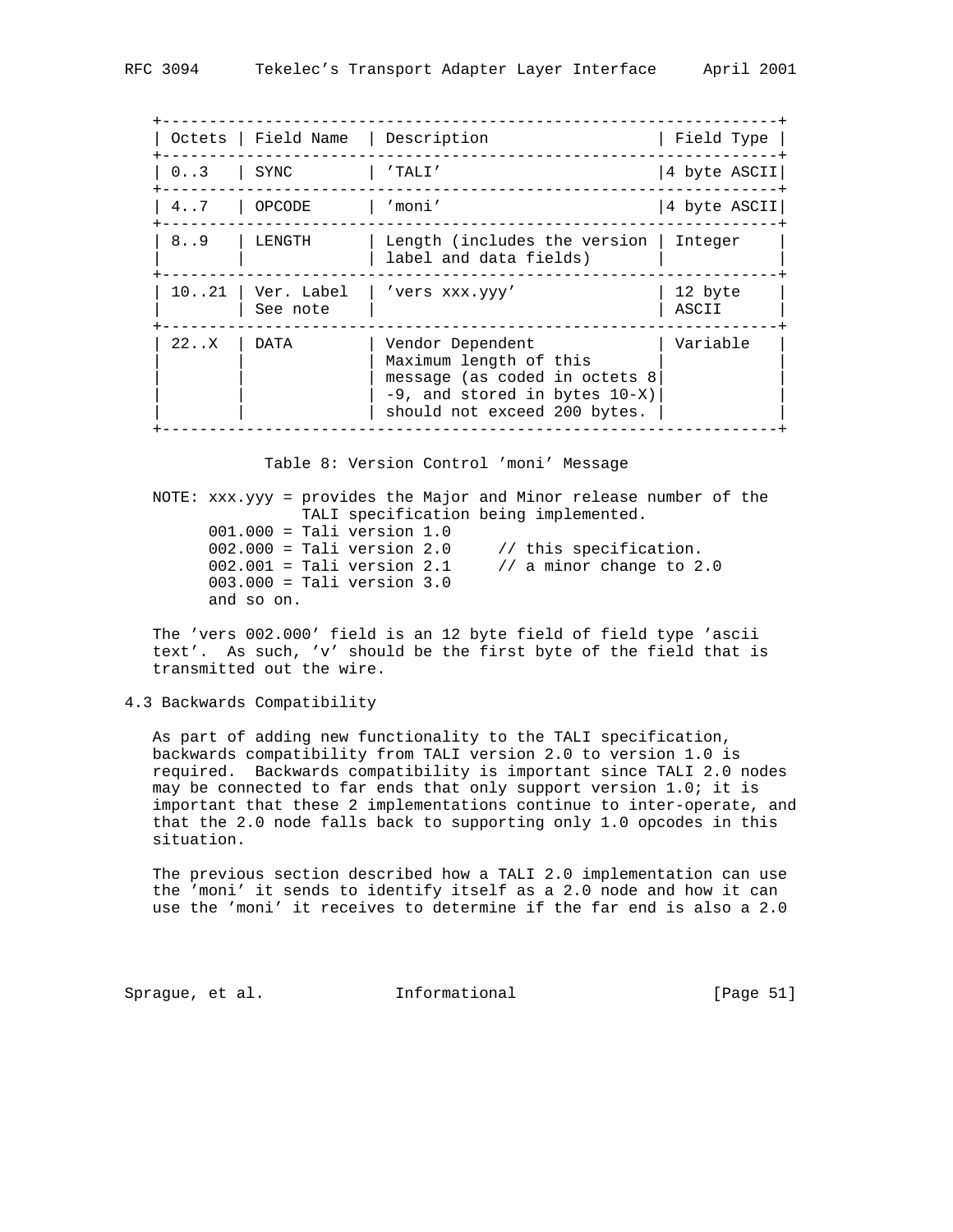| Octets | Field Name | Description | Field Type |
|---|---|---|---|
| 0..3 | SYNC | 'TALI' | 4 byte ASCII |
| 4..7 | OPCODE | 'moni' | 4 byte ASCII |
| 8..9 | LENGTH | Length (includes the version label and data fields) | Integer |
| 10..21 | Ver. Label See note | 'vers xxx.yyy' | 12 byte ASCII |
| 22..X | DATA | Vendor Dependent Maximum length of this message (as coded in octets 8-9, and stored in bytes 10-X) should not exceed 200 bytes. | Variable |

Table 8: Version Control 'moni' Message

```
NOTE: xxx.yyy = provides the Major and Minor release number of the
                TALI specification being implemented.
      001.000 = Tali version 1.0
      002.000 = Tali version 2.0     // this specification.
      002.001 = Tali version 2.1     // a minor change to 2.0
      003.000 = Tali version 3.0
      and so on.
```

The 'vers 002.000' field is an 12 byte field of field type 'ascii text'. As such, 'v' should be the first byte of the field that is transmitted out the wire.

## 4.3 Backwards Compatibility

As part of adding new functionality to the TALI specification, backwards compatibility from TALI version 2.0 to version 1.0 is required. Backwards compatibility is important since TALI 2.0 nodes may be connected to far ends that only support version 1.0; it is important that these 2 implementations continue to inter-operate, and that the 2.0 node falls back to supporting only 1.0 opcodes in this situation.

The previous section described how a TALI 2.0 implementation can use the 'moni' it sends to identify itself as a 2.0 node and how it can use the 'moni' it receives to determine if the far end is also a 2.0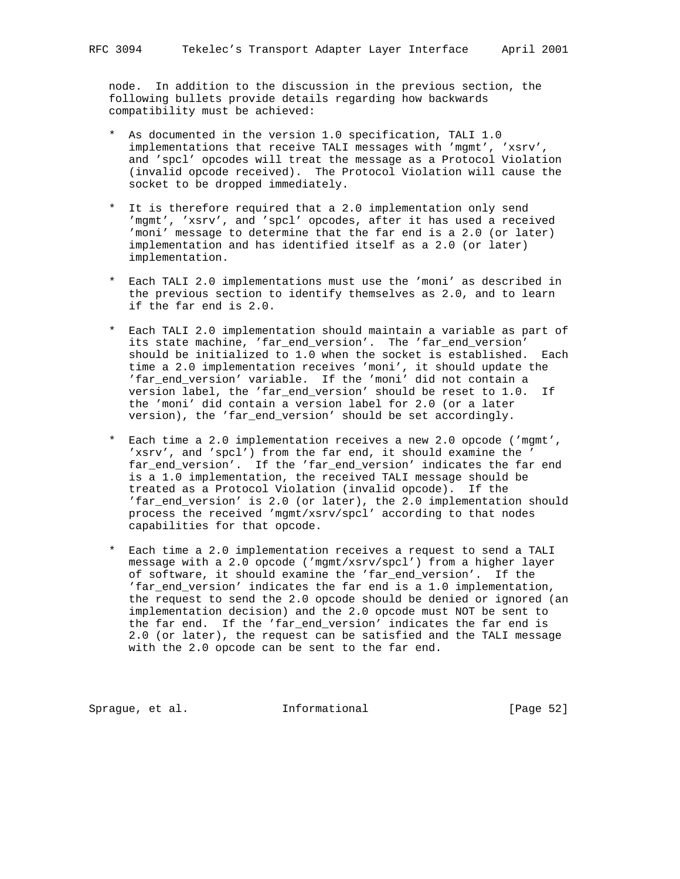node. In addition to the discussion in the previous section, the following bullets provide details regarding how backwards compatibility must be achieved:

* As documented in the version 1.0 specification, TALI 1.0 implementations that receive TALI messages with 'mgmt', 'xsrv', and 'spcl' opcodes will treat the message as a Protocol Violation (invalid opcode received). The Protocol Violation will cause the socket to be dropped immediately.

* It is therefore required that a 2.0 implementation only send 'mgmt', 'xsrv', and 'spcl' opcodes, after it has used a received 'moni' message to determine that the far end is a 2.0 (or later) implementation and has identified itself as a 2.0 (or later) implementation.

* Each TALI 2.0 implementations must use the 'moni' as described in the previous section to identify themselves as 2.0, and to learn if the far end is 2.0.

* Each TALI 2.0 implementation should maintain a variable as part of its state machine, 'far_end_version'. The 'far_end_version' should be initialized to 1.0 when the socket is established. Each time a 2.0 implementation receives 'moni', it should update the 'far_end_version' variable. If the 'moni' did not contain a version label, the 'far_end_version' should be reset to 1.0. If the 'moni' did contain a version label for 2.0 (or a later version), the 'far_end_version' should be set accordingly.

* Each time a 2.0 implementation receives a new 2.0 opcode ('mgmt', 'xsrv', and 'spcl') from the far end, it should examine the ' far_end_version'. If the 'far_end_version' indicates the far end is a 1.0 implementation, the received TALI message should be treated as a Protocol Violation (invalid opcode). If the 'far_end_version' is 2.0 (or later), the 2.0 implementation should process the received 'mgmt/xsrv/spcl' according to that nodes capabilities for that opcode.

* Each time a 2.0 implementation receives a request to send a TALI message with a 2.0 opcode ('mgmt/xsrv/spcl') from a higher layer of software, it should examine the 'far_end_version'. If the 'far_end_version' indicates the far end is a 1.0 implementation, the request to send the 2.0 opcode should be denied or ignored (an implementation decision) and the 2.0 opcode must NOT be sent to the far end. If the 'far_end_version' indicates the far end is 2.0 (or later), the request can be satisfied and the TALI message with the 2.0 opcode can be sent to the far end.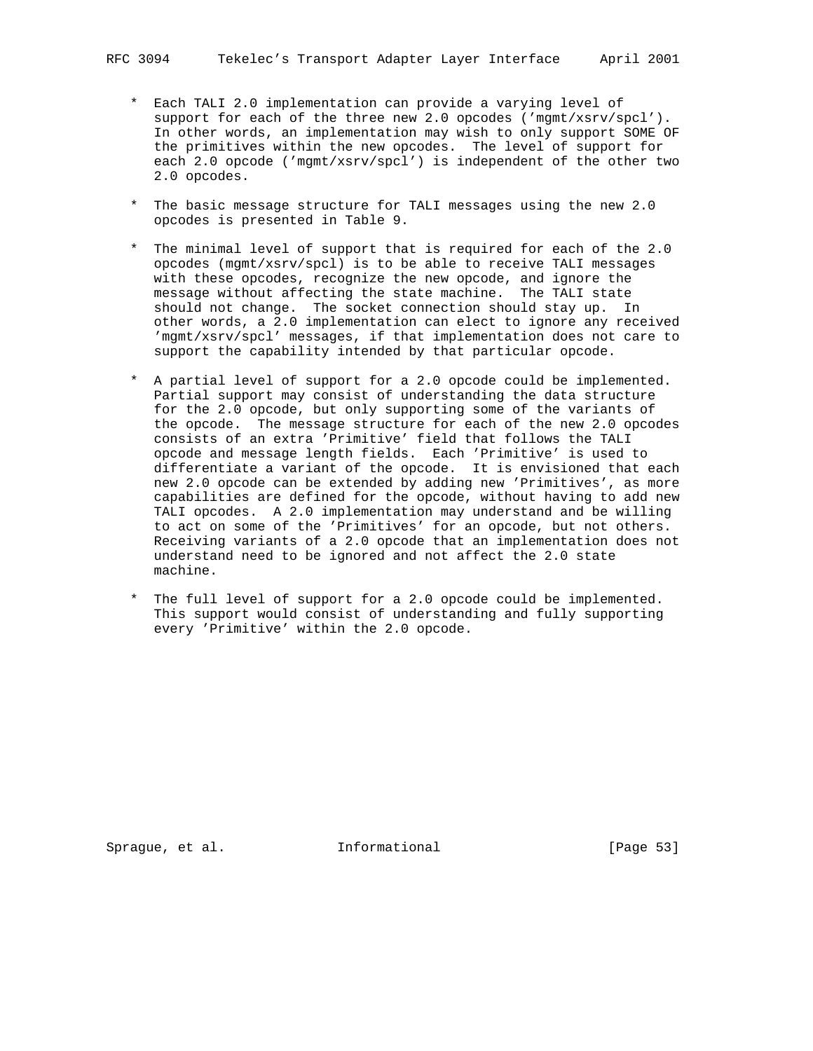* Each TALI 2.0 implementation can provide a varying level of support for each of the three new 2.0 opcodes ('mgmt/xsrv/spcl'). In other words, an implementation may wish to only support SOME OF the primitives within the new opcodes. The level of support for each 2.0 opcode ('mgmt/xsrv/spcl') is independent of the other two 2.0 opcodes.

* The basic message structure for TALI messages using the new 2.0 opcodes is presented in Table 9.

* The minimal level of support that is required for each of the 2.0 opcodes (mgmt/xsrv/spcl) is to be able to receive TALI messages with these opcodes, recognize the new opcode, and ignore the message without affecting the state machine. The TALI state should not change. The socket connection should stay up. In other words, a 2.0 implementation can elect to ignore any received 'mgmt/xsrv/spcl' messages, if that implementation does not care to support the capability intended by that particular opcode.

* A partial level of support for a 2.0 opcode could be implemented. Partial support may consist of understanding the data structure for the 2.0 opcode, but only supporting some of the variants of the opcode. The message structure for each of the new 2.0 opcodes consists of an extra 'Primitive' field that follows the TALI opcode and message length fields. Each 'Primitive' is used to differentiate a variant of the opcode. It is envisioned that each new 2.0 opcode can be extended by adding new 'Primitives', as more capabilities are defined for the opcode, without having to add new TALI opcodes. A 2.0 implementation may understand and be willing to act on some of the 'Primitives' for an opcode, but not others. Receiving variants of a 2.0 opcode that an implementation does not understand need to be ignored and not affect the 2.0 state machine.

* The full level of support for a 2.0 opcode could be implemented. This support would consist of understanding and fully supporting every 'Primitive' within the 2.0 opcode.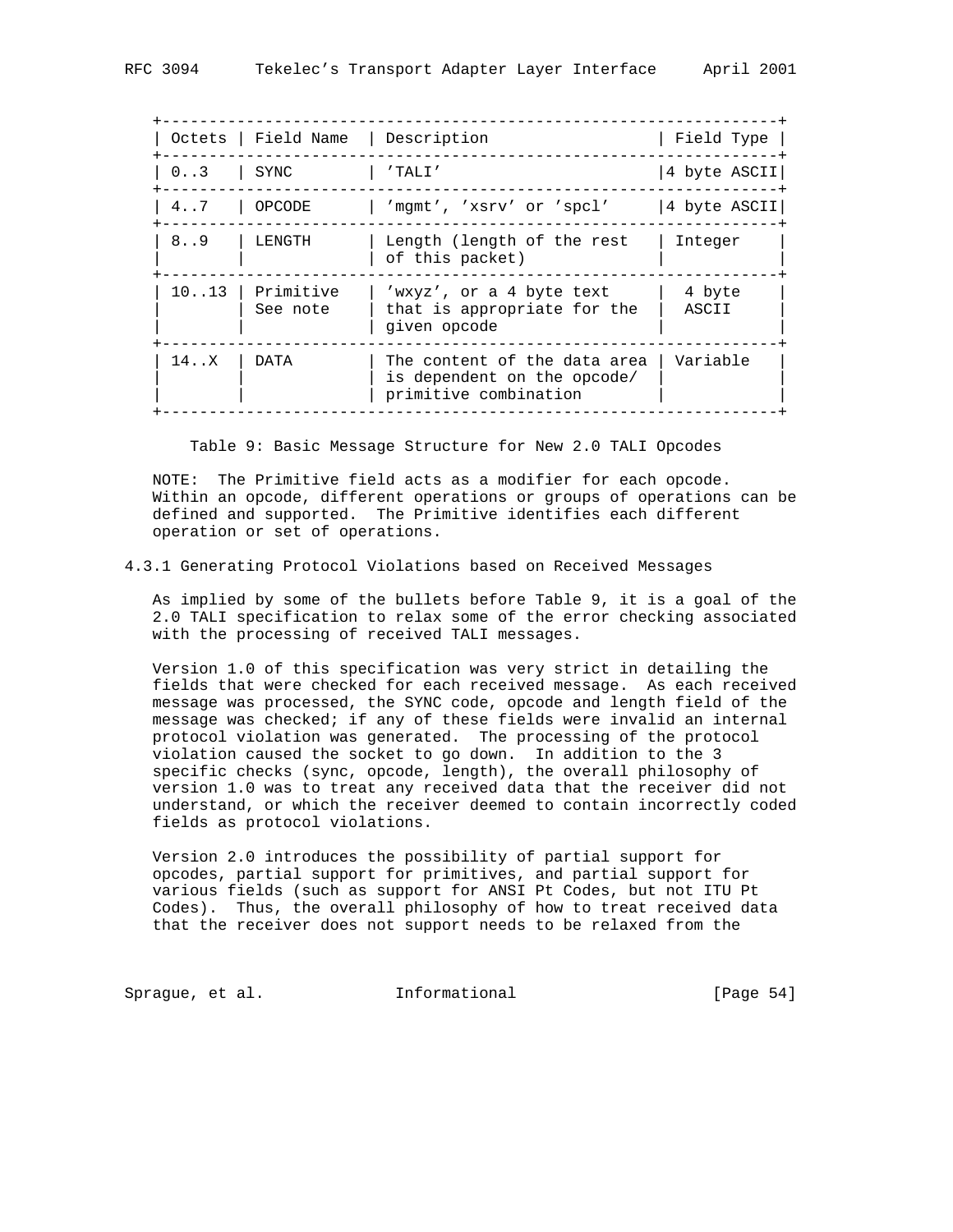| Octets | Field Name | Description | Field Type |
|---|---|---|---|
| 0..3 | SYNC | 'TALI' | 4 byte ASCII |
| 4..7 | OPCODE | 'mgmt', 'xsrv' or 'spcl' | 4 byte ASCII |
| 8..9 | LENGTH | Length (length of the rest of this packet) | Integer |
| 10..13 | Primitive See note | 'wxyz', or a 4 byte text that is appropriate for the given opcode | 4 byte ASCII |
| 14..X | DATA | The content of the data area is dependent on the opcode/ primitive combination | Variable |

Table 9: Basic Message Structure for New 2.0 TALI Opcodes

NOTE: The Primitive field acts as a modifier for each opcode. Within an opcode, different operations or groups of operations can be defined and supported. The Primitive identifies each different operation or set of operations.

### 4.3.1 Generating Protocol Violations based on Received Messages

As implied by some of the bullets before Table 9, it is a goal of the 2.0 TALI specification to relax some of the error checking associated with the processing of received TALI messages.

Version 1.0 of this specification was very strict in detailing the fields that were checked for each received message. As each received message was processed, the SYNC code, opcode and length field of the message was checked; if any of these fields were invalid an internal protocol violation was generated. The processing of the protocol violation caused the socket to go down. In addition to the 3 specific checks (sync, opcode, length), the overall philosophy of version 1.0 was to treat any received data that the receiver did not understand, or which the receiver deemed to contain incorrectly coded fields as protocol violations.

Version 2.0 introduces the possibility of partial support for opcodes, partial support for primitives, and partial support for various fields (such as support for ANSI Pt Codes, but not ITU Pt Codes). Thus, the overall philosophy of how to treat received data that the receiver does not support needs to be relaxed from the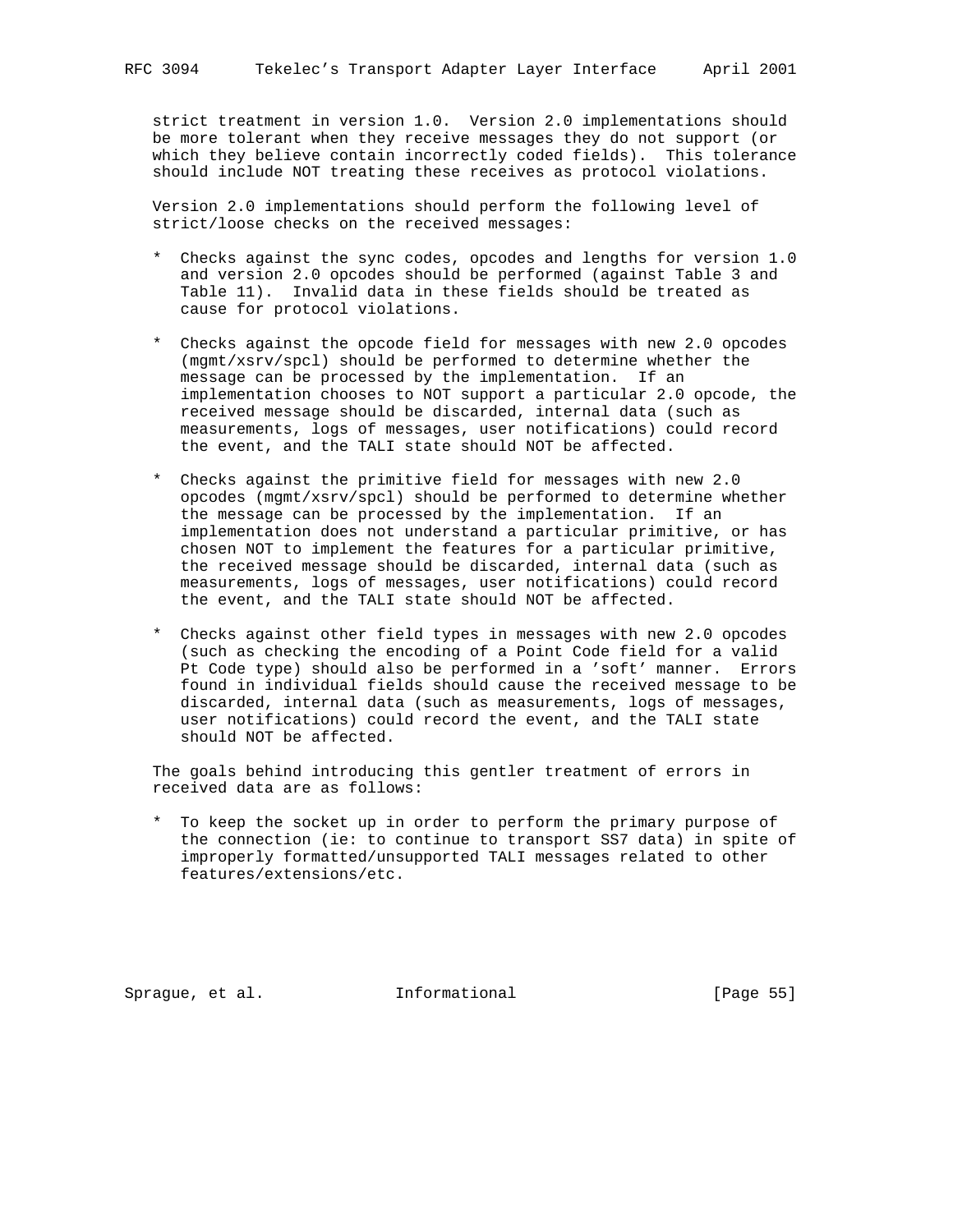strict treatment in version 1.0. Version 2.0 implementations should be more tolerant when they receive messages they do not support (or which they believe contain incorrectly coded fields). This tolerance should include NOT treating these receives as protocol violations.

Version 2.0 implementations should perform the following level of strict/loose checks on the received messages:

* Checks against the sync codes, opcodes and lengths for version 1.0 and version 2.0 opcodes should be performed (against Table 3 and Table 11). Invalid data in these fields should be treated as cause for protocol violations.

* Checks against the opcode field for messages with new 2.0 opcodes (mgmt/xsrv/spcl) should be performed to determine whether the message can be processed by the implementation. If an implementation chooses to NOT support a particular 2.0 opcode, the received message should be discarded, internal data (such as measurements, logs of messages, user notifications) could record the event, and the TALI state should NOT be affected.

* Checks against the primitive field for messages with new 2.0 opcodes (mgmt/xsrv/spcl) should be performed to determine whether the message can be processed by the implementation. If an implementation does not understand a particular primitive, or has chosen NOT to implement the features for a particular primitive, the received message should be discarded, internal data (such as measurements, logs of messages, user notifications) could record the event, and the TALI state should NOT be affected.

* Checks against other field types in messages with new 2.0 opcodes (such as checking the encoding of a Point Code field for a valid Pt Code type) should also be performed in a 'soft' manner. Errors found in individual fields should cause the received message to be discarded, internal data (such as measurements, logs of messages, user notifications) could record the event, and the TALI state should NOT be affected.

The goals behind introducing this gentler treatment of errors in received data are as follows:

* To keep the socket up in order to perform the primary purpose of the connection (ie: to continue to transport SS7 data) in spite of improperly formatted/unsupported TALI messages related to other features/extensions/etc.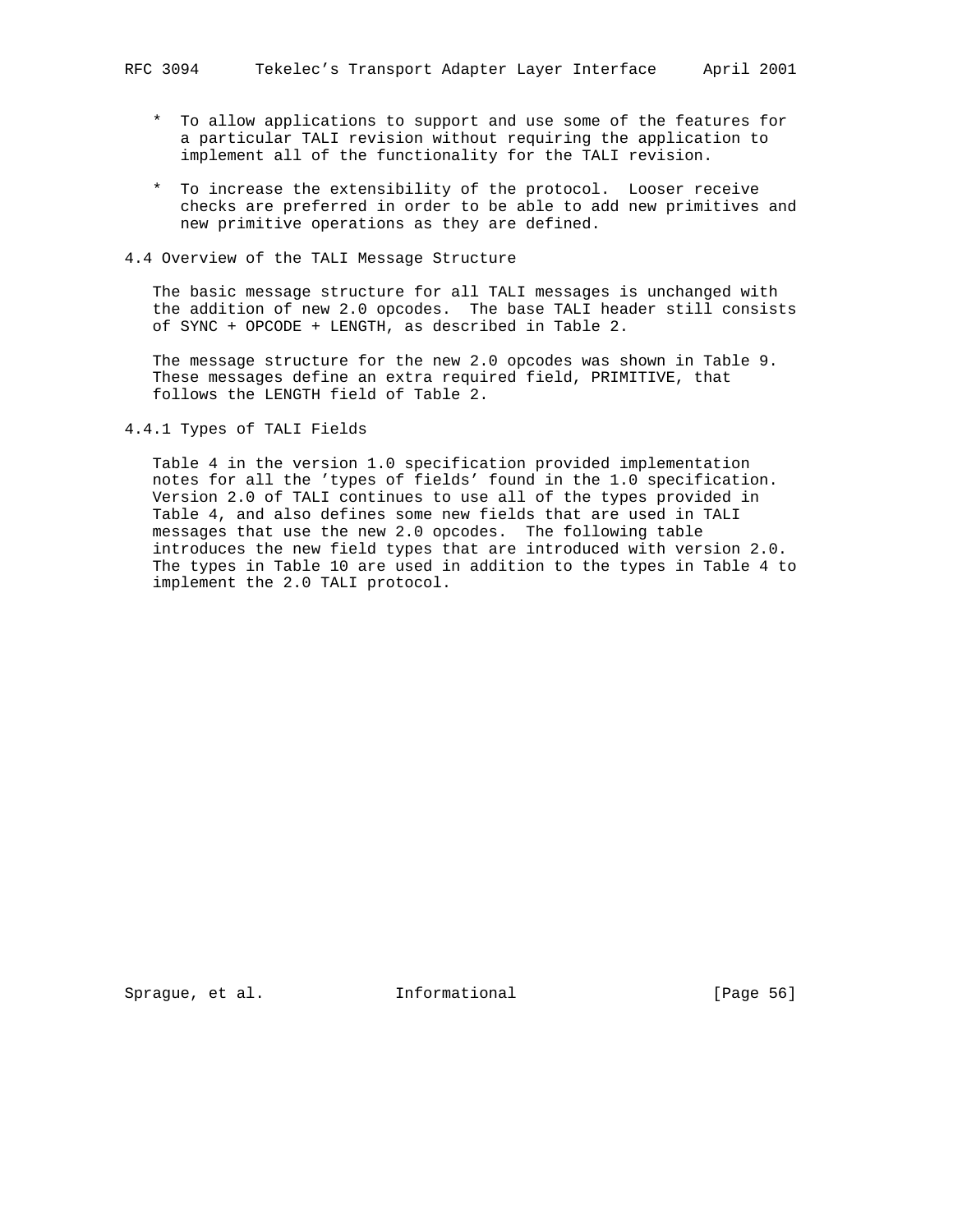* To allow applications to support and use some of the features for a particular TALI revision without requiring the application to implement all of the functionality for the TALI revision.

* To increase the extensibility of the protocol. Looser receive checks are preferred in order to be able to add new primitives and new primitive operations as they are defined.

### 4.4 Overview of the TALI Message Structure

The basic message structure for all TALI messages is unchanged with the addition of new 2.0 opcodes. The base TALI header still consists of SYNC + OPCODE + LENGTH, as described in Table 2.

The message structure for the new 2.0 opcodes was shown in Table 9. These messages define an extra required field, PRIMITIVE, that follows the LENGTH field of Table 2.

#### 4.4.1 Types of TALI Fields

Table 4 in the version 1.0 specification provided implementation notes for all the 'types of fields' found in the 1.0 specification. Version 2.0 of TALI continues to use all of the types provided in Table 4, and also defines some new fields that are used in TALI messages that use the new 2.0 opcodes. The following table introduces the new field types that are introduced with version 2.0. The types in Table 10 are used in addition to the types in Table 4 to implement the 2.0 TALI protocol.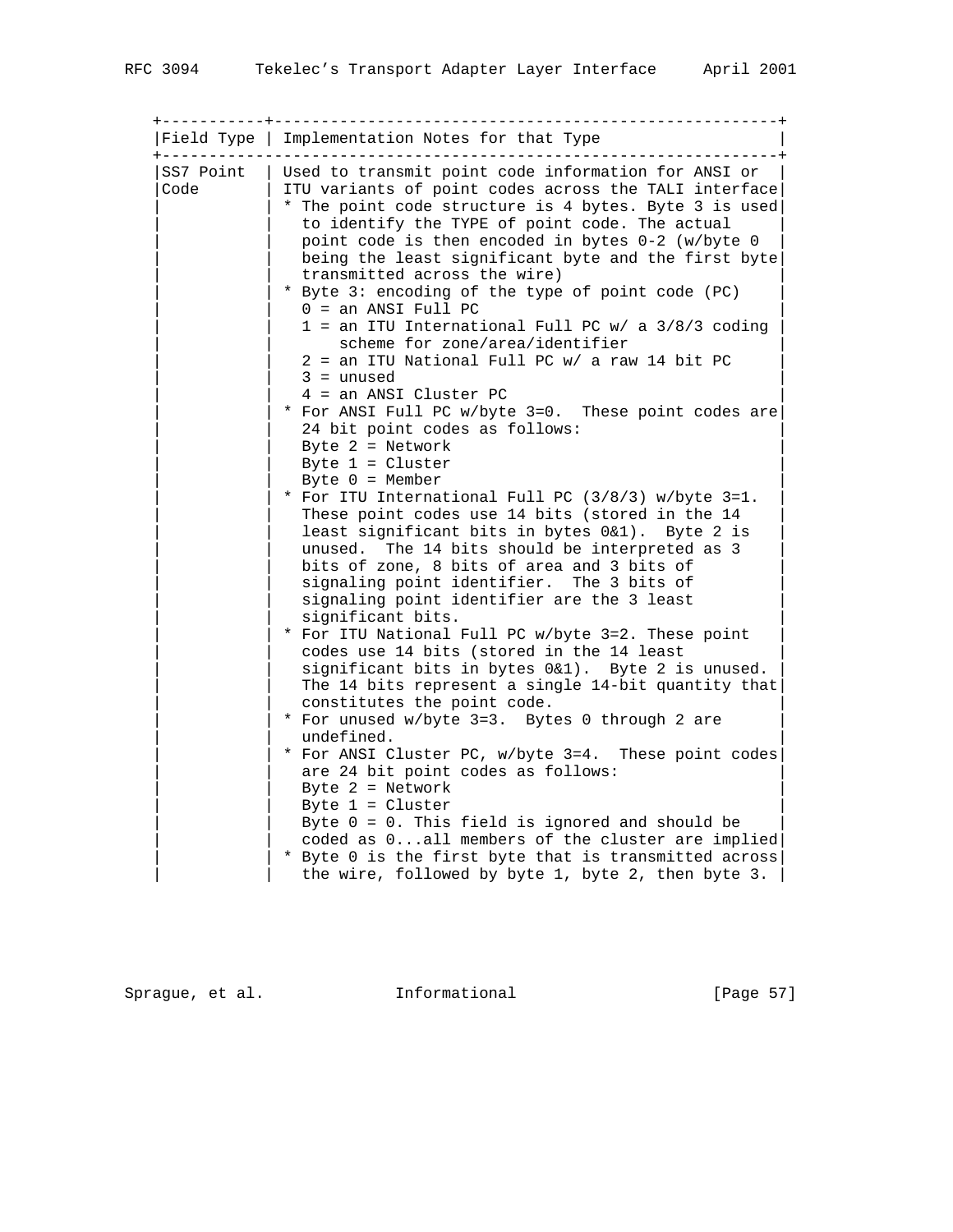| Field Type | Implementation Notes for that Type |
|---|---|
| SS7 Point Code | Used to transmit point code information for ANSI or ITU variants of point codes across the TALI interface<br>* The point code structure is 4 bytes. Byte 3 is used to identify the TYPE of point code. The actual point code is then encoded in bytes 0-2 (w/byte 0 being the least significant byte and the first byte transmitted across the wire)<br>* Byte 3: encoding of the type of point code (PC)<br>0 = an ANSI Full PC<br>1 = an ITU International Full PC w/ a 3/8/3 coding scheme for zone/area/identifier<br>2 = an ITU National Full PC w/ a raw 14 bit PC<br>3 = unused<br>4 = an ANSI Cluster PC<br>* For ANSI Full PC w/byte 3=0. These point codes are 24 bit point codes as follows:<br>Byte 2 = Network<br>Byte 1 = Cluster<br>Byte 0 = Member<br>* For ITU International Full PC (3/8/3) w/byte 3=1. These point codes use 14 bits (stored in the 14 least significant bits in bytes 0&1). Byte 2 is unused. The 14 bits should be interpreted as 3 bits of zone, 8 bits of area and 3 bits of signaling point identifier. The 3 bits of signaling point identifier are the 3 least significant bits.<br>* For ITU National Full PC w/byte 3=2. These point codes use 14 bits (stored in the 14 least significant bits in bytes 0&1). Byte 2 is unused. The 14 bits represent a single 14-bit quantity that constitutes the point code.<br>* For unused w/byte 3=3. Bytes 0 through 2 are undefined.<br>* For ANSI Cluster PC, w/byte 3=4. These point codes are 24 bit point codes as follows:<br>Byte 2 = Network<br>Byte 1 = Cluster<br>Byte 0 = 0. This field is ignored and should be coded as 0...all members of the cluster are implied<br>* Byte 0 is the first byte that is transmitted across the wire, followed by byte 1, byte 2, then byte 3. |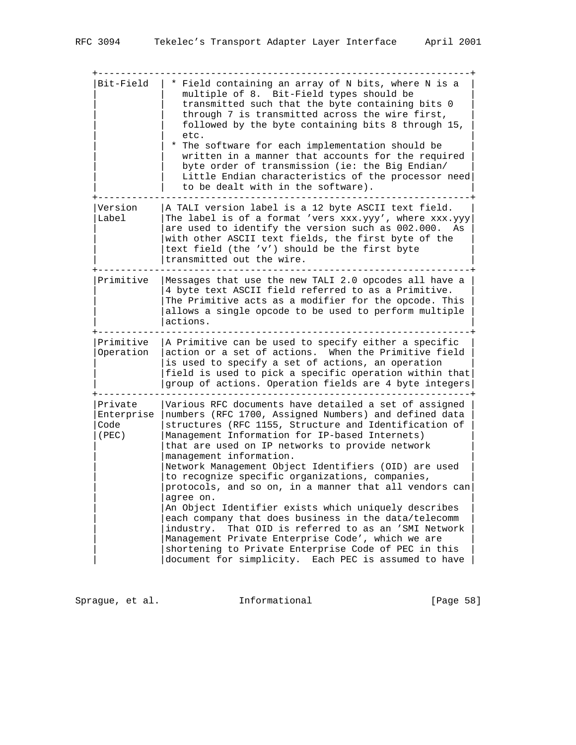| Term | Description |
|---|---|
| Bit-Field | * Field containing an array of N bits, where N is a multiple of 8. Bit-Field types should be transmitted such that the byte containing bits 0 through 7 is transmitted across the wire first, followed by the byte containing bits 8 through 15, etc.<br>* The software for each implementation should be written in a manner that accounts for the required byte order of transmission (ie: the Big Endian/ Little Endian characteristics of the processor need to be dealt with in the software). |
| Version Label | A TALI version label is a 12 byte ASCII text field. The label is of a format 'vers xxx.yyy', where xxx.yyy are used to identify the version such as 002.000. As with other ASCII text fields, the first byte of the text field (the 'v') should be the first byte transmitted out the wire. |
| Primitive | Messages that use the new TALI 2.0 opcodes all have a 4 byte text ASCII field referred to as a Primitive. The Primitive acts as a modifier for the opcode. This allows a single opcode to be used to perform multiple actions. |
| Primitive Operation | A Primitive can be used to specify either a specific action or a set of actions. When the Primitive field is used to specify a set of actions, an operation field is used to pick a specific operation within that group of actions. Operation fields are 4 byte integers |
| Private Enterprise Code (PEC) | Various RFC documents have detailed a set of assigned numbers (RFC 1700, Assigned Numbers) and defined data structures (RFC 1155, Structure and Identification of Management Information for IP-based Internets) that are used on IP networks to provide network management information.<br>Network Management Object Identifiers (OID) are used to recognize specific organizations, companies, protocols, and so on, in a manner that all vendors can agree on.<br>An Object Identifier exists which uniquely describes each company that does business in the data/telecomm industry. That OID is referred to as an 'SMI Network Management Private Enterprise Code', which we are shortening to Private Enterprise Code of PEC in this document for simplicity. Each PEC is assumed to have |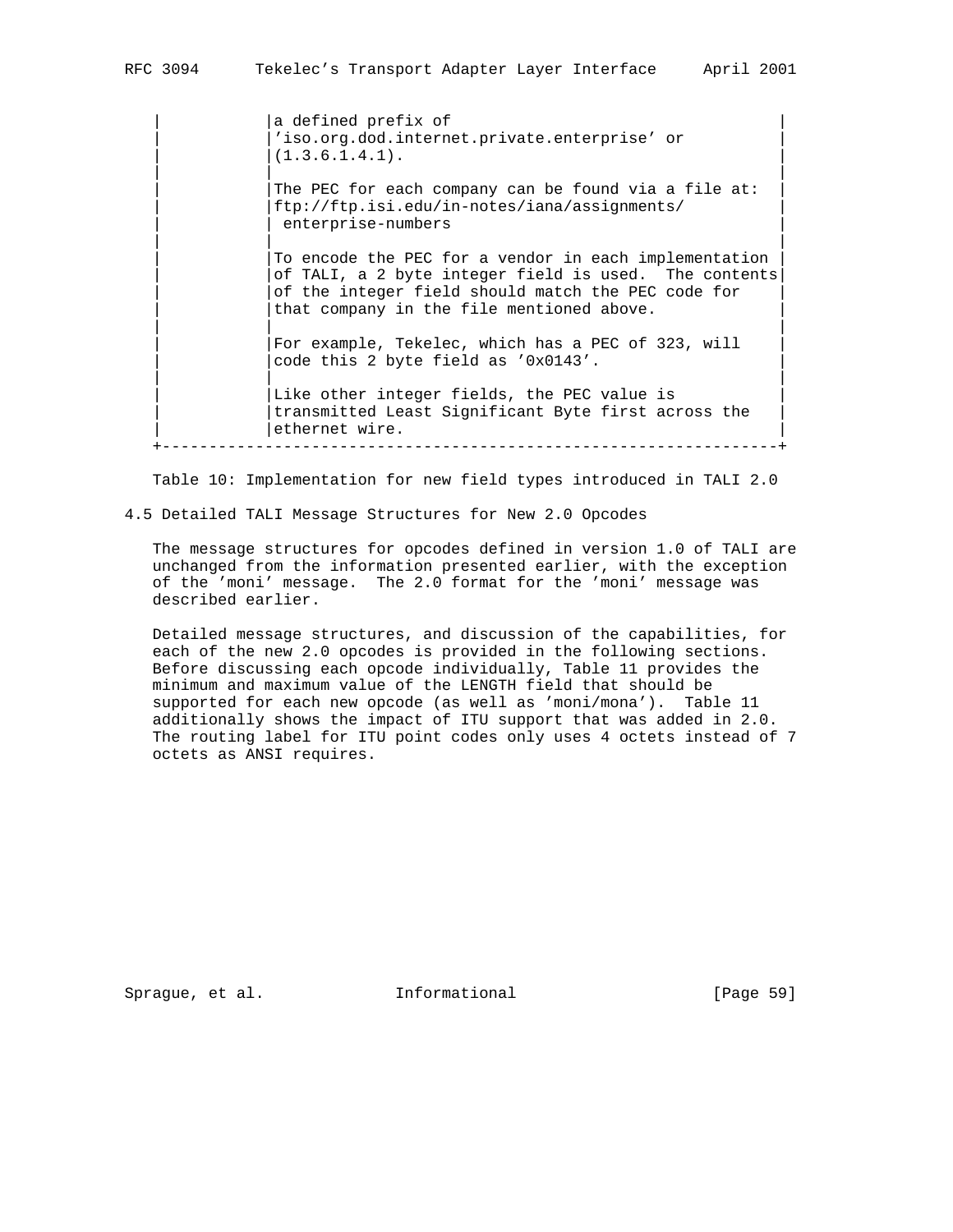| | |
|---|---|
| | a defined prefix of 'iso.org.dod.internet.private.enterprise' or (1.3.6.1.4.1).<br><br>The PEC for each company can be found via a file at: ftp://ftp.isi.edu/in-notes/iana/assignments/ enterprise-numbers<br><br>To encode the PEC for a vendor in each implementation of TALI, a 2 byte integer field is used. The contents of the integer field should match the PEC code for that company in the file mentioned above.<br><br>For example, Tekelec, which has a PEC of 323, will code this 2 byte field as '0x0143'.<br><br>Like other integer fields, the PEC value is transmitted Least Significant Byte first across the ethernet wire. |

Table 10: Implementation for new field types introduced in TALI 2.0

## 4.5 Detailed TALI Message Structures for New 2.0 Opcodes

The message structures for opcodes defined in version 1.0 of TALI are unchanged from the information presented earlier, with the exception of the 'moni' message. The 2.0 format for the 'moni' message was described earlier.

Detailed message structures, and discussion of the capabilities, for each of the new 2.0 opcodes is provided in the following sections. Before discussing each opcode individually, Table 11 provides the minimum and maximum value of the LENGTH field that should be supported for each new opcode (as well as 'moni/mona'). Table 11 additionally shows the impact of ITU support that was added in 2.0. The routing label for ITU point codes only uses 4 octets instead of 7 octets as ANSI requires.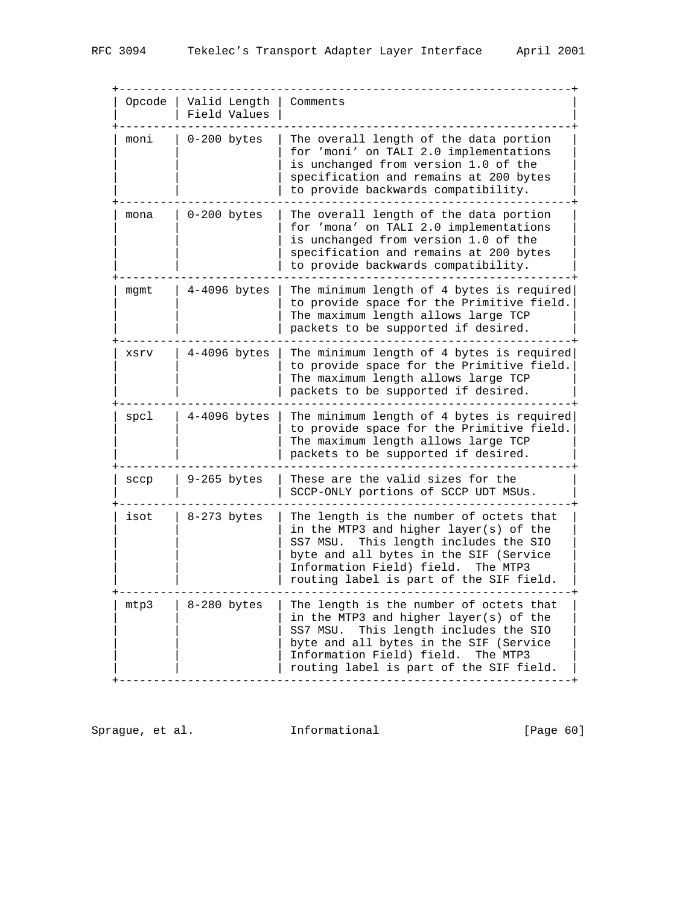| Opcode | Valid Length Field Values | Comments |
|---|---|---|
| moni | 0-200 bytes | The overall length of the data portion for 'moni' on TALI 2.0 implementations is unchanged from version 1.0 of the specification and remains at 200 bytes to provide backwards compatibility. |
| mona | 0-200 bytes | The overall length of the data portion for 'mona' on TALI 2.0 implementations is unchanged from version 1.0 of the specification and remains at 200 bytes to provide backwards compatibility. |
| mgmt | 4-4096 bytes | The minimum length of 4 bytes is required to provide space for the Primitive field. The maximum length allows large TCP packets to be supported if desired. |
| xsrv | 4-4096 bytes | The minimum length of 4 bytes is required to provide space for the Primitive field. The maximum length allows large TCP packets to be supported if desired. |
| spcl | 4-4096 bytes | The minimum length of 4 bytes is required to provide space for the Primitive field. The maximum length allows large TCP packets to be supported if desired. |
| sccp | 9-265 bytes | These are the valid sizes for the SCCP-ONLY portions of SCCP UDT MSUs. |
| isot | 8-273 bytes | The length is the number of octets that in the MTP3 and higher layer(s) of the SS7 MSU. This length includes the SIO byte and all bytes in the SIF (Service Information Field) field. The MTP3 routing label is part of the SIF field. |
| mtp3 | 8-280 bytes | The length is the number of octets that in the MTP3 and higher layer(s) of the SS7 MSU. This length includes the SIO byte and all bytes in the SIF (Service Information Field) field. The MTP3 routing label is part of the SIF field. |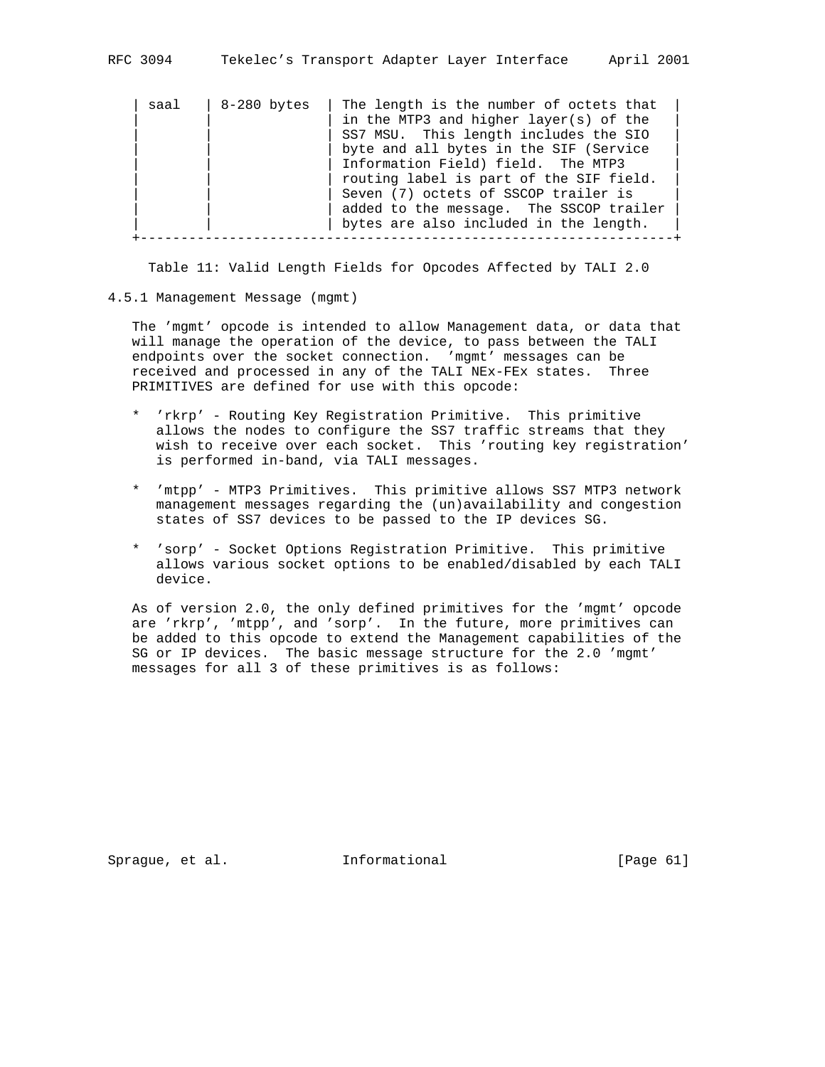| saal | 8-280 bytes | The length is the number of octets that in the MTP3 and higher layer(s) of the SS7 MSU. This length includes the SIO byte and all bytes in the SIF (Service Information Field) field. The MTP3 routing label is part of the SIF field. Seven (7) octets of SSCOP trailer is added to the message. The SSCOP trailer bytes are also included in the length. |
|---|---|---|

Table 11: Valid Length Fields for Opcodes Affected by TALI 2.0

### 4.5.1 Management Message (mgmt)

The 'mgmt' opcode is intended to allow Management data, or data that will manage the operation of the device, to pass between the TALI endpoints over the socket connection. 'mgmt' messages can be received and processed in any of the TALI NEx-FEx states. Three PRIMITIVES are defined for use with this opcode:

* 'rkrp' - Routing Key Registration Primitive. This primitive allows the nodes to configure the SS7 traffic streams that they wish to receive over each socket. This 'routing key registration' is performed in-band, via TALI messages.

* 'mtpp' - MTP3 Primitives. This primitive allows SS7 MTP3 network management messages regarding the (un)availability and congestion states of SS7 devices to be passed to the IP devices SG.

* 'sorp' - Socket Options Registration Primitive. This primitive allows various socket options to be enabled/disabled by each TALI device.

As of version 2.0, the only defined primitives for the 'mgmt' opcode are 'rkrp', 'mtpp', and 'sorp'. In the future, more primitives can be added to this opcode to extend the Management capabilities of the SG or IP devices. The basic message structure for the 2.0 'mgmt' messages for all 3 of these primitives is as follows: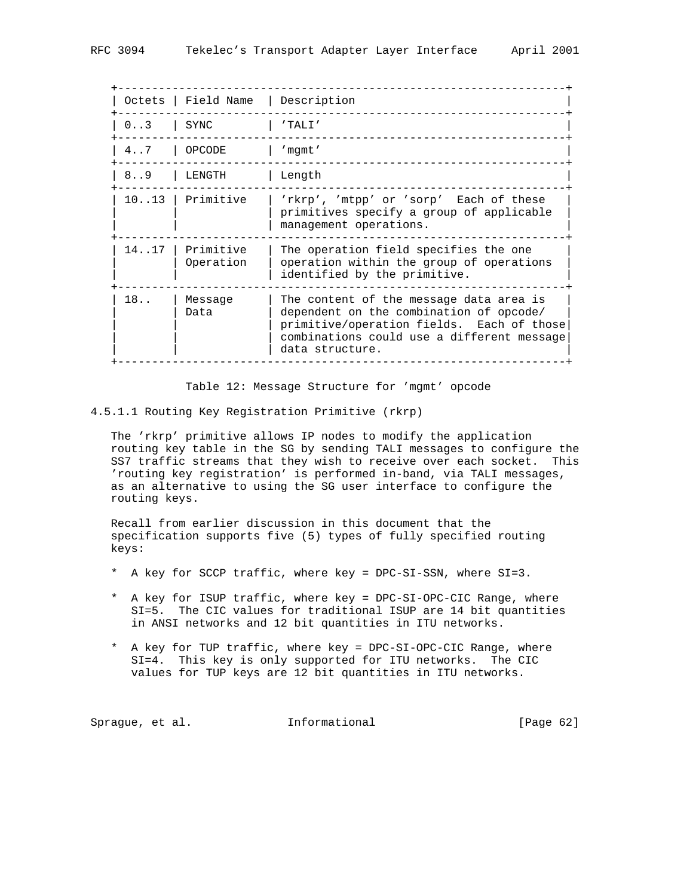| Octets | Field Name | Description |
|---|---|---|
| 0..3 | SYNC | 'TALI' |
| 4..7 | OPCODE | 'mgmt' |
| 8..9 | LENGTH | Length |
| 10..13 | Primitive | 'rkrp', 'mtpp' or 'sorp' Each of these primitives specify a group of applicable management operations. |
| 14..17 | Primitive Operation | The operation field specifies the one operation within the group of operations identified by the primitive. |
| 18.. | Message Data | The content of the message data area is dependent on the combination of opcode/ primitive/operation fields. Each of those combinations could use a different message data structure. |

Table 12: Message Structure for 'mgmt' opcode

#### 4.5.1.1 Routing Key Registration Primitive (rkrp)

The 'rkrp' primitive allows IP nodes to modify the application routing key table in the SG by sending TALI messages to configure the SS7 traffic streams that they wish to receive over each socket. This 'routing key registration' is performed in-band, via TALI messages, as an alternative to using the SG user interface to configure the routing keys.

Recall from earlier discussion in this document that the specification supports five (5) types of fully specified routing keys:

* A key for SCCP traffic, where key = DPC-SI-SSN, where SI=3.

* A key for ISUP traffic, where key = DPC-SI-OPC-CIC Range, where SI=5. The CIC values for traditional ISUP are 14 bit quantities in ANSI networks and 12 bit quantities in ITU networks.

* A key for TUP traffic, where key = DPC-SI-OPC-CIC Range, where SI=4. This key is only supported for ITU networks. The CIC values for TUP keys are 12 bit quantities in ITU networks.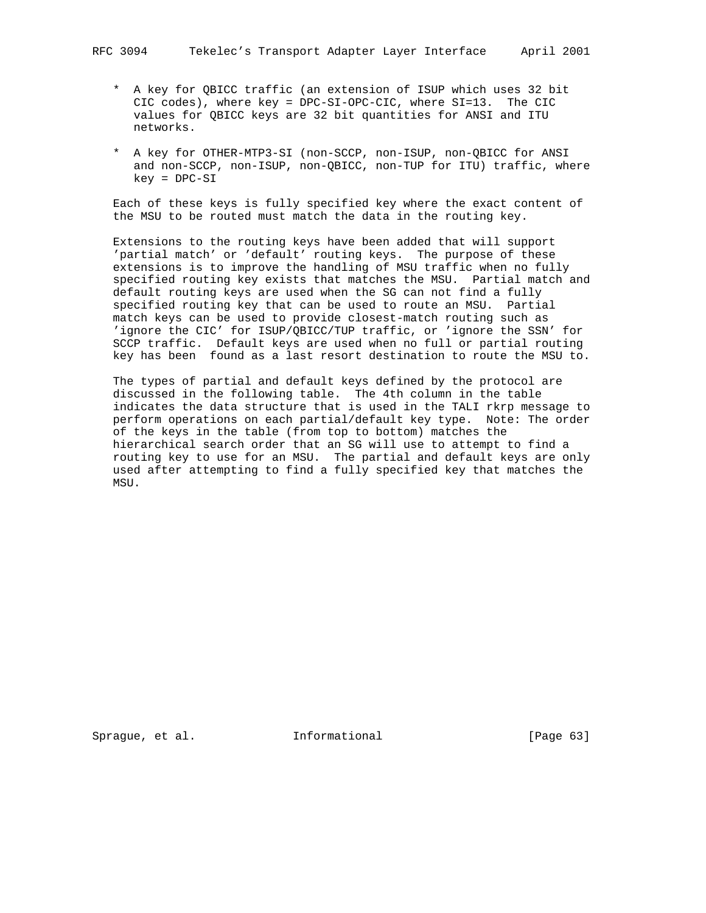* A key for QBICC traffic (an extension of ISUP which uses 32 bit CIC codes), where key = DPC-SI-OPC-CIC, where SI=13. The CIC values for QBICC keys are 32 bit quantities for ANSI and ITU networks.

* A key for OTHER-MTP3-SI (non-SCCP, non-ISUP, non-QBICC for ANSI and non-SCCP, non-ISUP, non-QBICC, non-TUP for ITU) traffic, where key = DPC-SI

Each of these keys is fully specified key where the exact content of the MSU to be routed must match the data in the routing key.

Extensions to the routing keys have been added that will support 'partial match' or 'default' routing keys. The purpose of these extensions is to improve the handling of MSU traffic when no fully specified routing key exists that matches the MSU. Partial match and default routing keys are used when the SG can not find a fully specified routing key that can be used to route an MSU. Partial match keys can be used to provide closest-match routing such as 'ignore the CIC' for ISUP/QBICC/TUP traffic, or 'ignore the SSN' for SCCP traffic. Default keys are used when no full or partial routing key has been found as a last resort destination to route the MSU to.

The types of partial and default keys defined by the protocol are discussed in the following table. The 4th column in the table indicates the data structure that is used in the TALI rkrp message to perform operations on each partial/default key type. Note: The order of the keys in the table (from top to bottom) matches the hierarchical search order that an SG will use to attempt to find a routing key to use for an MSU. The partial and default keys are only used after attempting to find a fully specified key that matches the MSU.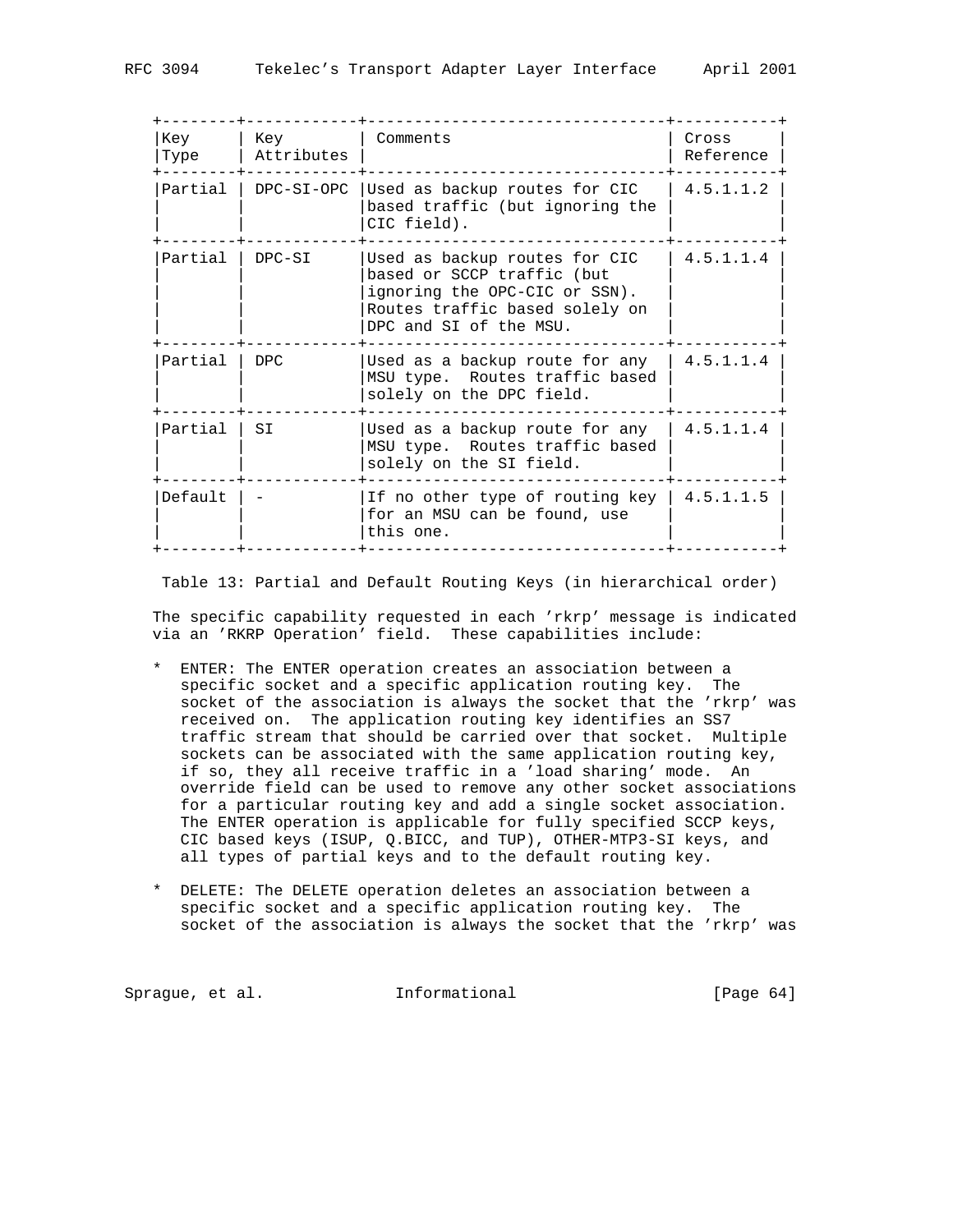| Key Type | Key Attributes | Comments | Cross Reference |
|---|---|---|---|
| Partial | DPC-SI-OPC | Used as backup routes for CIC based traffic (but ignoring the CIC field). | 4.5.1.1.2 |
| Partial | DPC-SI | Used as backup routes for CIC based or SCCP traffic (but ignoring the OPC-CIC or SSN). Routes traffic based solely on DPC and SI of the MSU. | 4.5.1.1.4 |
| Partial | DPC | Used as a backup route for any MSU type. Routes traffic based solely on the DPC field. | 4.5.1.1.4 |
| Partial | SI | Used as a backup route for any MSU type. Routes traffic based solely on the SI field. | 4.5.1.1.4 |
| Default | - | If no other type of routing key for an MSU can be found, use this one. | 4.5.1.1.5 |

Table 13: Partial and Default Routing Keys (in hierarchical order)

The specific capability requested in each 'rkrp' message is indicated via an 'RKRP Operation' field. These capabilities include:

* ENTER: The ENTER operation creates an association between a specific socket and a specific application routing key. The socket of the association is always the socket that the 'rkrp' was received on. The application routing key identifies an SS7 traffic stream that should be carried over that socket. Multiple sockets can be associated with the same application routing key, if so, they all receive traffic in a 'load sharing' mode. An override field can be used to remove any other socket associations for a particular routing key and add a single socket association. The ENTER operation is applicable for fully specified SCCP keys, CIC based keys (ISUP, Q.BICC, and TUP), OTHER-MTP3-SI keys, and all types of partial keys and to the default routing key.

* DELETE: The DELETE operation deletes an association between a specific socket and a specific application routing key. The socket of the association is always the socket that the 'rkrp' was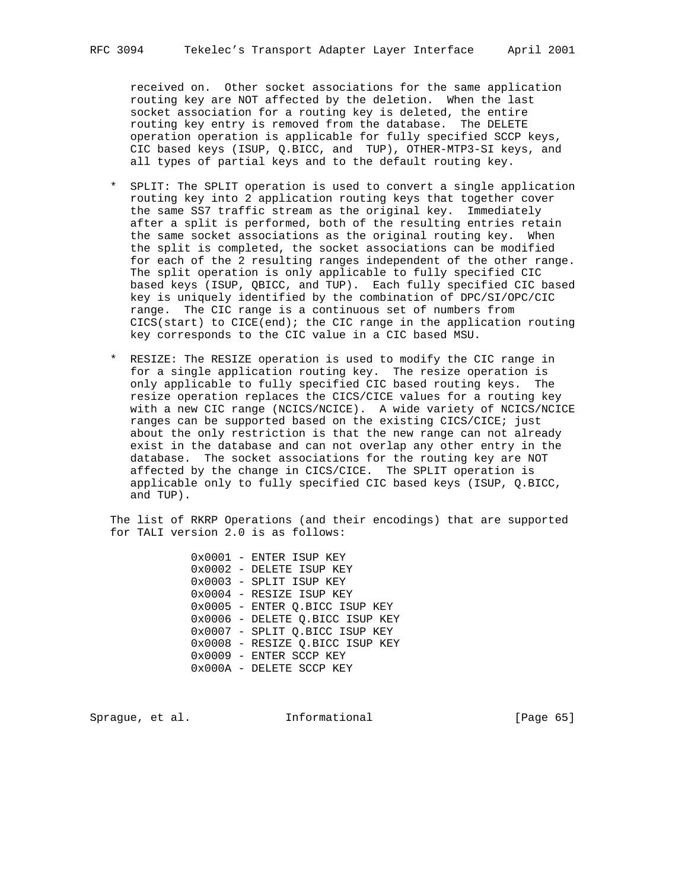received on. Other socket associations for the same application routing key are NOT affected by the deletion. When the last socket association for a routing key is deleted, the entire routing key entry is removed from the database. The DELETE operation operation is applicable for fully specified SCCP keys, CIC based keys (ISUP, Q.BICC, and TUP), OTHER-MTP3-SI keys, and all types of partial keys and to the default routing key.

* SPLIT: The SPLIT operation is used to convert a single application routing key into 2 application routing keys that together cover the same SS7 traffic stream as the original key. Immediately after a split is performed, both of the resulting entries retain the same socket associations as the original routing key. When the split is completed, the socket associations can be modified for each of the 2 resulting ranges independent of the other range. The split operation is only applicable to fully specified CIC based keys (ISUP, QBICC, and TUP). Each fully specified CIC based key is uniquely identified by the combination of DPC/SI/OPC/CIC range. The CIC range is a continuous set of numbers from CICS(start) to CICE(end); the CIC range in the application routing key corresponds to the CIC value in a CIC based MSU.

* RESIZE: The RESIZE operation is used to modify the CIC range in for a single application routing key. The resize operation is only applicable to fully specified CIC based routing keys. The resize operation replaces the CICS/CICE values for a routing key with a new CIC range (NCICS/NCICE). A wide variety of NCICS/NCICE ranges can be supported based on the existing CICS/CICE; just about the only restriction is that the new range can not already exist in the database and can not overlap any other entry in the database. The socket associations for the routing key are NOT affected by the change in CICS/CICE. The SPLIT operation is applicable only to fully specified CIC based keys (ISUP, Q.BICC, and TUP).

The list of RKRP Operations (and their encodings) that are supported for TALI version 2.0 is as follows:

```
0x0001 - ENTER ISUP KEY
0x0002 - DELETE ISUP KEY
0x0003 - SPLIT ISUP KEY
0x0004 - RESIZE ISUP KEY
0x0005 - ENTER Q.BICC ISUP KEY
0x0006 - DELETE Q.BICC ISUP KEY
0x0007 - SPLIT Q.BICC ISUP KEY
0x0008 - RESIZE Q.BICC ISUP KEY
0x0009 - ENTER SCCP KEY
0x000A - DELETE SCCP KEY
```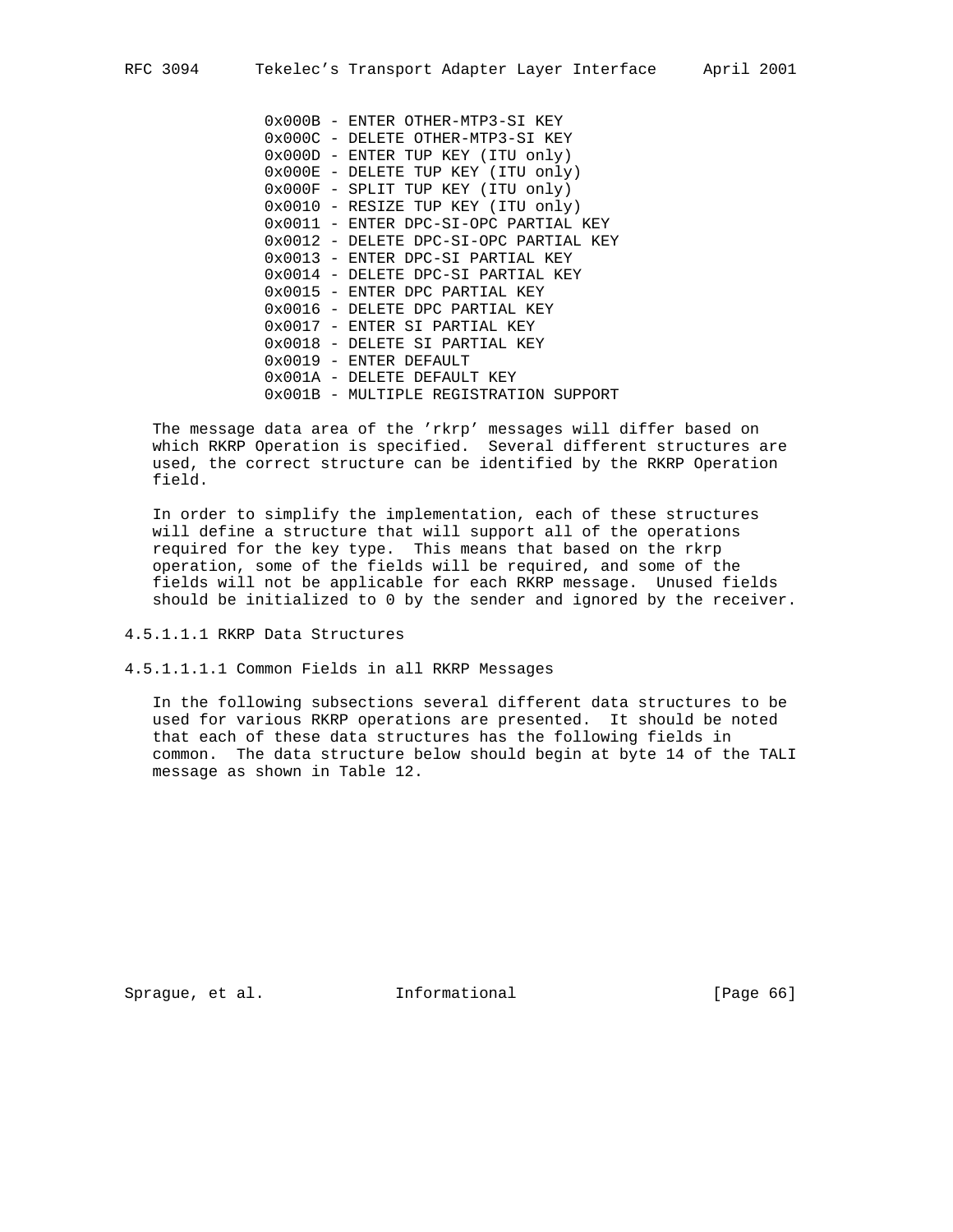0x000B - ENTER OTHER-MTP3-SI KEY
0x000C - DELETE OTHER-MTP3-SI KEY
0x000D - ENTER TUP KEY (ITU only)
0x000E - DELETE TUP KEY (ITU only)
0x000F - SPLIT TUP KEY (ITU only)
0x0010 - RESIZE TUP KEY (ITU only)
0x0011 - ENTER DPC-SI-OPC PARTIAL KEY
0x0012 - DELETE DPC-SI-OPC PARTIAL KEY
0x0013 - ENTER DPC-SI PARTIAL KEY
0x0014 - DELETE DPC-SI PARTIAL KEY
0x0015 - ENTER DPC PARTIAL KEY
0x0016 - DELETE DPC PARTIAL KEY
0x0017 - ENTER SI PARTIAL KEY
0x0018 - DELETE SI PARTIAL KEY
0x0019 - ENTER DEFAULT
0x001A - DELETE DEFAULT KEY
0x001B - MULTIPLE REGISTRATION SUPPORT

The message data area of the 'rkrp' messages will differ based on which RKRP Operation is specified. Several different structures are used, the correct structure can be identified by the RKRP Operation field.

In order to simplify the implementation, each of these structures will define a structure that will support all of the operations required for the key type. This means that based on the rkrp operation, some of the fields will be required, and some of the fields will not be applicable for each RKRP message. Unused fields should be initialized to 0 by the sender and ignored by the receiver.

#### 4.5.1.1.1 RKRP Data Structures

##### 4.5.1.1.1.1 Common Fields in all RKRP Messages

In the following subsections several different data structures to be used for various RKRP operations are presented. It should be noted that each of these data structures has the following fields in common. The data structure below should begin at byte 14 of the TALI message as shown in Table 12.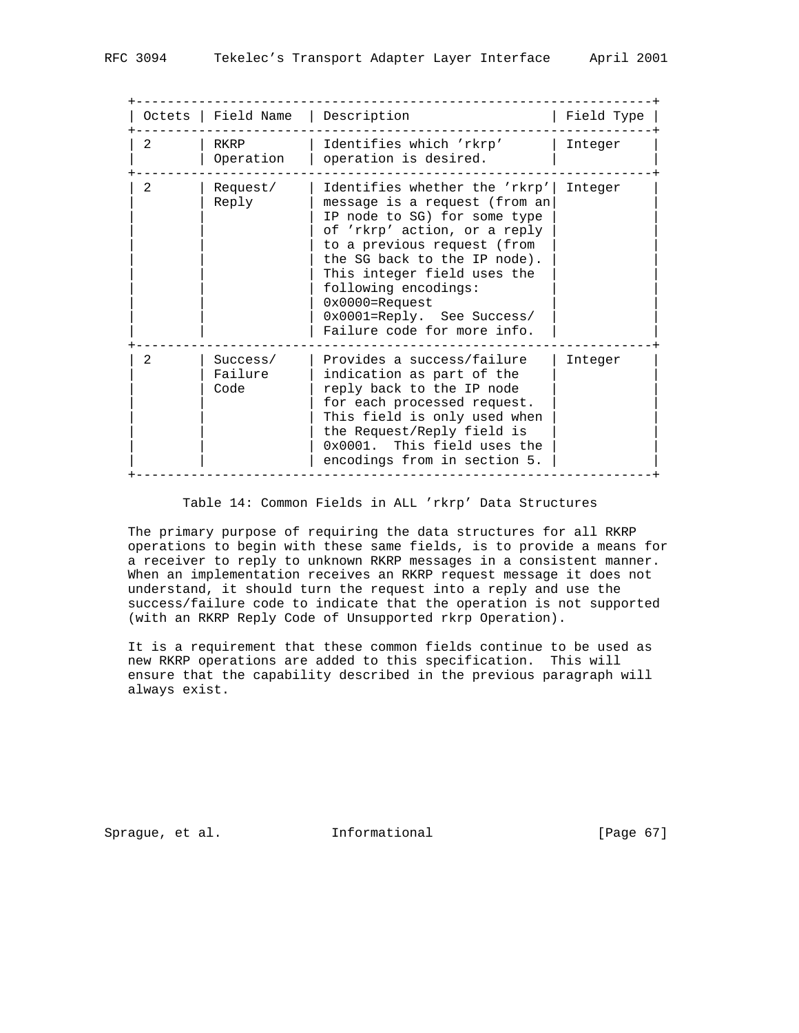| Octets | Field Name | Description | Field Type |
|---|---|---|---|
| 2 | RKRP Operation | Identifies which 'rkrp' operation is desired. | Integer |
| 2 | Request/ Reply | Identifies whether the 'rkrp' message is a request (from an IP node to SG) for some type of 'rkrp' action, or a reply to a previous request (from the SG back to the IP node). This integer field uses the following encodings: 0x0000=Request 0x0001=Reply. See Success/ Failure code for more info. | Integer |
| 2 | Success/ Failure Code | Provides a success/failure indication as part of the reply back to the IP node for each processed request. This field is only used when the Request/Reply field is 0x0001. This field uses the encodings from in section 5. | Integer |

Table 14: Common Fields in ALL 'rkrp' Data Structures

The primary purpose of requiring the data structures for all RKRP operations to begin with these same fields, is to provide a means for a receiver to reply to unknown RKRP messages in a consistent manner. When an implementation receives an RKRP request message it does not understand, it should turn the request into a reply and use the success/failure code to indicate that the operation is not supported (with an RKRP Reply Code of Unsupported rkrp Operation).

It is a requirement that these common fields continue to be used as new RKRP operations are added to this specification. This will ensure that the capability described in the previous paragraph will always exist.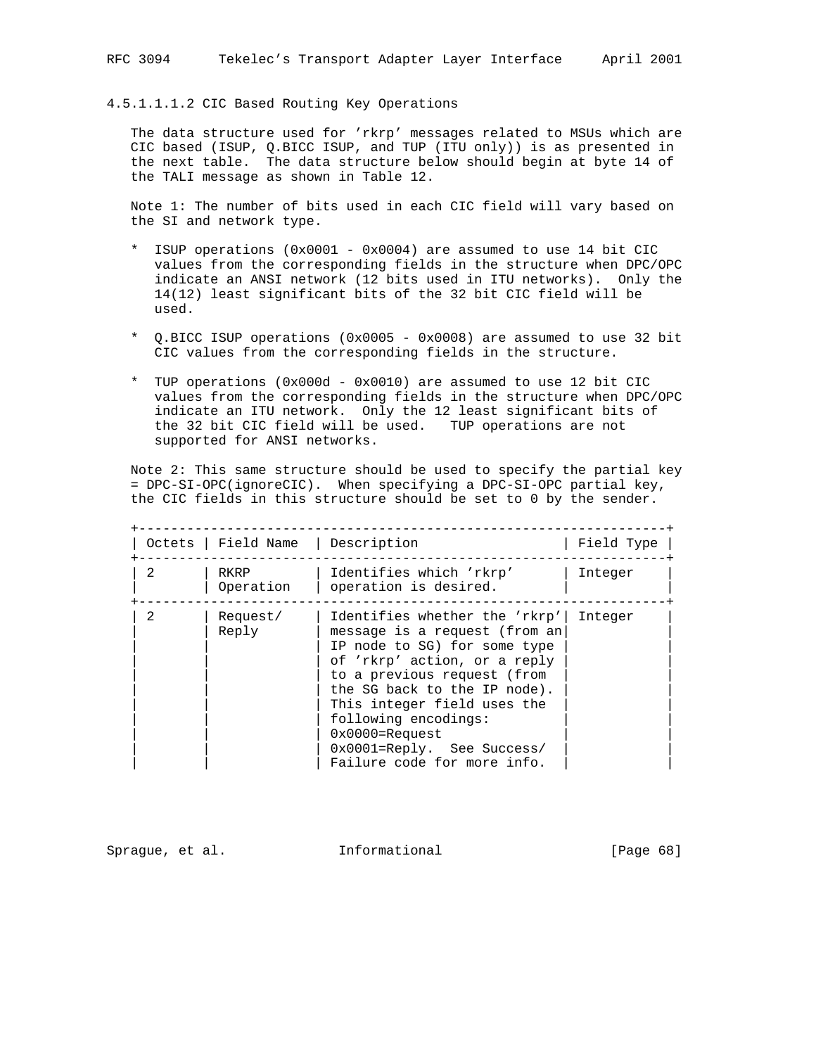#### 4.5.1.1.1.2 CIC Based Routing Key Operations

The data structure used for 'rkrp' messages related to MSUs which are CIC based (ISUP, Q.BICC ISUP, and TUP (ITU only)) is as presented in the next table. The data structure below should begin at byte 14 of the TALI message as shown in Table 12.

Note 1: The number of bits used in each CIC field will vary based on the SI and network type.

* ISUP operations (0x0001 - 0x0004) are assumed to use 14 bit CIC values from the corresponding fields in the structure when DPC/OPC indicate an ANSI network (12 bits used in ITU networks). Only the 14(12) least significant bits of the 32 bit CIC field will be used.

* Q.BICC ISUP operations (0x0005 - 0x0008) are assumed to use 32 bit CIC values from the corresponding fields in the structure.

* TUP operations (0x000d - 0x0010) are assumed to use 12 bit CIC values from the corresponding fields in the structure when DPC/OPC indicate an ITU network. Only the 12 least significant bits of the 32 bit CIC field will be used. TUP operations are not supported for ANSI networks.

Note 2: This same structure should be used to specify the partial key = DPC-SI-OPC(ignoreCIC). When specifying a DPC-SI-OPC partial key, the CIC fields in this structure should be set to 0 by the sender.

| Octets | Field Name | Description | Field Type |
|---|---|---|---|
| 2 | RKRP Operation | Identifies which 'rkrp' operation is desired. | Integer |
| 2 | Request/ Reply | Identifies whether the 'rkrp' message is a request (from an IP node to SG) for some type of 'rkrp' action, or a reply to a previous request (from the SG back to the IP node). This integer field uses the following encodings: 0x0000=Request 0x0001=Reply. See Success/ Failure code for more info. | Integer |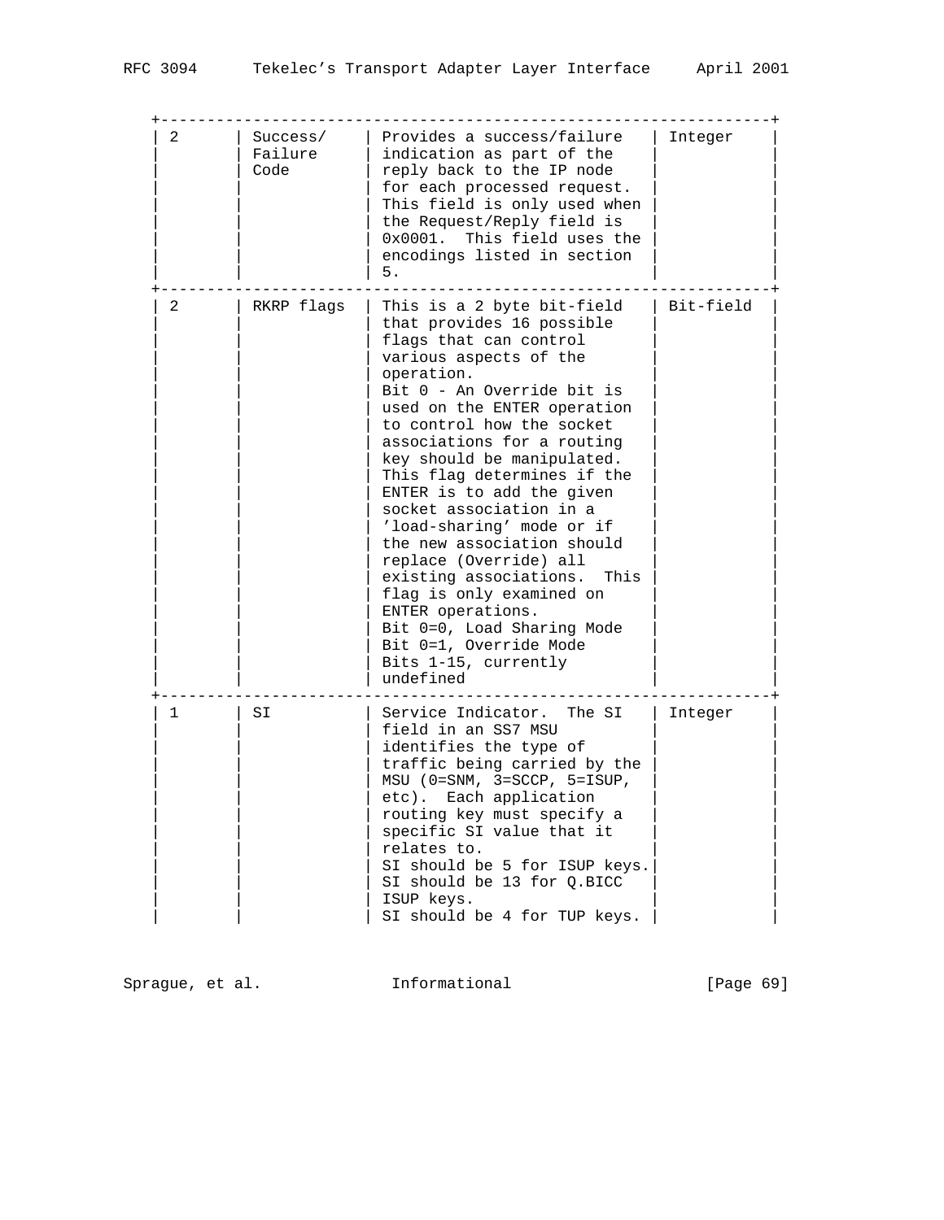| | | | |
|---|---|---|---|
| 2 | Success/ Failure Code | Provides a success/failure indication as part of the reply back to the IP node for each processed request. This field is only used when the Request/Reply field is 0x0001. This field uses the encodings listed in section 5. | Integer |
| 2 | RKRP flags | This is a 2 byte bit-field that provides 16 possible flags that can control various aspects of the operation.<br>Bit 0 - An Override bit is used on the ENTER operation to control how the socket associations for a routing key should be manipulated. This flag determines if the ENTER is to add the given socket association in a 'load-sharing' mode or if the new association should replace (Override) all existing associations. This flag is only examined on ENTER operations.<br>Bit 0=0, Load Sharing Mode<br>Bit 0=1, Override Mode<br>Bits 1-15, currently undefined | Bit-field |
| 1 | SI | Service Indicator. The SI field in an SS7 MSU identifies the type of traffic being carried by the MSU (0=SNM, 3=SCCP, 5=ISUP, etc). Each application routing key must specify a specific SI value that it relates to.<br>SI should be 5 for ISUP keys.<br>SI should be 13 for Q.BICC ISUP keys.<br>SI should be 4 for TUP keys. | Integer |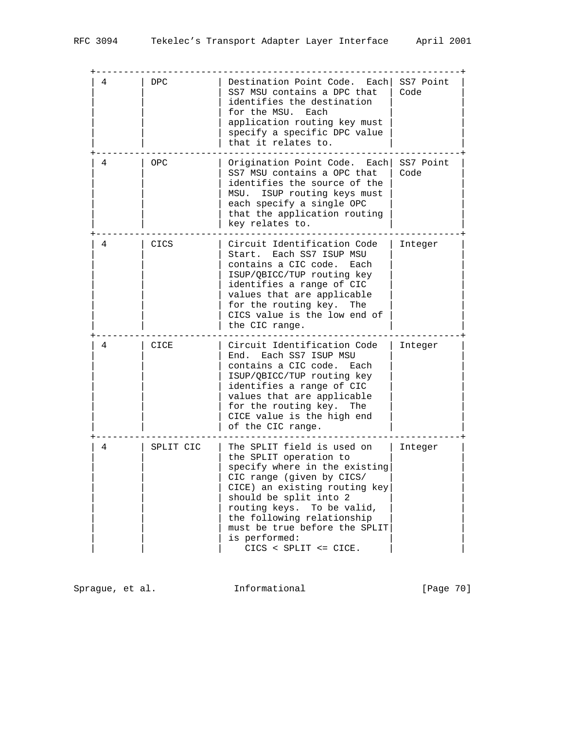| 4 | DPC | Destination Point Code. Each SS7 MSU contains a DPC that identifies the destination for the MSU. Each application routing key must specify a specific DPC value that it relates to. | SS7 Point Code |
|---|---|---|---|
| 4 | OPC | Origination Point Code. Each SS7 MSU contains a OPC that identifies the source of the MSU. ISUP routing keys must each specify a single OPC that the application routing key relates to. | SS7 Point Code |
| 4 | CICS | Circuit Identification Code Start. Each SS7 ISUP MSU contains a CIC code. Each ISUP/QBICC/TUP routing key identifies a range of CIC values that are applicable for the routing key. The CICS value is the low end of the CIC range. | Integer |
| 4 | CICE | Circuit Identification Code End. Each SS7 ISUP MSU contains a CIC code. Each ISUP/QBICC/TUP routing key identifies a range of CIC values that are applicable for the routing key. The CICE value is the high end of the CIC range. | Integer |
| 4 | SPLIT CIC | The SPLIT field is used on the SPLIT operation to specify where in the existing CIC range (given by CICS/ CICE) an existing routing key should be split into 2 routing keys. To be valid, the following relationship must be true before the SPLIT is performed: CICS < SPLIT <= CICE. | Integer |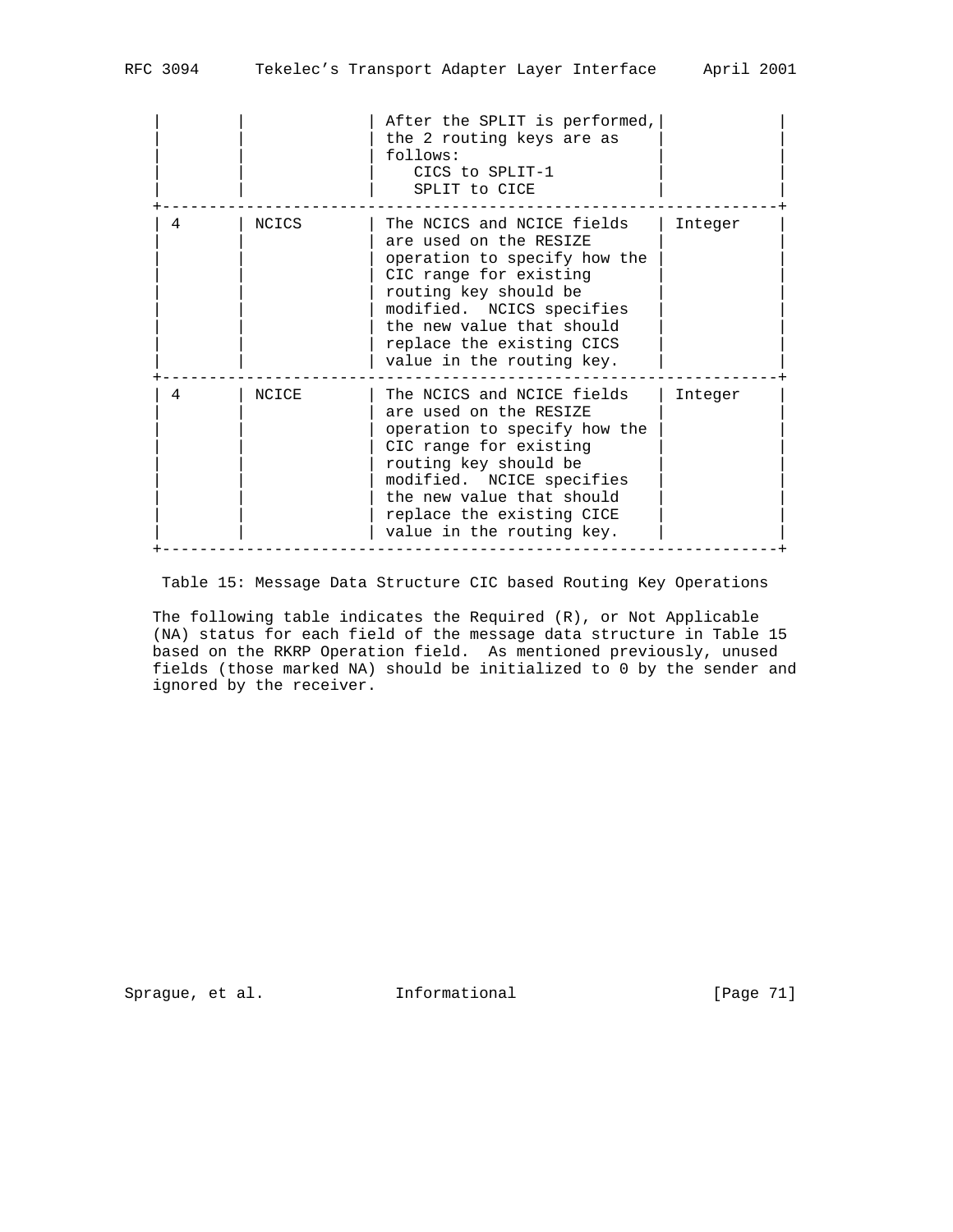| | | After the SPLIT is performed, the 2 routing keys are as follows:<br>CICS to SPLIT-1<br>SPLIT to CICE | |
|---|---|---|---|
| 4 | NCICS | The NCICS and NCICE fields are used on the RESIZE operation to specify how the CIC range for existing routing key should be modified. NCICS specifies the new value that should replace the existing CICS value in the routing key. | Integer |
| 4 | NCICE | The NCICS and NCICE fields are used on the RESIZE operation to specify how the CIC range for existing routing key should be modified. NCICE specifies the new value that should replace the existing CICE value in the routing key. | Integer |

Table 15: Message Data Structure CIC based Routing Key Operations

The following table indicates the Required (R), or Not Applicable (NA) status for each field of the message data structure in Table 15 based on the RKRP Operation field. As mentioned previously, unused fields (those marked NA) should be initialized to 0 by the sender and ignored by the receiver.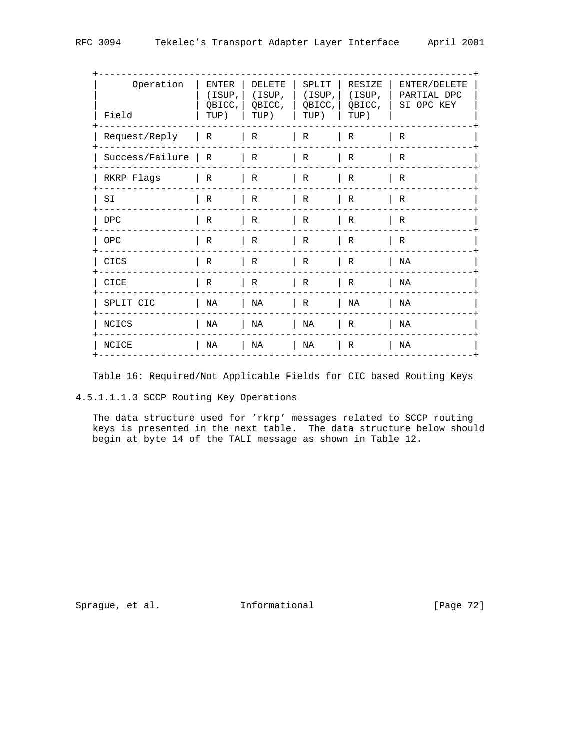| Operation / Field | ENTER (ISUP, QBICC, TUP) | DELETE (ISUP, QBICC, TUP) | SPLIT (ISUP, QBICC, TUP) | RESIZE (ISUP, QBICC, TUP) | ENTER/DELETE PARTIAL DPC SI OPC KEY |
|---|---|---|---|---|---|
| Request/Reply | R | R | R | R | R |
| Success/Failure | R | R | R | R | R |
| RKRP Flags | R | R | R | R | R |
| SI | R | R | R | R | R |
| DPC | R | R | R | R | R |
| OPC | R | R | R | R | R |
| CICS | R | R | R | R | NA |
| CICE | R | R | R | R | NA |
| SPLIT CIC | NA | NA | R | NA | NA |
| NCICS | NA | NA | NA | R | NA |
| NCICE | NA | NA | NA | R | NA |

Table 16: Required/Not Applicable Fields for CIC based Routing Keys

4.5.1.1.1.3 SCCP Routing Key Operations

The data structure used for 'rkrp' messages related to SCCP routing keys is presented in the next table. The data structure below should begin at byte 14 of the TALI message as shown in Table 12.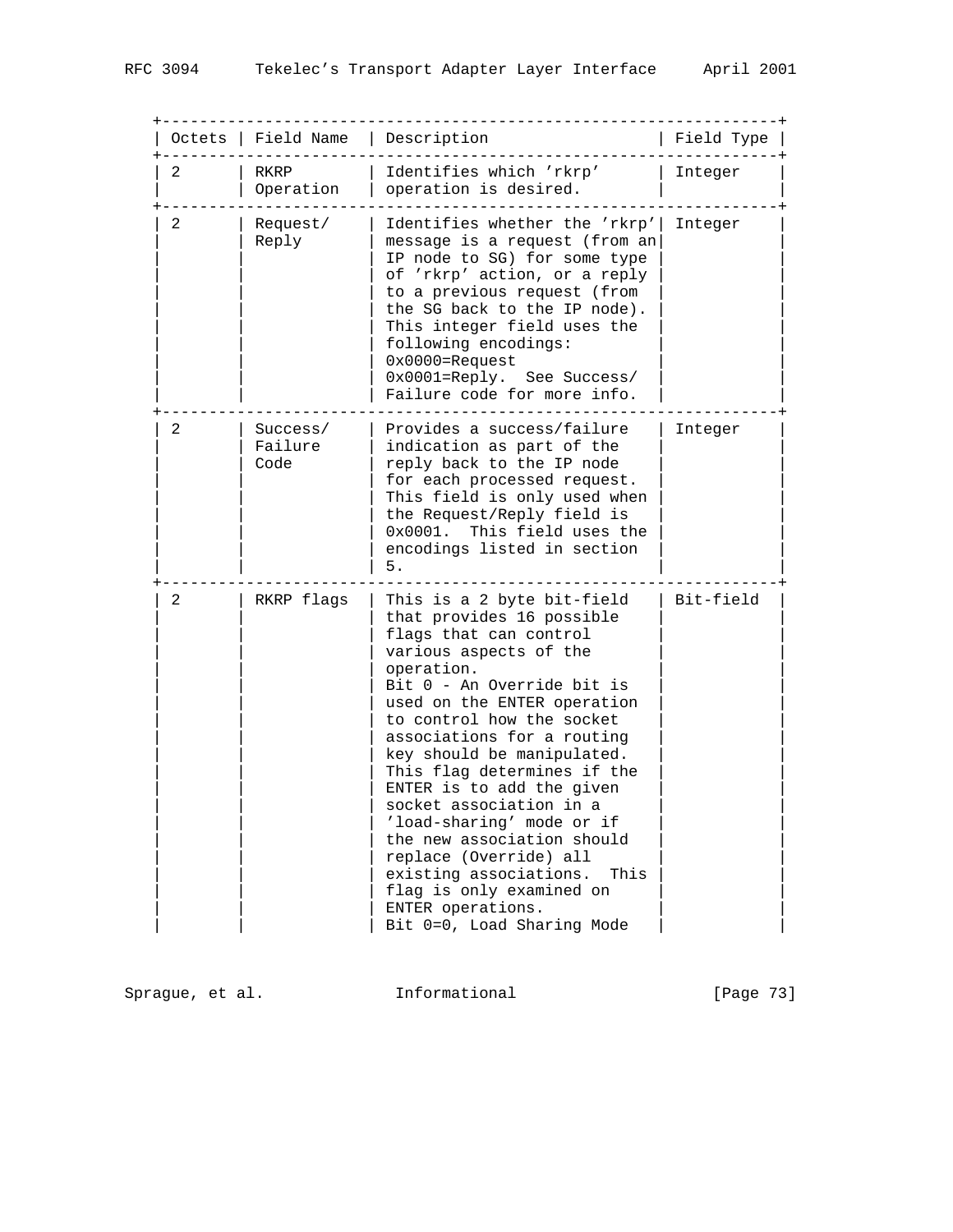| Octets | Field Name | Description | Field Type |
|---|---|---|---|
| 2 | RKRP Operation | Identifies which 'rkrp' operation is desired. | Integer |
| 2 | Request/ Reply | Identifies whether the 'rkrp' message is a request (from an IP node to SG) for some type of 'rkrp' action, or a reply to a previous request (from the SG back to the IP node). This integer field uses the following encodings: 0x0000=Request 0x0001=Reply. See Success/ Failure code for more info. | Integer |
| 2 | Success/ Failure Code | Provides a success/failure indication as part of the reply back to the IP node for each processed request. This field is only used when the Request/Reply field is 0x0001. This field uses the encodings listed in section 5. | Integer |
| 2 | RKRP flags | This is a 2 byte bit-field that provides 16 possible flags that can control various aspects of the operation. Bit 0 - An Override bit is used on the ENTER operation to control how the socket associations for a routing key should be manipulated. This flag determines if the ENTER is to add the given socket association in a 'load-sharing' mode or if the new association should replace (Override) all existing associations. This flag is only examined on ENTER operations. Bit 0=0, Load Sharing Mode | Bit-field |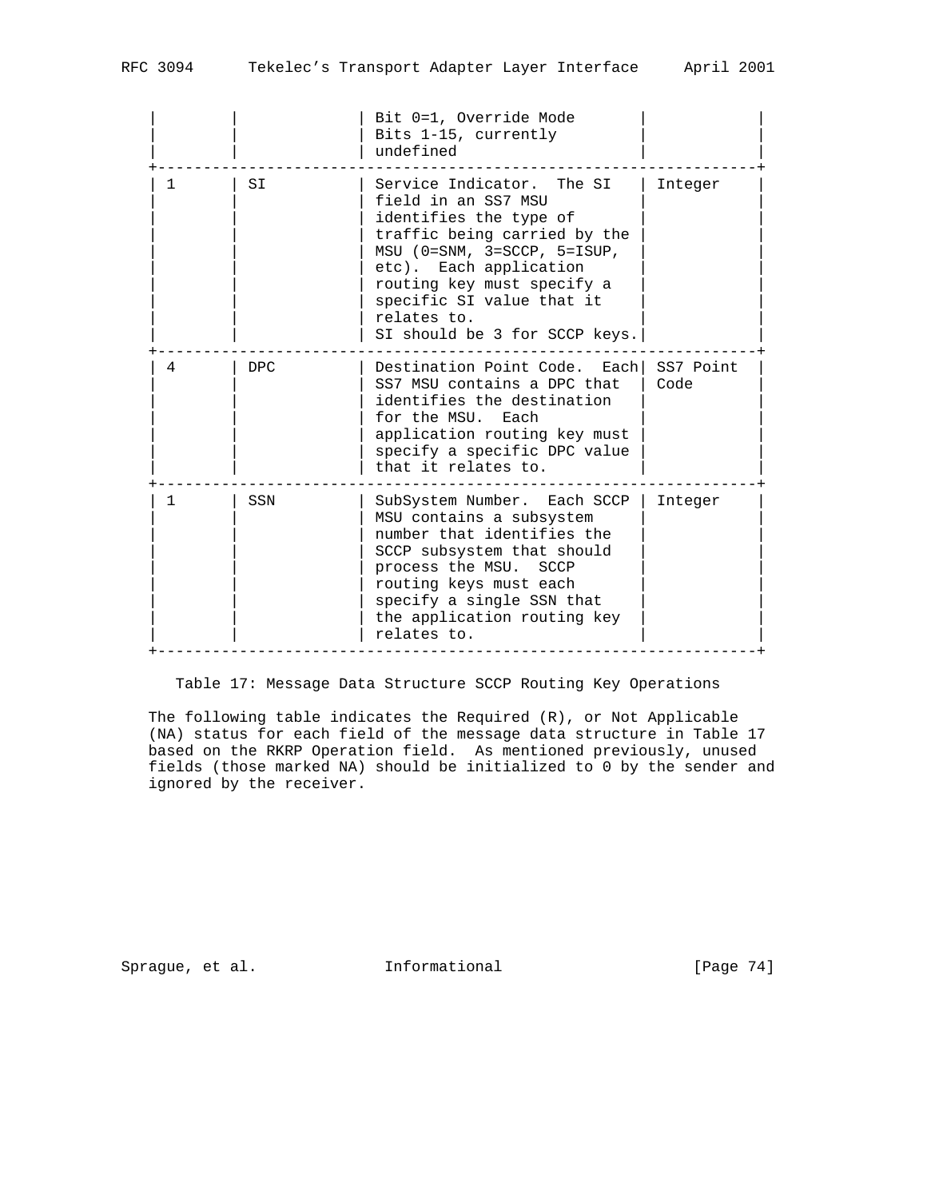| | | | | |
|---|---|---|---|---|
| | | Bit 0=1, Override Mode Bits 1-15, currently undefined | | |
| 1 | SI | Service Indicator. The SI field in an SS7 MSU identifies the type of traffic being carried by the MSU (0=SNM, 3=SCCP, 5=ISUP, etc). Each application routing key must specify a specific SI value that it relates to. SI should be 3 for SCCP keys. | Integer | |
| 4 | DPC | Destination Point Code. Each SS7 MSU contains a DPC that identifies the destination for the MSU. Each application routing key must specify a specific DPC value that it relates to. | SS7 Point Code | |
| 1 | SSN | SubSystem Number. Each SCCP MSU contains a subsystem number that identifies the SCCP subsystem that should process the MSU. SCCP routing keys must each specify a single SSN that the application routing key relates to. | Integer | |

Table 17: Message Data Structure SCCP Routing Key Operations

The following table indicates the Required (R), or Not Applicable (NA) status for each field of the message data structure in Table 17 based on the RKRP Operation field. As mentioned previously, unused fields (those marked NA) should be initialized to 0 by the sender and ignored by the receiver.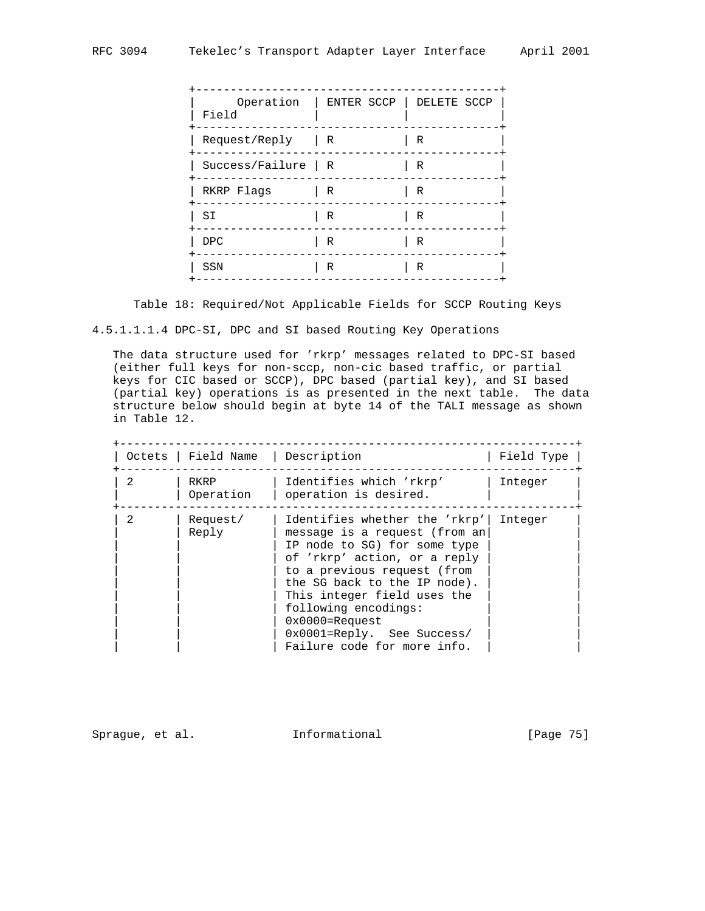| Operation Field | ENTER SCCP | DELETE SCCP |
| --- | --- | --- |
| Request/Reply | R | R |
| Success/Failure | R | R |
| RKRP Flags | R | R |
| SI | R | R |
| DPC | R | R |
| SSN | R | R |

Table 18: Required/Not Applicable Fields for SCCP Routing Keys

#### 4.5.1.1.1.4 DPC-SI, DPC and SI based Routing Key Operations

The data structure used for 'rkrp' messages related to DPC-SI based (either full keys for non-sccp, non-cic based traffic, or partial keys for CIC based or SCCP), DPC based (partial key), and SI based (partial key) operations is as presented in the next table. The data structure below should begin at byte 14 of the TALI message as shown in Table 12.

| Octets | Field Name | Description | Field Type |
| --- | --- | --- | --- |
| 2 | RKRP Operation | Identifies which 'rkrp' operation is desired. | Integer |
| 2 | Request/ Reply | Identifies whether the 'rkrp' message is a request (from an IP node to SG) for some type of 'rkrp' action, or a reply to a previous request (from the SG back to the IP node). This integer field uses the following encodings: 0x0000=Request 0x0001=Reply. See Success/ Failure code for more info. | Integer |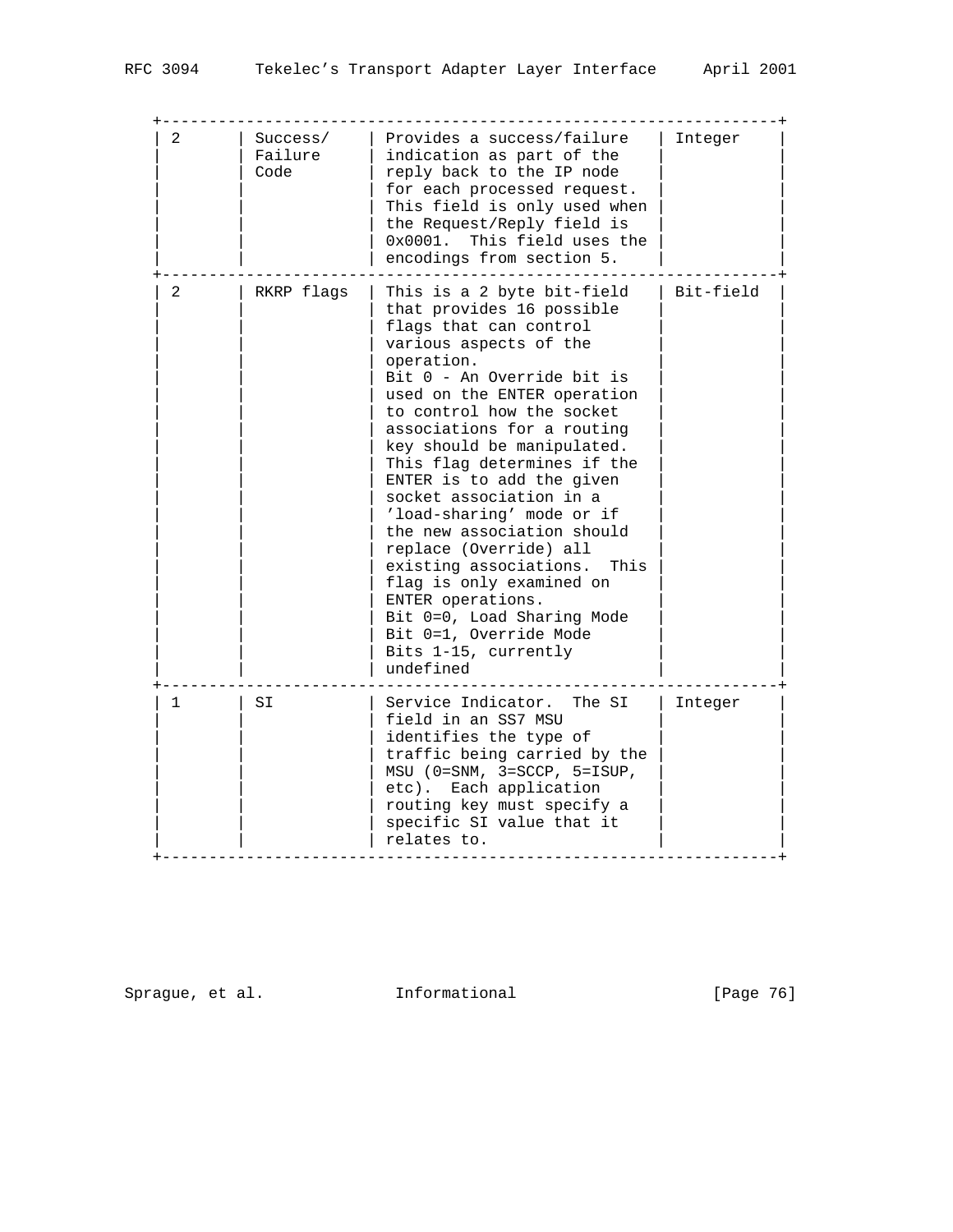| 2 | Success/ Failure Code | Provides a success/failure indication as part of the reply back to the IP node for each processed request. This field is only used when the Request/Reply field is 0x0001. This field uses the encodings from section 5. | Integer |
|---|---|---|---|
| 2 | RKRP flags | This is a 2 byte bit-field that provides 16 possible flags that can control various aspects of the operation. Bit 0 - An Override bit is used on the ENTER operation to control how the socket associations for a routing key should be manipulated. This flag determines if the ENTER is to add the given socket association in a 'load-sharing' mode or if the new association should replace (Override) all existing associations. This flag is only examined on ENTER operations. Bit 0=0, Load Sharing Mode Bit 0=1, Override Mode Bits 1-15, currently undefined | Bit-field |
| 1 | SI | Service Indicator. The SI field in an SS7 MSU identifies the type of traffic being carried by the MSU (0=SNM, 3=SCCP, 5=ISUP, etc). Each application routing key must specify a specific SI value that it relates to. | Integer |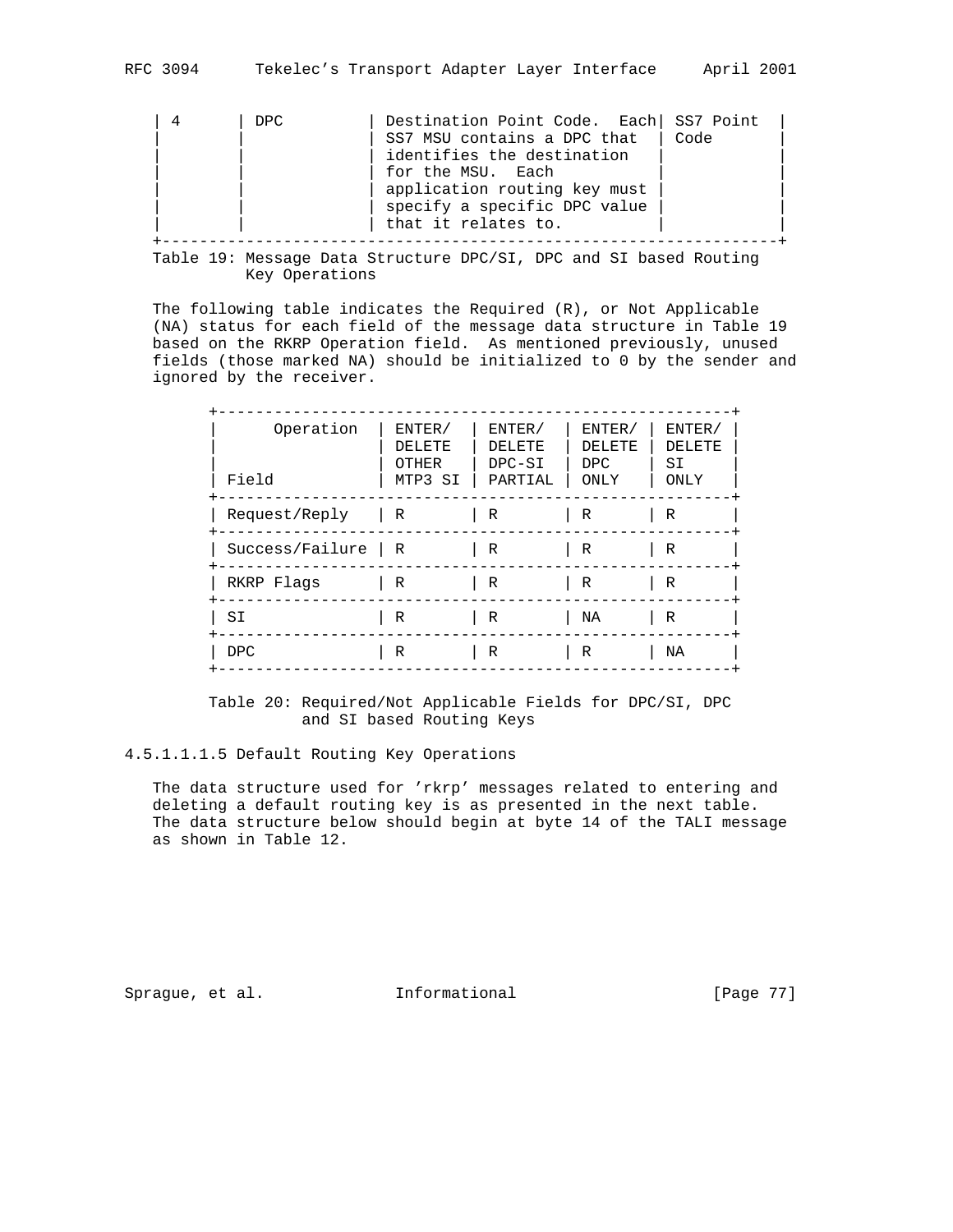| 4 | DPC | Destination Point Code. Each SS7 MSU contains a DPC that identifies the destination for the MSU. Each application routing key must specify a specific DPC value that it relates to. | SS7 Point Code |
|---|---|---|---|

Table 19: Message Data Structure DPC/SI, DPC and SI based Routing Key Operations

The following table indicates the Required (R), or Not Applicable (NA) status for each field of the message data structure in Table 19 based on the RKRP Operation field. As mentioned previously, unused fields (those marked NA) should be initialized to 0 by the sender and ignored by the receiver.

| Operation / Field | ENTER/ DELETE OTHER MTP3 SI | ENTER/ DELETE DPC-SI PARTIAL | ENTER/ DELETE DPC ONLY | ENTER/ DELETE SI ONLY |
|---|---|---|---|---|
| Request/Reply | R | R | R | R |
| Success/Failure | R | R | R | R |
| RKRP Flags | R | R | R | R |
| SI | R | R | NA | R |
| DPC | R | R | R | NA |

Table 20: Required/Not Applicable Fields for DPC/SI, DPC and SI based Routing Keys

4.5.1.1.1.5 Default Routing Key Operations

The data structure used for 'rkrp' messages related to entering and deleting a default routing key is as presented in the next table. The data structure below should begin at byte 14 of the TALI message as shown in Table 12.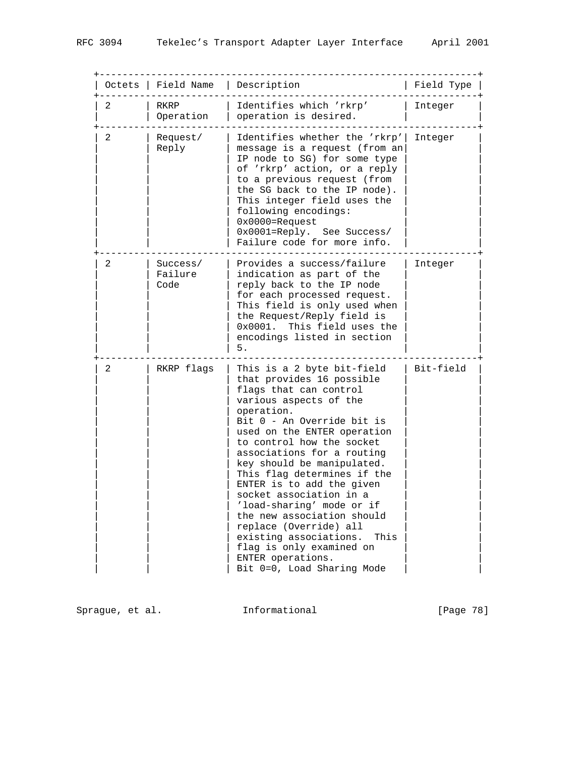| Octets | Field Name | Description | Field Type |
|---|---|---|---|
| 2 | RKRP Operation | Identifies which 'rkrp' operation is desired. | Integer |
| 2 | Request/ Reply | Identifies whether the 'rkrp' message is a request (from an IP node to SG) for some type of 'rkrp' action, or a reply to a previous request (from the SG back to the IP node). This integer field uses the following encodings: 0x0000=Request 0x0001=Reply. See Success/ Failure code for more info. | Integer |
| 2 | Success/ Failure Code | Provides a success/failure indication as part of the reply back to the IP node for each processed request. This field is only used when the Request/Reply field is 0x0001. This field uses the encodings listed in section 5. | Integer |
| 2 | RKRP flags | This is a 2 byte bit-field that provides 16 possible flags that can control various aspects of the operation. Bit 0 - An Override bit is used on the ENTER operation to control how the socket associations for a routing key should be manipulated. This flag determines if the ENTER is to add the given socket association in a 'load-sharing' mode or if the new association should replace (Override) all existing associations. This flag is only examined on ENTER operations. Bit 0=0, Load Sharing Mode | Bit-field |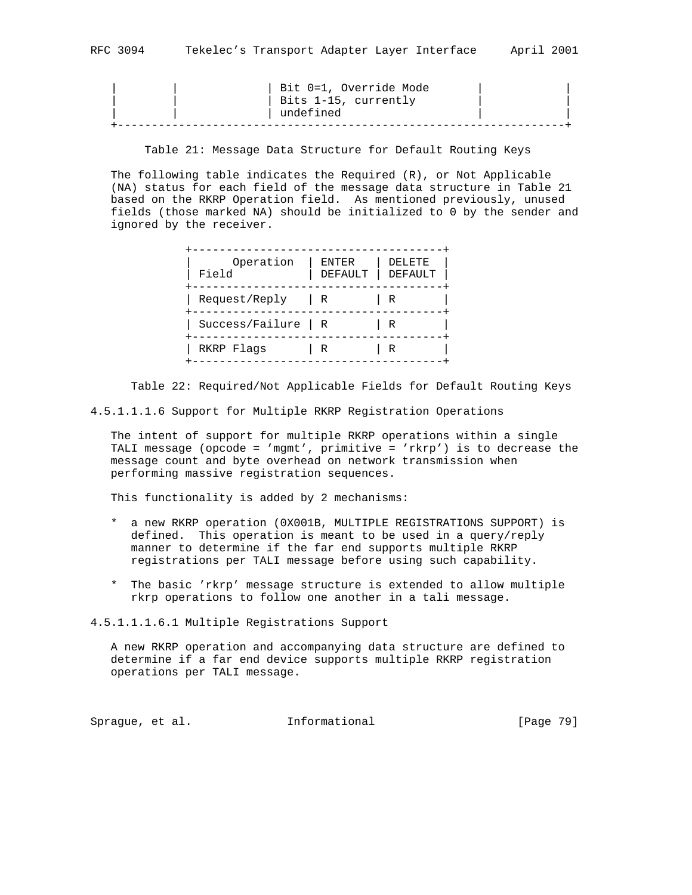| | | Bit 0=1, Override Mode<br>Bits 1-15, currently<br>undefined | | |
|---|---|---|---|---|

Table 21: Message Data Structure for Default Routing Keys

The following table indicates the Required (R), or Not Applicable (NA) status for each field of the message data structure in Table 21 based on the RKRP Operation field. As mentioned previously, unused fields (those marked NA) should be initialized to 0 by the sender and ignored by the receiver.

| Operation<br>Field | ENTER<br>DEFAULT | DELETE<br>DEFAULT |
|---|---|---|
| Request/Reply | R | R |
| Success/Failure | R | R |
| RKRP Flags | R | R |

Table 22: Required/Not Applicable Fields for Default Routing Keys

4.5.1.1.1.6 Support for Multiple RKRP Registration Operations

The intent of support for multiple RKRP operations within a single TALI message (opcode = 'mgmt', primitive = 'rkrp') is to decrease the message count and byte overhead on network transmission when performing massive registration sequences.

This functionality is added by 2 mechanisms:

* a new RKRP operation (0X001B, MULTIPLE REGISTRATIONS SUPPORT) is defined. This operation is meant to be used in a query/reply manner to determine if the far end supports multiple RKRP registrations per TALI message before using such capability.

* The basic 'rkrp' message structure is extended to allow multiple rkrp operations to follow one another in a tali message.

4.5.1.1.1.6.1 Multiple Registrations Support

A new RKRP operation and accompanying data structure are defined to determine if a far end device supports multiple RKRP registration operations per TALI message.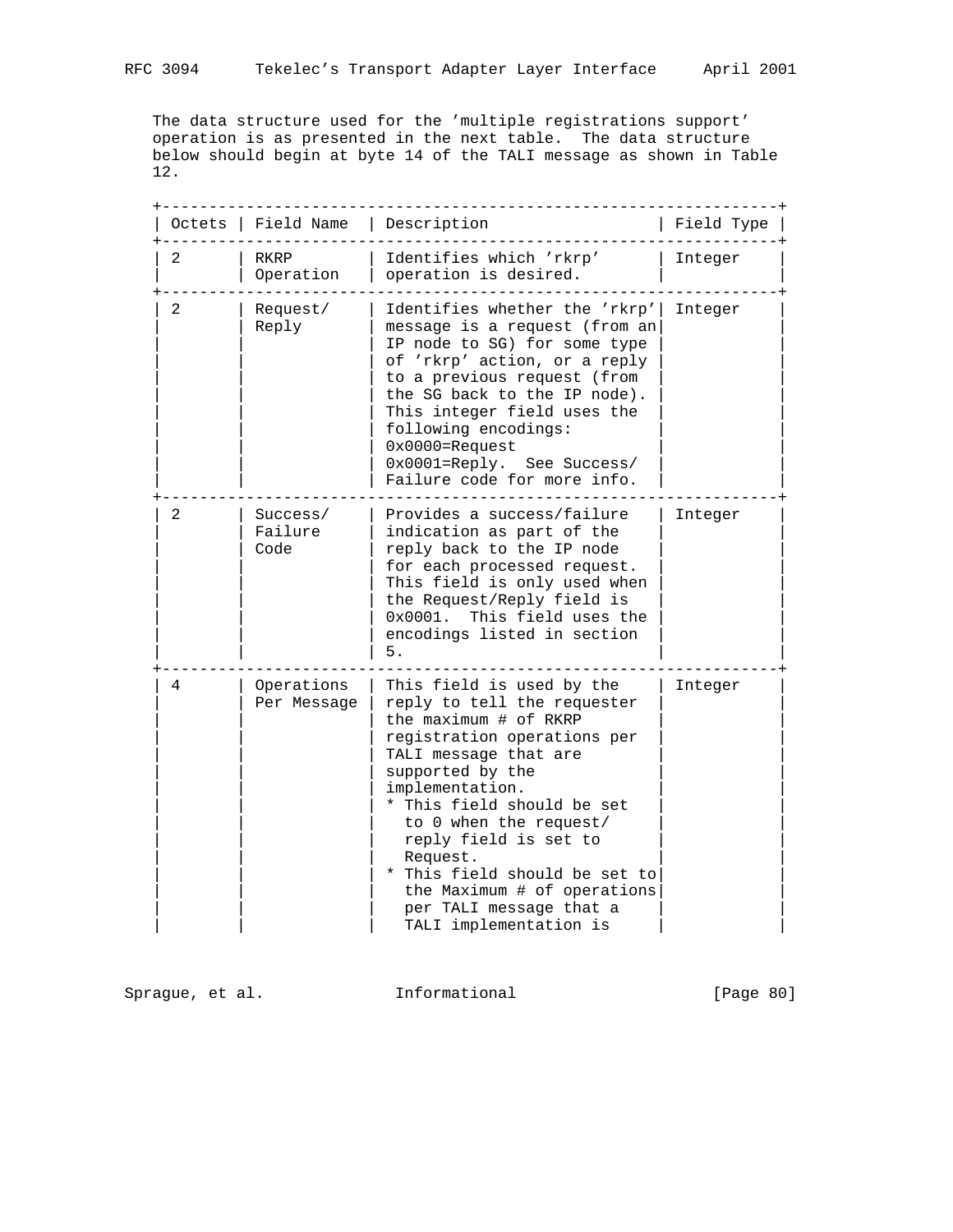The data structure used for the 'multiple registrations support' operation is as presented in the next table. The data structure below should begin at byte 14 of the TALI message as shown in Table 12.

| Octets | Field Name | Description | Field Type |
|---|---|---|---|
| 2 | RKRP Operation | Identifies which 'rkrp' operation is desired. | Integer |
| 2 | Request/ Reply | Identifies whether the 'rkrp' message is a request (from an IP node to SG) for some type of 'rkrp' action, or a reply to a previous request (from the SG back to the IP node). This integer field uses the following encodings: 0x0000=Request 0x0001=Reply. See Success/ Failure code for more info. | Integer |
| 2 | Success/ Failure Code | Provides a success/failure indication as part of the reply back to the IP node for each processed request. This field is only used when the Request/Reply field is 0x0001. This field uses the encodings listed in section 5. | Integer |
| 4 | Operations Per Message | This field is used by the reply to tell the requester the maximum # of RKRP registration operations per TALI message that are supported by the implementation. * This field should be set to 0 when the request/ reply field is set to Request. * This field should be set to the Maximum # of operations per TALI message that a TALI implementation is | Integer |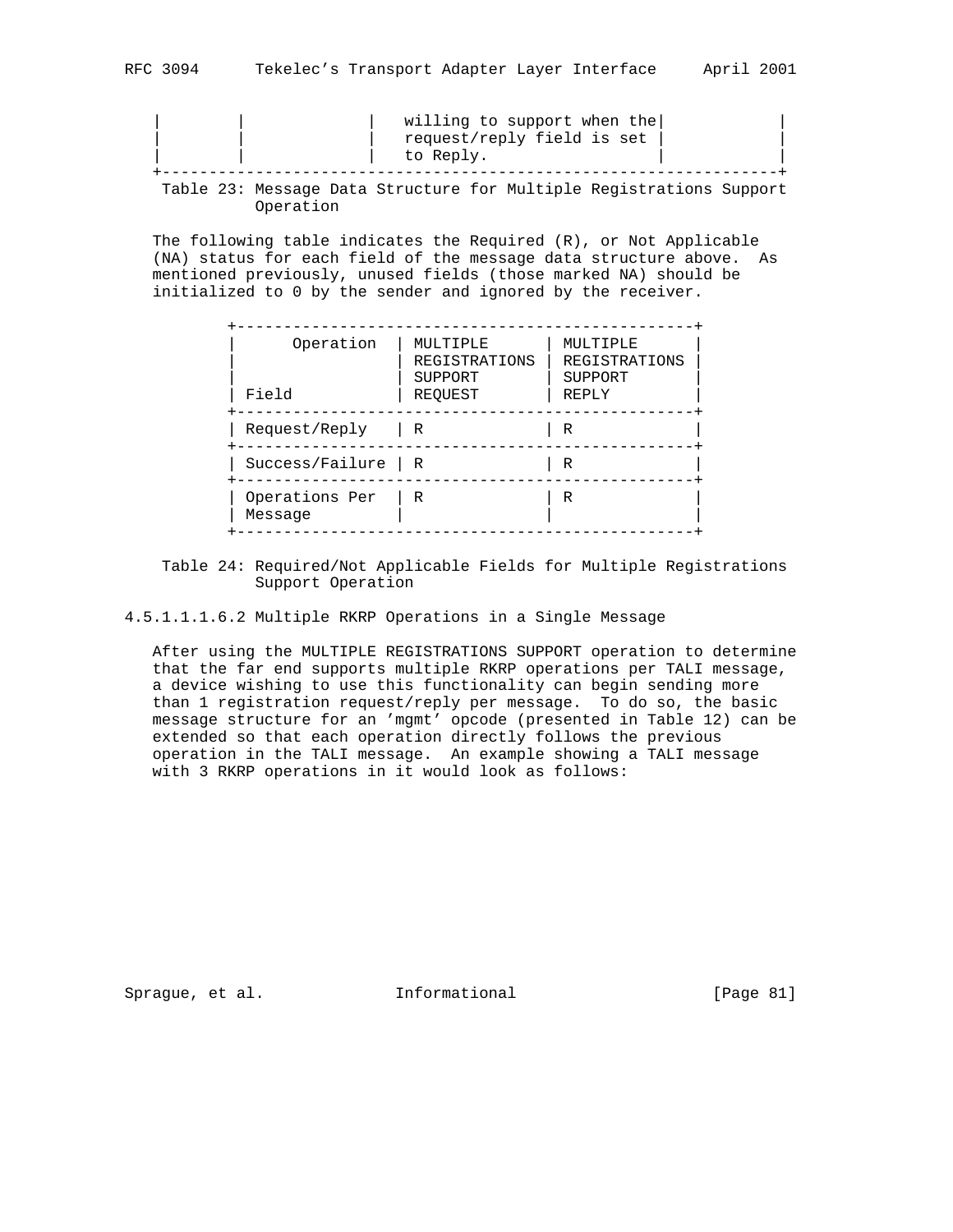| | | | willing to support when the request/reply field is set to Reply. | |
|---|---|---|---|---|

Table 23: Message Data Structure for Multiple Registrations Support Operation

The following table indicates the Required (R), or Not Applicable (NA) status for each field of the message data structure above. As mentioned previously, unused fields (those marked NA) should be initialized to 0 by the sender and ignored by the receiver.

| Operation / Field | MULTIPLE REGISTRATIONS SUPPORT REQUEST | MULTIPLE REGISTRATIONS SUPPORT REPLY |
|---|---|---|
| Request/Reply | R | R |
| Success/Failure | R | R |
| Operations Per Message | R | R |

Table 24: Required/Not Applicable Fields for Multiple Registrations Support Operation

#### 4.5.1.1.1.6.2 Multiple RKRP Operations in a Single Message

After using the MULTIPLE REGISTRATIONS SUPPORT operation to determine that the far end supports multiple RKRP operations per TALI message, a device wishing to use this functionality can begin sending more than 1 registration request/reply per message. To do so, the basic message structure for an 'mgmt' opcode (presented in Table 12) can be extended so that each operation directly follows the previous operation in the TALI message. An example showing a TALI message with 3 RKRP operations in it would look as follows: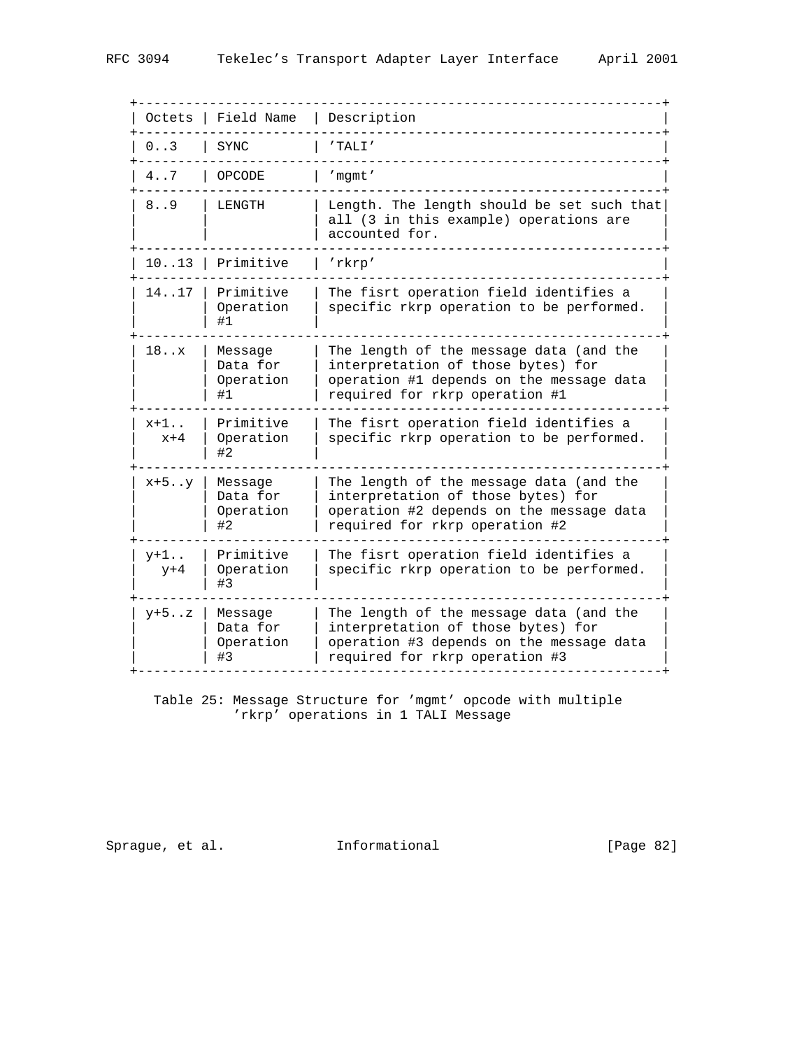| Octets | Field Name | Description |
| --- | --- | --- |
| 0..3 | SYNC | 'TALI' |
| 4..7 | OPCODE | 'mgmt' |
| 8..9 | LENGTH | Length. The length should be set such that all (3 in this example) operations are accounted for. |
| 10..13 | Primitive | 'rkrp' |
| 14..17 | Primitive Operation #1 | The fisrt operation field identifies a specific rkrp operation to be performed. |
| 18..x | Message Data for Operation #1 | The length of the message data (and the interpretation of those bytes) for operation #1 depends on the message data required for rkrp operation #1 |
| x+1.. x+4 | Primitive Operation #2 | The fisrt operation field identifies a specific rkrp operation to be performed. |
| x+5..y | Message Data for Operation #2 | The length of the message data (and the interpretation of those bytes) for operation #2 depends on the message data required for rkrp operation #2 |
| y+1.. y+4 | Primitive Operation #3 | The fisrt operation field identifies a specific rkrp operation to be performed. |
| y+5..z | Message Data for Operation #3 | The length of the message data (and the interpretation of those bytes) for operation #3 depends on the message data required for rkrp operation #3 |

Table 25: Message Structure for 'mgmt' opcode with multiple 'rkrp' operations in 1 TALI Message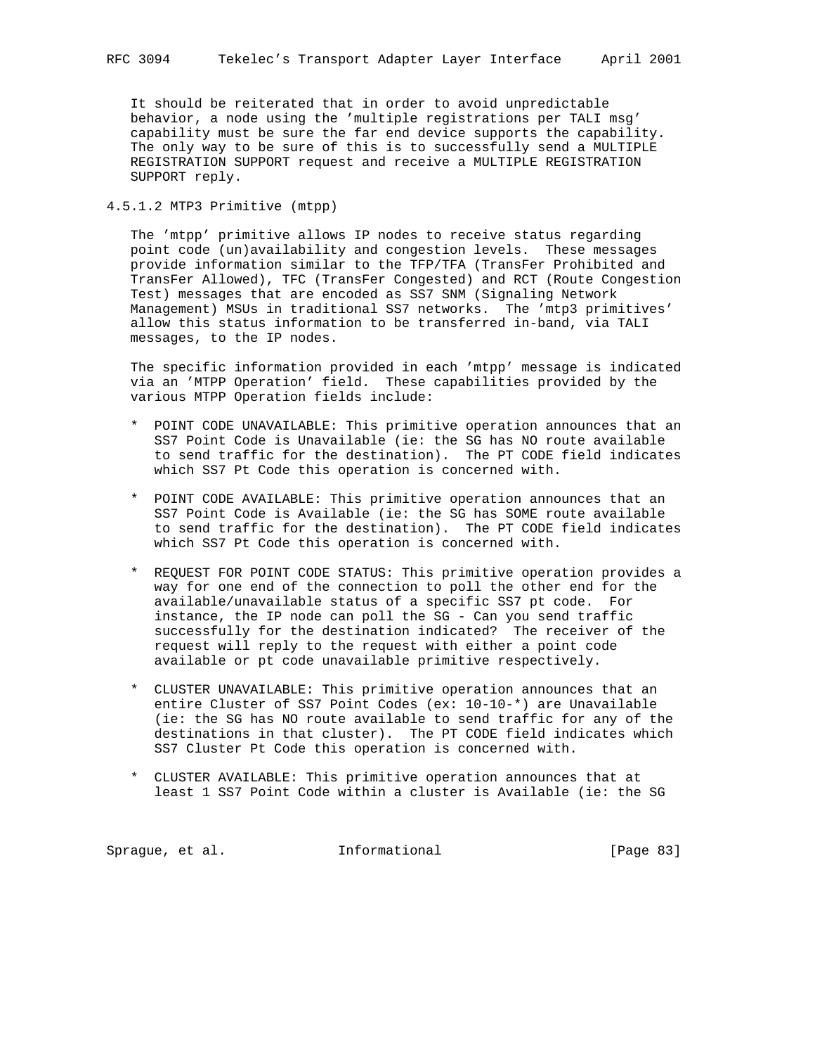It should be reiterated that in order to avoid unpredictable behavior, a node using the 'multiple registrations per TALI msg' capability must be sure the far end device supports the capability. The only way to be sure of this is to successfully send a MULTIPLE REGISTRATION SUPPORT request and receive a MULTIPLE REGISTRATION SUPPORT reply.

#### 4.5.1.2 MTP3 Primitive (mtpp)

The 'mtpp' primitive allows IP nodes to receive status regarding point code (un)availability and congestion levels. These messages provide information similar to the TFP/TFA (TransFer Prohibited and TransFer Allowed), TFC (TransFer Congested) and RCT (Route Congestion Test) messages that are encoded as SS7 SNM (Signaling Network Management) MSUs in traditional SS7 networks. The 'mtp3 primitives' allow this status information to be transferred in-band, via TALI messages, to the IP nodes.

The specific information provided in each 'mtpp' message is indicated via an 'MTPP Operation' field. These capabilities provided by the various MTPP Operation fields include:

* POINT CODE UNAVAILABLE: This primitive operation announces that an SS7 Point Code is Unavailable (ie: the SG has NO route available to send traffic for the destination). The PT CODE field indicates which SS7 Pt Code this operation is concerned with.

* POINT CODE AVAILABLE: This primitive operation announces that an SS7 Point Code is Available (ie: the SG has SOME route available to send traffic for the destination). The PT CODE field indicates which SS7 Pt Code this operation is concerned with.

* REQUEST FOR POINT CODE STATUS: This primitive operation provides a way for one end of the connection to poll the other end for the available/unavailable status of a specific SS7 pt code. For instance, the IP node can poll the SG - Can you send traffic successfully for the destination indicated? The receiver of the request will reply to the request with either a point code available or pt code unavailable primitive respectively.

* CLUSTER UNAVAILABLE: This primitive operation announces that an entire Cluster of SS7 Point Codes (ex: 10-10-*) are Unavailable (ie: the SG has NO route available to send traffic for any of the destinations in that cluster). The PT CODE field indicates which SS7 Cluster Pt Code this operation is concerned with.

* CLUSTER AVAILABLE: This primitive operation announces that at least 1 SS7 Point Code within a cluster is Available (ie: the SG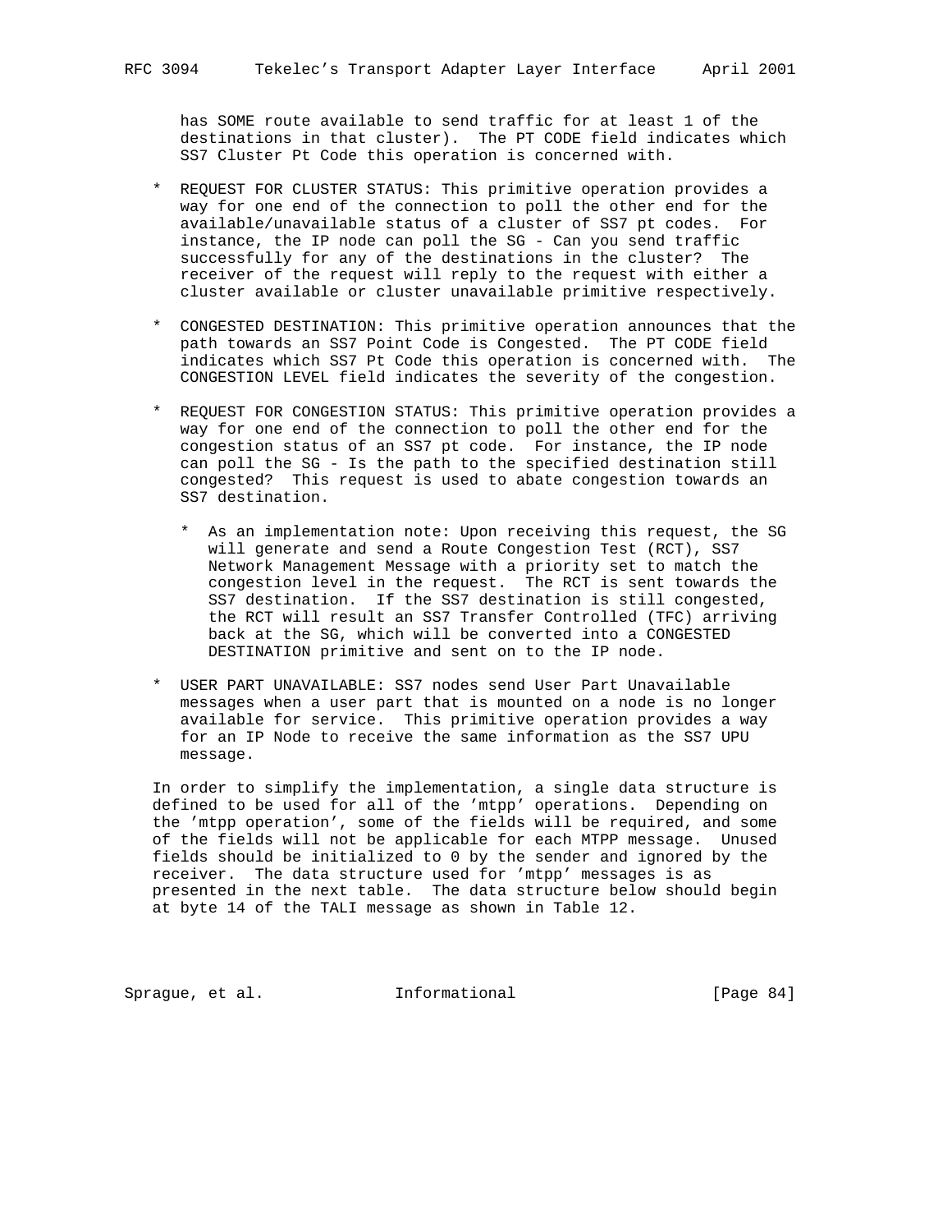has SOME route available to send traffic for at least 1 of the destinations in that cluster). The PT CODE field indicates which SS7 Cluster Pt Code this operation is concerned with.

* REQUEST FOR CLUSTER STATUS: This primitive operation provides a way for one end of the connection to poll the other end for the available/unavailable status of a cluster of SS7 pt codes. For instance, the IP node can poll the SG - Can you send traffic successfully for any of the destinations in the cluster? The receiver of the request will reply to the request with either a cluster available or cluster unavailable primitive respectively.

* CONGESTED DESTINATION: This primitive operation announces that the path towards an SS7 Point Code is Congested. The PT CODE field indicates which SS7 Pt Code this operation is concerned with. The CONGESTION LEVEL field indicates the severity of the congestion.

* REQUEST FOR CONGESTION STATUS: This primitive operation provides a way for one end of the connection to poll the other end for the congestion status of an SS7 pt code. For instance, the IP node can poll the SG - Is the path to the specified destination still congested? This request is used to abate congestion towards an SS7 destination.

  * As an implementation note: Upon receiving this request, the SG will generate and send a Route Congestion Test (RCT), SS7 Network Management Message with a priority set to match the congestion level in the request. The RCT is sent towards the SS7 destination. If the SS7 destination is still congested, the RCT will result an SS7 Transfer Controlled (TFC) arriving back at the SG, which will be converted into a CONGESTED DESTINATION primitive and sent on to the IP node.

* USER PART UNAVAILABLE: SS7 nodes send User Part Unavailable messages when a user part that is mounted on a node is no longer available for service. This primitive operation provides a way for an IP Node to receive the same information as the SS7 UPU message.

In order to simplify the implementation, a single data structure is defined to be used for all of the 'mtpp' operations. Depending on the 'mtpp operation', some of the fields will be required, and some of the fields will not be applicable for each MTPP message. Unused fields should be initialized to 0 by the sender and ignored by the receiver. The data structure used for 'mtpp' messages is as presented in the next table. The data structure below should begin at byte 14 of the TALI message as shown in Table 12.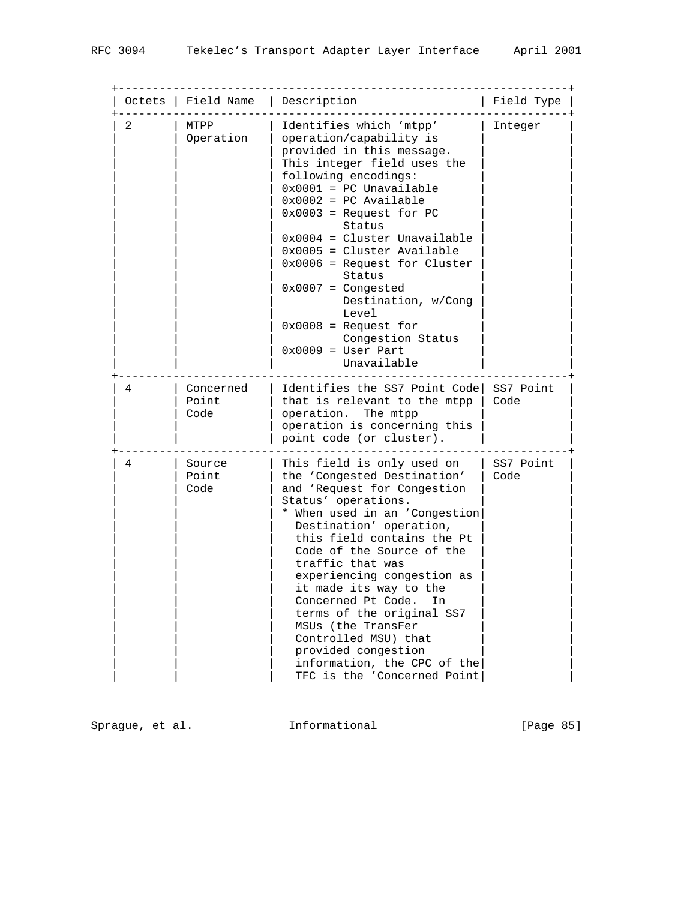| Octets | Field Name | Description | Field Type |
|---|---|---|---|
| 2 | MTPP Operation | Identifies which 'mtpp' operation/capability is provided in this message. This integer field uses the following encodings:<br>0x0001 = PC Unavailable<br>0x0002 = PC Available<br>0x0003 = Request for PC Status<br>0x0004 = Cluster Unavailable<br>0x0005 = Cluster Available<br>0x0006 = Request for Cluster Status<br>0x0007 = Congested Destination, w/Cong Level<br>0x0008 = Request for Congestion Status<br>0x0009 = User Part Unavailable | Integer |
| 4 | Concerned Point Code | Identifies the SS7 Point Code that is relevant to the mtpp operation. The mtpp operation is concerning this point code (or cluster). | SS7 Point Code |
| 4 | Source Point Code | This field is only used on the 'Congested Destination' and 'Request for Congestion Status' operations.<br>* When used in an 'Congestion Destination' operation, this field contains the Pt Code of the Source of the traffic that was experiencing congestion as it made its way to the Concerned Pt Code. In terms of the original SS7 MSUs (the TransFer Controlled MSU) that provided congestion information, the CPC of the TFC is the 'Concerned Point | SS7 Point Code |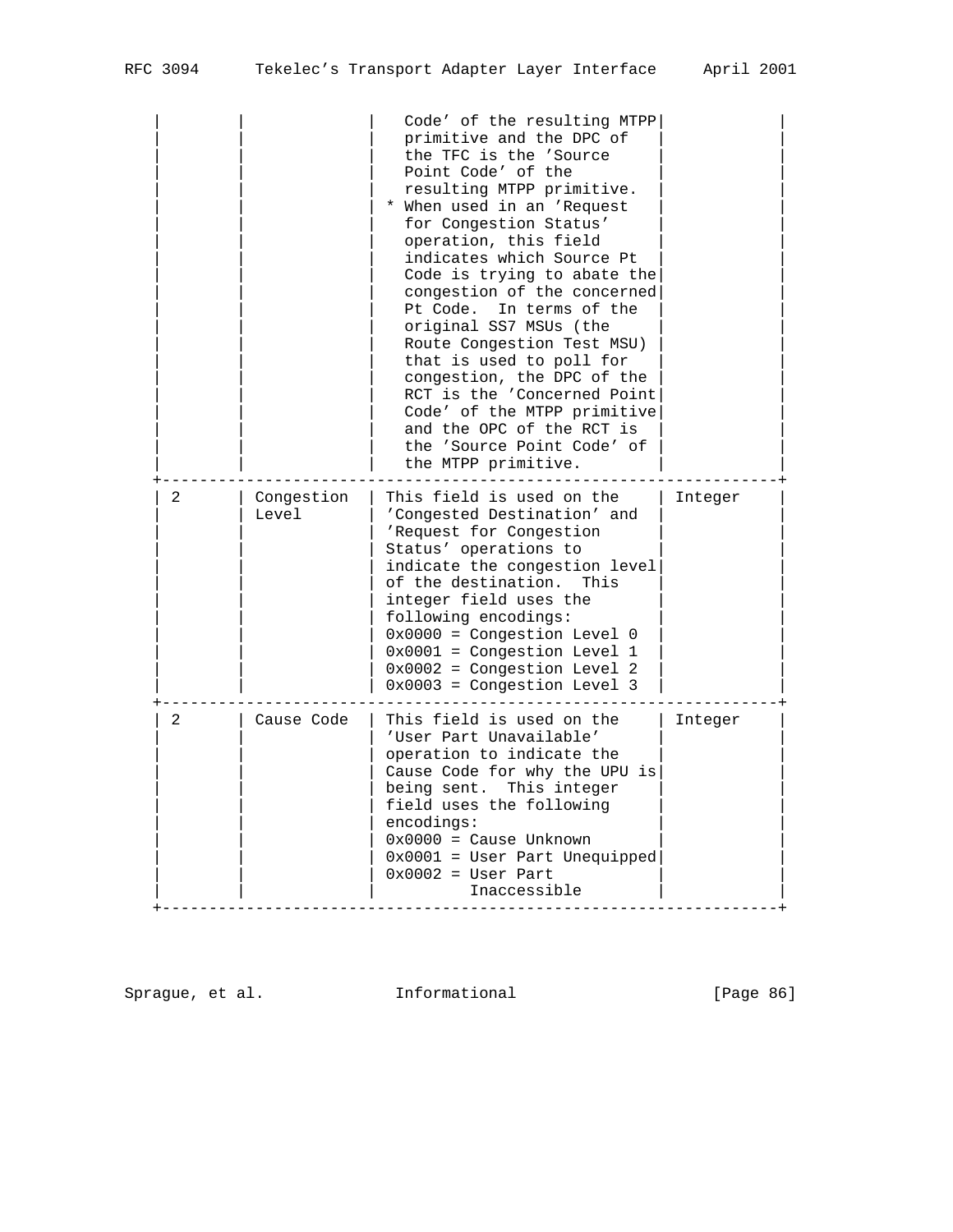| | | | |
|---|---|---|---|
| | | Code' of the resulting MTPP primitive and the DPC of the TFC is the 'Source Point Code' of the resulting MTPP primitive.<br>* When used in an 'Request for Congestion Status' operation, this field indicates which Source Pt Code is trying to abate the congestion of the concerned Pt Code. In terms of the original SS7 MSUs (the Route Congestion Test MSU) that is used to poll for congestion, the DPC of the RCT is the 'Concerned Point Code' of the MTPP primitive and the OPC of the RCT is the 'Source Point Code' of the MTPP primitive. | |
| 2 | Congestion Level | This field is used on the 'Congested Destination' and 'Request for Congestion Status' operations to indicate the congestion level of the destination. This integer field uses the following encodings:<br>0x0000 = Congestion Level 0<br>0x0001 = Congestion Level 1<br>0x0002 = Congestion Level 2<br>0x0003 = Congestion Level 3 | Integer |
| 2 | Cause Code | This field is used on the 'User Part Unavailable' operation to indicate the Cause Code for why the UPU is being sent. This integer field uses the following encodings:<br>0x0000 = Cause Unknown<br>0x0001 = User Part Unequipped<br>0x0002 = User Part Inaccessible | Integer |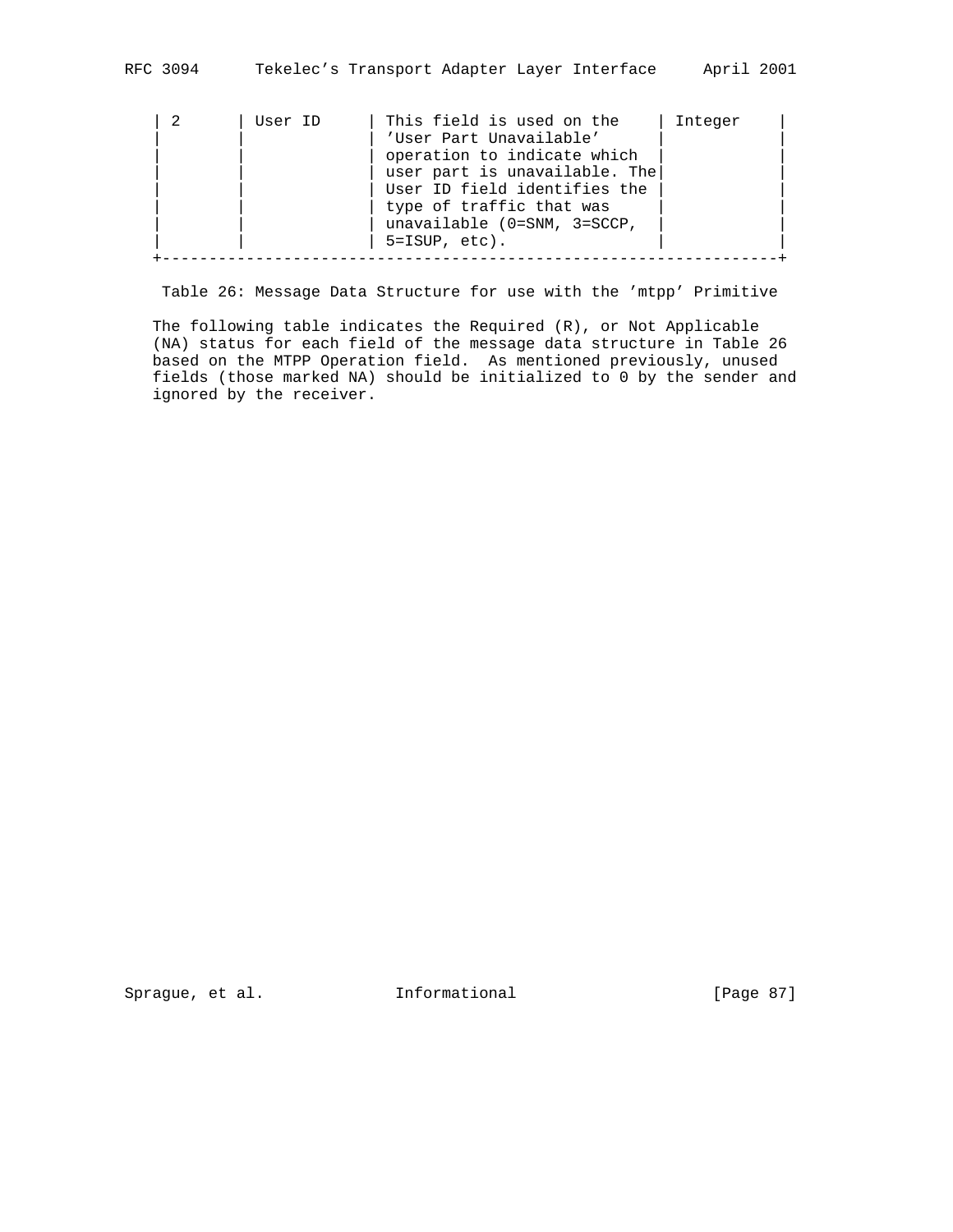| 2 | User ID | This field is used on the 'User Part Unavailable' operation to indicate which user part is unavailable. The User ID field identifies the type of traffic that was unavailable (0=SNM, 3=SCCP, 5=ISUP, etc). | Integer |
|---|---|---|---|

Table 26: Message Data Structure for use with the 'mtpp' Primitive

The following table indicates the Required (R), or Not Applicable (NA) status for each field of the message data structure in Table 26 based on the MTPP Operation field. As mentioned previously, unused fields (those marked NA) should be initialized to 0 by the sender and ignored by the receiver.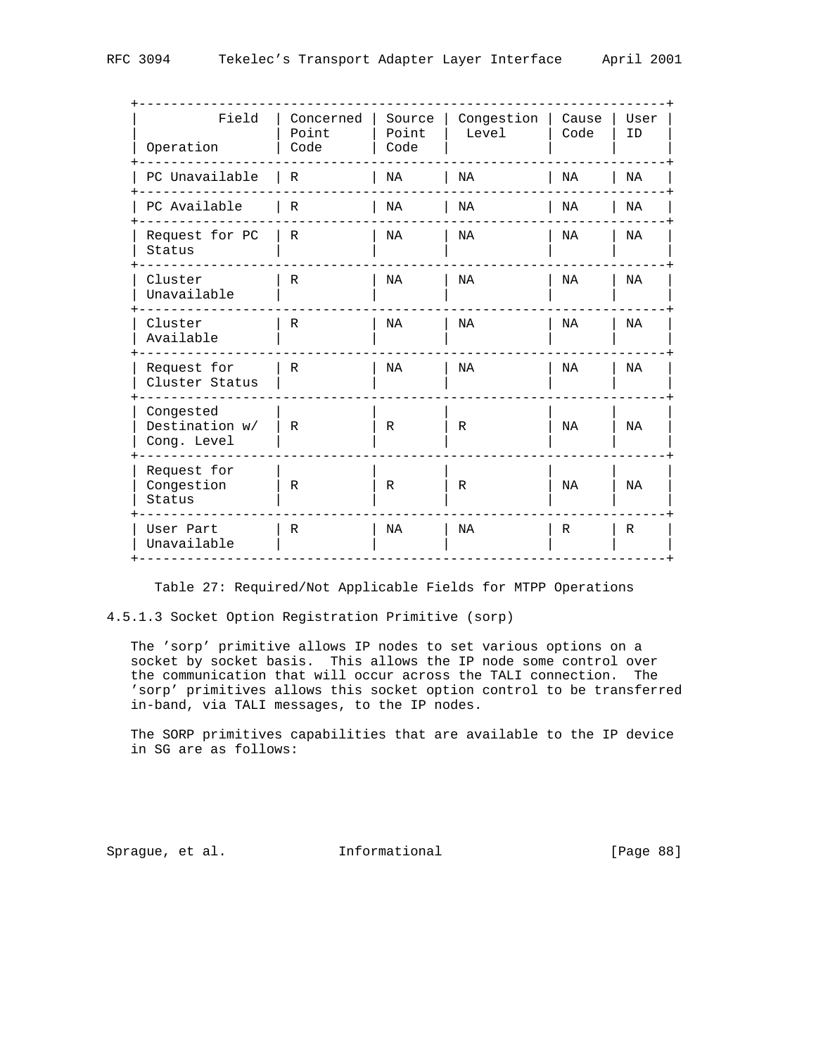| Field / Operation | Concerned Point Code | Source Point Code | Congestion Level | Cause Code | User ID |
|---|---|---|---|---|---|
| PC Unavailable | R | NA | NA | NA | NA |
| PC Available | R | NA | NA | NA | NA |
| Request for PC Status | R | NA | NA | NA | NA |
| Cluster Unavailable | R | NA | NA | NA | NA |
| Cluster Available | R | NA | NA | NA | NA |
| Request for Cluster Status | R | NA | NA | NA | NA |
| Congested Destination w/ Cong. Level | R | R | R | NA | NA |
| Request for Congestion Status | R | R | R | NA | NA |
| User Part Unavailable | R | NA | NA | R | R |

Table 27: Required/Not Applicable Fields for MTPP Operations

#### 4.5.1.3 Socket Option Registration Primitive (sorp)

The 'sorp' primitive allows IP nodes to set various options on a socket by socket basis. This allows the IP node some control over the communication that will occur across the TALI connection. The 'sorp' primitives allows this socket option control to be transferred in-band, via TALI messages, to the IP nodes.

The SORP primitives capabilities that are available to the IP device in SG are as follows: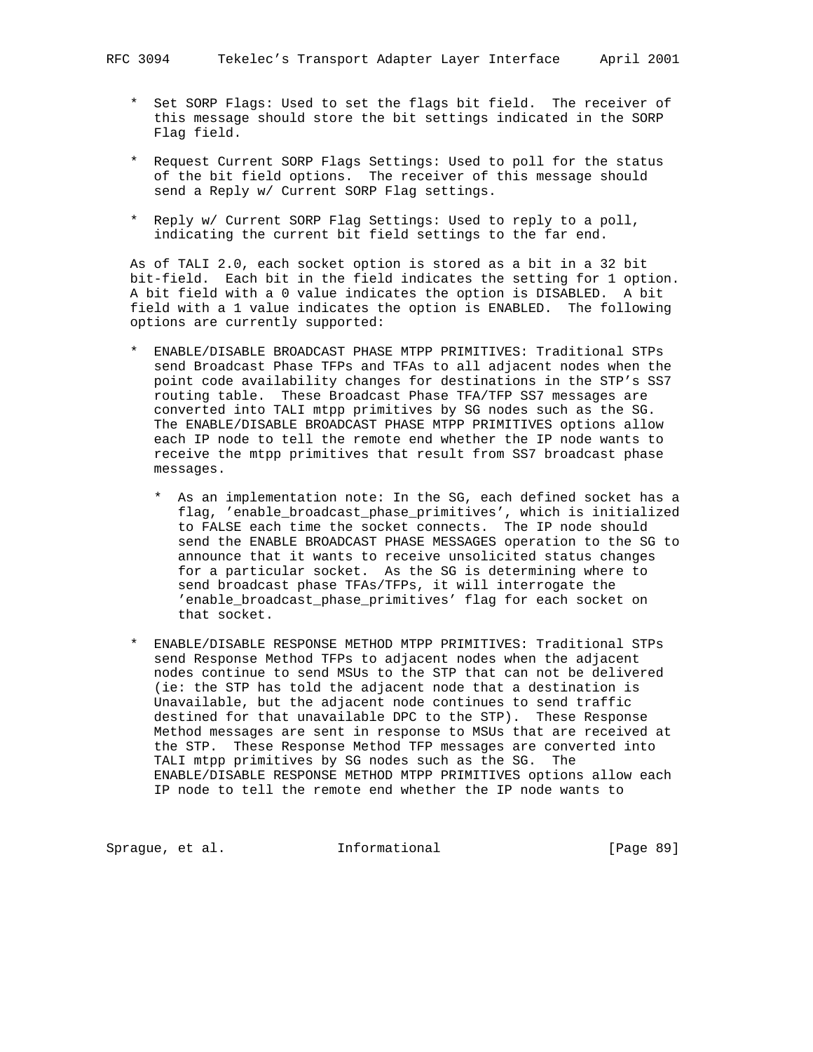* Set SORP Flags: Used to set the flags bit field. The receiver of this message should store the bit settings indicated in the SORP Flag field.

* Request Current SORP Flags Settings: Used to poll for the status of the bit field options. The receiver of this message should send a Reply w/ Current SORP Flag settings.

* Reply w/ Current SORP Flag Settings: Used to reply to a poll, indicating the current bit field settings to the far end.

As of TALI 2.0, each socket option is stored as a bit in a 32 bit bit-field. Each bit in the field indicates the setting for 1 option. A bit field with a 0 value indicates the option is DISABLED. A bit field with a 1 value indicates the option is ENABLED. The following options are currently supported:

* ENABLE/DISABLE BROADCAST PHASE MTPP PRIMITIVES: Traditional STPs send Broadcast Phase TFPs and TFAs to all adjacent nodes when the point code availability changes for destinations in the STP's SS7 routing table. These Broadcast Phase TFA/TFP SS7 messages are converted into TALI mtpp primitives by SG nodes such as the SG. The ENABLE/DISABLE BROADCAST PHASE MTPP PRIMITIVES options allow each IP node to tell the remote end whether the IP node wants to receive the mtpp primitives that result from SS7 broadcast phase messages.

  * As an implementation note: In the SG, each defined socket has a flag, 'enable_broadcast_phase_primitives', which is initialized to FALSE each time the socket connects. The IP node should send the ENABLE BROADCAST PHASE MESSAGES operation to the SG to announce that it wants to receive unsolicited status changes for a particular socket. As the SG is determining where to send broadcast phase TFAs/TFPs, it will interrogate the 'enable_broadcast_phase_primitives' flag for each socket on that socket.

* ENABLE/DISABLE RESPONSE METHOD MTPP PRIMITIVES: Traditional STPs send Response Method TFPs to adjacent nodes when the adjacent nodes continue to send MSUs to the STP that can not be delivered (ie: the STP has told the adjacent node that a destination is Unavailable, but the adjacent node continues to send traffic destined for that unavailable DPC to the STP). These Response Method messages are sent in response to MSUs that are received at the STP. These Response Method TFP messages are converted into TALI mtpp primitives by SG nodes such as the SG. The ENABLE/DISABLE RESPONSE METHOD MTPP PRIMITIVES options allow each IP node to tell the remote end whether the IP node wants to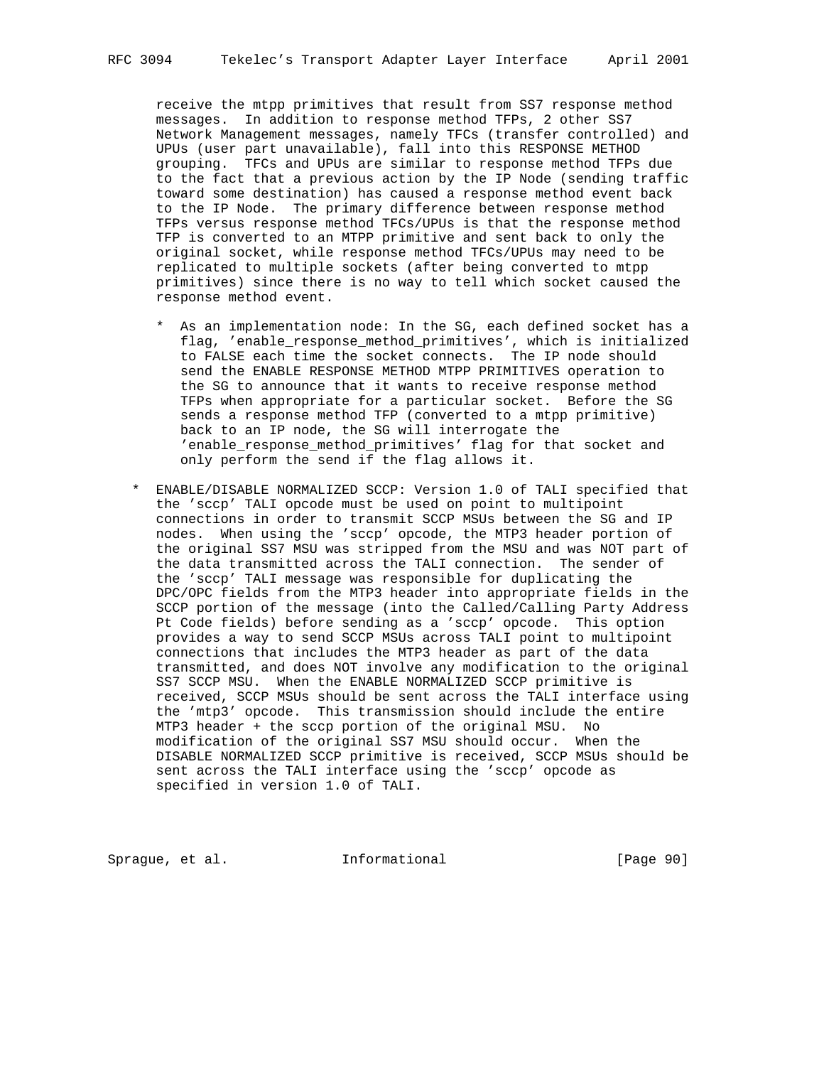receive the mtpp primitives that result from SS7 response method messages. In addition to response method TFPs, 2 other SS7 Network Management messages, namely TFCs (transfer controlled) and UPUs (user part unavailable), fall into this RESPONSE METHOD grouping. TFCs and UPUs are similar to response method TFPs due to the fact that a previous action by the IP Node (sending traffic toward some destination) has caused a response method event back to the IP Node. The primary difference between response method TFPs versus response method TFCs/UPUs is that the response method TFP is converted to an MTPP primitive and sent back to only the original socket, while response method TFCs/UPUs may need to be replicated to multiple sockets (after being converted to mtpp primitives) since there is no way to tell which socket caused the response method event.

  * As an implementation node: In the SG, each defined socket has a flag, 'enable_response_method_primitives', which is initialized to FALSE each time the socket connects. The IP node should send the ENABLE RESPONSE METHOD MTPP PRIMITIVES operation to the SG to announce that it wants to receive response method TFPs when appropriate for a particular socket. Before the SG sends a response method TFP (converted to a mtpp primitive) back to an IP node, the SG will interrogate the 'enable_response_method_primitives' flag for that socket and only perform the send if the flag allows it.

* ENABLE/DISABLE NORMALIZED SCCP: Version 1.0 of TALI specified that the 'sccp' TALI opcode must be used on point to multipoint connections in order to transmit SCCP MSUs between the SG and IP nodes. When using the 'sccp' opcode, the MTP3 header portion of the original SS7 MSU was stripped from the MSU and was NOT part of the data transmitted across the TALI connection. The sender of the 'sccp' TALI message was responsible for duplicating the DPC/OPC fields from the MTP3 header into appropriate fields in the SCCP portion of the message (into the Called/Calling Party Address Pt Code fields) before sending as a 'sccp' opcode. This option provides a way to send SCCP MSUs across TALI point to multipoint connections that includes the MTP3 header as part of the data transmitted, and does NOT involve any modification to the original SS7 SCCP MSU. When the ENABLE NORMALIZED SCCP primitive is received, SCCP MSUs should be sent across the TALI interface using the 'mtp3' opcode. This transmission should include the entire MTP3 header + the sccp portion of the original MSU. No modification of the original SS7 MSU should occur. When the DISABLE NORMALIZED SCCP primitive is received, SCCP MSUs should be sent across the TALI interface using the 'sccp' opcode as specified in version 1.0 of TALI.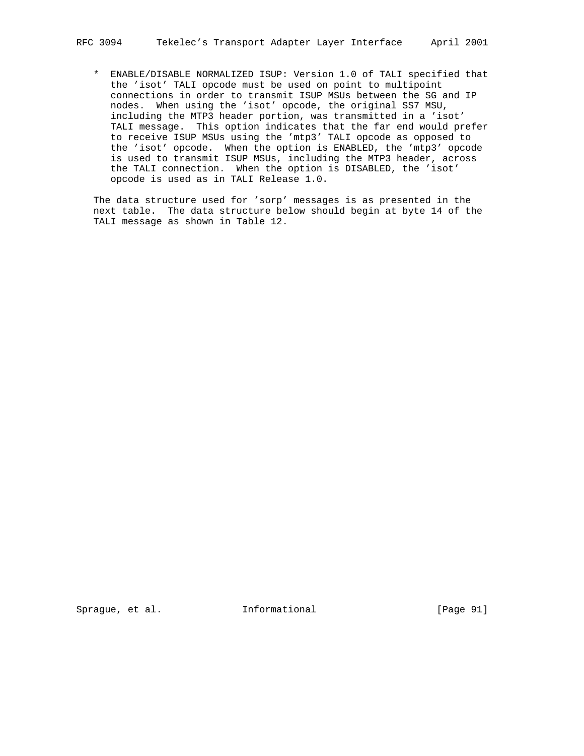* ENABLE/DISABLE NORMALIZED ISUP: Version 1.0 of TALI specified that the 'isot' TALI opcode must be used on point to multipoint connections in order to transmit ISUP MSUs between the SG and IP nodes. When using the 'isot' opcode, the original SS7 MSU, including the MTP3 header portion, was transmitted in a 'isot' TALI message. This option indicates that the far end would prefer to receive ISUP MSUs using the 'mtp3' TALI opcode as opposed to the 'isot' opcode. When the option is ENABLED, the 'mtp3' opcode is used to transmit ISUP MSUs, including the MTP3 header, across the TALI connection. When the option is DISABLED, the 'isot' opcode is used as in TALI Release 1.0.

The data structure used for 'sorp' messages is as presented in the next table. The data structure below should begin at byte 14 of the TALI message as shown in Table 12.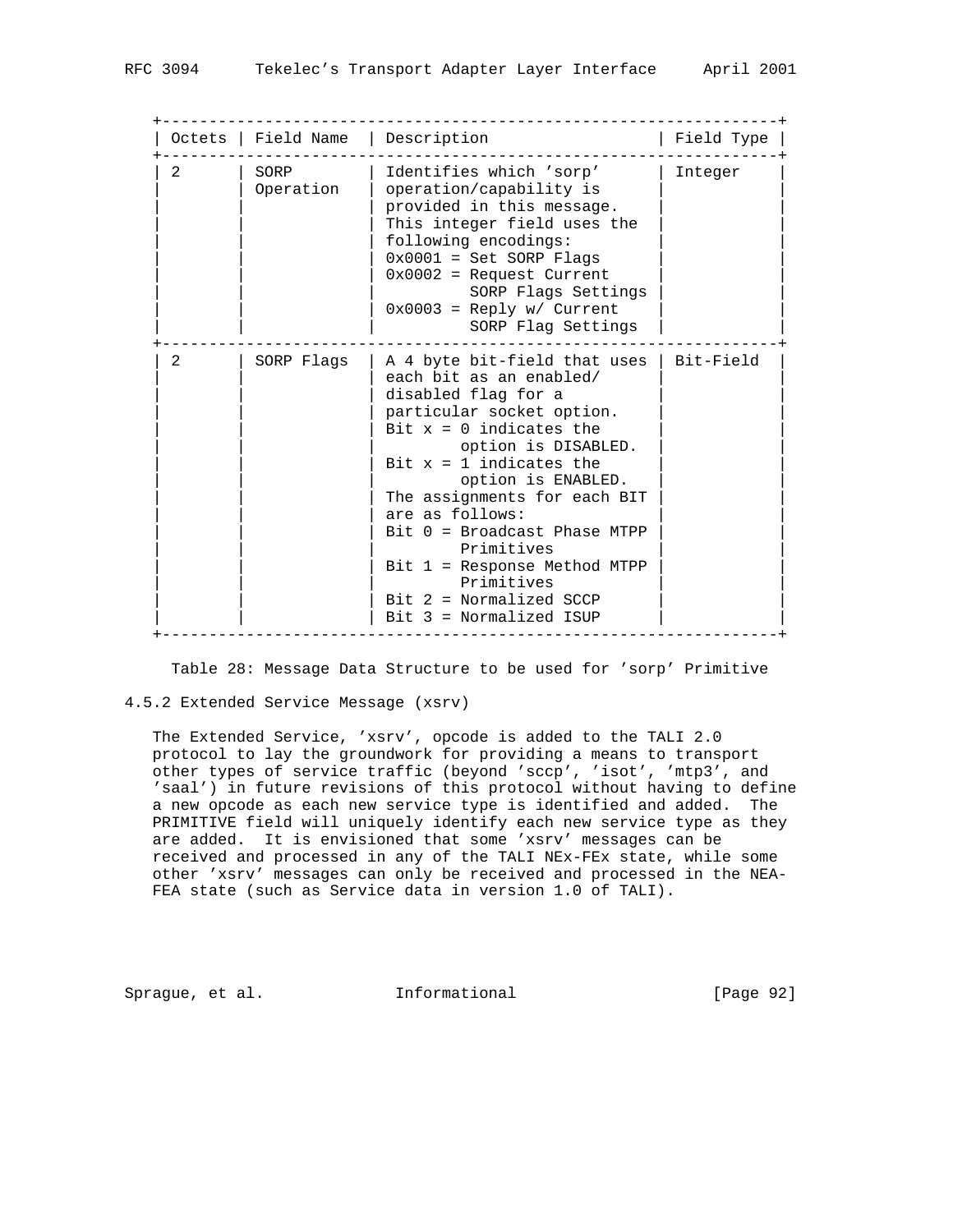| Octets | Field Name | Description | Field Type |
|---|---|---|---|
| 2 | SORP Operation | Identifies which 'sorp' operation/capability is provided in this message. This integer field uses the following encodings: 0x0001 = Set SORP Flags 0x0002 = Request Current SORP Flags Settings 0x0003 = Reply w/ Current SORP Flag Settings | Integer |
| 2 | SORP Flags | A 4 byte bit-field that uses each bit as an enabled/ disabled flag for a particular socket option. Bit x = 0 indicates the option is DISABLED. Bit x = 1 indicates the option is ENABLED. The assignments for each BIT are as follows: Bit 0 = Broadcast Phase MTPP Primitives Bit 1 = Response Method MTPP Primitives Bit 2 = Normalized SCCP Bit 3 = Normalized ISUP | Bit-Field |

Table 28: Message Data Structure to be used for 'sorp' Primitive

### 4.5.2 Extended Service Message (xsrv)

The Extended Service, 'xsrv', opcode is added to the TALI 2.0 protocol to lay the groundwork for providing a means to transport other types of service traffic (beyond 'sccp', 'isot', 'mtp3', and 'saal') in future revisions of this protocol without having to define a new opcode as each new service type is identified and added. The PRIMITIVE field will uniquely identify each new service type as they are added. It is envisioned that some 'xsrv' messages can be received and processed in any of the TALI NEx-FEx state, while some other 'xsrv' messages can only be received and processed in the NEA-FEA state (such as Service data in version 1.0 of TALI).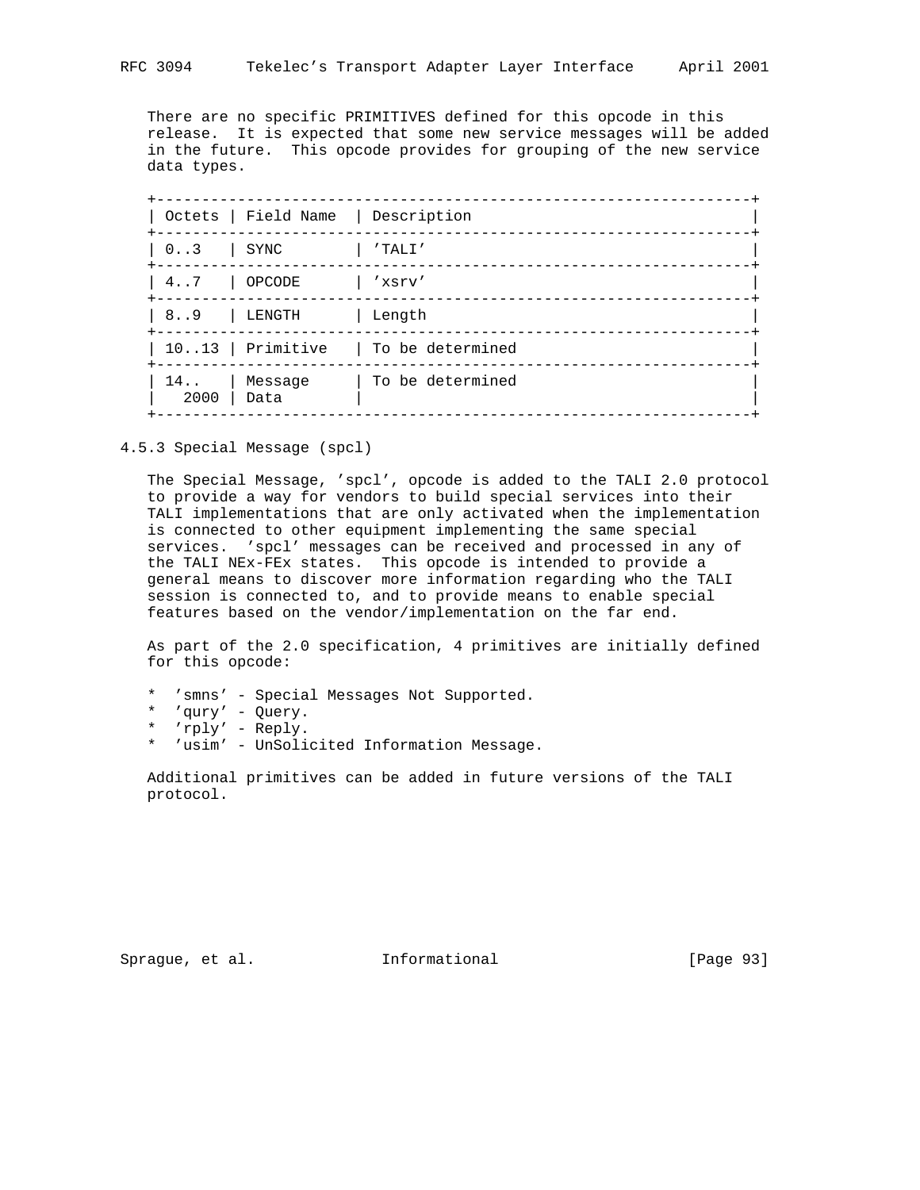There are no specific PRIMITIVES defined for this opcode in this release. It is expected that some new service messages will be added in the future. This opcode provides for grouping of the new service data types.

| Octets | Field Name | Description |
|---|---|---|
| 0..3 | SYNC | 'TALI' |
| 4..7 | OPCODE | 'xsrv' |
| 8..9 | LENGTH | Length |
| 10..13 | Primitive | To be determined |
| 14.. 2000 | Message Data | To be determined |

### 4.5.3 Special Message (spcl)

The Special Message, 'spcl', opcode is added to the TALI 2.0 protocol to provide a way for vendors to build special services into their TALI implementations that are only activated when the implementation is connected to other equipment implementing the same special services. 'spcl' messages can be received and processed in any of the TALI NEx-FEx states. This opcode is intended to provide a general means to discover more information regarding who the TALI session is connected to, and to provide means to enable special features based on the vendor/implementation on the far end.

As part of the 2.0 specification, 4 primitives are initially defined for this opcode:

* 'smns' - Special Messages Not Supported.
* 'qury' - Query.
* 'rply' - Reply.
* 'usim' - UnSolicited Information Message.

Additional primitives can be added in future versions of the TALI protocol.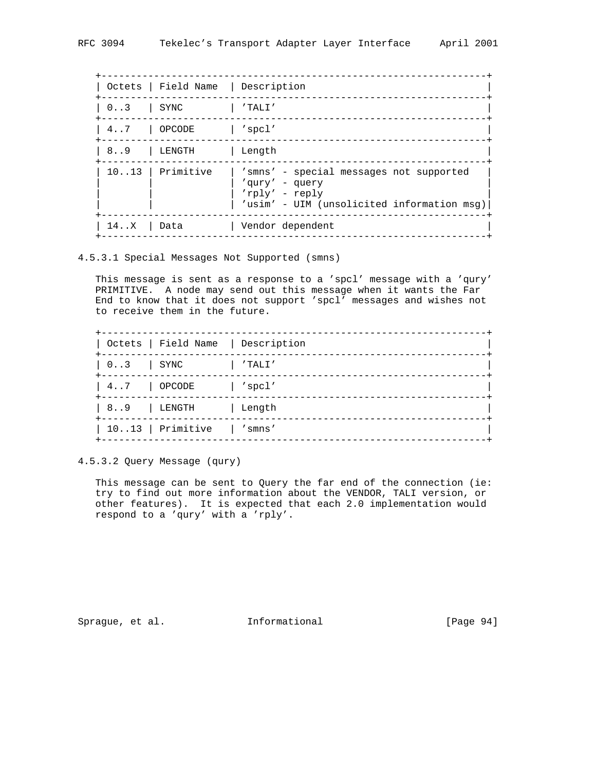| Octets | Field Name | Description |
|---|---|---|
| 0..3 | SYNC | 'TALI' |
| 4..7 | OPCODE | 'spcl' |
| 8..9 | LENGTH | Length |
| 10..13 | Primitive | 'smns' - special messages not supported<br>'qury' - query<br>'rply' - reply<br>'usim' - UIM (unsolicited information msg) |
| 14..X | Data | Vendor dependent |

#### 4.5.3.1 Special Messages Not Supported (smns)

This message is sent as a response to a 'spcl' message with a 'qury' PRIMITIVE. A node may send out this message when it wants the Far End to know that it does not support 'spcl' messages and wishes not to receive them in the future.

| Octets | Field Name | Description |
|---|---|---|
| 0..3 | SYNC | 'TALI' |
| 4..7 | OPCODE | 'spcl' |
| 8..9 | LENGTH | Length |
| 10..13 | Primitive | 'smns' |

#### 4.5.3.2 Query Message (qury)

This message can be sent to Query the far end of the connection (ie: try to find out more information about the VENDOR, TALI version, or other features). It is expected that each 2.0 implementation would respond to a 'qury' with a 'rply'.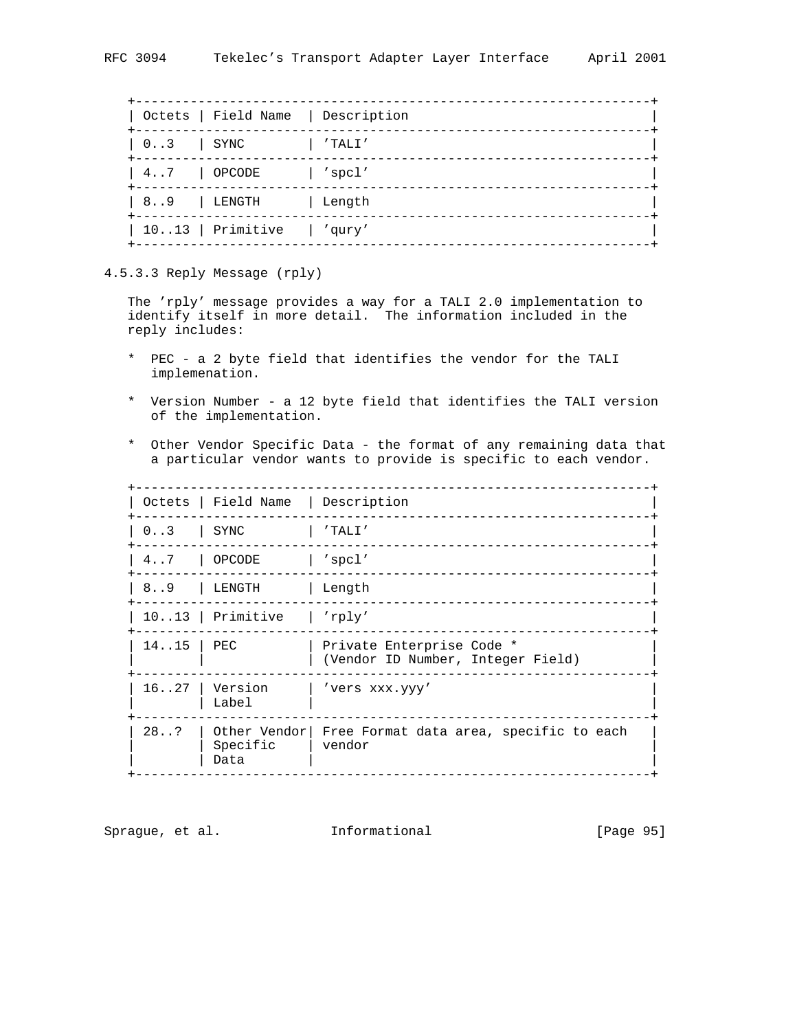| Octets | Field Name | Description |
| --- | --- | --- |
| 0..3 | SYNC | 'TALI' |
| 4..7 | OPCODE | 'spcl' |
| 8..9 | LENGTH | Length |
| 10..13 | Primitive | 'qury' |

### 4.5.3.3 Reply Message (rply)

The 'rply' message provides a way for a TALI 2.0 implementation to identify itself in more detail. The information included in the reply includes:

* PEC - a 2 byte field that identifies the vendor for the TALI implemenation.

* Version Number - a 12 byte field that identifies the TALI version of the implementation.

* Other Vendor Specific Data - the format of any remaining data that a particular vendor wants to provide is specific to each vendor.

| Octets | Field Name | Description |
| --- | --- | --- |
| 0..3 | SYNC | 'TALI' |
| 4..7 | OPCODE | 'spcl' |
| 8..9 | LENGTH | Length |
| 10..13 | Primitive | 'rply' |
| 14..15 | PEC | Private Enterprise Code * (Vendor ID Number, Integer Field) |
| 16..27 | Version Label | 'vers xxx.yyy' |
| 28..? | Other Vendor Specific Data | Free Format data area, specific to each vendor |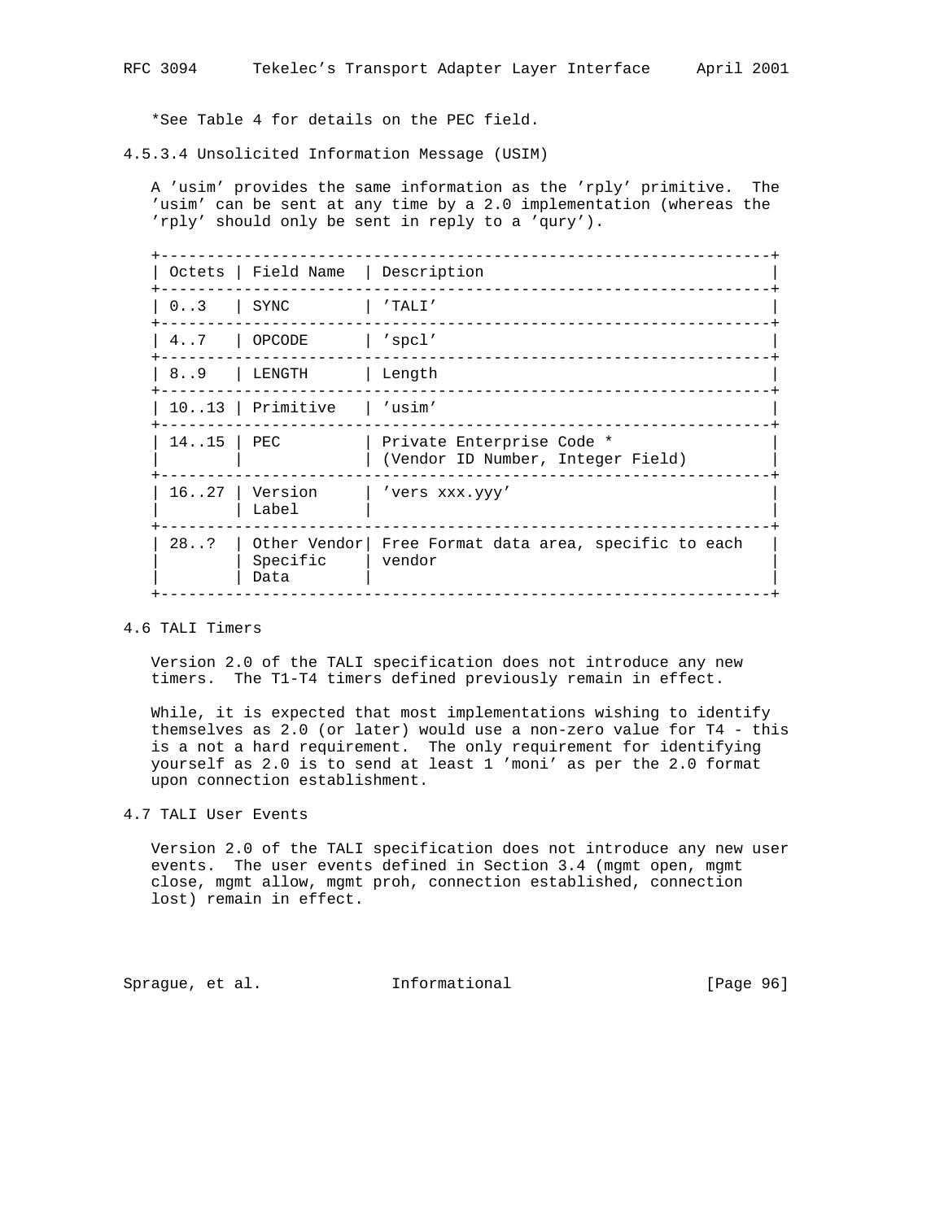*See Table 4 for details on the PEC field.

### 4.5.3.4 Unsolicited Information Message (USIM)

A 'usim' provides the same information as the 'rply' primitive. The 'usim' can be sent at any time by a 2.0 implementation (whereas the 'rply' should only be sent in reply to a 'qury').

| Octets | Field Name | Description |
|---|---|---|
| 0..3 | SYNC | 'TALI' |
| 4..7 | OPCODE | 'spcl' |
| 8..9 | LENGTH | Length |
| 10..13 | Primitive | 'usim' |
| 14..15 | PEC | Private Enterprise Code * (Vendor ID Number, Integer Field) |
| 16..27 | Version Label | 'vers xxx.yyy' |
| 28..? | Other Vendor Specific Data | Free Format data area, specific to each vendor |

## 4.6 TALI Timers

Version 2.0 of the TALI specification does not introduce any new timers. The T1-T4 timers defined previously remain in effect.

While, it is expected that most implementations wishing to identify themselves as 2.0 (or later) would use a non-zero value for T4 - this is a not a hard requirement. The only requirement for identifying yourself as 2.0 is to send at least 1 'moni' as per the 2.0 format upon connection establishment.

## 4.7 TALI User Events

Version 2.0 of the TALI specification does not introduce any new user events. The user events defined in Section 3.4 (mgmt open, mgmt close, mgmt allow, mgmt proh, connection established, connection lost) remain in effect.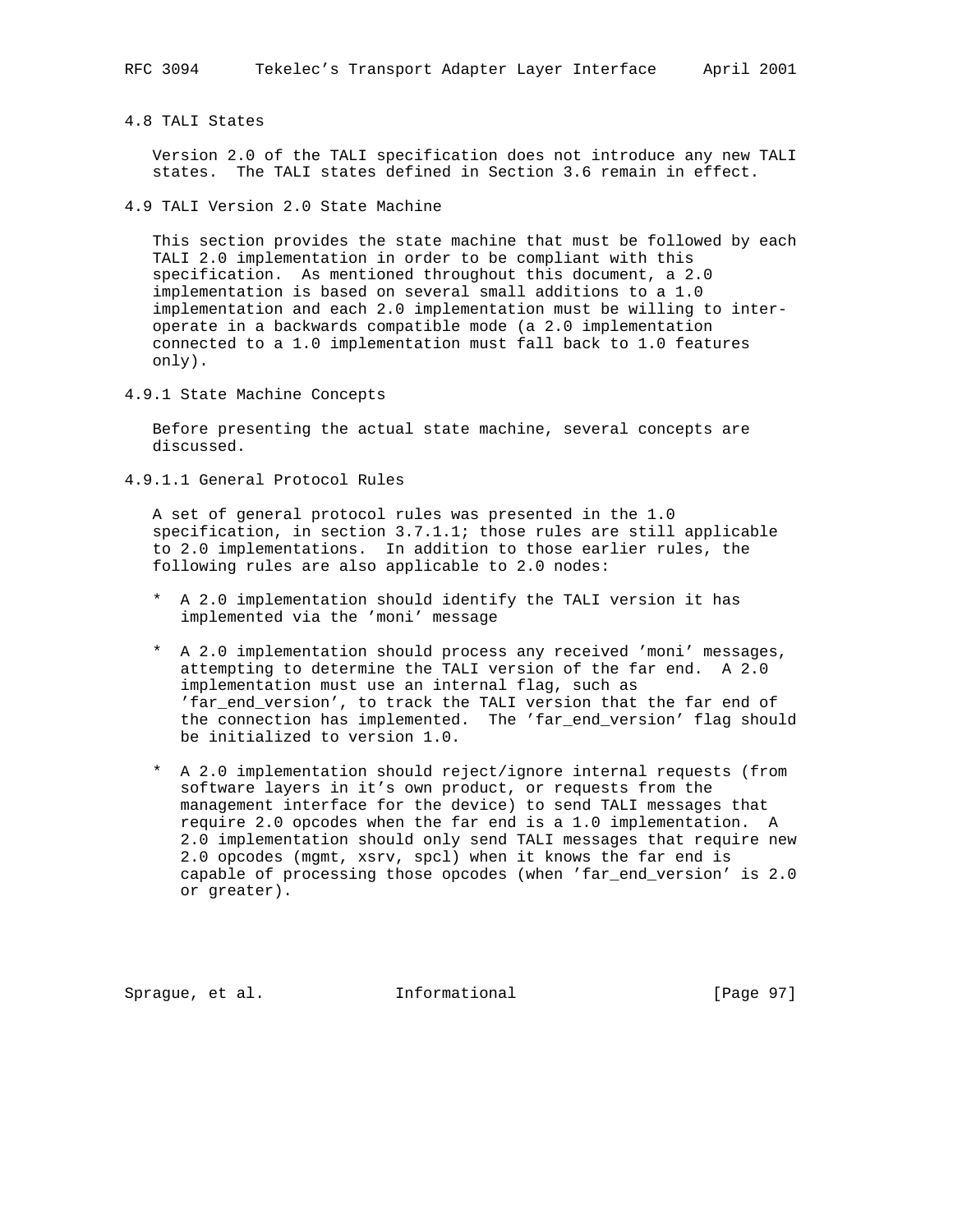### 4.8 TALI States

Version 2.0 of the TALI specification does not introduce any new TALI states. The TALI states defined in Section 3.6 remain in effect.

### 4.9 TALI Version 2.0 State Machine

This section provides the state machine that must be followed by each TALI 2.0 implementation in order to be compliant with this specification. As mentioned throughout this document, a 2.0 implementation is based on several small additions to a 1.0 implementation and each 2.0 implementation must be willing to inter-operate in a backwards compatible mode (a 2.0 implementation connected to a 1.0 implementation must fall back to 1.0 features only).

#### 4.9.1 State Machine Concepts

Before presenting the actual state machine, several concepts are discussed.

##### 4.9.1.1 General Protocol Rules

A set of general protocol rules was presented in the 1.0 specification, in section 3.7.1.1; those rules are still applicable to 2.0 implementations. In addition to those earlier rules, the following rules are also applicable to 2.0 nodes:

* A 2.0 implementation should identify the TALI version it has implemented via the 'moni' message

* A 2.0 implementation should process any received 'moni' messages, attempting to determine the TALI version of the far end. A 2.0 implementation must use an internal flag, such as 'far_end_version', to track the TALI version that the far end of the connection has implemented. The 'far_end_version' flag should be initialized to version 1.0.

* A 2.0 implementation should reject/ignore internal requests (from software layers in it's own product, or requests from the management interface for the device) to send TALI messages that require 2.0 opcodes when the far end is a 1.0 implementation. A 2.0 implementation should only send TALI messages that require new 2.0 opcodes (mgmt, xsrv, spcl) when it knows the far end is capable of processing those opcodes (when 'far_end_version' is 2.0 or greater).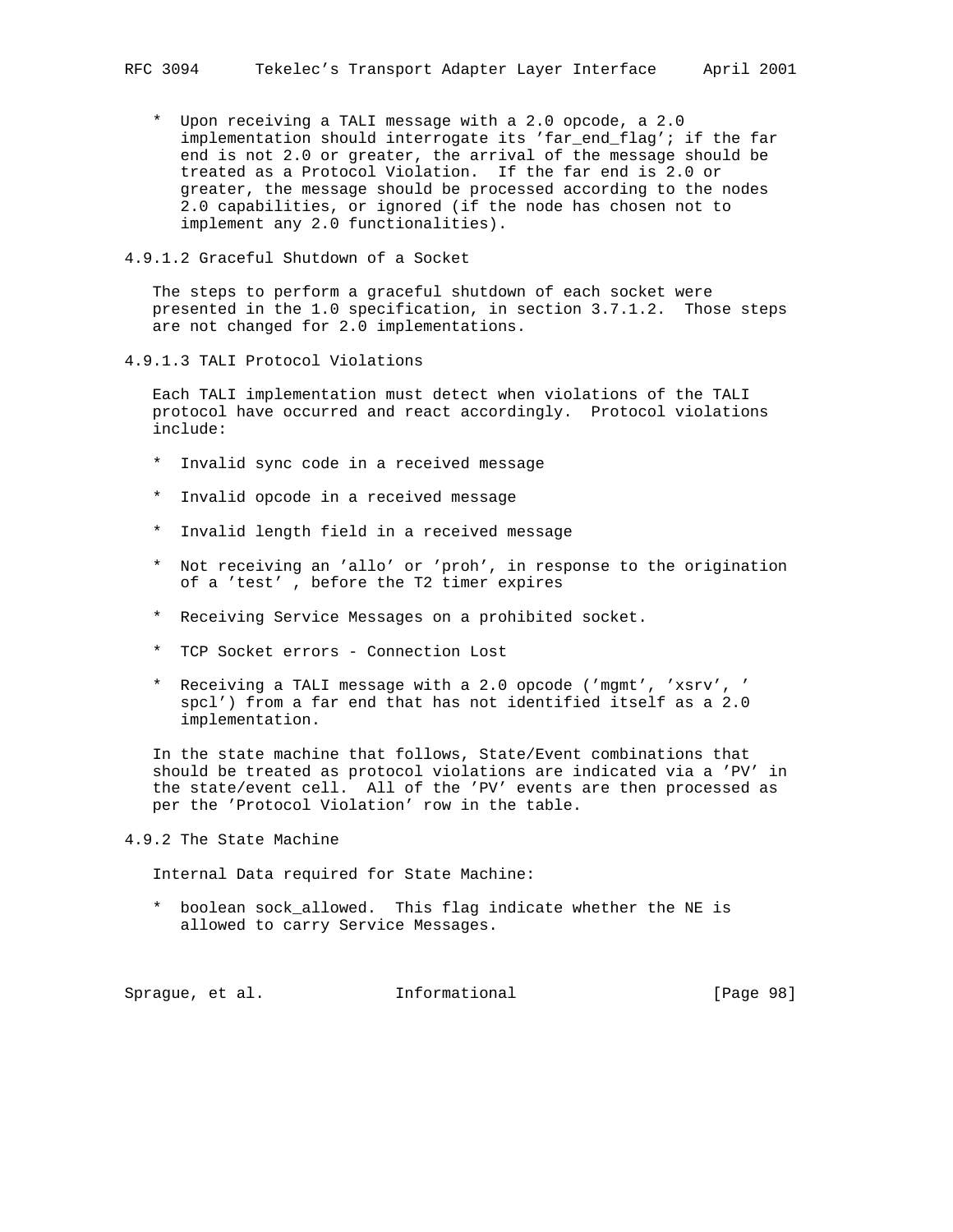* Upon receiving a TALI message with a 2.0 opcode, a 2.0 implementation should interrogate its 'far_end_flag'; if the far end is not 2.0 or greater, the arrival of the message should be treated as a Protocol Violation. If the far end is 2.0 or greater, the message should be processed according to the nodes 2.0 capabilities, or ignored (if the node has chosen not to implement any 2.0 functionalities).

#### 4.9.1.2 Graceful Shutdown of a Socket

The steps to perform a graceful shutdown of each socket were presented in the 1.0 specification, in section 3.7.1.2. Those steps are not changed for 2.0 implementations.

#### 4.9.1.3 TALI Protocol Violations

Each TALI implementation must detect when violations of the TALI protocol have occurred and react accordingly. Protocol violations include:

* Invalid sync code in a received message
* Invalid opcode in a received message
* Invalid length field in a received message
* Not receiving an 'allo' or 'proh', in response to the origination of a 'test' , before the T2 timer expires
* Receiving Service Messages on a prohibited socket.
* TCP Socket errors - Connection Lost
* Receiving a TALI message with a 2.0 opcode ('mgmt', 'xsrv', ' spcl') from a far end that has not identified itself as a 2.0 implementation.

In the state machine that follows, State/Event combinations that should be treated as protocol violations are indicated via a 'PV' in the state/event cell. All of the 'PV' events are then processed as per the 'Protocol Violation' row in the table.

### 4.9.2 The State Machine

Internal Data required for State Machine:

* boolean sock_allowed. This flag indicate whether the NE is allowed to carry Service Messages.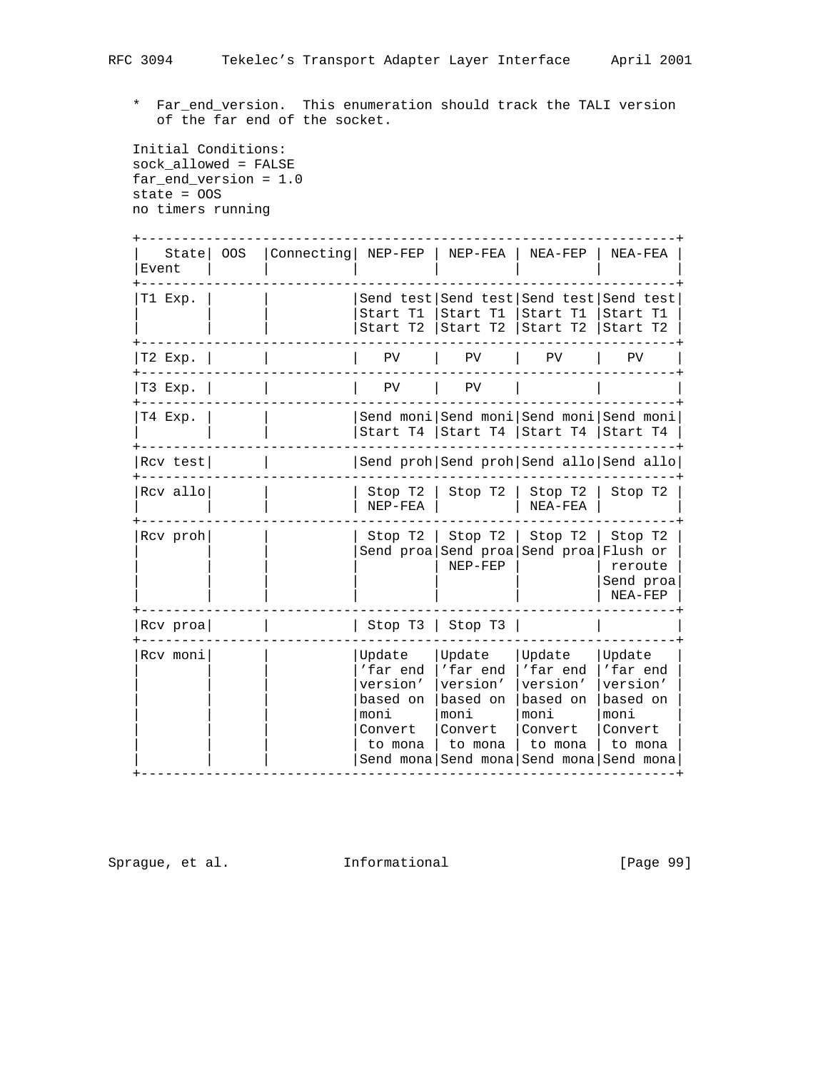* Far_end_version. This enumeration should track the TALI version of the far end of the socket.

Initial Conditions:
sock_allowed = FALSE
far_end_version = 1.0
state = OOS
no timers running

| State / Event | OOS | Connecting | NEP-FEP | NEP-FEA | NEA-FEP | NEA-FEA |
|---|---|---|---|---|---|---|
| T1 Exp. | | | Send test Start T1 Start T2 | Send test Start T1 Start T2 | Send test Start T1 Start T2 | Send test Start T1 Start T2 |
| T2 Exp. | | | PV | PV | PV | PV |
| T3 Exp. | | | PV | PV | | |
| T4 Exp. | | | Send moni Start T4 | Send moni Start T4 | Send moni Start T4 | Send moni Start T4 |
| Rcv test | | | Send proh | Send proh | Send allo | Send allo |
| Rcv allo | | | Stop T2 NEP-FEA | Stop T2 | Stop T2 NEA-FEA | Stop T2 |
| Rcv proh | | | Stop T2 Send proa | Stop T2 Send proa NEP-FEP | Stop T2 Send proa | Stop T2 Flush or reroute Send proa NEA-FEP |
| Rcv proa | | | Stop T3 | Stop T3 | | |
| Rcv moni | | | Update 'far end version' based on moni Convert to mona Send mona | Update 'far end version' based on moni Convert to mona Send mona | Update 'far end version' based on moni Convert to mona Send mona | Update 'far end version' based on moni Convert to mona Send mona |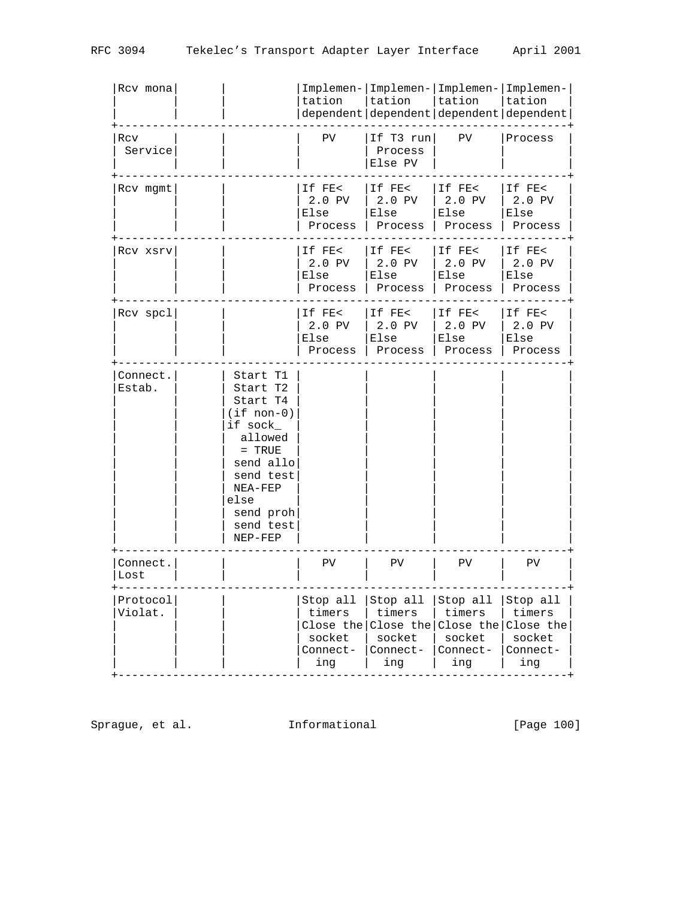| | | | | | | |
|---|---|---|---|---|---|---|
| Rcv mona | | | Implementation dependent | Implementation dependent | Implementation dependent | Implementation dependent |
| Rcv Service | | | PV | If T3 run Process Else PV | PV | Process |
| Rcv mgmt | | | If FE< 2.0 PV Else Process | If FE< 2.0 PV Else Process | If FE< 2.0 PV Else Process | If FE< 2.0 PV Else Process |
| Rcv xsrv | | | If FE< 2.0 PV Else Process | If FE< 2.0 PV Else Process | If FE< 2.0 PV Else Process | If FE< 2.0 PV Else Process |
| Rcv spcl | | | If FE< 2.0 PV Else Process | If FE< 2.0 PV Else Process | If FE< 2.0 PV Else Process | If FE< 2.0 PV Else Process |
| Connect. Estab. | | Start T1 Start T2 Start T4 (if non-0) if sock_ allowed = TRUE send allo send test NEA-FEP else send proh send test NEP-FEP | | | | |
| Connect. Lost | | | PV | PV | PV | PV |
| Protocol Violat. | | | Stop all timers Close the socket Connecting | Stop all timers Close the socket Connecting | Stop all timers Close the socket Connecting | Stop all timers Close the socket Connecting |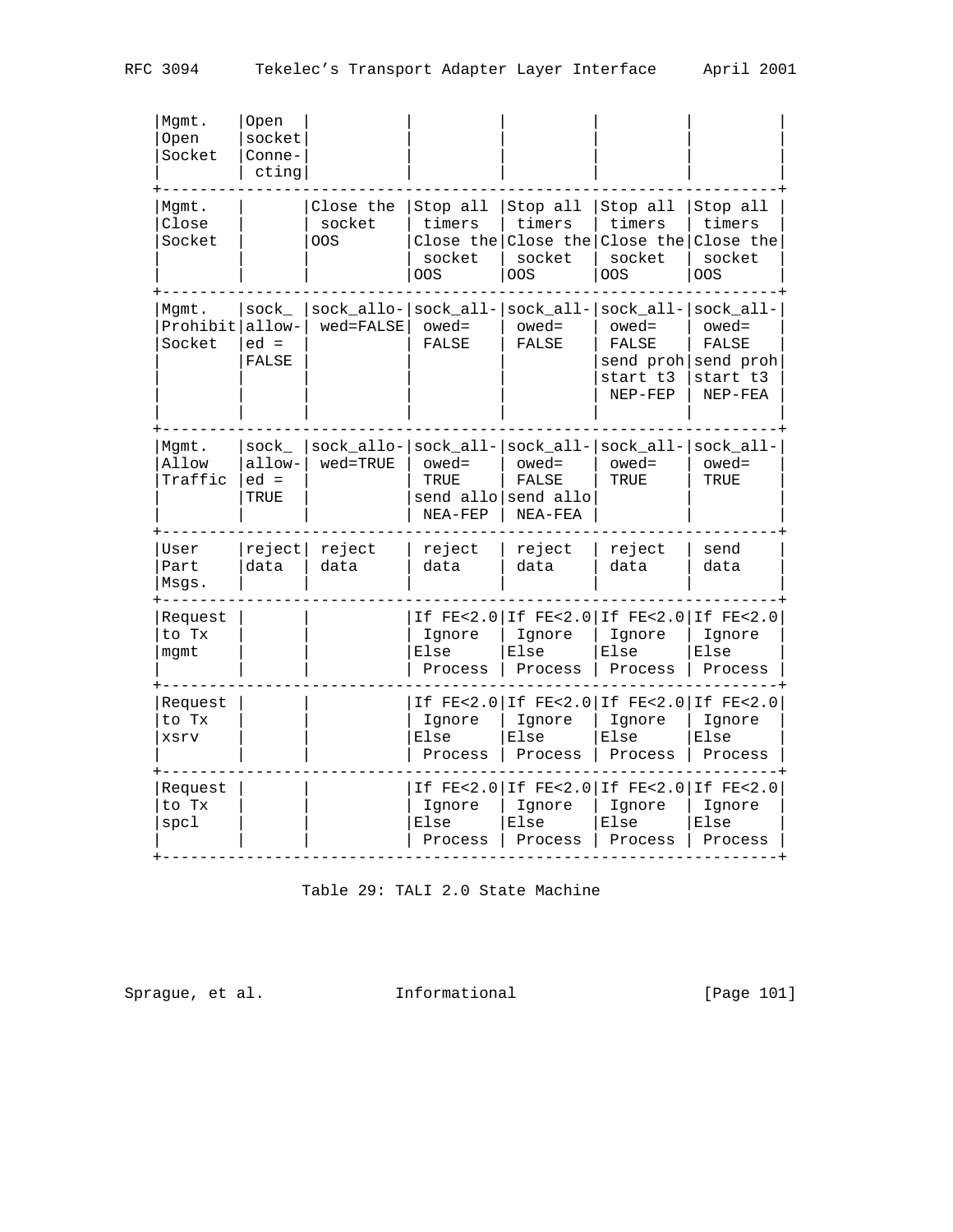| | | | | | | | |
|---|---|---|---|---|---|---|---|
| Mgmt. Open Socket | Open socket Connecting | | | | | | |
| Mgmt. Close Socket | | Close the socket OOS | Stop all timers Close the socket OOS | Stop all timers Close the socket OOS | Stop all timers Close the socket OOS | Stop all timers Close the socket OOS |
| Mgmt. Prohibit Socket | sock_allowed = FALSE | sock_allowed=FALSE | sock_allowed= FALSE | sock_allowed= FALSE | sock_allowed= FALSE send proh start t3 NEP-FEP | sock_allowed= FALSE send proh start t3 NEP-FEA |
| Mgmt. Allow Traffic | sock_allowed = TRUE | sock_allowed=TRUE | sock_allowed= TRUE send allo NEA-FEP | sock_allowed= FALSE send allo NEA-FEA | sock_allowed= TRUE | sock_allowed= TRUE |
| User Part Msgs. | reject data | reject data | reject data | reject data | reject data | send data |
| Request to Tx mgmt | | | If FE<2.0 Ignore Else Process | If FE<2.0 Ignore Else Process | If FE<2.0 Ignore Else Process | If FE<2.0 Ignore Else Process |
| Request to Tx xsrv | | | If FE<2.0 Ignore Else Process | If FE<2.0 Ignore Else Process | If FE<2.0 Ignore Else Process | If FE<2.0 Ignore Else Process |
| Request to Tx spcl | | | If FE<2.0 Ignore Else Process | If FE<2.0 Ignore Else Process | If FE<2.0 Ignore Else Process | If FE<2.0 Ignore Else Process |

Table 29: TALI 2.0 State Machine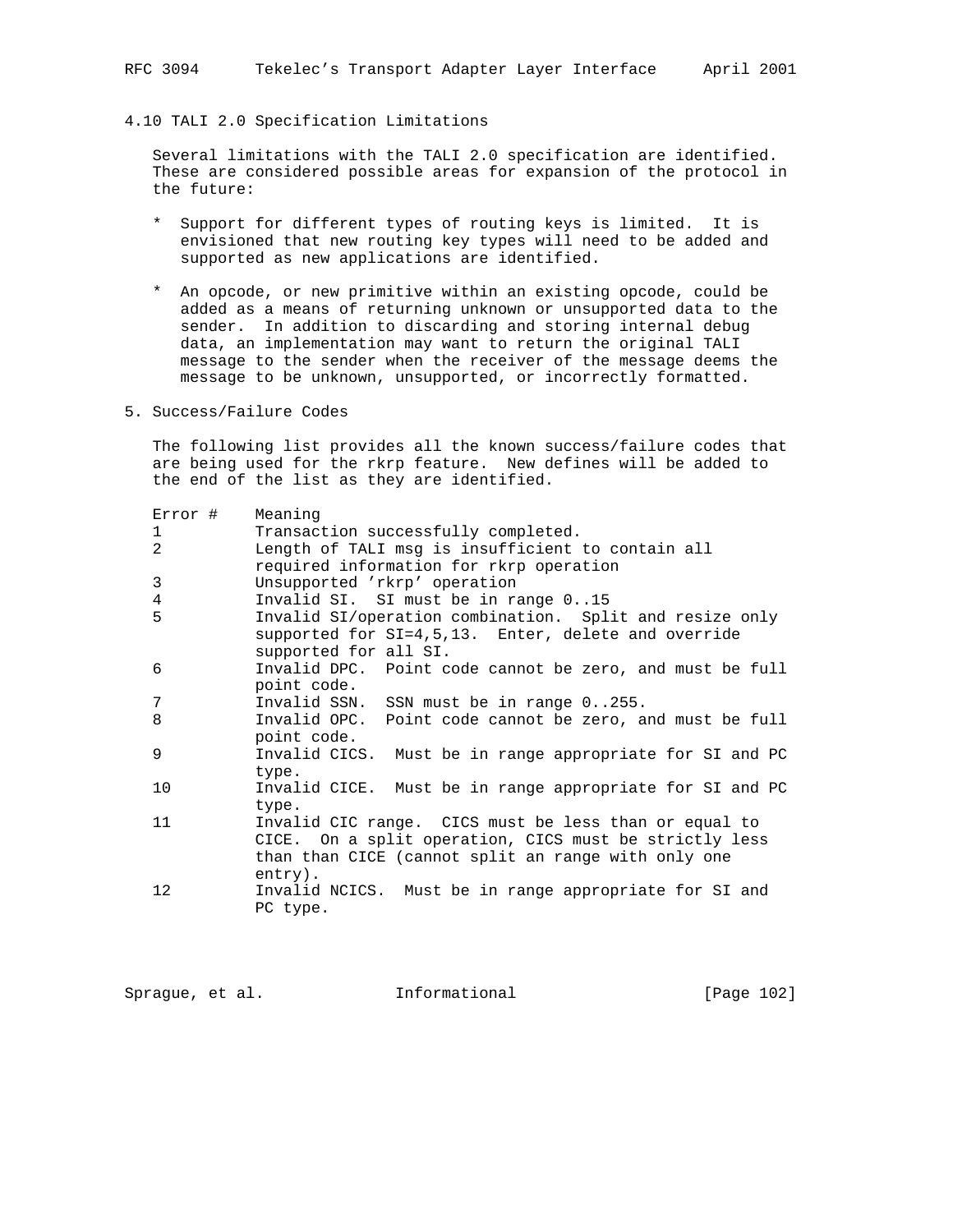### 4.10 TALI 2.0 Specification Limitations

Several limitations with the TALI 2.0 specification are identified. These are considered possible areas for expansion of the protocol in the future:

* Support for different types of routing keys is limited. It is envisioned that new routing key types will need to be added and supported as new applications are identified.
* An opcode, or new primitive within an existing opcode, could be added as a means of returning unknown or unsupported data to the sender. In addition to discarding and storing internal debug data, an implementation may want to return the original TALI message to the sender when the receiver of the message deems the message to be unknown, unsupported, or incorrectly formatted.

## 5. Success/Failure Codes

The following list provides all the known success/failure codes that are being used for the rkrp feature. New defines will be added to the end of the list as they are identified.

| Error # | Meaning |
| --- | --- |
| 1 | Transaction successfully completed. |
| 2 | Length of TALI msg is insufficient to contain all required information for rkrp operation |
| 3 | Unsupported 'rkrp' operation |
| 4 | Invalid SI. SI must be in range 0..15 |
| 5 | Invalid SI/operation combination. Split and resize only supported for SI=4,5,13. Enter, delete and override supported for all SI. |
| 6 | Invalid DPC. Point code cannot be zero, and must be full point code. |
| 7 | Invalid SSN. SSN must be in range 0..255. |
| 8 | Invalid OPC. Point code cannot be zero, and must be full point code. |
| 9 | Invalid CICS. Must be in range appropriate for SI and PC type. |
| 10 | Invalid CICE. Must be in range appropriate for SI and PC type. |
| 11 | Invalid CIC range. CICS must be less than or equal to CICE. On a split operation, CICS must be strictly less than than CICE (cannot split an range with only one entry). |
| 12 | Invalid NCICS. Must be in range appropriate for SI and PC type. |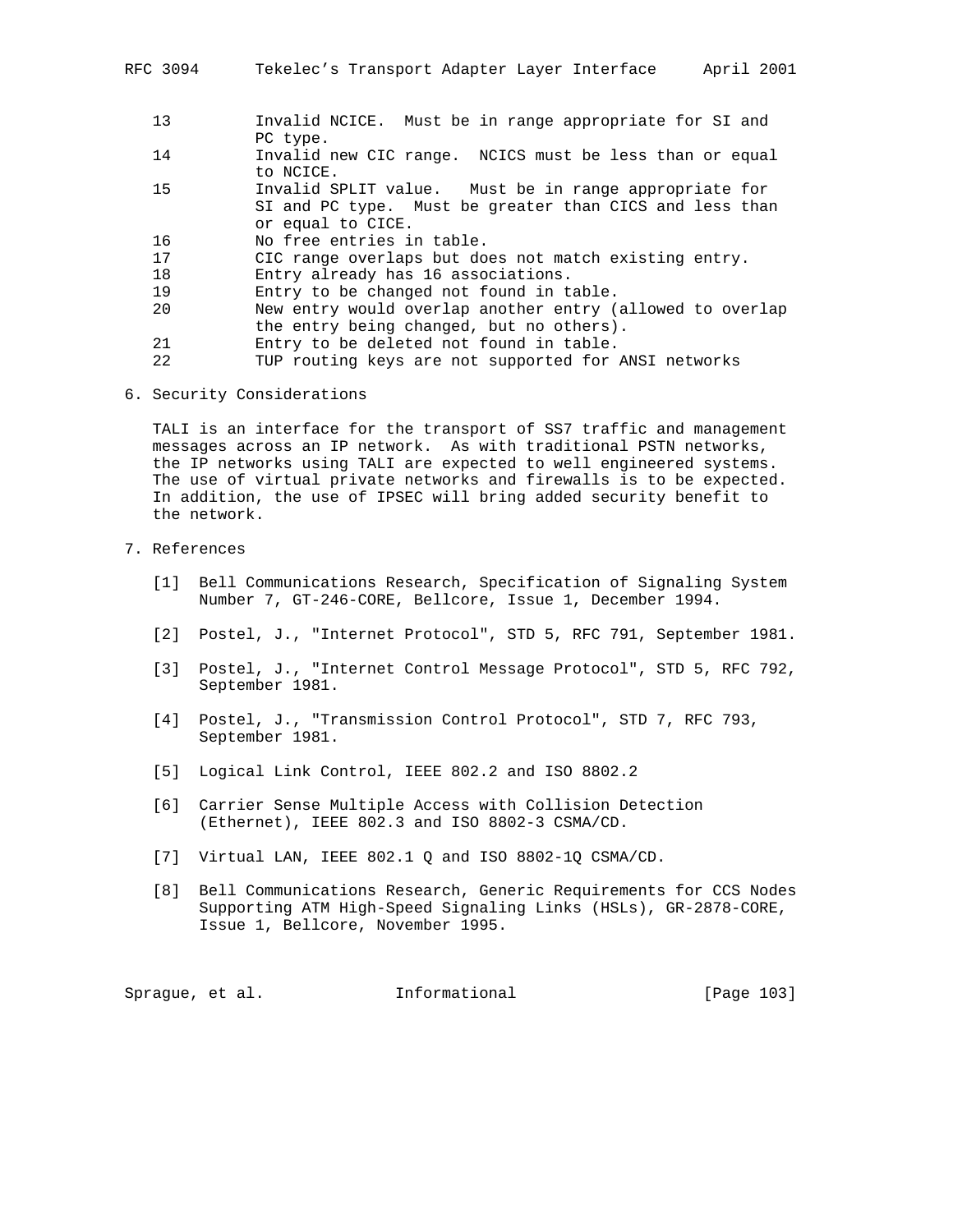| Code | Description |
| --- | --- |
| 13 | Invalid NCICE. Must be in range appropriate for SI and PC type. |
| 14 | Invalid new CIC range. NCICS must be less than or equal to NCICE. |
| 15 | Invalid SPLIT value. Must be in range appropriate for SI and PC type. Must be greater than CICS and less than or equal to CICE. |
| 16 | No free entries in table. |
| 17 | CIC range overlaps but does not match existing entry. |
| 18 | Entry already has 16 associations. |
| 19 | Entry to be changed not found in table. |
| 20 | New entry would overlap another entry (allowed to overlap the entry being changed, but no others). |
| 21 | Entry to be deleted not found in table. |
| 22 | TUP routing keys are not supported for ANSI networks |

## 6. Security Considerations

TALI is an interface for the transport of SS7 traffic and management messages across an IP network. As with traditional PSTN networks, the IP networks using TALI are expected to well engineered systems. The use of virtual private networks and firewalls is to be expected. In addition, the use of IPSEC will bring added security benefit to the network.

## 7. References

[1] Bell Communications Research, Specification of Signaling System Number 7, GT-246-CORE, Bellcore, Issue 1, December 1994.

[2] Postel, J., "Internet Protocol", STD 5, RFC 791, September 1981.

[3] Postel, J., "Internet Control Message Protocol", STD 5, RFC 792, September 1981.

[4] Postel, J., "Transmission Control Protocol", STD 7, RFC 793, September 1981.

[5] Logical Link Control, IEEE 802.2 and ISO 8802.2

[6] Carrier Sense Multiple Access with Collision Detection (Ethernet), IEEE 802.3 and ISO 8802-3 CSMA/CD.

[7] Virtual LAN, IEEE 802.1 Q and ISO 8802-1Q CSMA/CD.

[8] Bell Communications Research, Generic Requirements for CCS Nodes Supporting ATM High-Speed Signaling Links (HSLs), GR-2878-CORE, Issue 1, Bellcore, November 1995.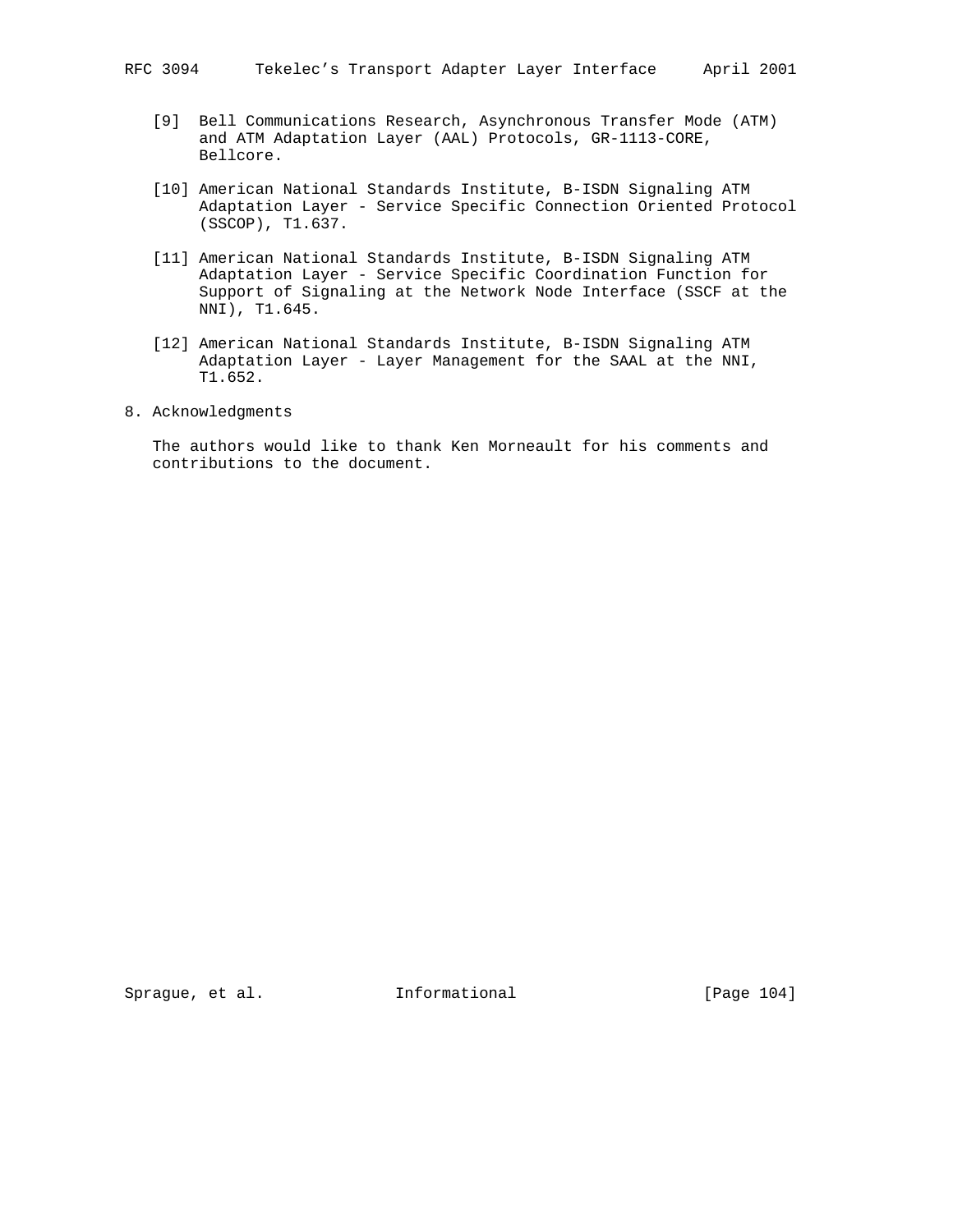[9] Bell Communications Research, Asynchronous Transfer Mode (ATM) and ATM Adaptation Layer (AAL) Protocols, GR-1113-CORE, Bellcore.

[10] American National Standards Institute, B-ISDN Signaling ATM Adaptation Layer - Service Specific Connection Oriented Protocol (SSCOP), T1.637.

[11] American National Standards Institute, B-ISDN Signaling ATM Adaptation Layer - Service Specific Coordination Function for Support of Signaling at the Network Node Interface (SSCF at the NNI), T1.645.

[12] American National Standards Institute, B-ISDN Signaling ATM Adaptation Layer - Layer Management for the SAAL at the NNI, T1.652.

## 8. Acknowledgments

The authors would like to thank Ken Morneault for his comments and contributions to the document.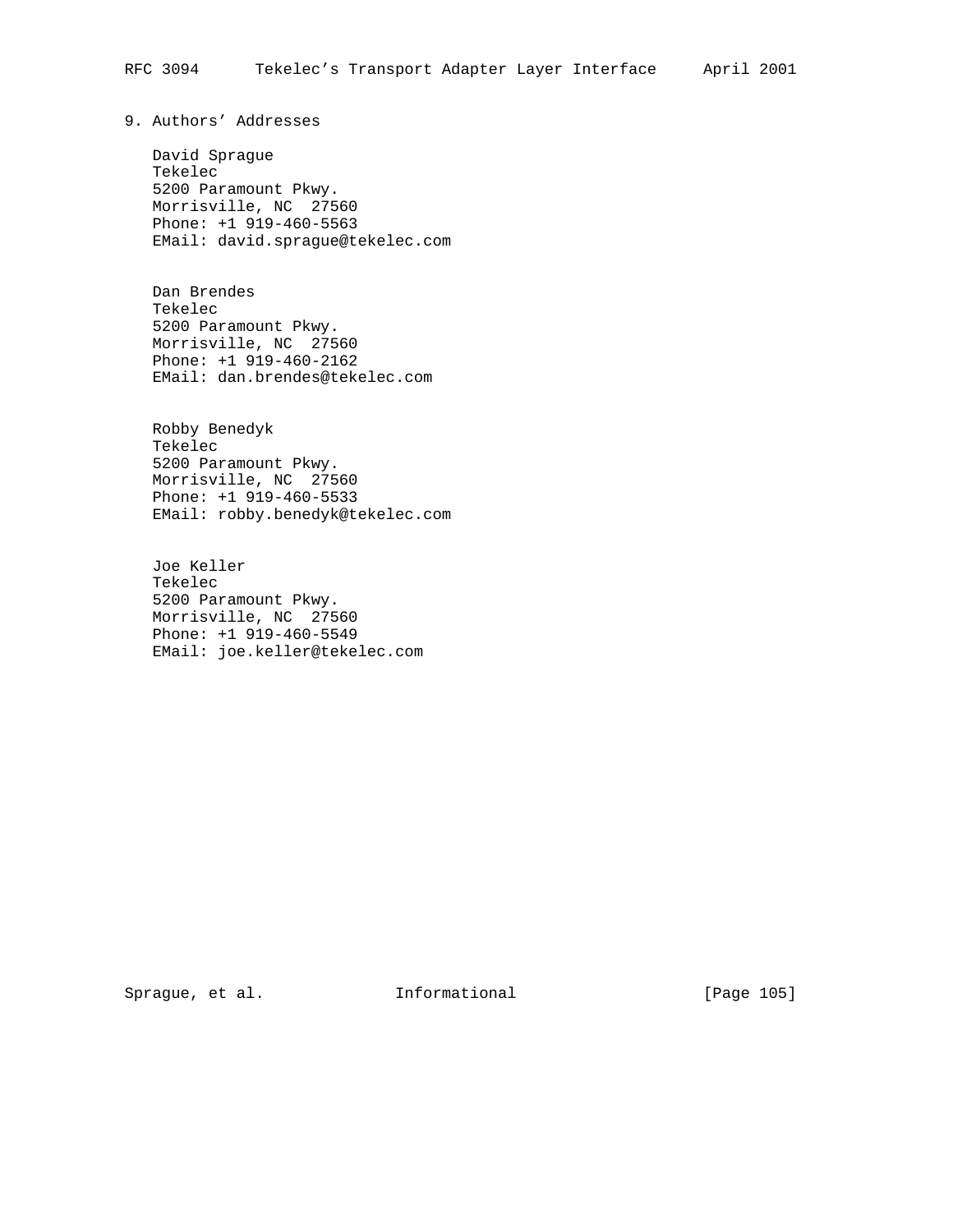## 9. Authors' Addresses

David Sprague
Tekelec
5200 Paramount Pkwy.
Morrisville, NC  27560
Phone: +1 919-460-5563
EMail: david.sprague@tekelec.com

Dan Brendes
Tekelec
5200 Paramount Pkwy.
Morrisville, NC  27560
Phone: +1 919-460-2162
EMail: dan.brendes@tekelec.com

Robby Benedyk
Tekelec
5200 Paramount Pkwy.
Morrisville, NC  27560
Phone: +1 919-460-5533
EMail: robby.benedyk@tekelec.com

Joe Keller
Tekelec
5200 Paramount Pkwy.
Morrisville, NC  27560
Phone: +1 919-460-5549
EMail: joe.keller@tekelec.com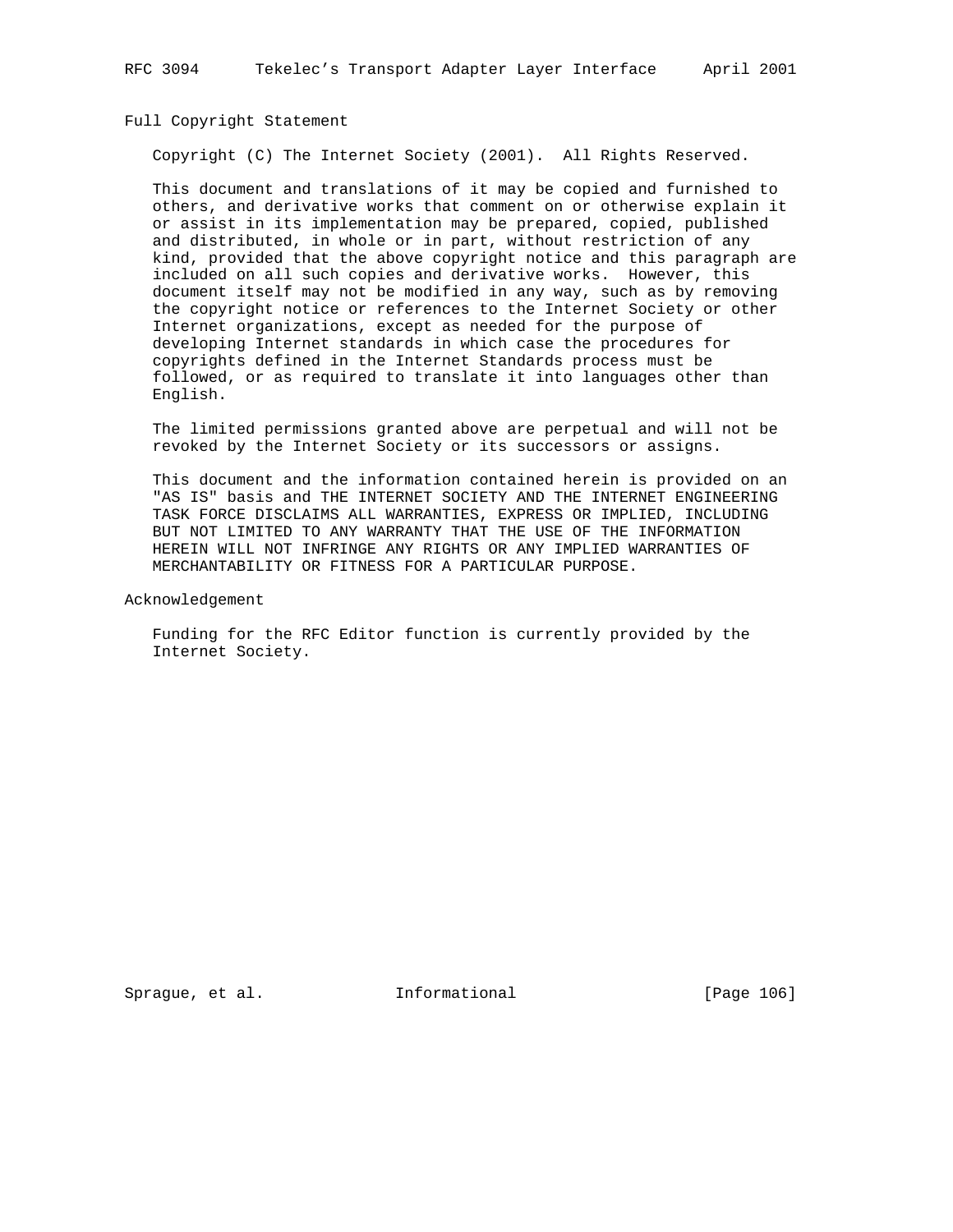## Full Copyright Statement

Copyright (C) The Internet Society (2001). All Rights Reserved.

This document and translations of it may be copied and furnished to others, and derivative works that comment on or otherwise explain it or assist in its implementation may be prepared, copied, published and distributed, in whole or in part, without restriction of any kind, provided that the above copyright notice and this paragraph are included on all such copies and derivative works. However, this document itself may not be modified in any way, such as by removing the copyright notice or references to the Internet Society or other Internet organizations, except as needed for the purpose of developing Internet standards in which case the procedures for copyrights defined in the Internet Standards process must be followed, or as required to translate it into languages other than English.

The limited permissions granted above are perpetual and will not be revoked by the Internet Society or its successors or assigns.

This document and the information contained herein is provided on an "AS IS" basis and THE INTERNET SOCIETY AND THE INTERNET ENGINEERING TASK FORCE DISCLAIMS ALL WARRANTIES, EXPRESS OR IMPLIED, INCLUDING BUT NOT LIMITED TO ANY WARRANTY THAT THE USE OF THE INFORMATION HEREIN WILL NOT INFRINGE ANY RIGHTS OR ANY IMPLIED WARRANTIES OF MERCHANTABILITY OR FITNESS FOR A PARTICULAR PURPOSE.

## Acknowledgement

Funding for the RFC Editor function is currently provided by the Internet Society.